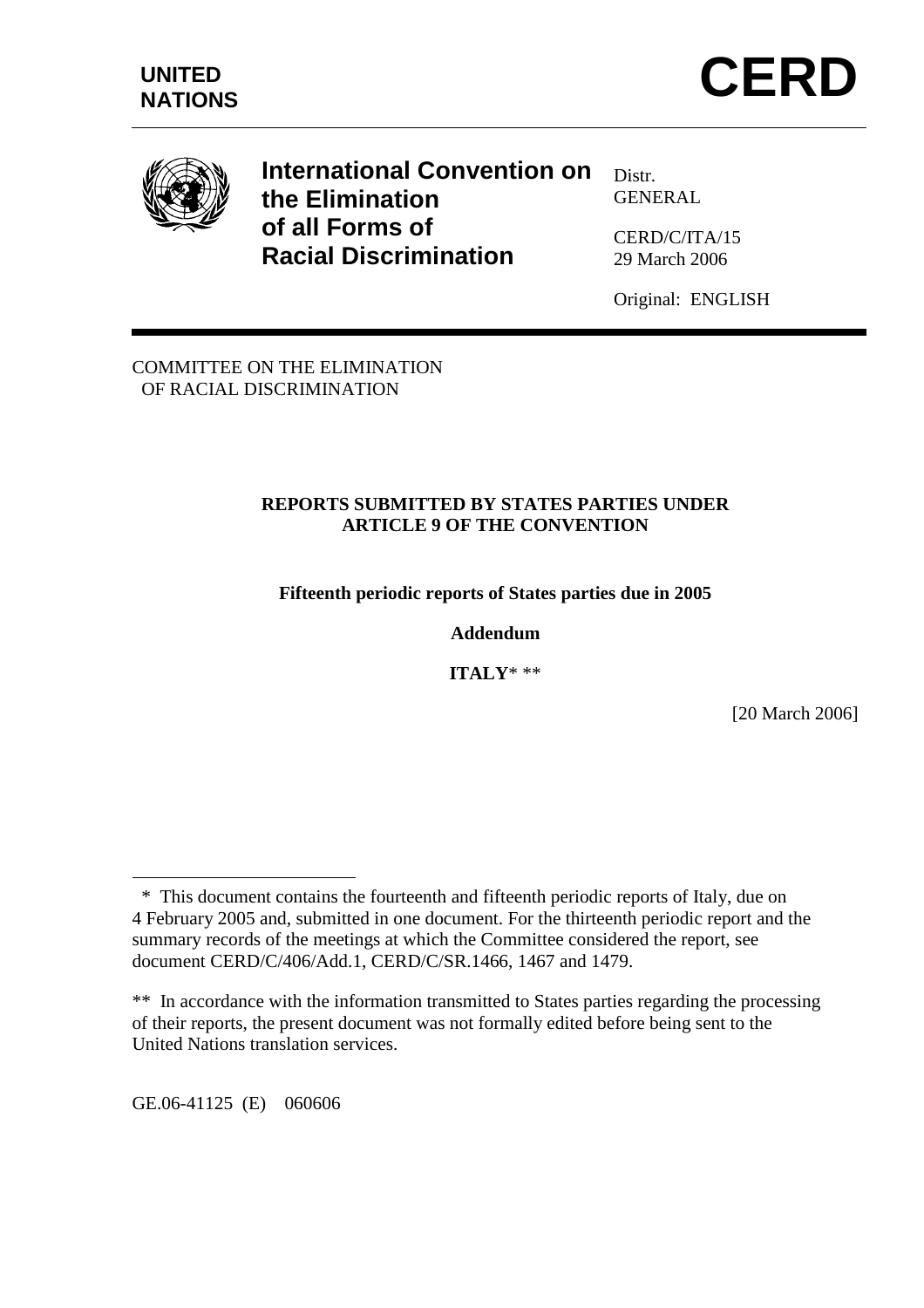UNITED NATIONS

# CERD

**International Convention on the Elimination of all Forms of Racial Discrimination**

Distr.
GENERAL

CERD/C/ITA/15
29 March 2006

Original: ENGLISH

COMMITTEE ON THE ELIMINATION OF RACIAL DISCRIMINATION

**REPORTS SUBMITTED BY STATES PARTIES UNDER ARTICLE 9 OF THE CONVENTION**

**Fifteenth periodic reports of States parties due in 2005**

**Addendum**

**ITALY*** **

[20 March 2006]

---

\* This document contains the fourteenth and fifteenth periodic reports of Italy, due on 4 February 2005 and, submitted in one document. For the thirteenth periodic report and the summary records of the meetings at which the Committee considered the report, see document CERD/C/406/Add.1, CERD/C/SR.1466, 1467 and 1479.

\*\* In accordance with the information transmitted to States parties regarding the processing of their reports, the present document was not formally edited before being sent to the United Nations translation services.

GE.06-41125 (E) 060606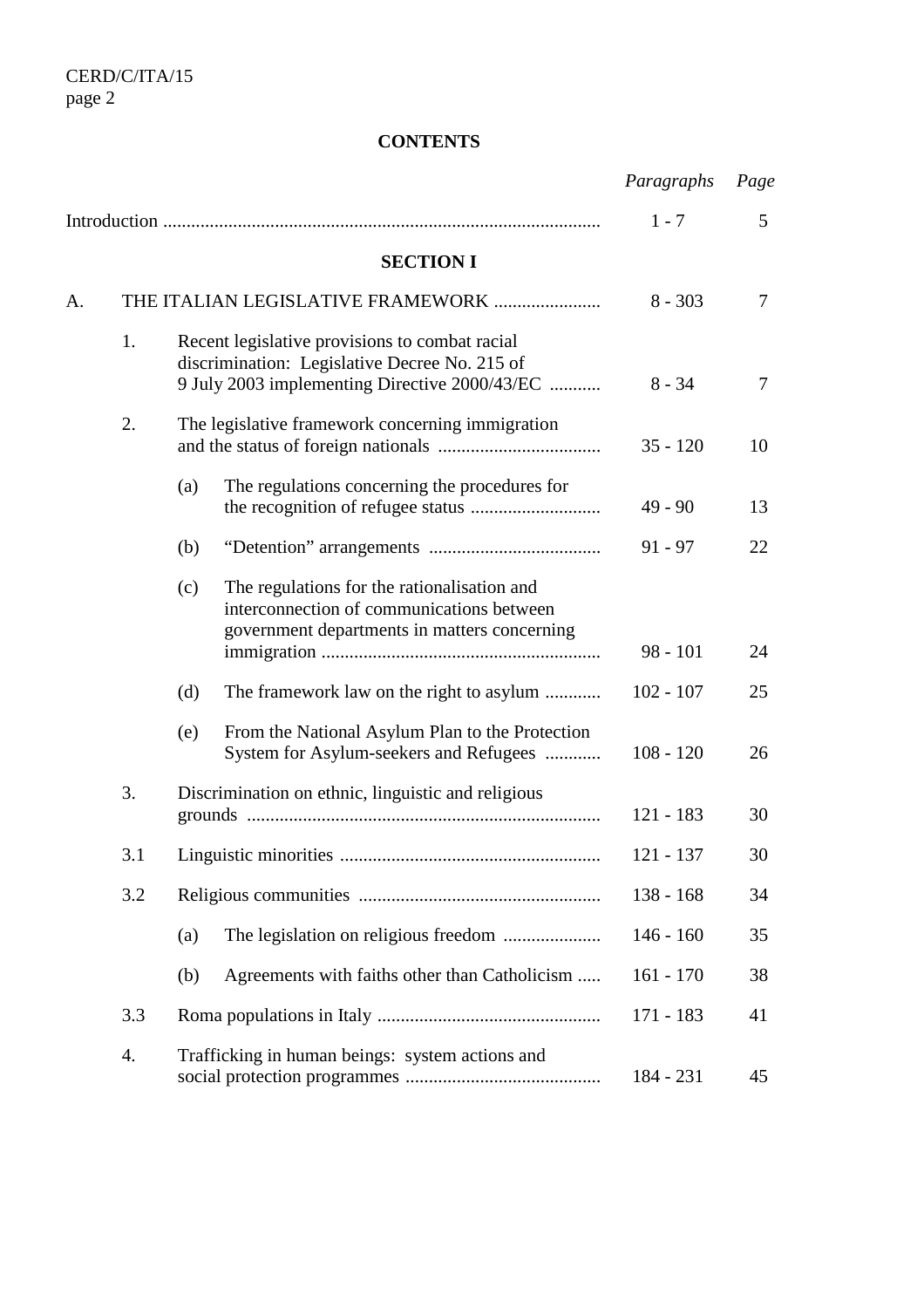**CONTENTS**

| | | | | *Paragraphs* | *Page* |
|---|---|---|---|---|---|
| Introduction | | | | 1 - 7 | 5 |
| | | **SECTION I** | | | |
| A. | THE ITALIAN LEGISLATIVE FRAMEWORK | | | 8 - 303 | 7 |
| | 1. | Recent legislative provisions to combat racial discrimination: Legislative Decree No. 215 of 9 July 2003 implementing Directive 2000/43/EC | | 8 - 34 | 7 |
| | 2. | The legislative framework concerning immigration and the status of foreign nationals | | 35 - 120 | 10 |
| | | (a) | The regulations concerning the procedures for the recognition of refugee status | 49 - 90 | 13 |
| | | (b) | "Detention" arrangements | 91 - 97 | 22 |
| | | (c) | The regulations for the rationalisation and interconnection of communications between government departments in matters concerning immigration | 98 - 101 | 24 |
| | | (d) | The framework law on the right to asylum | 102 - 107 | 25 |
| | | (e) | From the National Asylum Plan to the Protection System for Asylum-seekers and Refugees | 108 - 120 | 26 |
| | 3. | Discrimination on ethnic, linguistic and religious grounds | | 121 - 183 | 30 |
| | 3.1 | Linguistic minorities | | 121 - 137 | 30 |
| | 3.2 | Religious communities | | 138 - 168 | 34 |
| | | (a) | The legislation on religious freedom | 146 - 160 | 35 |
| | | (b) | Agreements with faiths other than Catholicism | 161 - 170 | 38 |
| | 3.3 | Roma populations in Italy | | 171 - 183 | 41 |
| | 4. | Trafficking in human beings: system actions and social protection programmes | | 184 - 231 | 45 |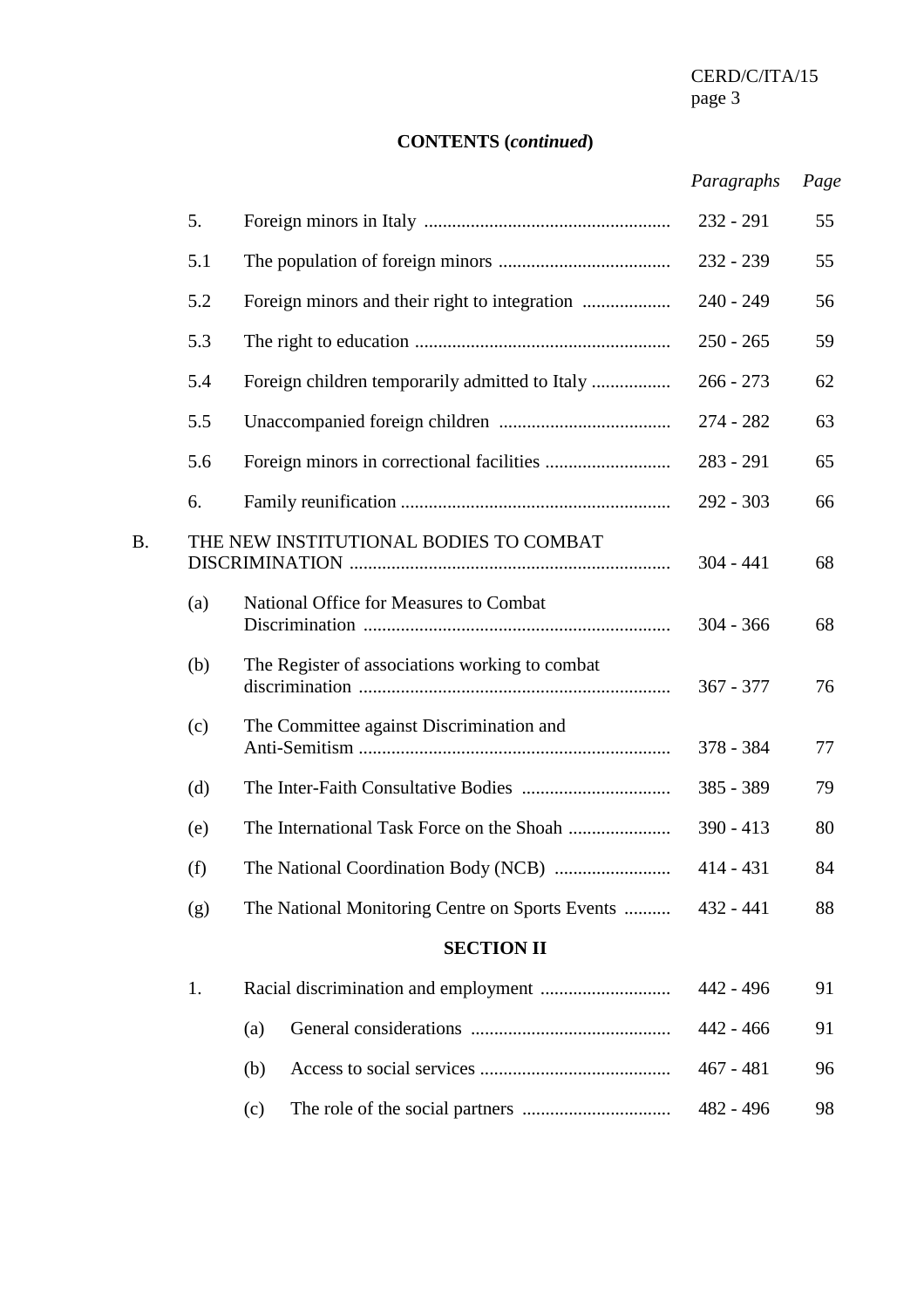**CONTENTS (*continued*)**

| | | | *Paragraphs* | *Page* |
|---|---|---|---|---|
| | 5. | Foreign minors in Italy | 232 - 291 | 55 |
| | 5.1 | The population of foreign minors | 232 - 239 | 55 |
| | 5.2 | Foreign minors and their right to integration | 240 - 249 | 56 |
| | 5.3 | The right to education | 250 - 265 | 59 |
| | 5.4 | Foreign children temporarily admitted to Italy | 266 - 273 | 62 |
| | 5.5 | Unaccompanied foreign children | 274 - 282 | 63 |
| | 5.6 | Foreign minors in correctional facilities | 283 - 291 | 65 |
| | 6. | Family reunification | 292 - 303 | 66 |
| B. | THE NEW INSTITUTIONAL BODIES TO COMBAT DISCRIMINATION | | 304 - 441 | 68 |
| | (a) | National Office for Measures to Combat Discrimination | 304 - 366 | 68 |
| | (b) | The Register of associations working to combat discrimination | 367 - 377 | 76 |
| | (c) | The Committee against Discrimination and Anti-Semitism | 378 - 384 | 77 |
| | (d) | The Inter-Faith Consultative Bodies | 385 - 389 | 79 |
| | (e) | The International Task Force on the Shoah | 390 - 413 | 80 |
| | (f) | The National Coordination Body (NCB) | 414 - 431 | 84 |
| | (g) | The National Monitoring Centre on Sports Events | 432 - 441 | 88 |

**SECTION II**

| | | | *Paragraphs* | *Page* |
|---|---|---|---|---|
| 1. | Racial discrimination and employment | | 442 - 496 | 91 |
| | (a) | General considerations | 442 - 466 | 91 |
| | (b) | Access to social services | 467 - 481 | 96 |
| | (c) | The role of the social partners | 482 - 496 | 98 |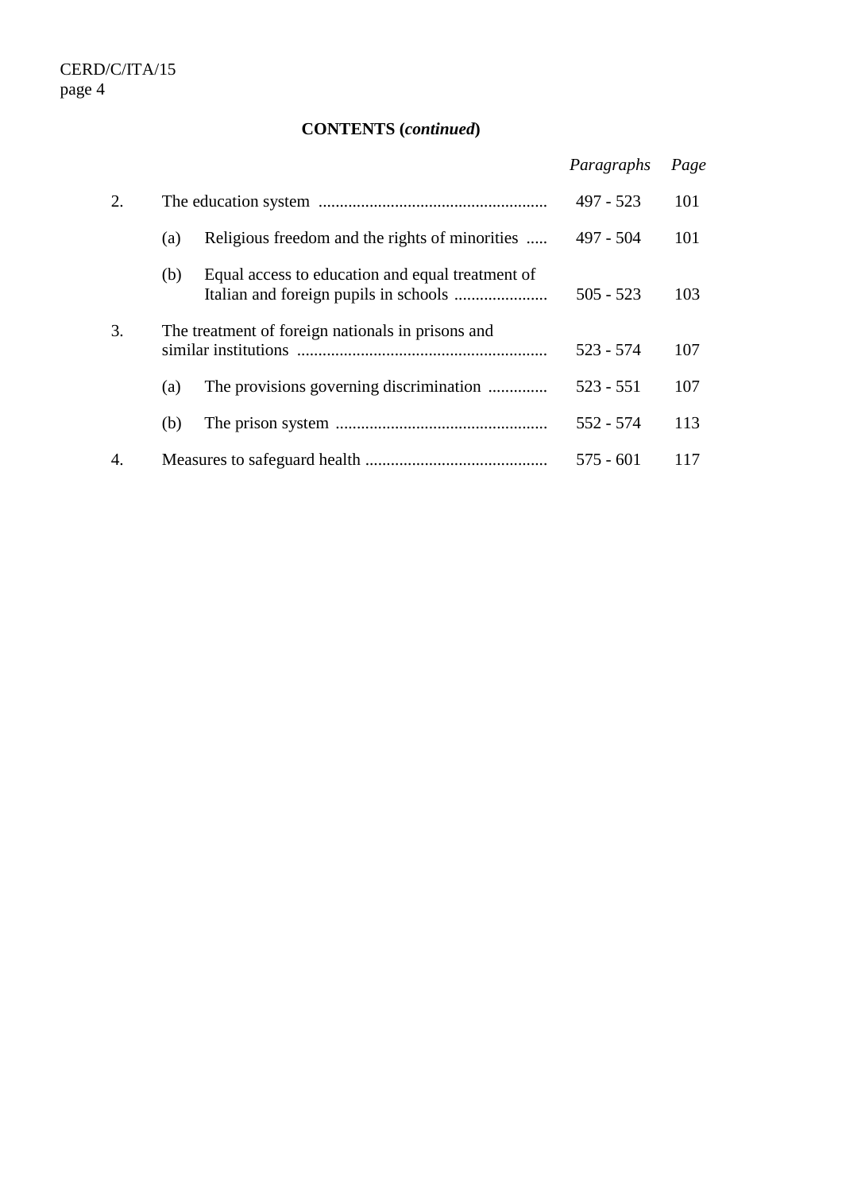**CONTENTS (*continued*)**

| | | *Paragraphs* | *Page* |
|---|---|---|---|
| 2. | The education system | 497 - 523 | 101 |
| | (a) Religious freedom and the rights of minorities | 497 - 504 | 101 |
| | (b) Equal access to education and equal treatment of Italian and foreign pupils in schools | 505 - 523 | 103 |
| 3. | The treatment of foreign nationals in prisons and similar institutions | 523 - 574 | 107 |
| | (a) The provisions governing discrimination | 523 - 551 | 107 |
| | (b) The prison system | 552 - 574 | 113 |
| 4. | Measures to safeguard health | 575 - 601 | 117 |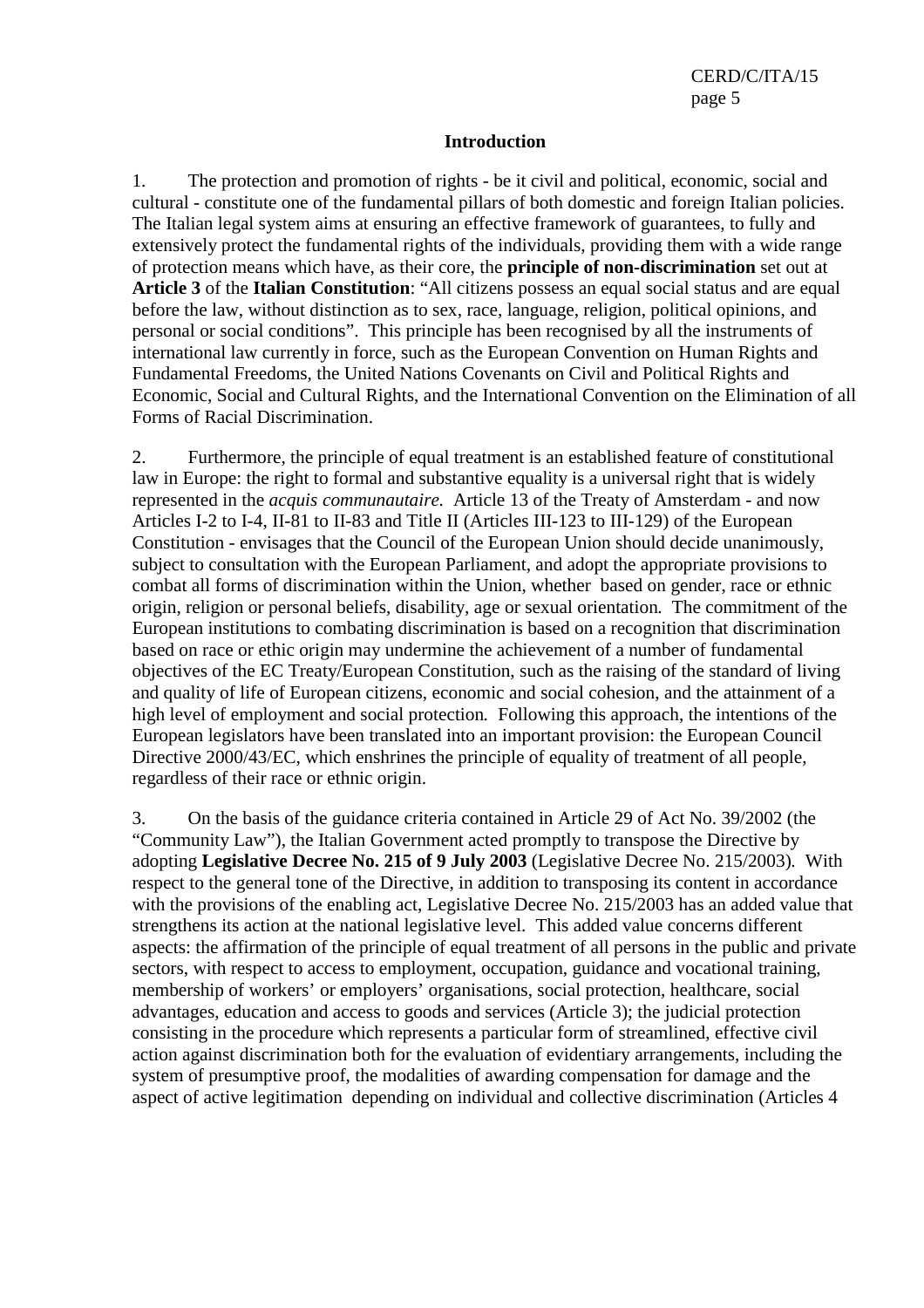## Introduction

1. The protection and promotion of rights - be it civil and political, economic, social and cultural - constitute one of the fundamental pillars of both domestic and foreign Italian policies. The Italian legal system aims at ensuring an effective framework of guarantees, to fully and extensively protect the fundamental rights of the individuals, providing them with a wide range of protection means which have, as their core, the **principle of non-discrimination** set out at **Article 3** of the **Italian Constitution**: "All citizens possess an equal social status and are equal before the law, without distinction as to sex, race, language, religion, political opinions, and personal or social conditions". This principle has been recognised by all the instruments of international law currently in force, such as the European Convention on Human Rights and Fundamental Freedoms, the United Nations Covenants on Civil and Political Rights and Economic, Social and Cultural Rights, and the International Convention on the Elimination of all Forms of Racial Discrimination.

2. Furthermore, the principle of equal treatment is an established feature of constitutional law in Europe: the right to formal and substantive equality is a universal right that is widely represented in the *acquis communautaire*. Article 13 of the Treaty of Amsterdam - and now Articles I-2 to I-4, II-81 to II-83 and Title II (Articles III-123 to III-129) of the European Constitution - envisages that the Council of the European Union should decide unanimously, subject to consultation with the European Parliament, and adopt the appropriate provisions to combat all forms of discrimination within the Union, whether based on gender, race or ethnic origin, religion or personal beliefs, disability, age or sexual orientation. The commitment of the European institutions to combating discrimination is based on a recognition that discrimination based on race or ethic origin may undermine the achievement of a number of fundamental objectives of the EC Treaty/European Constitution, such as the raising of the standard of living and quality of life of European citizens, economic and social cohesion, and the attainment of a high level of employment and social protection. Following this approach, the intentions of the European legislators have been translated into an important provision: the European Council Directive 2000/43/EC, which enshrines the principle of equality of treatment of all people, regardless of their race or ethnic origin.

3. On the basis of the guidance criteria contained in Article 29 of Act No. 39/2002 (the "Community Law"), the Italian Government acted promptly to transpose the Directive by adopting **Legislative Decree No. 215 of 9 July 2003** (Legislative Decree No. 215/2003). With respect to the general tone of the Directive, in addition to transposing its content in accordance with the provisions of the enabling act, Legislative Decree No. 215/2003 has an added value that strengthens its action at the national legislative level. This added value concerns different aspects: the affirmation of the principle of equal treatment of all persons in the public and private sectors, with respect to access to employment, occupation, guidance and vocational training, membership of workers' or employers' organisations, social protection, healthcare, social advantages, education and access to goods and services (Article 3); the judicial protection consisting in the procedure which represents a particular form of streamlined, effective civil action against discrimination both for the evaluation of evidentiary arrangements, including the system of presumptive proof, the modalities of awarding compensation for damage and the aspect of active legitimation depending on individual and collective discrimination (Articles 4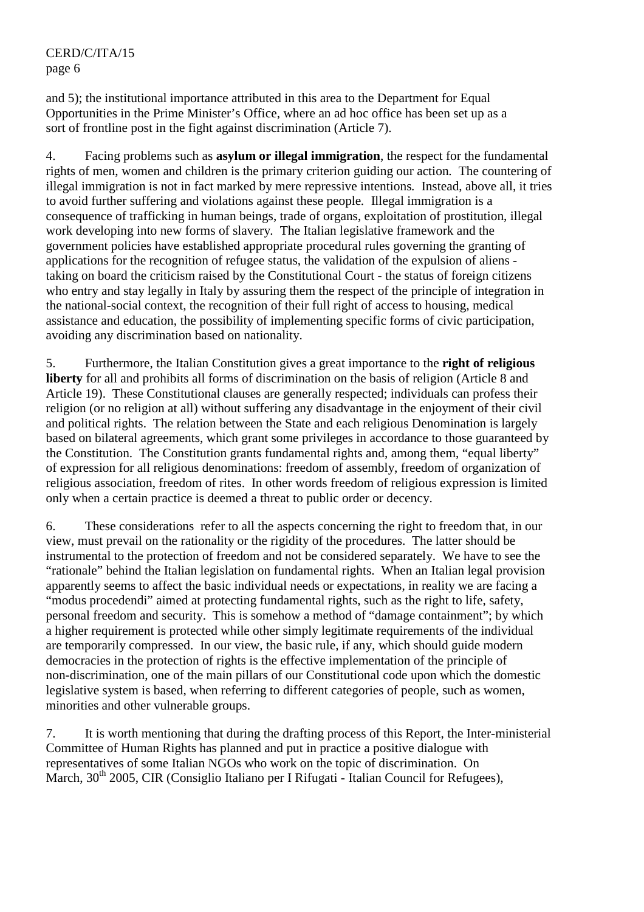and 5); the institutional importance attributed in this area to the Department for Equal Opportunities in the Prime Minister's Office, where an ad hoc office has been set up as a sort of frontline post in the fight against discrimination (Article 7).

4. Facing problems such as **asylum or illegal immigration**, the respect for the fundamental rights of men, women and children is the primary criterion guiding our action. The countering of illegal immigration is not in fact marked by mere repressive intentions. Instead, above all, it tries to avoid further suffering and violations against these people. Illegal immigration is a consequence of trafficking in human beings, trade of organs, exploitation of prostitution, illegal work developing into new forms of slavery. The Italian legislative framework and the government policies have established appropriate procedural rules governing the granting of applications for the recognition of refugee status, the validation of the expulsion of aliens - taking on board the criticism raised by the Constitutional Court - the status of foreign citizens who entry and stay legally in Italy by assuring them the respect of the principle of integration in the national-social context, the recognition of their full right of access to housing, medical assistance and education, the possibility of implementing specific forms of civic participation, avoiding any discrimination based on nationality.

5. Furthermore, the Italian Constitution gives a great importance to the **right of religious liberty** for all and prohibits all forms of discrimination on the basis of religion (Article 8 and Article 19). These Constitutional clauses are generally respected; individuals can profess their religion (or no religion at all) without suffering any disadvantage in the enjoyment of their civil and political rights. The relation between the State and each religious Denomination is largely based on bilateral agreements, which grant some privileges in accordance to those guaranteed by the Constitution. The Constitution grants fundamental rights and, among them, "equal liberty" of expression for all religious denominations: freedom of assembly, freedom of organization of religious association, freedom of rites. In other words freedom of religious expression is limited only when a certain practice is deemed a threat to public order or decency.

6. These considerations refer to all the aspects concerning the right to freedom that, in our view, must prevail on the rationality or the rigidity of the procedures. The latter should be instrumental to the protection of freedom and not be considered separately. We have to see the "rationale" behind the Italian legislation on fundamental rights. When an Italian legal provision apparently seems to affect the basic individual needs or expectations, in reality we are facing a "modus procedendi" aimed at protecting fundamental rights, such as the right to life, safety, personal freedom and security. This is somehow a method of "damage containment"; by which a higher requirement is protected while other simply legitimate requirements of the individual are temporarily compressed. In our view, the basic rule, if any, which should guide modern democracies in the protection of rights is the effective implementation of the principle of non-discrimination, one of the main pillars of our Constitutional code upon which the domestic legislative system is based, when referring to different categories of people, such as women, minorities and other vulnerable groups.

7. It is worth mentioning that during the drafting process of this Report, the Inter-ministerial Committee of Human Rights has planned and put in practice a positive dialogue with representatives of some Italian NGOs who work on the topic of discrimination. On March, 30th 2005, CIR (Consiglio Italiano per I Rifugati - Italian Council for Refugees),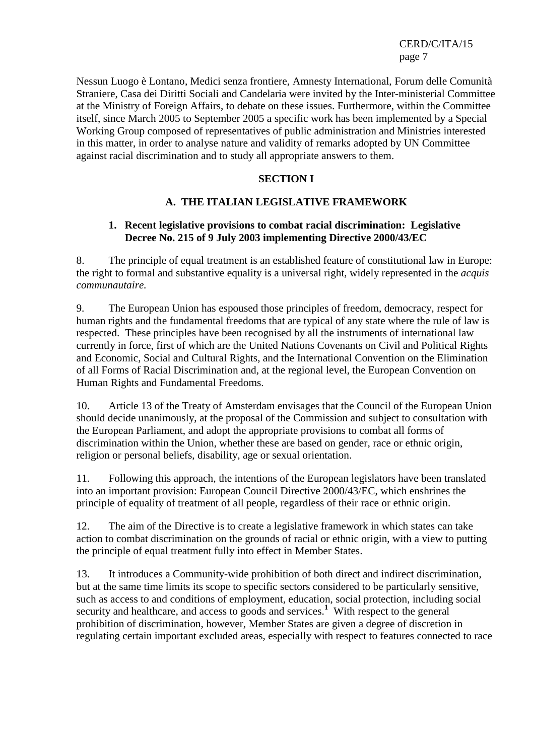Nessun Luogo è Lontano, Medici senza frontiere, Amnesty International, Forum delle Comunità Straniere, Casa dei Diritti Sociali and Candelaria were invited by the Inter-ministerial Committee at the Ministry of Foreign Affairs, to debate on these issues. Furthermore, within the Committee itself, since March 2005 to September 2005 a specific work has been implemented by a Special Working Group composed of representatives of public administration and Ministries interested in this matter, in order to analyse nature and validity of remarks adopted by UN Committee against racial discrimination and to study all appropriate answers to them.

## SECTION I

### A. THE ITALIAN LEGISLATIVE FRAMEWORK

#### 1. Recent legislative provisions to combat racial discrimination: Legislative Decree No. 215 of 9 July 2003 implementing Directive 2000/43/EC

8. The principle of equal treatment is an established feature of constitutional law in Europe: the right to formal and substantive equality is a universal right, widely represented in the *acquis communautaire.*

9. The European Union has espoused those principles of freedom, democracy, respect for human rights and the fundamental freedoms that are typical of any state where the rule of law is respected. These principles have been recognised by all the instruments of international law currently in force, first of which are the United Nations Covenants on Civil and Political Rights and Economic, Social and Cultural Rights, and the International Convention on the Elimination of all Forms of Racial Discrimination and, at the regional level, the European Convention on Human Rights and Fundamental Freedoms.

10. Article 13 of the Treaty of Amsterdam envisages that the Council of the European Union should decide unanimously, at the proposal of the Commission and subject to consultation with the European Parliament, and adopt the appropriate provisions to combat all forms of discrimination within the Union, whether these are based on gender, race or ethnic origin, religion or personal beliefs, disability, age or sexual orientation.

11. Following this approach, the intentions of the European legislators have been translated into an important provision: European Council Directive 2000/43/EC, which enshrines the principle of equality of treatment of all people, regardless of their race or ethnic origin.

12. The aim of the Directive is to create a legislative framework in which states can take action to combat discrimination on the grounds of racial or ethnic origin, with a view to putting the principle of equal treatment fully into effect in Member States.

13. It introduces a Community-wide prohibition of both direct and indirect discrimination, but at the same time limits its scope to specific sectors considered to be particularly sensitive, such as access to and conditions of employment, education, social protection, including social security and healthcare, and access to goods and services.[1] With respect to the general prohibition of discrimination, however, Member States are given a degree of discretion in regulating certain important excluded areas, especially with respect to features connected to race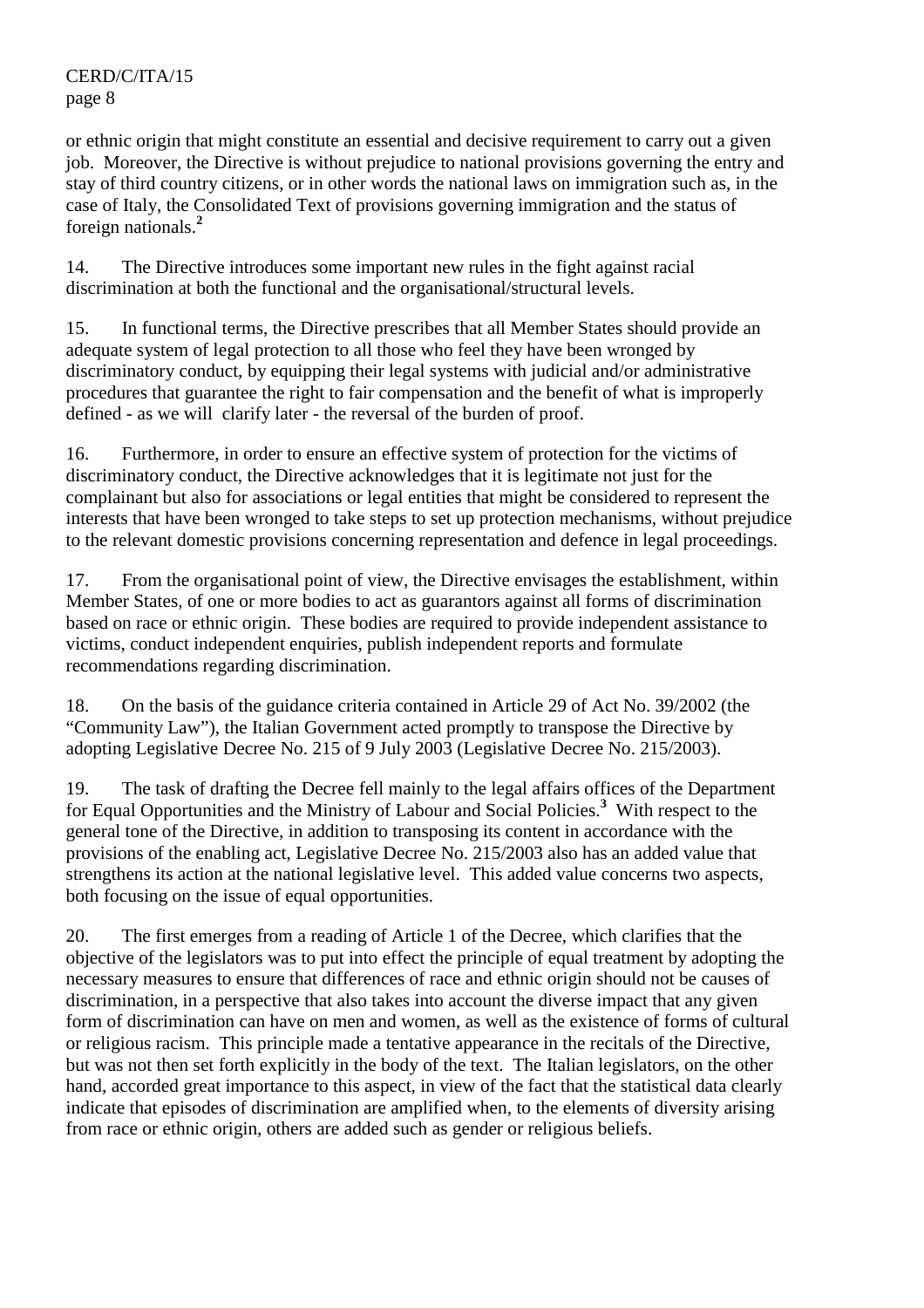or ethnic origin that might constitute an essential and decisive requirement to carry out a given job. Moreover, the Directive is without prejudice to national provisions governing the entry and stay of third country citizens, or in other words the national laws on immigration such as, in the case of Italy, the Consolidated Text of provisions governing immigration and the status of foreign nationals.[2]

14. The Directive introduces some important new rules in the fight against racial discrimination at both the functional and the organisational/structural levels.

15. In functional terms, the Directive prescribes that all Member States should provide an adequate system of legal protection to all those who feel they have been wronged by discriminatory conduct, by equipping their legal systems with judicial and/or administrative procedures that guarantee the right to fair compensation and the benefit of what is improperly defined - as we will clarify later - the reversal of the burden of proof.

16. Furthermore, in order to ensure an effective system of protection for the victims of discriminatory conduct, the Directive acknowledges that it is legitimate not just for the complainant but also for associations or legal entities that might be considered to represent the interests that have been wronged to take steps to set up protection mechanisms, without prejudice to the relevant domestic provisions concerning representation and defence in legal proceedings.

17. From the organisational point of view, the Directive envisages the establishment, within Member States, of one or more bodies to act as guarantors against all forms of discrimination based on race or ethnic origin. These bodies are required to provide independent assistance to victims, conduct independent enquiries, publish independent reports and formulate recommendations regarding discrimination.

18. On the basis of the guidance criteria contained in Article 29 of Act No. 39/2002 (the "Community Law"), the Italian Government acted promptly to transpose the Directive by adopting Legislative Decree No. 215 of 9 July 2003 (Legislative Decree No. 215/2003).

19. The task of drafting the Decree fell mainly to the legal affairs offices of the Department for Equal Opportunities and the Ministry of Labour and Social Policies.[3] With respect to the general tone of the Directive, in addition to transposing its content in accordance with the provisions of the enabling act, Legislative Decree No. 215/2003 also has an added value that strengthens its action at the national legislative level. This added value concerns two aspects, both focusing on the issue of equal opportunities.

20. The first emerges from a reading of Article 1 of the Decree, which clarifies that the objective of the legislators was to put into effect the principle of equal treatment by adopting the necessary measures to ensure that differences of race and ethnic origin should not be causes of discrimination, in a perspective that also takes into account the diverse impact that any given form of discrimination can have on men and women, as well as the existence of forms of cultural or religious racism. This principle made a tentative appearance in the recitals of the Directive, but was not then set forth explicitly in the body of the text. The Italian legislators, on the other hand, accorded great importance to this aspect, in view of the fact that the statistical data clearly indicate that episodes of discrimination are amplified when, to the elements of diversity arising from race or ethnic origin, others are added such as gender or religious beliefs.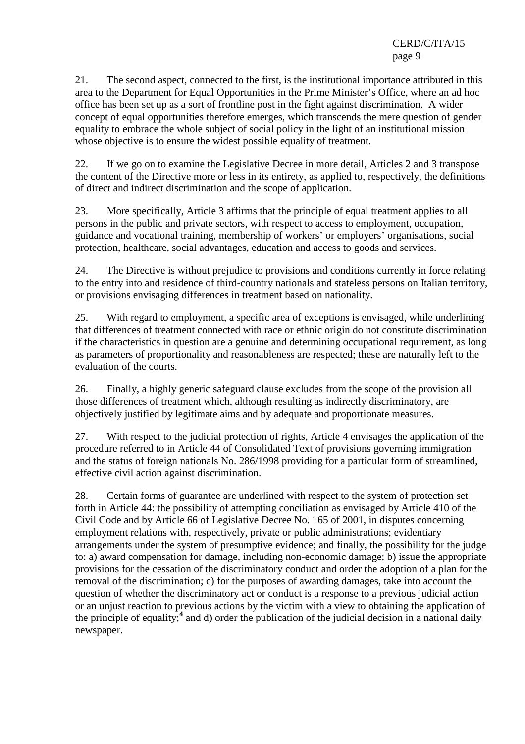21. The second aspect, connected to the first, is the institutional importance attributed in this area to the Department for Equal Opportunities in the Prime Minister's Office, where an ad hoc office has been set up as a sort of frontline post in the fight against discrimination. A wider concept of equal opportunities therefore emerges, which transcends the mere question of gender equality to embrace the whole subject of social policy in the light of an institutional mission whose objective is to ensure the widest possible equality of treatment.

22. If we go on to examine the Legislative Decree in more detail, Articles 2 and 3 transpose the content of the Directive more or less in its entirety, as applied to, respectively, the definitions of direct and indirect discrimination and the scope of application.

23. More specifically, Article 3 affirms that the principle of equal treatment applies to all persons in the public and private sectors, with respect to access to employment, occupation, guidance and vocational training, membership of workers' or employers' organisations, social protection, healthcare, social advantages, education and access to goods and services.

24. The Directive is without prejudice to provisions and conditions currently in force relating to the entry into and residence of third-country nationals and stateless persons on Italian territory, or provisions envisaging differences in treatment based on nationality.

25. With regard to employment, a specific area of exceptions is envisaged, while underlining that differences of treatment connected with race or ethnic origin do not constitute discrimination if the characteristics in question are a genuine and determining occupational requirement, as long as parameters of proportionality and reasonableness are respected; these are naturally left to the evaluation of the courts.

26. Finally, a highly generic safeguard clause excludes from the scope of the provision all those differences of treatment which, although resulting as indirectly discriminatory, are objectively justified by legitimate aims and by adequate and proportionate measures.

27. With respect to the judicial protection of rights, Article 4 envisages the application of the procedure referred to in Article 44 of Consolidated Text of provisions governing immigration and the status of foreign nationals No. 286/1998 providing for a particular form of streamlined, effective civil action against discrimination.

28. Certain forms of guarantee are underlined with respect to the system of protection set forth in Article 44: the possibility of attempting conciliation as envisaged by Article 410 of the Civil Code and by Article 66 of Legislative Decree No. 165 of 2001, in disputes concerning employment relations with, respectively, private or public administrations; evidentiary arrangements under the system of presumptive evidence; and finally, the possibility for the judge to: a) award compensation for damage, including non-economic damage; b) issue the appropriate provisions for the cessation of the discriminatory conduct and order the adoption of a plan for the removal of the discrimination; c) for the purposes of awarding damages, take into account the question of whether the discriminatory act or conduct is a response to a previous judicial action or an unjust reaction to previous actions by the victim with a view to obtaining the application of the principle of equality;[4] and d) order the publication of the judicial decision in a national daily newspaper.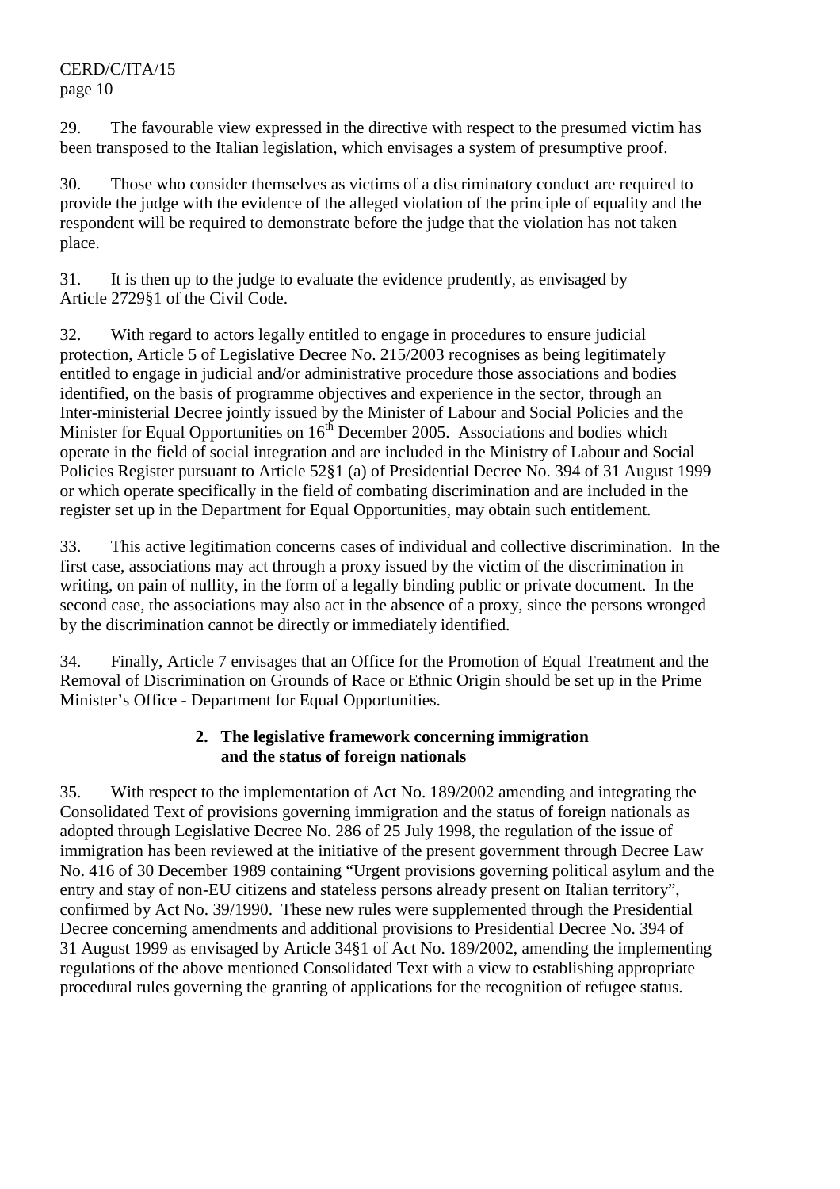29. The favourable view expressed in the directive with respect to the presumed victim has been transposed to the Italian legislation, which envisages a system of presumptive proof.

30. Those who consider themselves as victims of a discriminatory conduct are required to provide the judge with the evidence of the alleged violation of the principle of equality and the respondent will be required to demonstrate before the judge that the violation has not taken place.

31. It is then up to the judge to evaluate the evidence prudently, as envisaged by Article 2729§1 of the Civil Code.

32. With regard to actors legally entitled to engage in procedures to ensure judicial protection, Article 5 of Legislative Decree No. 215/2003 recognises as being legitimately entitled to engage in judicial and/or administrative procedure those associations and bodies identified, on the basis of programme objectives and experience in the sector, through an Inter-ministerial Decree jointly issued by the Minister of Labour and Social Policies and the Minister for Equal Opportunities on 16th December 2005. Associations and bodies which operate in the field of social integration and are included in the Ministry of Labour and Social Policies Register pursuant to Article 52§1 (a) of Presidential Decree No. 394 of 31 August 1999 or which operate specifically in the field of combating discrimination and are included in the register set up in the Department for Equal Opportunities, may obtain such entitlement.

33. This active legitimation concerns cases of individual and collective discrimination. In the first case, associations may act through a proxy issued by the victim of the discrimination in writing, on pain of nullity, in the form of a legally binding public or private document. In the second case, the associations may also act in the absence of a proxy, since the persons wronged by the discrimination cannot be directly or immediately identified.

34. Finally, Article 7 envisages that an Office for the Promotion of Equal Treatment and the Removal of Discrimination on Grounds of Race or Ethnic Origin should be set up in the Prime Minister's Office - Department for Equal Opportunities.

### 2. The legislative framework concerning immigration and the status of foreign nationals

35. With respect to the implementation of Act No. 189/2002 amending and integrating the Consolidated Text of provisions governing immigration and the status of foreign nationals as adopted through Legislative Decree No. 286 of 25 July 1998, the regulation of the issue of immigration has been reviewed at the initiative of the present government through Decree Law No. 416 of 30 December 1989 containing "Urgent provisions governing political asylum and the entry and stay of non-EU citizens and stateless persons already present on Italian territory", confirmed by Act No. 39/1990. These new rules were supplemented through the Presidential Decree concerning amendments and additional provisions to Presidential Decree No. 394 of 31 August 1999 as envisaged by Article 34§1 of Act No. 189/2002, amending the implementing regulations of the above mentioned Consolidated Text with a view to establishing appropriate procedural rules governing the granting of applications for the recognition of refugee status.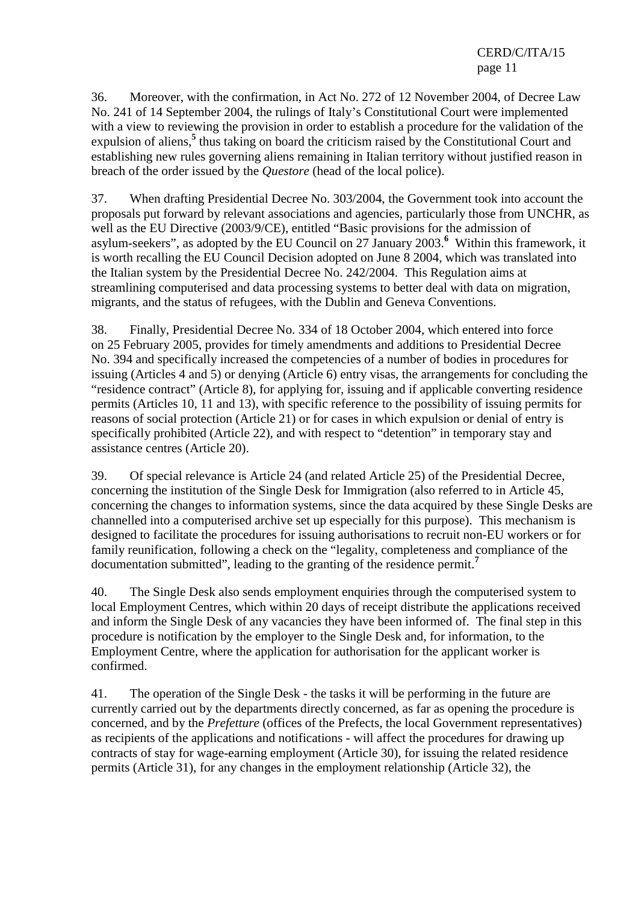36. Moreover, with the confirmation, in Act No. 272 of 12 November 2004, of Decree Law No. 241 of 14 September 2004, the rulings of Italy's Constitutional Court were implemented with a view to reviewing the provision in order to establish a procedure for the validation of the expulsion of aliens,[5] thus taking on board the criticism raised by the Constitutional Court and establishing new rules governing aliens remaining in Italian territory without justified reason in breach of the order issued by the *Questore* (head of the local police).

37. When drafting Presidential Decree No. 303/2004, the Government took into account the proposals put forward by relevant associations and agencies, particularly those from UNCHR, as well as the EU Directive (2003/9/CE), entitled "Basic provisions for the admission of asylum-seekers", as adopted by the EU Council on 27 January 2003.[6] Within this framework, it is worth recalling the EU Council Decision adopted on June 8 2004, which was translated into the Italian system by the Presidential Decree No. 242/2004. This Regulation aims at streamlining computerised and data processing systems to better deal with data on migration, migrants, and the status of refugees, with the Dublin and Geneva Conventions.

38. Finally, Presidential Decree No. 334 of 18 October 2004, which entered into force on 25 February 2005, provides for timely amendments and additions to Presidential Decree No. 394 and specifically increased the competencies of a number of bodies in procedures for issuing (Articles 4 and 5) or denying (Article 6) entry visas, the arrangements for concluding the "residence contract" (Article 8), for applying for, issuing and if applicable converting residence permits (Articles 10, 11 and 13), with specific reference to the possibility of issuing permits for reasons of social protection (Article 21) or for cases in which expulsion or denial of entry is specifically prohibited (Article 22), and with respect to "detention" in temporary stay and assistance centres (Article 20).

39. Of special relevance is Article 24 (and related Article 25) of the Presidential Decree, concerning the institution of the Single Desk for Immigration (also referred to in Article 45, concerning the changes to information systems, since the data acquired by these Single Desks are channelled into a computerised archive set up especially for this purpose). This mechanism is designed to facilitate the procedures for issuing authorisations to recruit non-EU workers or for family reunification, following a check on the "legality, completeness and compliance of the documentation submitted", leading to the granting of the residence permit.[7]

40. The Single Desk also sends employment enquiries through the computerised system to local Employment Centres, which within 20 days of receipt distribute the applications received and inform the Single Desk of any vacancies they have been informed of. The final step in this procedure is notification by the employer to the Single Desk and, for information, to the Employment Centre, where the application for authorisation for the applicant worker is confirmed.

41. The operation of the Single Desk - the tasks it will be performing in the future are currently carried out by the departments directly concerned, as far as opening the procedure is concerned, and by the *Prefetture* (offices of the Prefects, the local Government representatives) as recipients of the applications and notifications - will affect the procedures for drawing up contracts of stay for wage-earning employment (Article 30), for issuing the related residence permits (Article 31), for any changes in the employment relationship (Article 32), the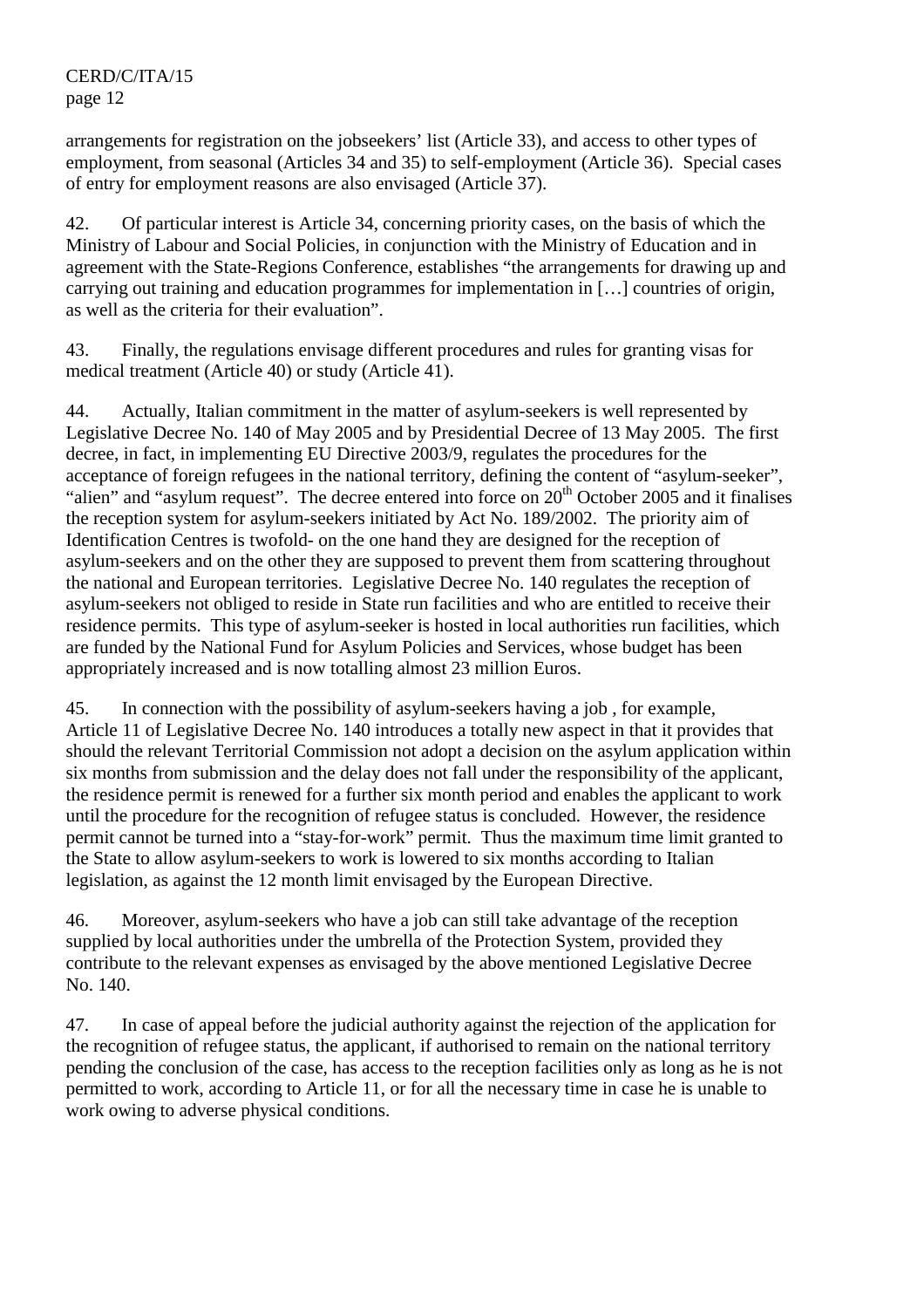arrangements for registration on the jobseekers' list (Article 33), and access to other types of employment, from seasonal (Articles 34 and 35) to self-employment (Article 36). Special cases of entry for employment reasons are also envisaged (Article 37).

42. Of particular interest is Article 34, concerning priority cases, on the basis of which the Ministry of Labour and Social Policies, in conjunction with the Ministry of Education and in agreement with the State-Regions Conference, establishes "the arrangements for drawing up and carrying out training and education programmes for implementation in […] countries of origin, as well as the criteria for their evaluation".

43. Finally, the regulations envisage different procedures and rules for granting visas for medical treatment (Article 40) or study (Article 41).

44. Actually, Italian commitment in the matter of asylum-seekers is well represented by Legislative Decree No. 140 of May 2005 and by Presidential Decree of 13 May 2005. The first decree, in fact, in implementing EU Directive 2003/9, regulates the procedures for the acceptance of foreign refugees in the national territory, defining the content of "asylum-seeker", "alien" and "asylum request". The decree entered into force on 20th October 2005 and it finalises the reception system for asylum-seekers initiated by Act No. 189/2002. The priority aim of Identification Centres is twofold- on the one hand they are designed for the reception of asylum-seekers and on the other they are supposed to prevent them from scattering throughout the national and European territories. Legislative Decree No. 140 regulates the reception of asylum-seekers not obliged to reside in State run facilities and who are entitled to receive their residence permits. This type of asylum-seeker is hosted in local authorities run facilities, which are funded by the National Fund for Asylum Policies and Services, whose budget has been appropriately increased and is now totalling almost 23 million Euros.

45. In connection with the possibility of asylum-seekers having a job , for example, Article 11 of Legislative Decree No. 140 introduces a totally new aspect in that it provides that should the relevant Territorial Commission not adopt a decision on the asylum application within six months from submission and the delay does not fall under the responsibility of the applicant, the residence permit is renewed for a further six month period and enables the applicant to work until the procedure for the recognition of refugee status is concluded. However, the residence permit cannot be turned into a "stay-for-work" permit. Thus the maximum time limit granted to the State to allow asylum-seekers to work is lowered to six months according to Italian legislation, as against the 12 month limit envisaged by the European Directive.

46. Moreover, asylum-seekers who have a job can still take advantage of the reception supplied by local authorities under the umbrella of the Protection System, provided they contribute to the relevant expenses as envisaged by the above mentioned Legislative Decree No. 140.

47. In case of appeal before the judicial authority against the rejection of the application for the recognition of refugee status, the applicant, if authorised to remain on the national territory pending the conclusion of the case, has access to the reception facilities only as long as he is not permitted to work, according to Article 11, or for all the necessary time in case he is unable to work owing to adverse physical conditions.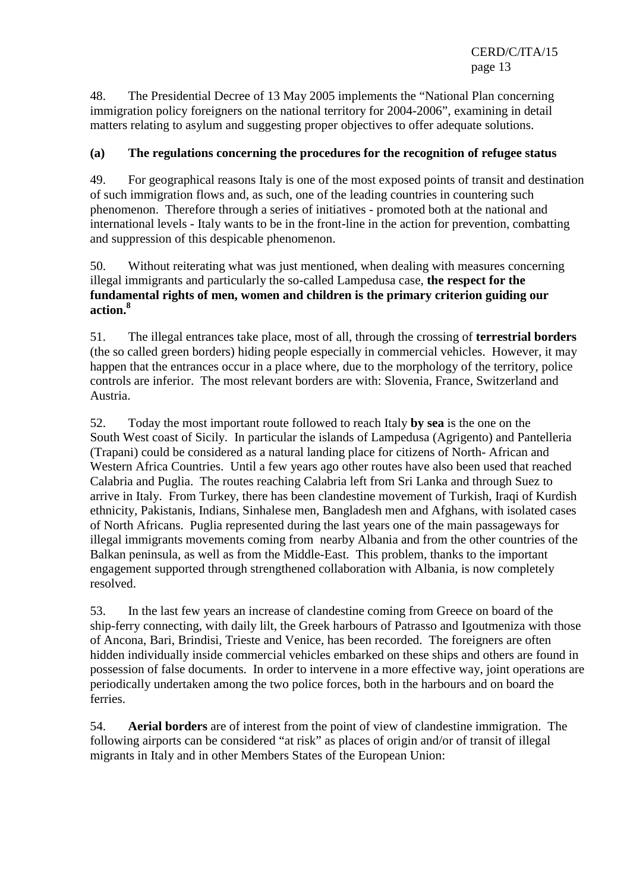48. The Presidential Decree of 13 May 2005 implements the "National Plan concerning immigration policy foreigners on the national territory for 2004-2006", examining in detail matters relating to asylum and suggesting proper objectives to offer adequate solutions.

### (a) The regulations concerning the procedures for the recognition of refugee status

49. For geographical reasons Italy is one of the most exposed points of transit and destination of such immigration flows and, as such, one of the leading countries in countering such phenomenon. Therefore through a series of initiatives - promoted both at the national and international levels - Italy wants to be in the front-line in the action for prevention, combatting and suppression of this despicable phenomenon.

50. Without reiterating what was just mentioned, when dealing with measures concerning illegal immigrants and particularly the so-called Lampedusa case, **the respect for the fundamental rights of men, women and children is the primary criterion guiding our action.**[8]

51. The illegal entrances take place, most of all, through the crossing of **terrestrial borders** (the so called green borders) hiding people especially in commercial vehicles. However, it may happen that the entrances occur in a place where, due to the morphology of the territory, police controls are inferior. The most relevant borders are with: Slovenia, France, Switzerland and Austria.

52. Today the most important route followed to reach Italy **by sea** is the one on the South West coast of Sicily. In particular the islands of Lampedusa (Agrigento) and Pantelleria (Trapani) could be considered as a natural landing place for citizens of North- African and Western Africa Countries. Until a few years ago other routes have also been used that reached Calabria and Puglia. The routes reaching Calabria left from Sri Lanka and through Suez to arrive in Italy. From Turkey, there has been clandestine movement of Turkish, Iraqi of Kurdish ethnicity, Pakistanis, Indians, Sinhalese men, Bangladesh men and Afghans, with isolated cases of North Africans. Puglia represented during the last years one of the main passageways for illegal immigrants movements coming from nearby Albania and from the other countries of the Balkan peninsula, as well as from the Middle-East. This problem, thanks to the important engagement supported through strengthened collaboration with Albania, is now completely resolved.

53. In the last few years an increase of clandestine coming from Greece on board of the ship-ferry connecting, with daily lilt, the Greek harbours of Patrasso and Igoutmeniza with those of Ancona, Bari, Brindisi, Trieste and Venice, has been recorded. The foreigners are often hidden individually inside commercial vehicles embarked on these ships and others are found in possession of false documents. In order to intervene in a more effective way, joint operations are periodically undertaken among the two police forces, both in the harbours and on board the ferries.

54. **Aerial borders** are of interest from the point of view of clandestine immigration. The following airports can be considered "at risk" as places of origin and/or of transit of illegal migrants in Italy and in other Members States of the European Union: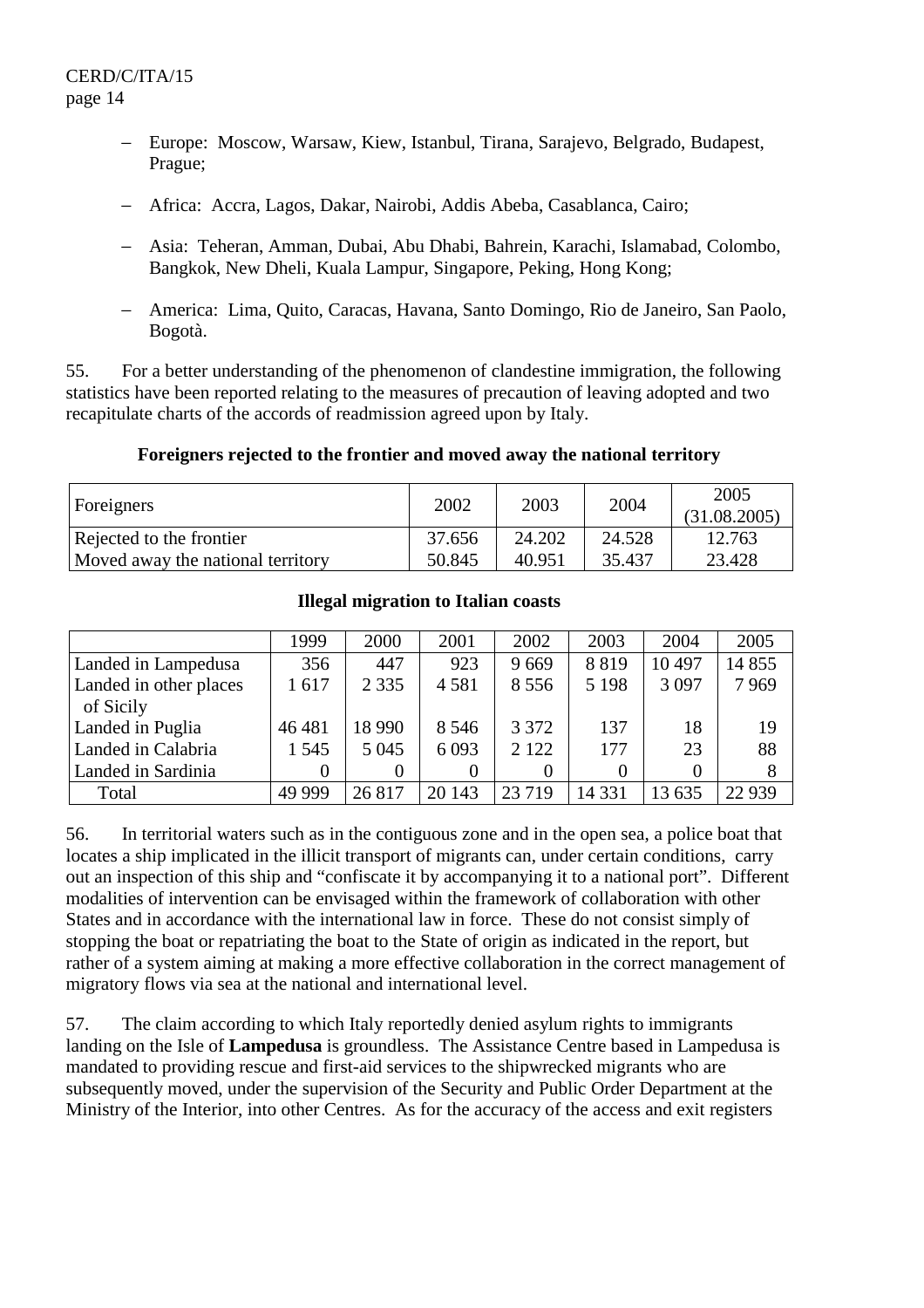- Europe: Moscow, Warsaw, Kiew, Istanbul, Tirana, Sarajevo, Belgrado, Budapest, Prague;

- Africa: Accra, Lagos, Dakar, Nairobi, Addis Abeba, Casablanca, Cairo;

- Asia: Teheran, Amman, Dubai, Abu Dhabi, Bahrein, Karachi, Islamabad, Colombo, Bangkok, New Dheli, Kuala Lampur, Singapore, Peking, Hong Kong;

- America: Lima, Quito, Caracas, Havana, Santo Domingo, Rio de Janeiro, San Paolo, Bogotà.

55. For a better understanding of the phenomenon of clandestine immigration, the following statistics have been reported relating to the measures of precaution of leaving adopted and two recapitulate charts of the accords of readmission agreed upon by Italy.

**Foreigners rejected to the frontier and moved away the national territory**

| Foreigners | 2002 | 2003 | 2004 | 2005 (31.08.2005) |
|---|---|---|---|---|
| Rejected to the frontier | 37.656 | 24.202 | 24.528 | 12.763 |
| Moved away the national territory | 50.845 | 40.951 | 35.437 | 23.428 |

**Illegal migration to Italian coasts**

| | 1999 | 2000 | 2001 | 2002 | 2003 | 2004 | 2005 |
|---|---|---|---|---|---|---|---|
| Landed in Lampedusa | 356 | 447 | 923 | 9 669 | 8 819 | 10 497 | 14 855 |
| Landed in other places of Sicily | 1 617 | 2 335 | 4 581 | 8 556 | 5 198 | 3 097 | 7 969 |
| Landed in Puglia | 46 481 | 18 990 | 8 546 | 3 372 | 137 | 18 | 19 |
| Landed in Calabria | 1 545 | 5 045 | 6 093 | 2 122 | 177 | 23 | 88 |
| Landed in Sardinia | 0 | 0 | 0 | 0 | 0 | 0 | 8 |
| Total | 49 999 | 26 817 | 20 143 | 23 719 | 14 331 | 13 635 | 22 939 |

56. In territorial waters such as in the contiguous zone and in the open sea, a police boat that locates a ship implicated in the illicit transport of migrants can, under certain conditions, carry out an inspection of this ship and "confiscate it by accompanying it to a national port". Different modalities of intervention can be envisaged within the framework of collaboration with other States and in accordance with the international law in force. These do not consist simply of stopping the boat or repatriating the boat to the State of origin as indicated in the report, but rather of a system aiming at making a more effective collaboration in the correct management of migratory flows via sea at the national and international level.

57. The claim according to which Italy reportedly denied asylum rights to immigrants landing on the Isle of **Lampedusa** is groundless. The Assistance Centre based in Lampedusa is mandated to providing rescue and first-aid services to the shipwrecked migrants who are subsequently moved, under the supervision of the Security and Public Order Department at the Ministry of the Interior, into other Centres. As for the accuracy of the access and exit registers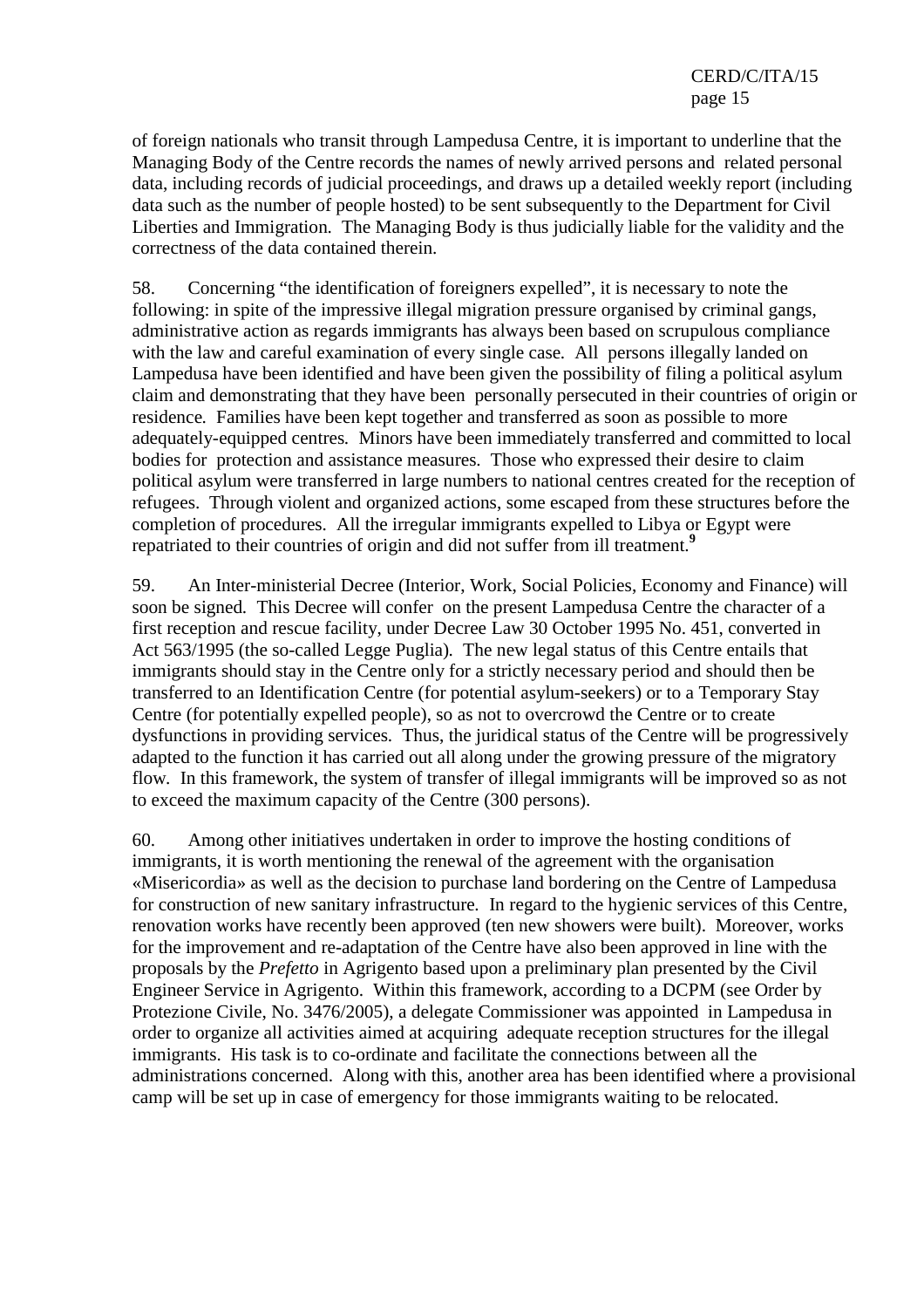of foreign nationals who transit through Lampedusa Centre, it is important to underline that the Managing Body of the Centre records the names of newly arrived persons and related personal data, including records of judicial proceedings, and draws up a detailed weekly report (including data such as the number of people hosted) to be sent subsequently to the Department for Civil Liberties and Immigration. The Managing Body is thus judicially liable for the validity and the correctness of the data contained therein.

58. Concerning "the identification of foreigners expelled", it is necessary to note the following: in spite of the impressive illegal migration pressure organised by criminal gangs, administrative action as regards immigrants has always been based on scrupulous compliance with the law and careful examination of every single case. All persons illegally landed on Lampedusa have been identified and have been given the possibility of filing a political asylum claim and demonstrating that they have been personally persecuted in their countries of origin or residence. Families have been kept together and transferred as soon as possible to more adequately-equipped centres. Minors have been immediately transferred and committed to local bodies for protection and assistance measures. Those who expressed their desire to claim political asylum were transferred in large numbers to national centres created for the reception of refugees. Through violent and organized actions, some escaped from these structures before the completion of procedures. All the irregular immigrants expelled to Libya or Egypt were repatriated to their countries of origin and did not suffer from ill treatment.[9]

59. An Inter-ministerial Decree (Interior, Work, Social Policies, Economy and Finance) will soon be signed. This Decree will confer on the present Lampedusa Centre the character of a first reception and rescue facility, under Decree Law 30 October 1995 No. 451, converted in Act 563/1995 (the so-called Legge Puglia). The new legal status of this Centre entails that immigrants should stay in the Centre only for a strictly necessary period and should then be transferred to an Identification Centre (for potential asylum-seekers) or to a Temporary Stay Centre (for potentially expelled people), so as not to overcrowd the Centre or to create dysfunctions in providing services. Thus, the juridical status of the Centre will be progressively adapted to the function it has carried out all along under the growing pressure of the migratory flow. In this framework, the system of transfer of illegal immigrants will be improved so as not to exceed the maximum capacity of the Centre (300 persons).

60. Among other initiatives undertaken in order to improve the hosting conditions of immigrants, it is worth mentioning the renewal of the agreement with the organisation «Misericordia» as well as the decision to purchase land bordering on the Centre of Lampedusa for construction of new sanitary infrastructure. In regard to the hygienic services of this Centre, renovation works have recently been approved (ten new showers were built). Moreover, works for the improvement and re-adaptation of the Centre have also been approved in line with the proposals by the *Prefetto* in Agrigento based upon a preliminary plan presented by the Civil Engineer Service in Agrigento. Within this framework, according to a DCPM (see Order by Protezione Civile, No. 3476/2005), a delegate Commissioner was appointed in Lampedusa in order to organize all activities aimed at acquiring adequate reception structures for the illegal immigrants. His task is to co-ordinate and facilitate the connections between all the administrations concerned. Along with this, another area has been identified where a provisional camp will be set up in case of emergency for those immigrants waiting to be relocated.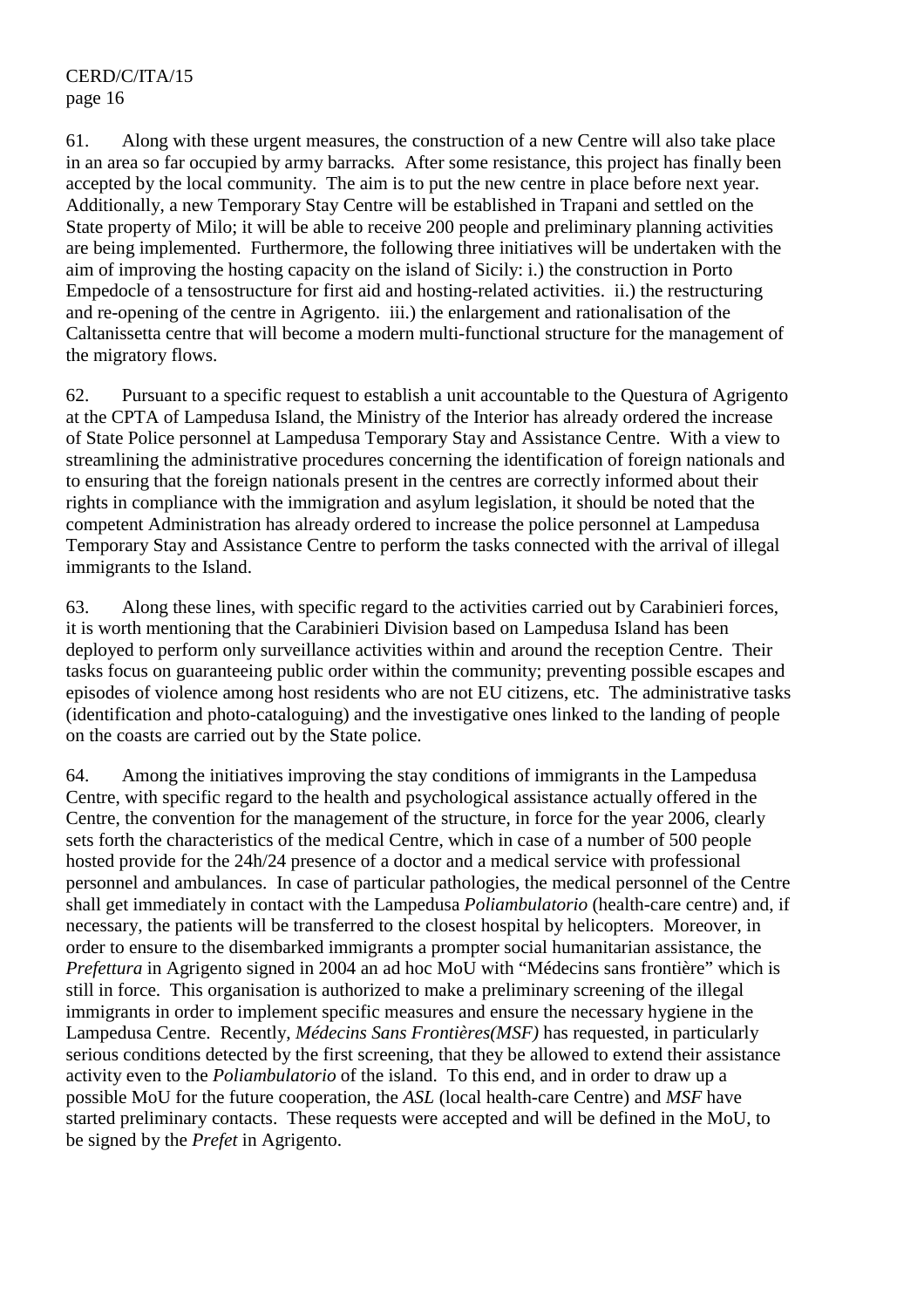61. Along with these urgent measures, the construction of a new Centre will also take place in an area so far occupied by army barracks. After some resistance, this project has finally been accepted by the local community. The aim is to put the new centre in place before next year. Additionally, a new Temporary Stay Centre will be established in Trapani and settled on the State property of Milo; it will be able to receive 200 people and preliminary planning activities are being implemented. Furthermore, the following three initiatives will be undertaken with the aim of improving the hosting capacity on the island of Sicily: i.) the construction in Porto Empedocle of a tensostructure for first aid and hosting-related activities. ii.) the restructuring and re-opening of the centre in Agrigento. iii.) the enlargement and rationalisation of the Caltanissetta centre that will become a modern multi-functional structure for the management of the migratory flows.

62. Pursuant to a specific request to establish a unit accountable to the Questura of Agrigento at the CPTA of Lampedusa Island, the Ministry of the Interior has already ordered the increase of State Police personnel at Lampedusa Temporary Stay and Assistance Centre. With a view to streamlining the administrative procedures concerning the identification of foreign nationals and to ensuring that the foreign nationals present in the centres are correctly informed about their rights in compliance with the immigration and asylum legislation, it should be noted that the competent Administration has already ordered to increase the police personnel at Lampedusa Temporary Stay and Assistance Centre to perform the tasks connected with the arrival of illegal immigrants to the Island.

63. Along these lines, with specific regard to the activities carried out by Carabinieri forces, it is worth mentioning that the Carabinieri Division based on Lampedusa Island has been deployed to perform only surveillance activities within and around the reception Centre. Their tasks focus on guaranteeing public order within the community; preventing possible escapes and episodes of violence among host residents who are not EU citizens, etc. The administrative tasks (identification and photo-cataloguing) and the investigative ones linked to the landing of people on the coasts are carried out by the State police.

64. Among the initiatives improving the stay conditions of immigrants in the Lampedusa Centre, with specific regard to the health and psychological assistance actually offered in the Centre, the convention for the management of the structure, in force for the year 2006, clearly sets forth the characteristics of the medical Centre, which in case of a number of 500 people hosted provide for the 24h/24 presence of a doctor and a medical service with professional personnel and ambulances. In case of particular pathologies, the medical personnel of the Centre shall get immediately in contact with the Lampedusa *Poliambulatorio* (health-care centre) and, if necessary, the patients will be transferred to the closest hospital by helicopters. Moreover, in order to ensure to the disembarked immigrants a prompter social humanitarian assistance, the *Prefettura* in Agrigento signed in 2004 an ad hoc MoU with "Médecins sans frontière" which is still in force. This organisation is authorized to make a preliminary screening of the illegal immigrants in order to implement specific measures and ensure the necessary hygiene in the Lampedusa Centre. Recently, *Médecins Sans Frontières(MSF)* has requested, in particularly serious conditions detected by the first screening, that they be allowed to extend their assistance activity even to the *Poliambulatorio* of the island. To this end, and in order to draw up a possible MoU for the future cooperation, the *ASL* (local health-care Centre) and *MSF* have started preliminary contacts. These requests were accepted and will be defined in the MoU, to be signed by the *Prefet* in Agrigento.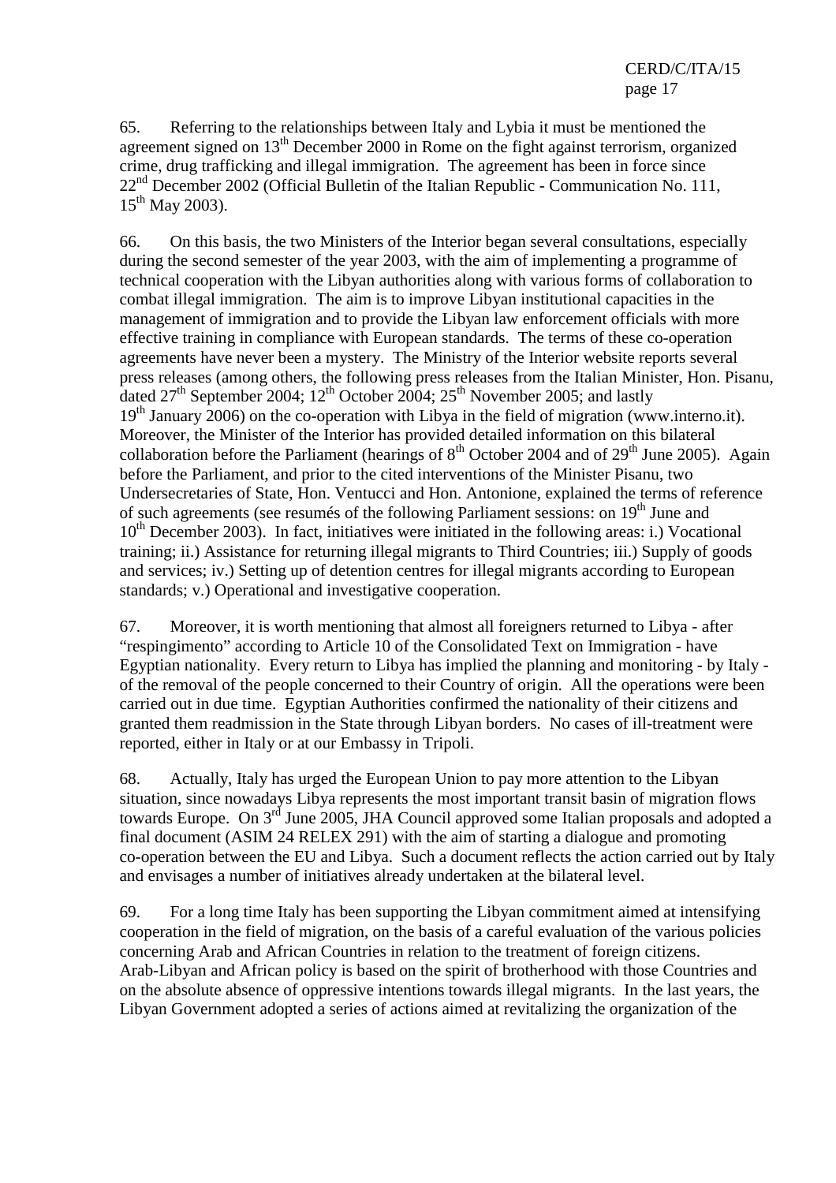65. Referring to the relationships between Italy and Lybia it must be mentioned the agreement signed on 13th December 2000 in Rome on the fight against terrorism, organized crime, drug trafficking and illegal immigration. The agreement has been in force since 22nd December 2002 (Official Bulletin of the Italian Republic - Communication No. 111, 15th May 2003).

66. On this basis, the two Ministers of the Interior began several consultations, especially during the second semester of the year 2003, with the aim of implementing a programme of technical cooperation with the Libyan authorities along with various forms of collaboration to combat illegal immigration. The aim is to improve Libyan institutional capacities in the management of immigration and to provide the Libyan law enforcement officials with more effective training in compliance with European standards. The terms of these co-operation agreements have never been a mystery. The Ministry of the Interior website reports several press releases (among others, the following press releases from the Italian Minister, Hon. Pisanu, dated 27th September 2004; 12th October 2004; 25th November 2005; and lastly 19th January 2006) on the co-operation with Libya in the field of migration (www.interno.it). Moreover, the Minister of the Interior has provided detailed information on this bilateral collaboration before the Parliament (hearings of 8th October 2004 and of 29th June 2005). Again before the Parliament, and prior to the cited interventions of the Minister Pisanu, two Undersecretaries of State, Hon. Ventucci and Hon. Antonione, explained the terms of reference of such agreements (see resumés of the following Parliament sessions: on 19th June and 10th December 2003). In fact, initiatives were initiated in the following areas: i.) Vocational training; ii.) Assistance for returning illegal migrants to Third Countries; iii.) Supply of goods and services; iv.) Setting up of detention centres for illegal migrants according to European standards; v.) Operational and investigative cooperation.

67. Moreover, it is worth mentioning that almost all foreigners returned to Libya - after "respingimento" according to Article 10 of the Consolidated Text on Immigration - have Egyptian nationality. Every return to Libya has implied the planning and monitoring - by Italy - of the removal of the people concerned to their Country of origin. All the operations were been carried out in due time. Egyptian Authorities confirmed the nationality of their citizens and granted them readmission in the State through Libyan borders. No cases of ill-treatment were reported, either in Italy or at our Embassy in Tripoli.

68. Actually, Italy has urged the European Union to pay more attention to the Libyan situation, since nowadays Libya represents the most important transit basin of migration flows towards Europe. On 3rd June 2005, JHA Council approved some Italian proposals and adopted a final document (ASIM 24 RELEX 291) with the aim of starting a dialogue and promoting co-operation between the EU and Libya. Such a document reflects the action carried out by Italy and envisages a number of initiatives already undertaken at the bilateral level.

69. For a long time Italy has been supporting the Libyan commitment aimed at intensifying cooperation in the field of migration, on the basis of a careful evaluation of the various policies concerning Arab and African Countries in relation to the treatment of foreign citizens. Arab-Libyan and African policy is based on the spirit of brotherhood with those Countries and on the absolute absence of oppressive intentions towards illegal migrants. In the last years, the Libyan Government adopted a series of actions aimed at revitalizing the organization of the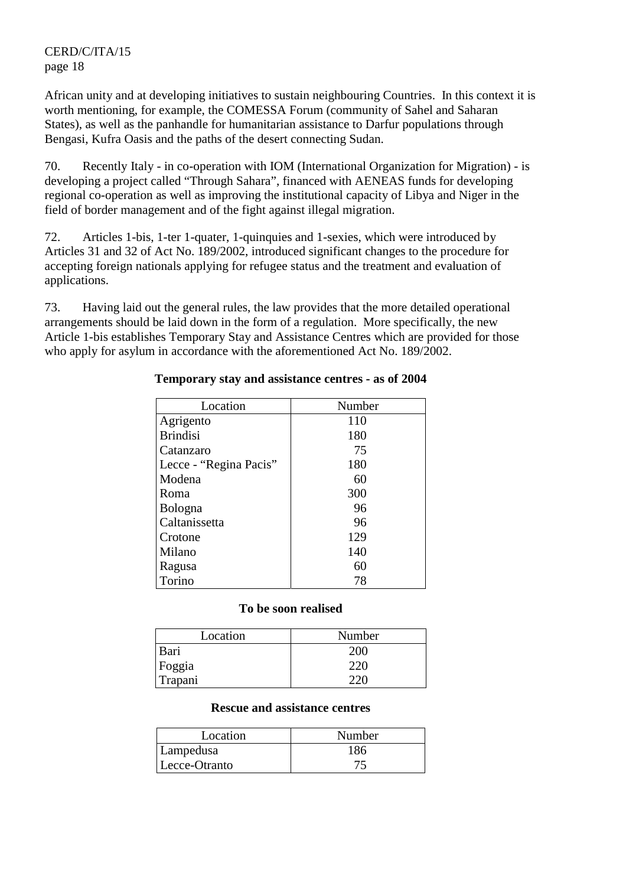African unity and at developing initiatives to sustain neighbouring Countries. In this context it is worth mentioning, for example, the COMESSA Forum (community of Sahel and Saharan States), as well as the panhandle for humanitarian assistance to Darfur populations through Bengasi, Kufra Oasis and the paths of the desert connecting Sudan.

70. Recently Italy - in co-operation with IOM (International Organization for Migration) - is developing a project called "Through Sahara", financed with AENEAS funds for developing regional co-operation as well as improving the institutional capacity of Libya and Niger in the field of border management and of the fight against illegal migration.

72. Articles 1-bis, 1-ter 1-quater, 1-quinquies and 1-sexies, which were introduced by Articles 31 and 32 of Act No. 189/2002, introduced significant changes to the procedure for accepting foreign nationals applying for refugee status and the treatment and evaluation of applications.

73. Having laid out the general rules, the law provides that the more detailed operational arrangements should be laid down in the form of a regulation. More specifically, the new Article 1-bis establishes Temporary Stay and Assistance Centres which are provided for those who apply for asylum in accordance with the aforementioned Act No. 189/2002.

**Temporary stay and assistance centres - as of 2004**

| Location | Number |
|---|---|
| Agrigento | 110 |
| Brindisi | 180 |
| Catanzaro | 75 |
| Lecce - "Regina Pacis" | 180 |
| Modena | 60 |
| Roma | 300 |
| Bologna | 96 |
| Caltanissetta | 96 |
| Crotone | 129 |
| Milano | 140 |
| Ragusa | 60 |
| Torino | 78 |

**To be soon realised**

| Location | Number |
|---|---|
| Bari | 200 |
| Foggia | 220 |
| Trapani | 220 |

**Rescue and assistance centres**

| Location | Number |
|---|---|
| Lampedusa | 186 |
| Lecce-Otranto | 75 |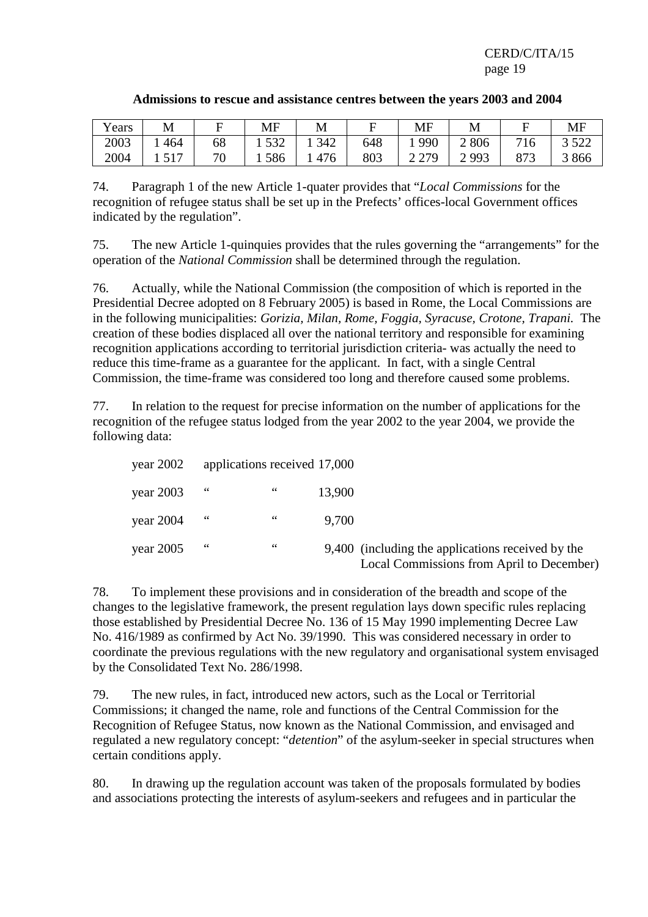**Admissions to rescue and assistance centres between the years 2003 and 2004**

| Years | M | F | MF | M | F | MF | M | F | MF |
|---|---|---|---|---|---|---|---|---|---|
| 2003 | 1 464 | 68 | 1 532 | 1 342 | 648 | 1 990 | 2 806 | 716 | 3 522 |
| 2004 | 1 517 | 70 | 1 586 | 1 476 | 803 | 2 279 | 2 993 | 873 | 3 866 |

74. Paragraph 1 of the new Article 1-quater provides that "*Local Commissions* for the recognition of refugee status shall be set up in the Prefects' offices-local Government offices indicated by the regulation".

75. The new Article 1-quinquies provides that the rules governing the "arrangements" for the operation of the *National Commission* shall be determined through the regulation.

76. Actually, while the National Commission (the composition of which is reported in the Presidential Decree adopted on 8 February 2005) is based in Rome, the Local Commissions are in the following municipalities: *Gorizia, Milan, Rome, Foggia, Syracuse, Crotone, Trapani.* The creation of these bodies displaced all over the national territory and responsible for examining recognition applications according to territorial jurisdiction criteria- was actually the need to reduce this time-frame as a guarantee for the applicant. In fact, with a single Central Commission, the time-frame was considered too long and therefore caused some problems.

77. In relation to the request for precise information on the number of applications for the recognition of the refugee status lodged from the year 2002 to the year 2004, we provide the following data:

year 2002 applications received 17,000

year 2003 " " 13,900

year 2004 " " 9,700

year 2005 " " 9,400 (including the applications received by the Local Commissions from April to December)

78. To implement these provisions and in consideration of the breadth and scope of the changes to the legislative framework, the present regulation lays down specific rules replacing those established by Presidential Decree No. 136 of 15 May 1990 implementing Decree Law No. 416/1989 as confirmed by Act No. 39/1990. This was considered necessary in order to coordinate the previous regulations with the new regulatory and organisational system envisaged by the Consolidated Text No. 286/1998.

79. The new rules, in fact, introduced new actors, such as the Local or Territorial Commissions; it changed the name, role and functions of the Central Commission for the Recognition of Refugee Status, now known as the National Commission, and envisaged and regulated a new regulatory concept: "*detention*" of the asylum-seeker in special structures when certain conditions apply.

80. In drawing up the regulation account was taken of the proposals formulated by bodies and associations protecting the interests of asylum-seekers and refugees and in particular the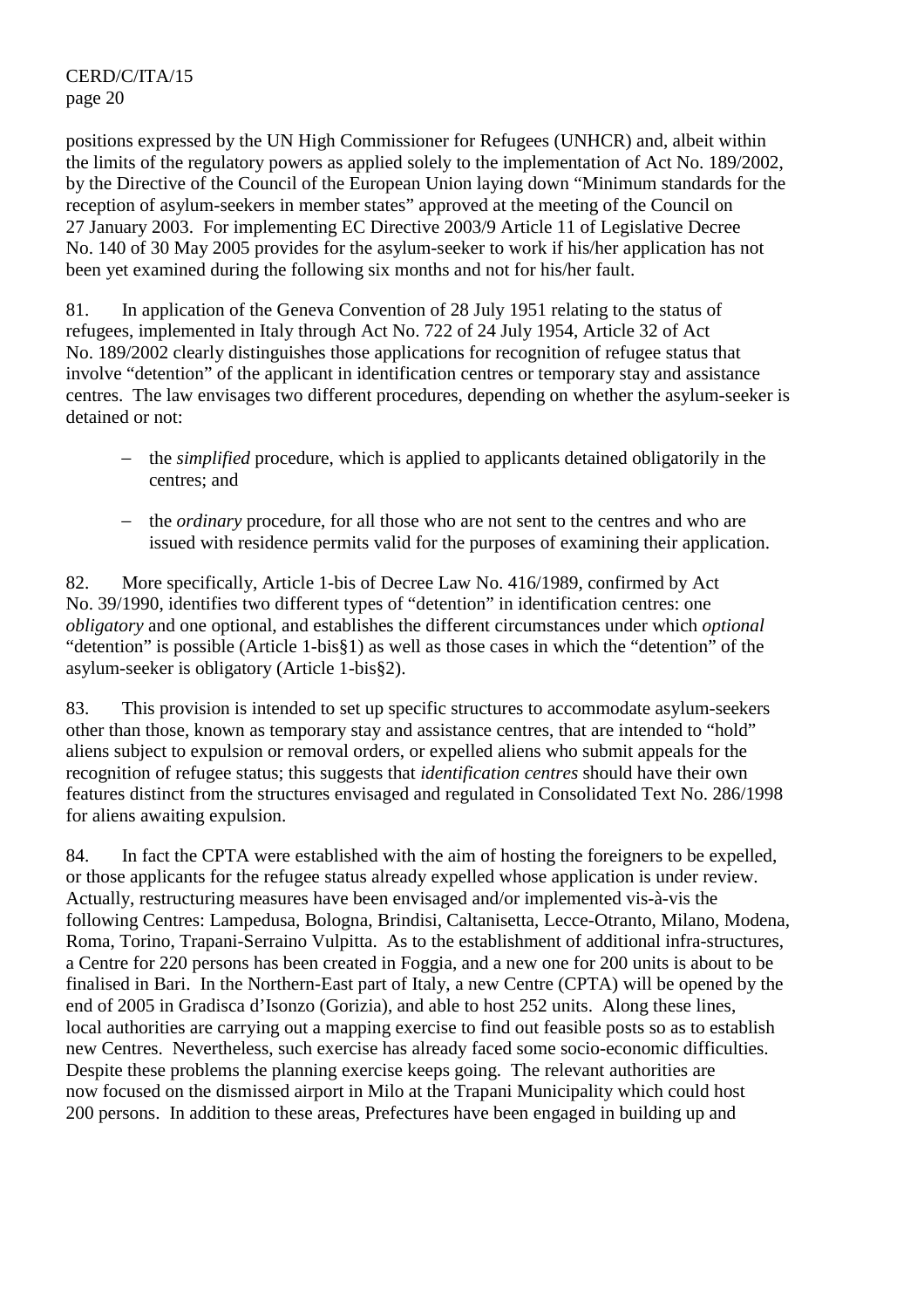positions expressed by the UN High Commissioner for Refugees (UNHCR) and, albeit within the limits of the regulatory powers as applied solely to the implementation of Act No. 189/2002, by the Directive of the Council of the European Union laying down "Minimum standards for the reception of asylum-seekers in member states" approved at the meeting of the Council on 27 January 2003. For implementing EC Directive 2003/9 Article 11 of Legislative Decree No. 140 of 30 May 2005 provides for the asylum-seeker to work if his/her application has not been yet examined during the following six months and not for his/her fault.

81. In application of the Geneva Convention of 28 July 1951 relating to the status of refugees, implemented in Italy through Act No. 722 of 24 July 1954, Article 32 of Act No. 189/2002 clearly distinguishes those applications for recognition of refugee status that involve "detention" of the applicant in identification centres or temporary stay and assistance centres. The law envisages two different procedures, depending on whether the asylum-seeker is detained or not:

- the *simplified* procedure, which is applied to applicants detained obligatorily in the centres; and
- the *ordinary* procedure, for all those who are not sent to the centres and who are issued with residence permits valid for the purposes of examining their application.

82. More specifically, Article 1-bis of Decree Law No. 416/1989, confirmed by Act No. 39/1990, identifies two different types of "detention" in identification centres: one *obligatory* and one optional, and establishes the different circumstances under which *optional* "detention" is possible (Article 1-bis§1) as well as those cases in which the "detention" of the asylum-seeker is obligatory (Article 1-bis§2).

83. This provision is intended to set up specific structures to accommodate asylum-seekers other than those, known as temporary stay and assistance centres, that are intended to "hold" aliens subject to expulsion or removal orders, or expelled aliens who submit appeals for the recognition of refugee status; this suggests that *identification centres* should have their own features distinct from the structures envisaged and regulated in Consolidated Text No. 286/1998 for aliens awaiting expulsion.

84. In fact the CPTA were established with the aim of hosting the foreigners to be expelled, or those applicants for the refugee status already expelled whose application is under review. Actually, restructuring measures have been envisaged and/or implemented vis-à-vis the following Centres: Lampedusa, Bologna, Brindisi, Caltanisetta, Lecce-Otranto, Milano, Modena, Roma, Torino, Trapani-Serraino Vulpitta. As to the establishment of additional infra-structures, a Centre for 220 persons has been created in Foggia, and a new one for 200 units is about to be finalised in Bari. In the Northern-East part of Italy, a new Centre (CPTA) will be opened by the end of 2005 in Gradisca d'Isonzo (Gorizia), and able to host 252 units. Along these lines, local authorities are carrying out a mapping exercise to find out feasible posts so as to establish new Centres. Nevertheless, such exercise has already faced some socio-economic difficulties. Despite these problems the planning exercise keeps going. The relevant authorities are now focused on the dismissed airport in Milo at the Trapani Municipality which could host 200 persons. In addition to these areas, Prefectures have been engaged in building up and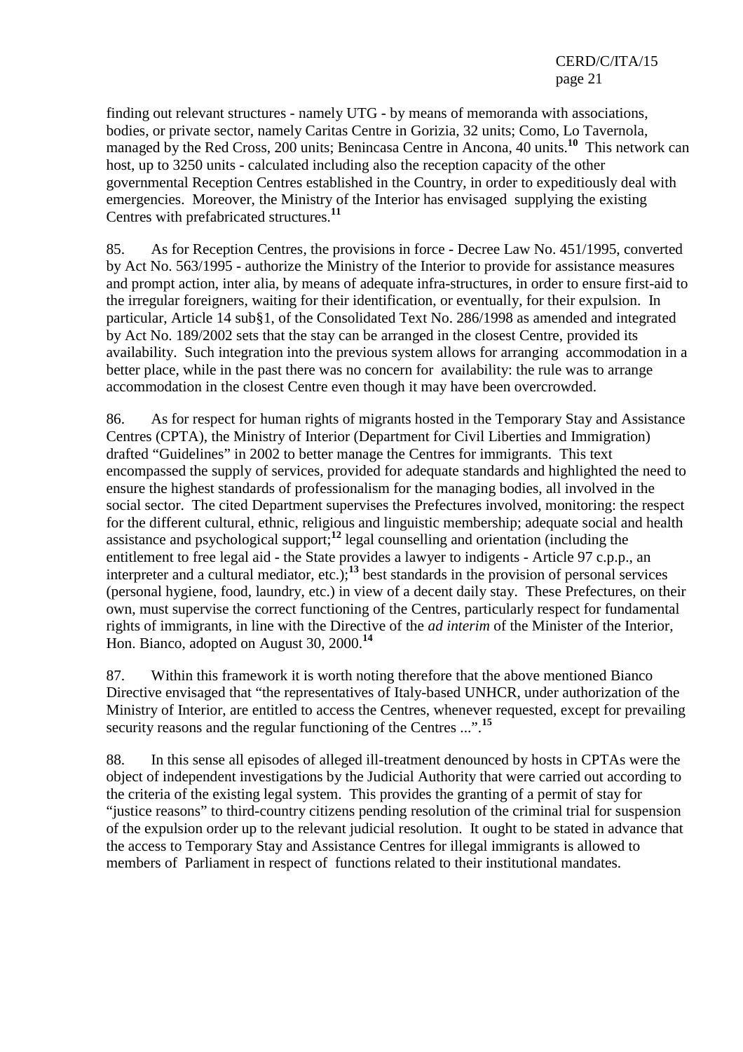finding out relevant structures - namely UTG - by means of memoranda with associations, bodies, or private sector, namely Caritas Centre in Gorizia, 32 units; Como, Lo Tavernola, managed by the Red Cross, 200 units; Benincasa Centre in Ancona, 40 units.[10] This network can host, up to 3250 units - calculated including also the reception capacity of the other governmental Reception Centres established in the Country, in order to expeditiously deal with emergencies. Moreover, the Ministry of the Interior has envisaged supplying the existing Centres with prefabricated structures.[11]

85. As for Reception Centres, the provisions in force - Decree Law No. 451/1995, converted by Act No. 563/1995 - authorize the Ministry of the Interior to provide for assistance measures and prompt action, inter alia, by means of adequate infra-structures, in order to ensure first-aid to the irregular foreigners, waiting for their identification, or eventually, for their expulsion. In particular, Article 14 sub§1, of the Consolidated Text No. 286/1998 as amended and integrated by Act No. 189/2002 sets that the stay can be arranged in the closest Centre, provided its availability. Such integration into the previous system allows for arranging accommodation in a better place, while in the past there was no concern for availability: the rule was to arrange accommodation in the closest Centre even though it may have been overcrowded.

86. As for respect for human rights of migrants hosted in the Temporary Stay and Assistance Centres (CPTA), the Ministry of Interior (Department for Civil Liberties and Immigration) drafted "Guidelines" in 2002 to better manage the Centres for immigrants. This text encompassed the supply of services, provided for adequate standards and highlighted the need to ensure the highest standards of professionalism for the managing bodies, all involved in the social sector. The cited Department supervises the Prefectures involved, monitoring: the respect for the different cultural, ethnic, religious and linguistic membership; adequate social and health assistance and psychological support;[12] legal counselling and orientation (including the entitlement to free legal aid - the State provides a lawyer to indigents - Article 97 c.p.p., an interpreter and a cultural mediator, etc.);[13] best standards in the provision of personal services (personal hygiene, food, laundry, etc.) in view of a decent daily stay. These Prefectures, on their own, must supervise the correct functioning of the Centres, particularly respect for fundamental rights of immigrants, in line with the Directive of the *ad interim* of the Minister of the Interior, Hon. Bianco, adopted on August 30, 2000.[14]

87. Within this framework it is worth noting therefore that the above mentioned Bianco Directive envisaged that "the representatives of Italy-based UNHCR, under authorization of the Ministry of Interior, are entitled to access the Centres, whenever requested, except for prevailing security reasons and the regular functioning of the Centres ...".[15]

88. In this sense all episodes of alleged ill-treatment denounced by hosts in CPTAs were the object of independent investigations by the Judicial Authority that were carried out according to the criteria of the existing legal system. This provides the granting of a permit of stay for "justice reasons" to third-country citizens pending resolution of the criminal trial for suspension of the expulsion order up to the relevant judicial resolution. It ought to be stated in advance that the access to Temporary Stay and Assistance Centres for illegal immigrants is allowed to members of Parliament in respect of functions related to their institutional mandates.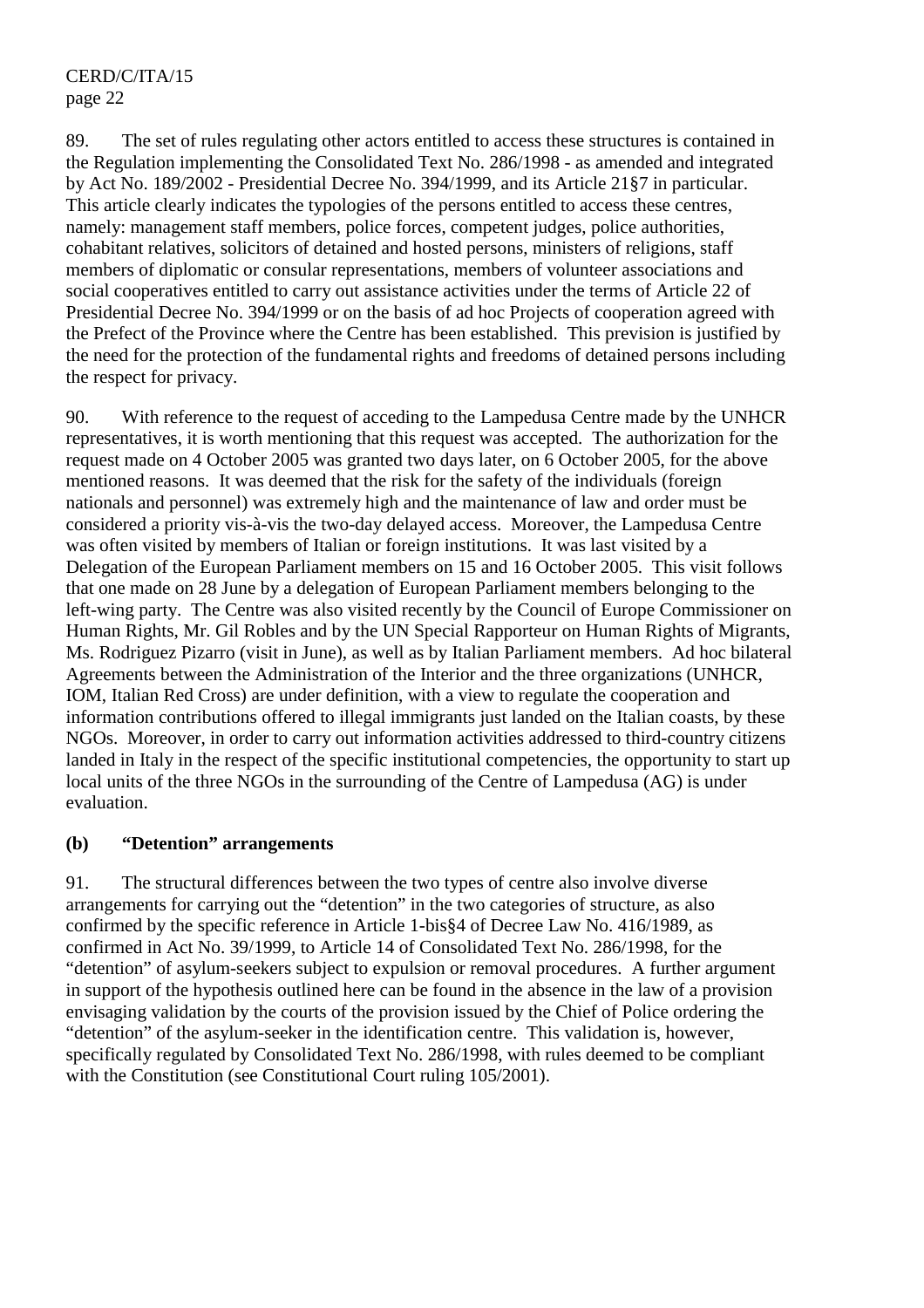89. The set of rules regulating other actors entitled to access these structures is contained in the Regulation implementing the Consolidated Text No. 286/1998 - as amended and integrated by Act No. 189/2002 - Presidential Decree No. 394/1999, and its Article 21§7 in particular. This article clearly indicates the typologies of the persons entitled to access these centres, namely: management staff members, police forces, competent judges, police authorities, cohabitant relatives, solicitors of detained and hosted persons, ministers of religions, staff members of diplomatic or consular representations, members of volunteer associations and social cooperatives entitled to carry out assistance activities under the terms of Article 22 of Presidential Decree No. 394/1999 or on the basis of ad hoc Projects of cooperation agreed with the Prefect of the Province where the Centre has been established. This prevision is justified by the need for the protection of the fundamental rights and freedoms of detained persons including the respect for privacy.

90. With reference to the request of acceding to the Lampedusa Centre made by the UNHCR representatives, it is worth mentioning that this request was accepted. The authorization for the request made on 4 October 2005 was granted two days later, on 6 October 2005, for the above mentioned reasons. It was deemed that the risk for the safety of the individuals (foreign nationals and personnel) was extremely high and the maintenance of law and order must be considered a priority vis-à-vis the two-day delayed access. Moreover, the Lampedusa Centre was often visited by members of Italian or foreign institutions. It was last visited by a Delegation of the European Parliament members on 15 and 16 October 2005. This visit follows that one made on 28 June by a delegation of European Parliament members belonging to the left-wing party. The Centre was also visited recently by the Council of Europe Commissioner on Human Rights, Mr. Gil Robles and by the UN Special Rapporteur on Human Rights of Migrants, Ms. Rodriguez Pizarro (visit in June), as well as by Italian Parliament members. Ad hoc bilateral Agreements between the Administration of the Interior and the three organizations (UNHCR, IOM, Italian Red Cross) are under definition, with a view to regulate the cooperation and information contributions offered to illegal immigrants just landed on the Italian coasts, by these NGOs. Moreover, in order to carry out information activities addressed to third-country citizens landed in Italy in the respect of the specific institutional competencies, the opportunity to start up local units of the three NGOs in the surrounding of the Centre of Lampedusa (AG) is under evaluation.

### (b) "Detention" arrangements

91. The structural differences between the two types of centre also involve diverse arrangements for carrying out the "detention" in the two categories of structure, as also confirmed by the specific reference in Article 1-bis§4 of Decree Law No. 416/1989, as confirmed in Act No. 39/1999, to Article 14 of Consolidated Text No. 286/1998, for the "detention" of asylum-seekers subject to expulsion or removal procedures. A further argument in support of the hypothesis outlined here can be found in the absence in the law of a provision envisaging validation by the courts of the provision issued by the Chief of Police ordering the "detention" of the asylum-seeker in the identification centre. This validation is, however, specifically regulated by Consolidated Text No. 286/1998, with rules deemed to be compliant with the Constitution (see Constitutional Court ruling 105/2001).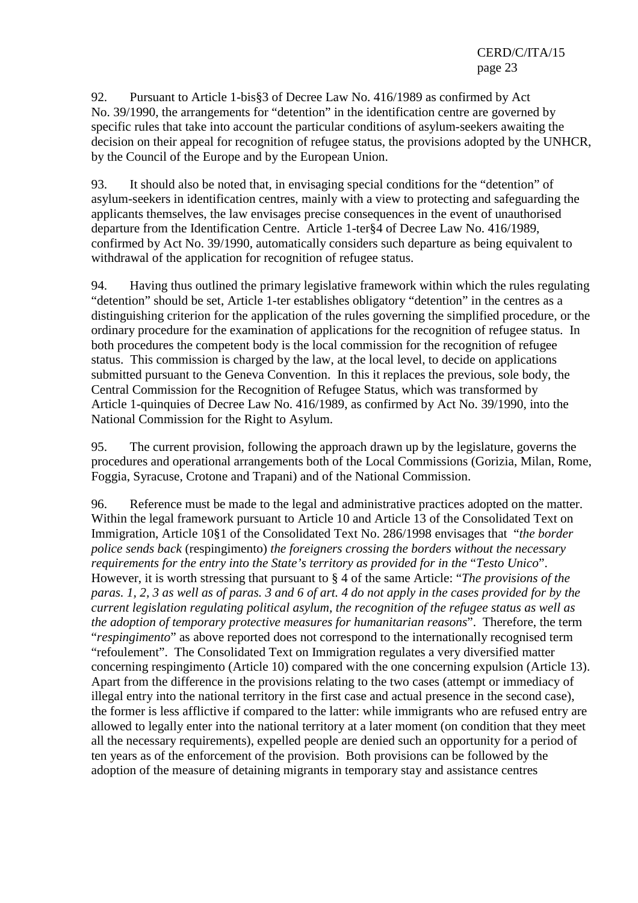92. Pursuant to Article 1-bis§3 of Decree Law No. 416/1989 as confirmed by Act No. 39/1990, the arrangements for "detention" in the identification centre are governed by specific rules that take into account the particular conditions of asylum-seekers awaiting the decision on their appeal for recognition of refugee status, the provisions adopted by the UNHCR, by the Council of the Europe and by the European Union.

93. It should also be noted that, in envisaging special conditions for the "detention" of asylum-seekers in identification centres, mainly with a view to protecting and safeguarding the applicants themselves, the law envisages precise consequences in the event of unauthorised departure from the Identification Centre. Article 1-ter§4 of Decree Law No. 416/1989, confirmed by Act No. 39/1990, automatically considers such departure as being equivalent to withdrawal of the application for recognition of refugee status.

94. Having thus outlined the primary legislative framework within which the rules regulating "detention" should be set, Article 1-ter establishes obligatory "detention" in the centres as a distinguishing criterion for the application of the rules governing the simplified procedure, or the ordinary procedure for the examination of applications for the recognition of refugee status. In both procedures the competent body is the local commission for the recognition of refugee status. This commission is charged by the law, at the local level, to decide on applications submitted pursuant to the Geneva Convention. In this it replaces the previous, sole body, the Central Commission for the Recognition of Refugee Status, which was transformed by Article 1-quinquies of Decree Law No. 416/1989, as confirmed by Act No. 39/1990, into the National Commission for the Right to Asylum.

95. The current provision, following the approach drawn up by the legislature, governs the procedures and operational arrangements both of the Local Commissions (Gorizia, Milan, Rome, Foggia, Syracuse, Crotone and Trapani) and of the National Commission.

96. Reference must be made to the legal and administrative practices adopted on the matter. Within the legal framework pursuant to Article 10 and Article 13 of the Consolidated Text on Immigration, Article 10§1 of the Consolidated Text No. 286/1998 envisages that "*the border police sends back* (respingimento) *the foreigners crossing the borders without the necessary requirements for the entry into the State's territory as provided for in the* "*Testo Unico*". However, it is worth stressing that pursuant to § 4 of the same Article: "*The provisions of the paras. 1, 2, 3 as well as of paras. 3 and 6 of art. 4 do not apply in the cases provided for by the current legislation regulating political asylum, the recognition of the refugee status as well as the adoption of temporary protective measures for humanitarian reasons*". Therefore, the term "*respingimento*" as above reported does not correspond to the internationally recognised term "refoulement". The Consolidated Text on Immigration regulates a very diversified matter concerning respingimento (Article 10) compared with the one concerning expulsion (Article 13). Apart from the difference in the provisions relating to the two cases (attempt or immediacy of illegal entry into the national territory in the first case and actual presence in the second case), the former is less afflictive if compared to the latter: while immigrants who are refused entry are allowed to legally enter into the national territory at a later moment (on condition that they meet all the necessary requirements), expelled people are denied such an opportunity for a period of ten years as of the enforcement of the provision. Both provisions can be followed by the adoption of the measure of detaining migrants in temporary stay and assistance centres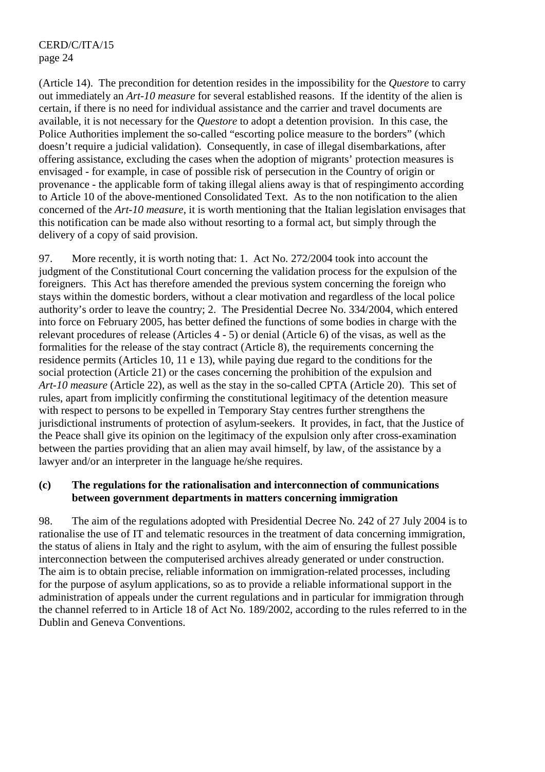(Article 14). The precondition for detention resides in the impossibility for the *Questore* to carry out immediately an *Art-10 measure* for several established reasons. If the identity of the alien is certain, if there is no need for individual assistance and the carrier and travel documents are available, it is not necessary for the *Questore* to adopt a detention provision. In this case, the Police Authorities implement the so-called "escorting police measure to the borders" (which doesn't require a judicial validation). Consequently, in case of illegal disembarkations, after offering assistance, excluding the cases when the adoption of migrants' protection measures is envisaged - for example, in case of possible risk of persecution in the Country of origin or provenance - the applicable form of taking illegal aliens away is that of respingimento according to Article 10 of the above-mentioned Consolidated Text. As to the non notification to the alien concerned of the *Art-10 measure*, it is worth mentioning that the Italian legislation envisages that this notification can be made also without resorting to a formal act, but simply through the delivery of a copy of said provision.

97. More recently, it is worth noting that: 1. Act No. 272/2004 took into account the judgment of the Constitutional Court concerning the validation process for the expulsion of the foreigners. This Act has therefore amended the previous system concerning the foreign who stays within the domestic borders, without a clear motivation and regardless of the local police authority's order to leave the country; 2. The Presidential Decree No. 334/2004, which entered into force on February 2005, has better defined the functions of some bodies in charge with the relevant procedures of release (Articles 4 - 5) or denial (Article 6) of the visas, as well as the formalities for the release of the stay contract (Article 8), the requirements concerning the residence permits (Articles 10, 11 e 13), while paying due regard to the conditions for the social protection (Article 21) or the cases concerning the prohibition of the expulsion and *Art-10 measure* (Article 22), as well as the stay in the so-called CPTA (Article 20). This set of rules, apart from implicitly confirming the constitutional legitimacy of the detention measure with respect to persons to be expelled in Temporary Stay centres further strengthens the jurisdictional instruments of protection of asylum-seekers. It provides, in fact, that the Justice of the Peace shall give its opinion on the legitimacy of the expulsion only after cross-examination between the parties providing that an alien may avail himself, by law, of the assistance by a lawyer and/or an interpreter in the language he/she requires.

**(c) The regulations for the rationalisation and interconnection of communications between government departments in matters concerning immigration**

98. The aim of the regulations adopted with Presidential Decree No. 242 of 27 July 2004 is to rationalise the use of IT and telematic resources in the treatment of data concerning immigration, the status of aliens in Italy and the right to asylum, with the aim of ensuring the fullest possible interconnection between the computerised archives already generated or under construction. The aim is to obtain precise, reliable information on immigration-related processes, including for the purpose of asylum applications, so as to provide a reliable informational support in the administration of appeals under the current regulations and in particular for immigration through the channel referred to in Article 18 of Act No. 189/2002, according to the rules referred to in the Dublin and Geneva Conventions.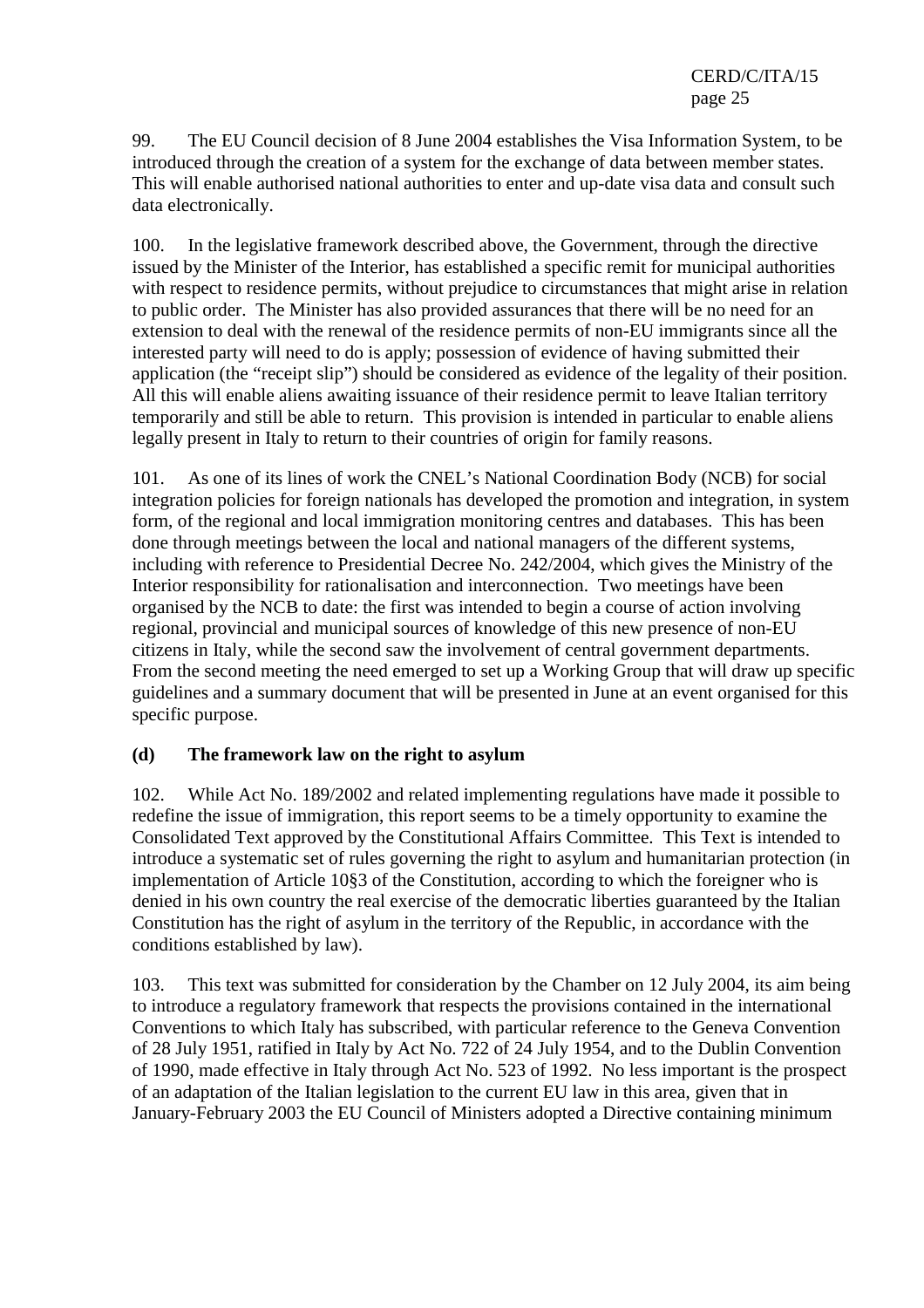99. The EU Council decision of 8 June 2004 establishes the Visa Information System, to be introduced through the creation of a system for the exchange of data between member states. This will enable authorised national authorities to enter and up-date visa data and consult such data electronically.

100. In the legislative framework described above, the Government, through the directive issued by the Minister of the Interior, has established a specific remit for municipal authorities with respect to residence permits, without prejudice to circumstances that might arise in relation to public order. The Minister has also provided assurances that there will be no need for an extension to deal with the renewal of the residence permits of non-EU immigrants since all the interested party will need to do is apply; possession of evidence of having submitted their application (the "receipt slip") should be considered as evidence of the legality of their position. All this will enable aliens awaiting issuance of their residence permit to leave Italian territory temporarily and still be able to return. This provision is intended in particular to enable aliens legally present in Italy to return to their countries of origin for family reasons.

101. As one of its lines of work the CNEL's National Coordination Body (NCB) for social integration policies for foreign nationals has developed the promotion and integration, in system form, of the regional and local immigration monitoring centres and databases. This has been done through meetings between the local and national managers of the different systems, including with reference to Presidential Decree No. 242/2004, which gives the Ministry of the Interior responsibility for rationalisation and interconnection. Two meetings have been organised by the NCB to date: the first was intended to begin a course of action involving regional, provincial and municipal sources of knowledge of this new presence of non-EU citizens in Italy, while the second saw the involvement of central government departments. From the second meeting the need emerged to set up a Working Group that will draw up specific guidelines and a summary document that will be presented in June at an event organised for this specific purpose.

**(d) The framework law on the right to asylum**

102. While Act No. 189/2002 and related implementing regulations have made it possible to redefine the issue of immigration, this report seems to be a timely opportunity to examine the Consolidated Text approved by the Constitutional Affairs Committee. This Text is intended to introduce a systematic set of rules governing the right to asylum and humanitarian protection (in implementation of Article 10§3 of the Constitution, according to which the foreigner who is denied in his own country the real exercise of the democratic liberties guaranteed by the Italian Constitution has the right of asylum in the territory of the Republic, in accordance with the conditions established by law).

103. This text was submitted for consideration by the Chamber on 12 July 2004, its aim being to introduce a regulatory framework that respects the provisions contained in the international Conventions to which Italy has subscribed, with particular reference to the Geneva Convention of 28 July 1951, ratified in Italy by Act No. 722 of 24 July 1954, and to the Dublin Convention of 1990, made effective in Italy through Act No. 523 of 1992. No less important is the prospect of an adaptation of the Italian legislation to the current EU law in this area, given that in January-February 2003 the EU Council of Ministers adopted a Directive containing minimum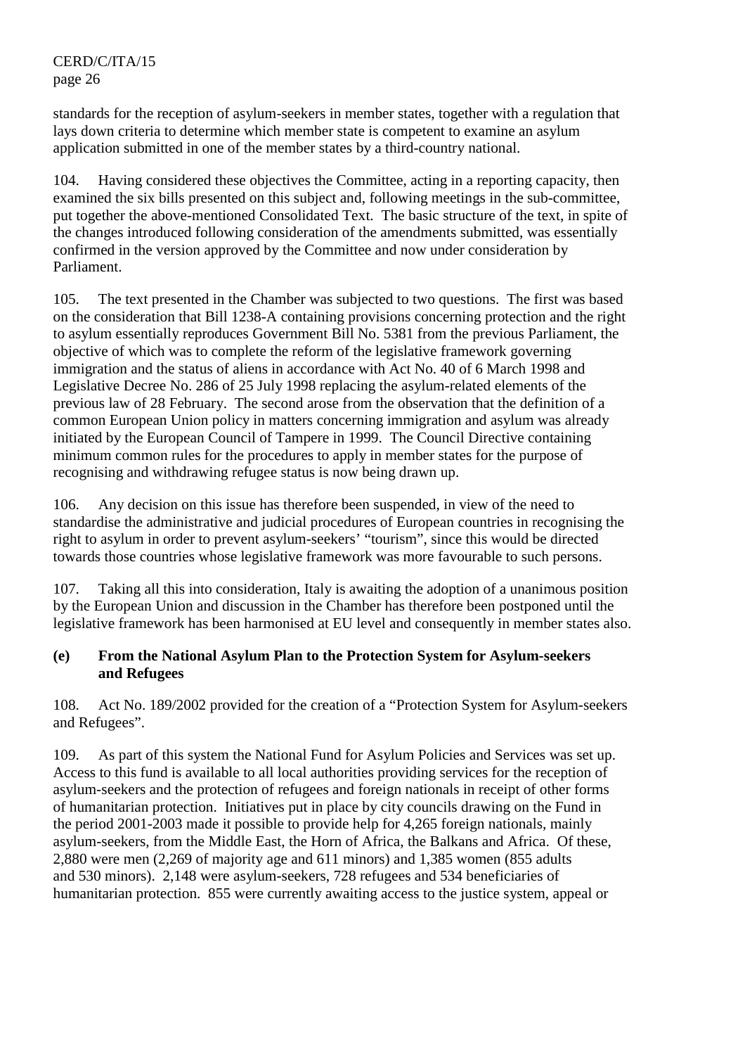standards for the reception of asylum-seekers in member states, together with a regulation that lays down criteria to determine which member state is competent to examine an asylum application submitted in one of the member states by a third-country national.

104. Having considered these objectives the Committee, acting in a reporting capacity, then examined the six bills presented on this subject and, following meetings in the sub-committee, put together the above-mentioned Consolidated Text. The basic structure of the text, in spite of the changes introduced following consideration of the amendments submitted, was essentially confirmed in the version approved by the Committee and now under consideration by Parliament.

105. The text presented in the Chamber was subjected to two questions. The first was based on the consideration that Bill 1238-A containing provisions concerning protection and the right to asylum essentially reproduces Government Bill No. 5381 from the previous Parliament, the objective of which was to complete the reform of the legislative framework governing immigration and the status of aliens in accordance with Act No. 40 of 6 March 1998 and Legislative Decree No. 286 of 25 July 1998 replacing the asylum-related elements of the previous law of 28 February. The second arose from the observation that the definition of a common European Union policy in matters concerning immigration and asylum was already initiated by the European Council of Tampere in 1999. The Council Directive containing minimum common rules for the procedures to apply in member states for the purpose of recognising and withdrawing refugee status is now being drawn up.

106. Any decision on this issue has therefore been suspended, in view of the need to standardise the administrative and judicial procedures of European countries in recognising the right to asylum in order to prevent asylum-seekers' "tourism", since this would be directed towards those countries whose legislative framework was more favourable to such persons.

107. Taking all this into consideration, Italy is awaiting the adoption of a unanimous position by the European Union and discussion in the Chamber has therefore been postponed until the legislative framework has been harmonised at EU level and consequently in member states also.

### (e) From the National Asylum Plan to the Protection System for Asylum-seekers and Refugees

108. Act No. 189/2002 provided for the creation of a "Protection System for Asylum-seekers and Refugees".

109. As part of this system the National Fund for Asylum Policies and Services was set up. Access to this fund is available to all local authorities providing services for the reception of asylum-seekers and the protection of refugees and foreign nationals in receipt of other forms of humanitarian protection. Initiatives put in place by city councils drawing on the Fund in the period 2001-2003 made it possible to provide help for 4,265 foreign nationals, mainly asylum-seekers, from the Middle East, the Horn of Africa, the Balkans and Africa. Of these, 2,880 were men (2,269 of majority age and 611 minors) and 1,385 women (855 adults and 530 minors). 2,148 were asylum-seekers, 728 refugees and 534 beneficiaries of humanitarian protection. 855 were currently awaiting access to the justice system, appeal or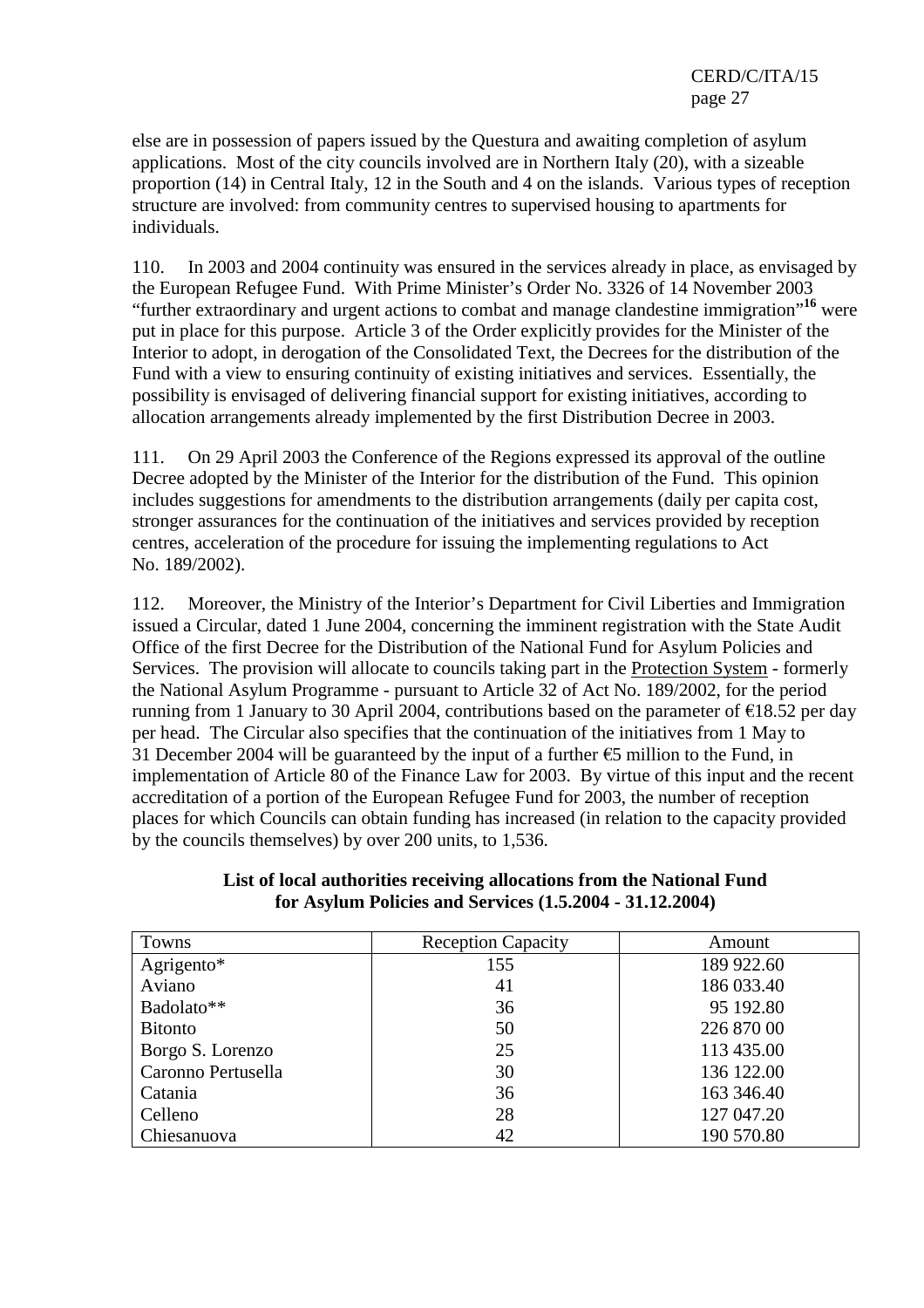else are in possession of papers issued by the Questura and awaiting completion of asylum applications. Most of the city councils involved are in Northern Italy (20), with a sizeable proportion (14) in Central Italy, 12 in the South and 4 on the islands. Various types of reception structure are involved: from community centres to supervised housing to apartments for individuals.

110. In 2003 and 2004 continuity was ensured in the services already in place, as envisaged by the European Refugee Fund. With Prime Minister's Order No. 3326 of 14 November 2003 "further extraordinary and urgent actions to combat and manage clandestine immigration"[16] were put in place for this purpose. Article 3 of the Order explicitly provides for the Minister of the Interior to adopt, in derogation of the Consolidated Text, the Decrees for the distribution of the Fund with a view to ensuring continuity of existing initiatives and services. Essentially, the possibility is envisaged of delivering financial support for existing initiatives, according to allocation arrangements already implemented by the first Distribution Decree in 2003.

111. On 29 April 2003 the Conference of the Regions expressed its approval of the outline Decree adopted by the Minister of the Interior for the distribution of the Fund. This opinion includes suggestions for amendments to the distribution arrangements (daily per capita cost, stronger assurances for the continuation of the initiatives and services provided by reception centres, acceleration of the procedure for issuing the implementing regulations to Act No. 189/2002).

112. Moreover, the Ministry of the Interior's Department for Civil Liberties and Immigration issued a Circular, dated 1 June 2004, concerning the imminent registration with the State Audit Office of the first Decree for the Distribution of the National Fund for Asylum Policies and Services. The provision will allocate to councils taking part in the Protection System - formerly the National Asylum Programme - pursuant to Article 32 of Act No. 189/2002, for the period running from 1 January to 30 April 2004, contributions based on the parameter of €18.52 per day per head. The Circular also specifies that the continuation of the initiatives from 1 May to 31 December 2004 will be guaranteed by the input of a further €5 million to the Fund, in implementation of Article 80 of the Finance Law for 2003. By virtue of this input and the recent accreditation of a portion of the European Refugee Fund for 2003, the number of reception places for which Councils can obtain funding has increased (in relation to the capacity provided by the councils themselves) by over 200 units, to 1,536.

**List of local authorities receiving allocations from the National Fund for Asylum Policies and Services (1.5.2004 - 31.12.2004)**

| Towns | Reception Capacity | Amount |
|---|---|---|
| Agrigento* | 155 | 189 922.60 |
| Aviano | 41 | 186 033.40 |
| Badolato** | 36 | 95 192.80 |
| Bitonto | 50 | 226 870 00 |
| Borgo S. Lorenzo | 25 | 113 435.00 |
| Caronno Pertusella | 30 | 136 122.00 |
| Catania | 36 | 163 346.40 |
| Celleno | 28 | 127 047.20 |
| Chiesanuova | 42 | 190 570.80 |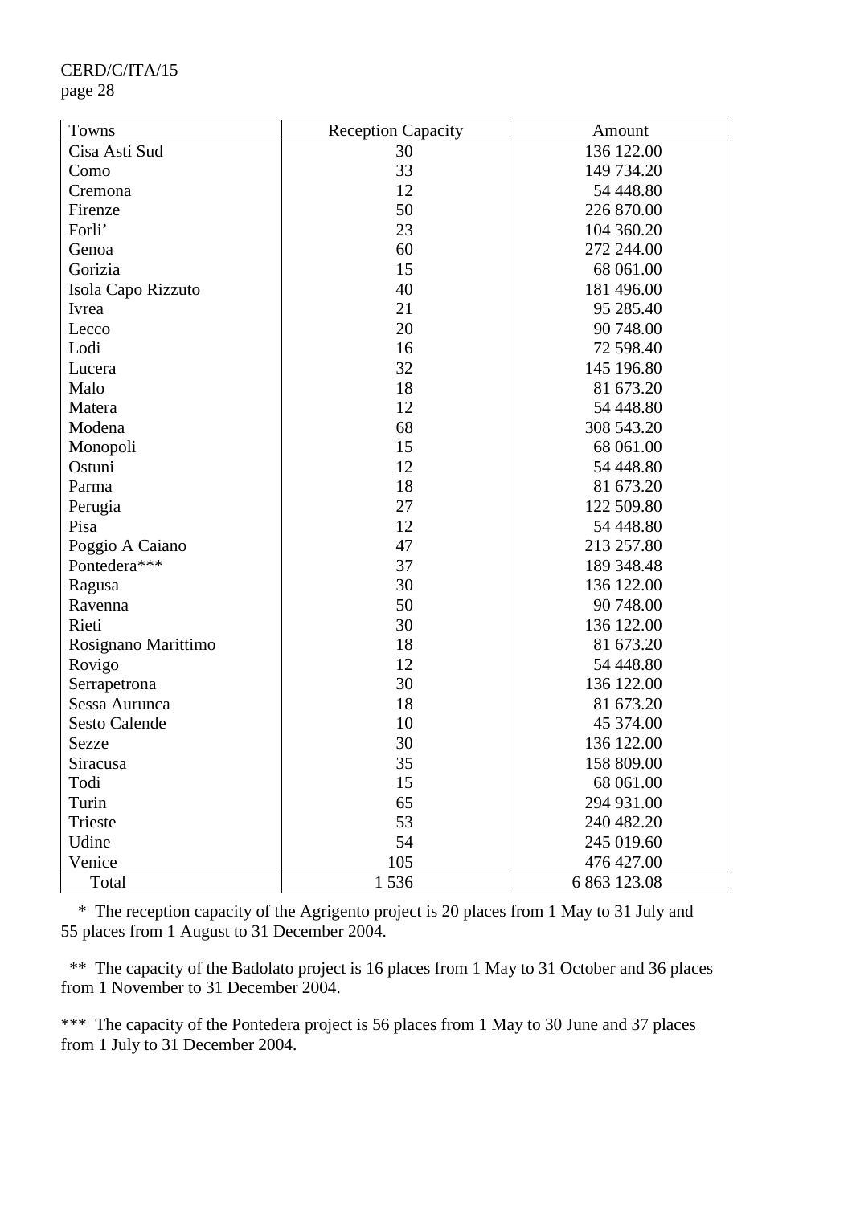| Towns | Reception Capacity | Amount |
|---|---|---|
| Cisa Asti Sud | 30 | 136 122.00 |
| Como | 33 | 149 734.20 |
| Cremona | 12 | 54 448.80 |
| Firenze | 50 | 226 870.00 |
| Forli’ | 23 | 104 360.20 |
| Genoa | 60 | 272 244.00 |
| Gorizia | 15 | 68 061.00 |
| Isola Capo Rizzuto | 40 | 181 496.00 |
| Ivrea | 21 | 95 285.40 |
| Lecco | 20 | 90 748.00 |
| Lodi | 16 | 72 598.40 |
| Lucera | 32 | 145 196.80 |
| Malo | 18 | 81 673.20 |
| Matera | 12 | 54 448.80 |
| Modena | 68 | 308 543.20 |
| Monopoli | 15 | 68 061.00 |
| Ostuni | 12 | 54 448.80 |
| Parma | 18 | 81 673.20 |
| Perugia | 27 | 122 509.80 |
| Pisa | 12 | 54 448.80 |
| Poggio A Caiano | 47 | 213 257.80 |
| Pontedera*** | 37 | 189 348.48 |
| Ragusa | 30 | 136 122.00 |
| Ravenna | 50 | 90 748.00 |
| Rieti | 30 | 136 122.00 |
| Rosignano Marittimo | 18 | 81 673.20 |
| Rovigo | 12 | 54 448.80 |
| Serrapetrona | 30 | 136 122.00 |
| Sessa Aurunca | 18 | 81 673.20 |
| Sesto Calende | 10 | 45 374.00 |
| Sezze | 30 | 136 122.00 |
| Siracusa | 35 | 158 809.00 |
| Todi | 15 | 68 061.00 |
| Turin | 65 | 294 931.00 |
| Trieste | 53 | 240 482.20 |
| Udine | 54 | 245 019.60 |
| Venice | 105 | 476 427.00 |
| Total | 1 536 | 6 863 123.08 |

\* The reception capacity of the Agrigento project is 20 places from 1 May to 31 July and 55 places from 1 August to 31 December 2004.

\** The capacity of the Badolato project is 16 places from 1 May to 31 October and 36 places from 1 November to 31 December 2004.

\*** The capacity of the Pontedera project is 56 places from 1 May to 30 June and 37 places from 1 July to 31 December 2004.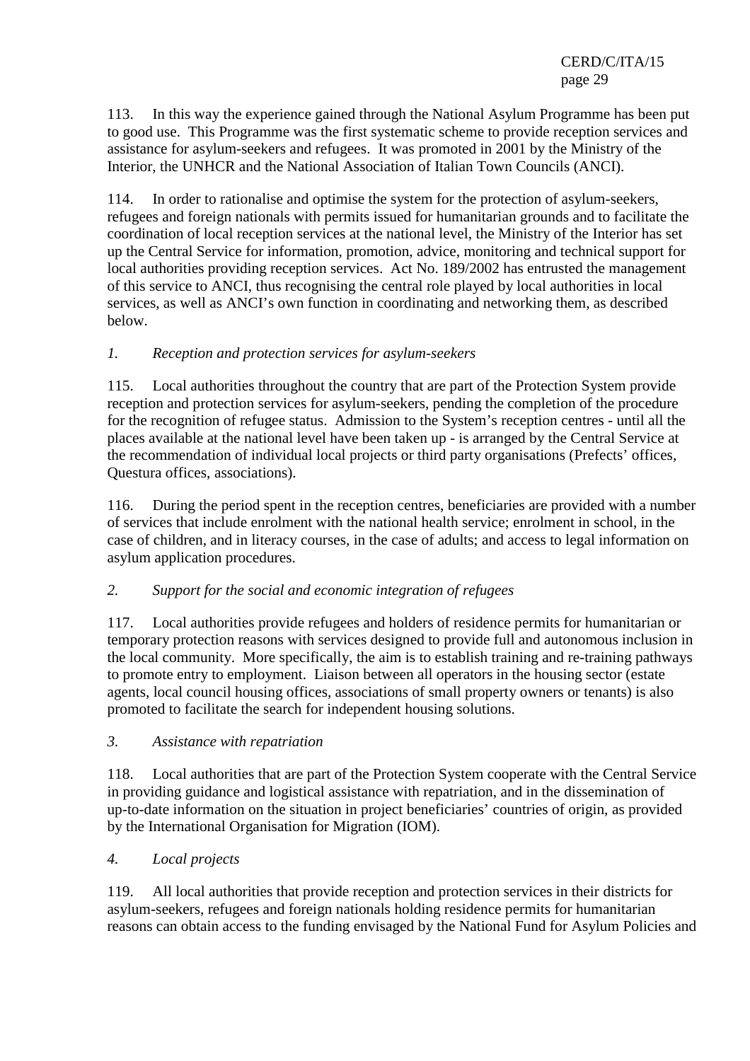113. In this way the experience gained through the National Asylum Programme has been put to good use. This Programme was the first systematic scheme to provide reception services and assistance for asylum-seekers and refugees. It was promoted in 2001 by the Ministry of the Interior, the UNHCR and the National Association of Italian Town Councils (ANCI).

114. In order to rationalise and optimise the system for the protection of asylum-seekers, refugees and foreign nationals with permits issued for humanitarian grounds and to facilitate the coordination of local reception services at the national level, the Ministry of the Interior has set up the Central Service for information, promotion, advice, monitoring and technical support for local authorities providing reception services. Act No. 189/2002 has entrusted the management of this service to ANCI, thus recognising the central role played by local authorities in local services, as well as ANCI's own function in coordinating and networking them, as described below.

*1. Reception and protection services for asylum-seekers*

115. Local authorities throughout the country that are part of the Protection System provide reception and protection services for asylum-seekers, pending the completion of the procedure for the recognition of refugee status. Admission to the System's reception centres - until all the places available at the national level have been taken up - is arranged by the Central Service at the recommendation of individual local projects or third party organisations (Prefects' offices, Questura offices, associations).

116. During the period spent in the reception centres, beneficiaries are provided with a number of services that include enrolment with the national health service; enrolment in school, in the case of children, and in literacy courses, in the case of adults; and access to legal information on asylum application procedures.

*2. Support for the social and economic integration of refugees*

117. Local authorities provide refugees and holders of residence permits for humanitarian or temporary protection reasons with services designed to provide full and autonomous inclusion in the local community. More specifically, the aim is to establish training and re-training pathways to promote entry to employment. Liaison between all operators in the housing sector (estate agents, local council housing offices, associations of small property owners or tenants) is also promoted to facilitate the search for independent housing solutions.

*3. Assistance with repatriation*

118. Local authorities that are part of the Protection System cooperate with the Central Service in providing guidance and logistical assistance with repatriation, and in the dissemination of up-to-date information on the situation in project beneficiaries' countries of origin, as provided by the International Organisation for Migration (IOM).

*4. Local projects*

119. All local authorities that provide reception and protection services in their districts for asylum-seekers, refugees and foreign nationals holding residence permits for humanitarian reasons can obtain access to the funding envisaged by the National Fund for Asylum Policies and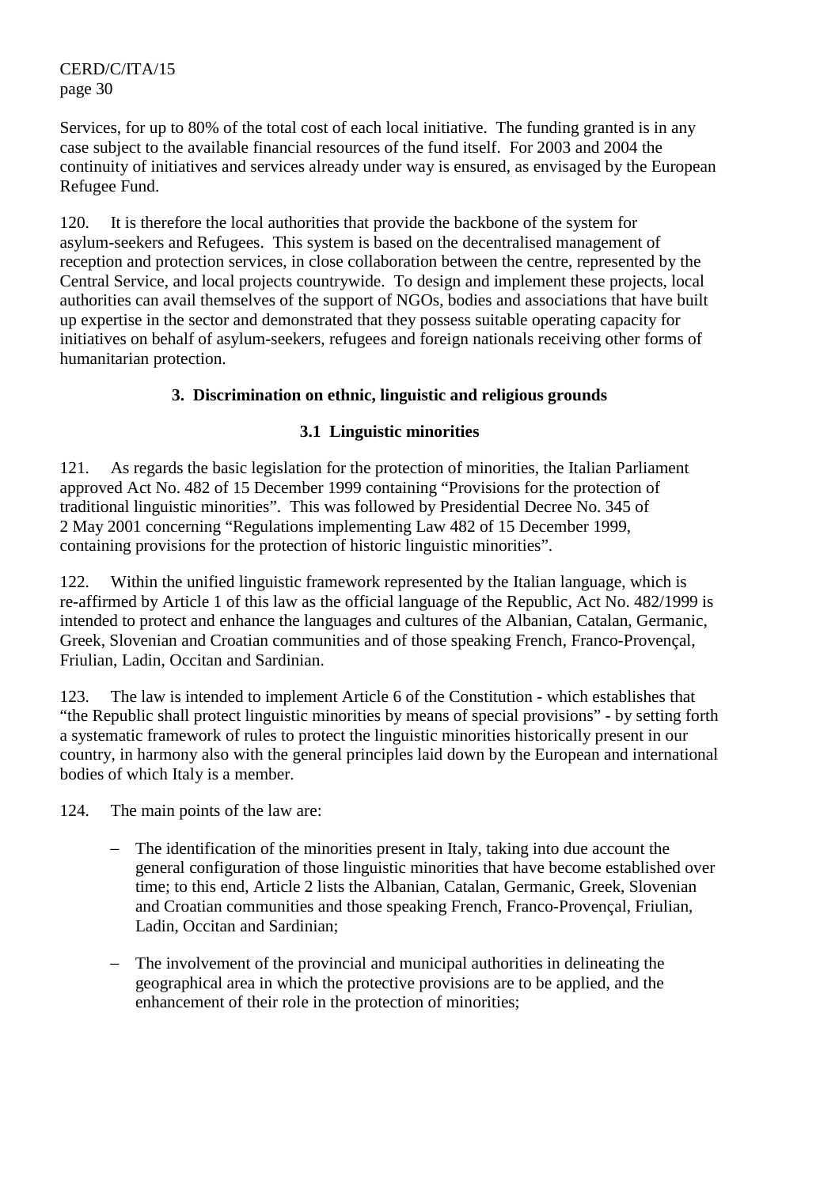Services, for up to 80% of the total cost of each local initiative. The funding granted is in any case subject to the available financial resources of the fund itself. For 2003 and 2004 the continuity of initiatives and services already under way is ensured, as envisaged by the European Refugee Fund.

120. It is therefore the local authorities that provide the backbone of the system for asylum-seekers and Refugees. This system is based on the decentralised management of reception and protection services, in close collaboration between the centre, represented by the Central Service, and local projects countrywide. To design and implement these projects, local authorities can avail themselves of the support of NGOs, bodies and associations that have built up expertise in the sector and demonstrated that they possess suitable operating capacity for initiatives on behalf of asylum-seekers, refugees and foreign nationals receiving other forms of humanitarian protection.

### 3. Discrimination on ethnic, linguistic and religious grounds

#### 3.1 Linguistic minorities

121. As regards the basic legislation for the protection of minorities, the Italian Parliament approved Act No. 482 of 15 December 1999 containing "Provisions for the protection of traditional linguistic minorities". This was followed by Presidential Decree No. 345 of 2 May 2001 concerning "Regulations implementing Law 482 of 15 December 1999, containing provisions for the protection of historic linguistic minorities".

122. Within the unified linguistic framework represented by the Italian language, which is re-affirmed by Article 1 of this law as the official language of the Republic, Act No. 482/1999 is intended to protect and enhance the languages and cultures of the Albanian, Catalan, Germanic, Greek, Slovenian and Croatian communities and of those speaking French, Franco-Provençal, Friulian, Ladin, Occitan and Sardinian.

123. The law is intended to implement Article 6 of the Constitution - which establishes that "the Republic shall protect linguistic minorities by means of special provisions" - by setting forth a systematic framework of rules to protect the linguistic minorities historically present in our country, in harmony also with the general principles laid down by the European and international bodies of which Italy is a member.

124. The main points of the law are:

- The identification of the minorities present in Italy, taking into due account the general configuration of those linguistic minorities that have become established over time; to this end, Article 2 lists the Albanian, Catalan, Germanic, Greek, Slovenian and Croatian communities and those speaking French, Franco-Provençal, Friulian, Ladin, Occitan and Sardinian;

- The involvement of the provincial and municipal authorities in delineating the geographical area in which the protective provisions are to be applied, and the enhancement of their role in the protection of minorities;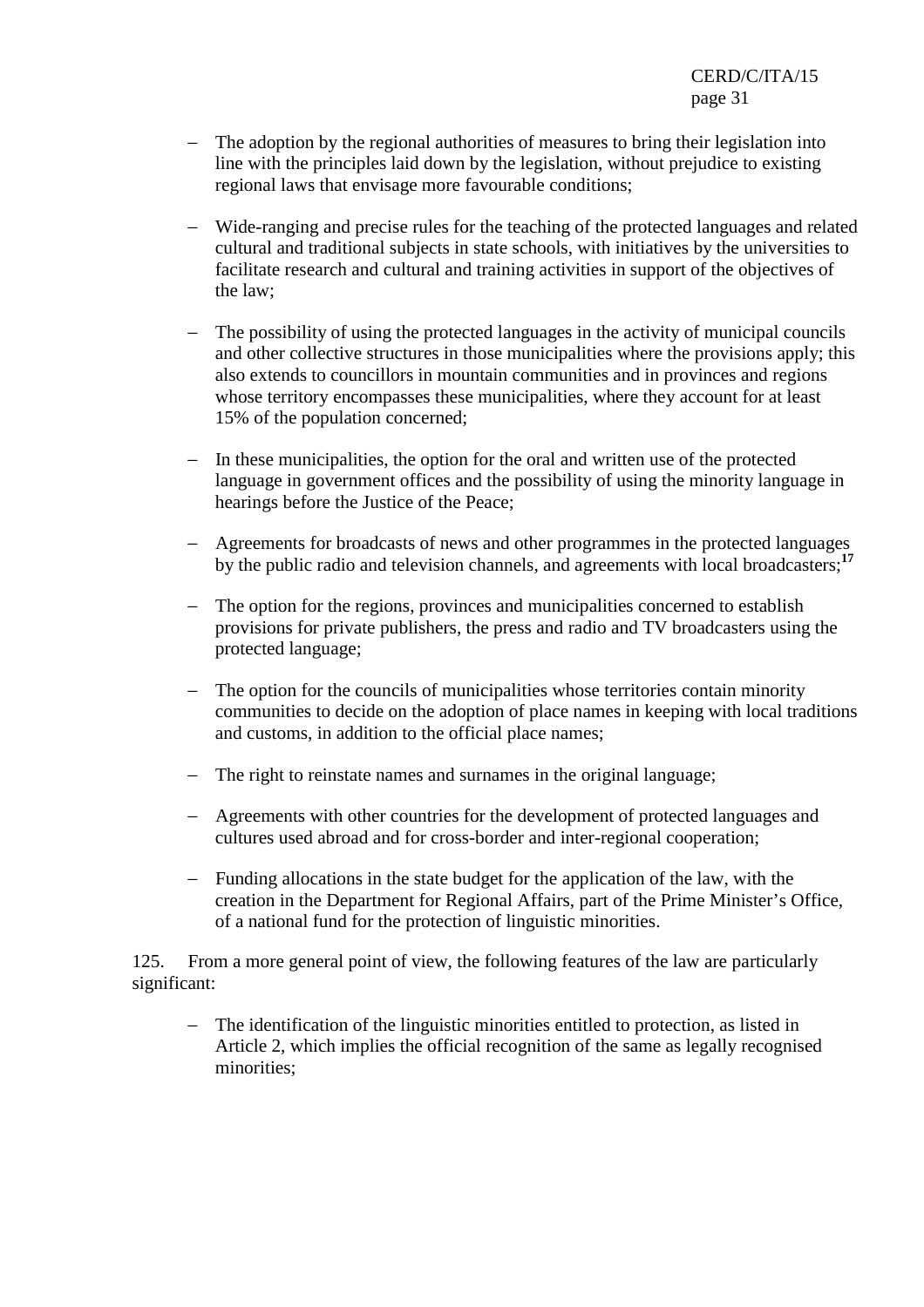- The adoption by the regional authorities of measures to bring their legislation into line with the principles laid down by the legislation, without prejudice to existing regional laws that envisage more favourable conditions;

- Wide-ranging and precise rules for the teaching of the protected languages and related cultural and traditional subjects in state schools, with initiatives by the universities to facilitate research and cultural and training activities in support of the objectives of the law;

- The possibility of using the protected languages in the activity of municipal councils and other collective structures in those municipalities where the provisions apply; this also extends to councillors in mountain communities and in provinces and regions whose territory encompasses these municipalities, where they account for at least 15% of the population concerned;

- In these municipalities, the option for the oral and written use of the protected language in government offices and the possibility of using the minority language in hearings before the Justice of the Peace;

- Agreements for broadcasts of news and other programmes in the protected languages by the public radio and television channels, and agreements with local broadcasters;[17]

- The option for the regions, provinces and municipalities concerned to establish provisions for private publishers, the press and radio and TV broadcasters using the protected language;

- The option for the councils of municipalities whose territories contain minority communities to decide on the adoption of place names in keeping with local traditions and customs, in addition to the official place names;

- The right to reinstate names and surnames in the original language;

- Agreements with other countries for the development of protected languages and cultures used abroad and for cross-border and inter-regional cooperation;

- Funding allocations in the state budget for the application of the law, with the creation in the Department for Regional Affairs, part of the Prime Minister's Office, of a national fund for the protection of linguistic minorities.

125. From a more general point of view, the following features of the law are particularly significant:

- The identification of the linguistic minorities entitled to protection, as listed in Article 2, which implies the official recognition of the same as legally recognised minorities;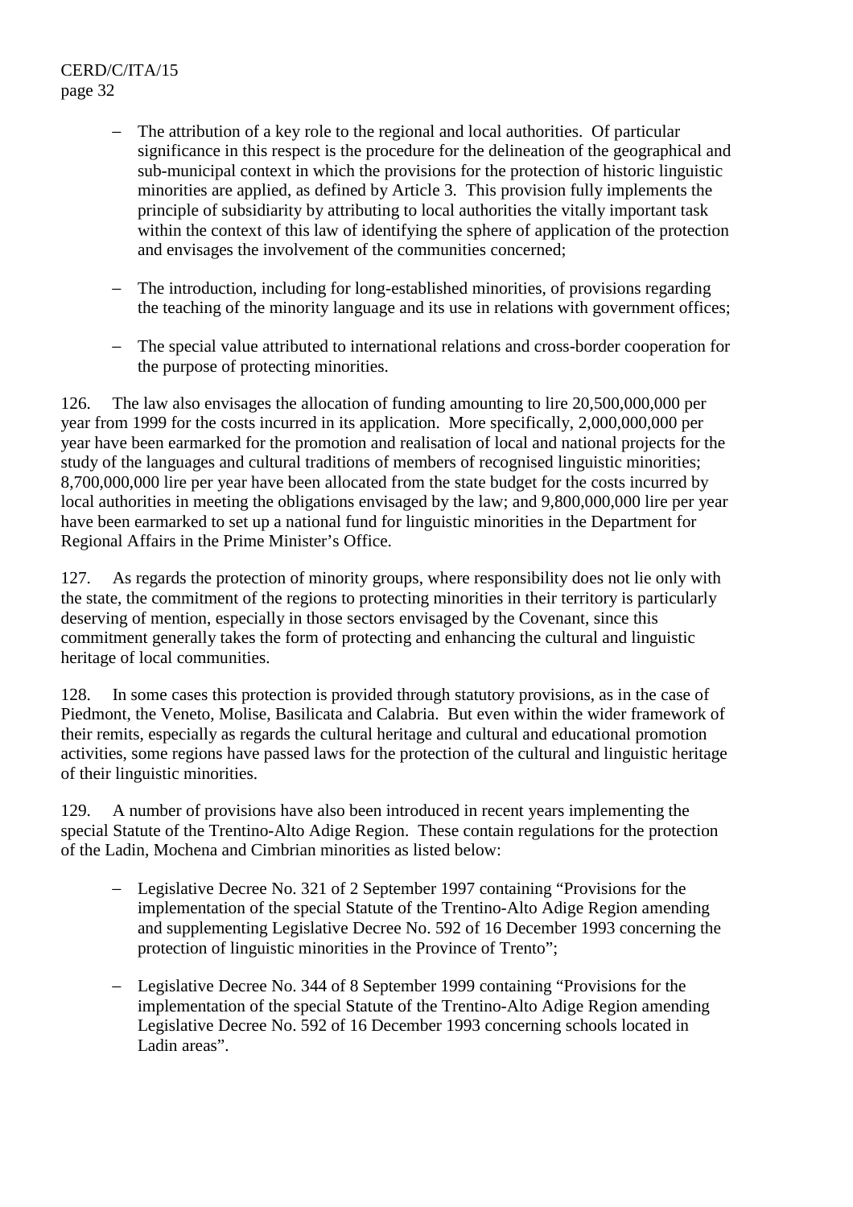- The attribution of a key role to the regional and local authorities. Of particular significance in this respect is the procedure for the delineation of the geographical and sub-municipal context in which the provisions for the protection of historic linguistic minorities are applied, as defined by Article 3. This provision fully implements the principle of subsidiarity by attributing to local authorities the vitally important task within the context of this law of identifying the sphere of application of the protection and envisages the involvement of the communities concerned;

- The introduction, including for long-established minorities, of provisions regarding the teaching of the minority language and its use in relations with government offices;

- The special value attributed to international relations and cross-border cooperation for the purpose of protecting minorities.

126. The law also envisages the allocation of funding amounting to lire 20,500,000,000 per year from 1999 for the costs incurred in its application. More specifically, 2,000,000,000 per year have been earmarked for the promotion and realisation of local and national projects for the study of the languages and cultural traditions of members of recognised linguistic minorities; 8,700,000,000 lire per year have been allocated from the state budget for the costs incurred by local authorities in meeting the obligations envisaged by the law; and 9,800,000,000 lire per year have been earmarked to set up a national fund for linguistic minorities in the Department for Regional Affairs in the Prime Minister's Office.

127. As regards the protection of minority groups, where responsibility does not lie only with the state, the commitment of the regions to protecting minorities in their territory is particularly deserving of mention, especially in those sectors envisaged by the Covenant, since this commitment generally takes the form of protecting and enhancing the cultural and linguistic heritage of local communities.

128. In some cases this protection is provided through statutory provisions, as in the case of Piedmont, the Veneto, Molise, Basilicata and Calabria. But even within the wider framework of their remits, especially as regards the cultural heritage and cultural and educational promotion activities, some regions have passed laws for the protection of the cultural and linguistic heritage of their linguistic minorities.

129. A number of provisions have also been introduced in recent years implementing the special Statute of the Trentino-Alto Adige Region. These contain regulations for the protection of the Ladin, Mochena and Cimbrian minorities as listed below:

- Legislative Decree No. 321 of 2 September 1997 containing "Provisions for the implementation of the special Statute of the Trentino-Alto Adige Region amending and supplementing Legislative Decree No. 592 of 16 December 1993 concerning the protection of linguistic minorities in the Province of Trento";

- Legislative Decree No. 344 of 8 September 1999 containing "Provisions for the implementation of the special Statute of the Trentino-Alto Adige Region amending Legislative Decree No. 592 of 16 December 1993 concerning schools located in Ladin areas".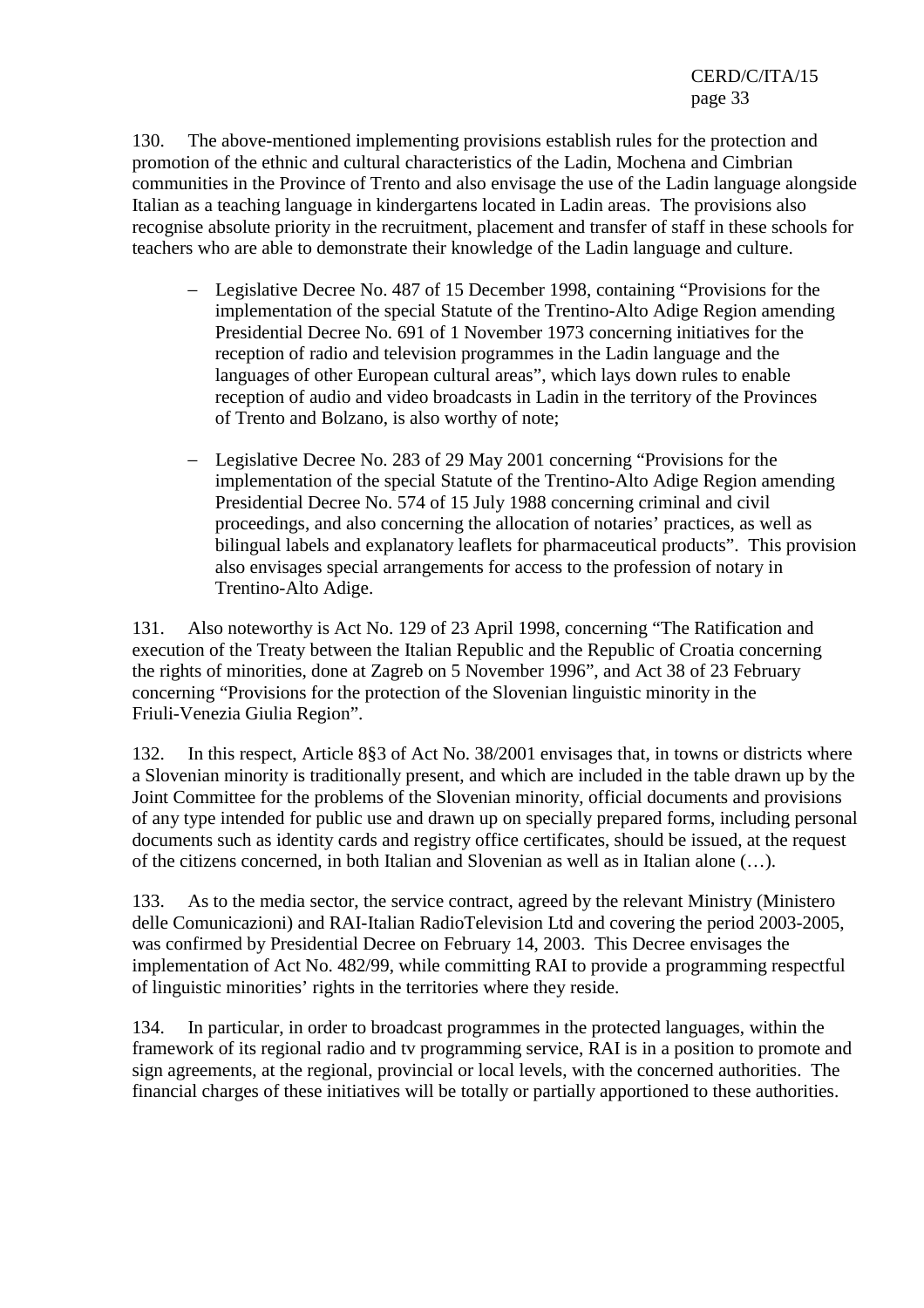130. The above-mentioned implementing provisions establish rules for the protection and promotion of the ethnic and cultural characteristics of the Ladin, Mochena and Cimbrian communities in the Province of Trento and also envisage the use of the Ladin language alongside Italian as a teaching language in kindergartens located in Ladin areas. The provisions also recognise absolute priority in the recruitment, placement and transfer of staff in these schools for teachers who are able to demonstrate their knowledge of the Ladin language and culture.

- Legislative Decree No. 487 of 15 December 1998, containing "Provisions for the implementation of the special Statute of the Trentino-Alto Adige Region amending Presidential Decree No. 691 of 1 November 1973 concerning initiatives for the reception of radio and television programmes in the Ladin language and the languages of other European cultural areas", which lays down rules to enable reception of audio and video broadcasts in Ladin in the territory of the Provinces of Trento and Bolzano, is also worthy of note;

- Legislative Decree No. 283 of 29 May 2001 concerning "Provisions for the implementation of the special Statute of the Trentino-Alto Adige Region amending Presidential Decree No. 574 of 15 July 1988 concerning criminal and civil proceedings, and also concerning the allocation of notaries' practices, as well as bilingual labels and explanatory leaflets for pharmaceutical products". This provision also envisages special arrangements for access to the profession of notary in Trentino-Alto Adige.

131. Also noteworthy is Act No. 129 of 23 April 1998, concerning "The Ratification and execution of the Treaty between the Italian Republic and the Republic of Croatia concerning the rights of minorities, done at Zagreb on 5 November 1996", and Act 38 of 23 February concerning "Provisions for the protection of the Slovenian linguistic minority in the Friuli-Venezia Giulia Region".

132. In this respect, Article 8§3 of Act No. 38/2001 envisages that, in towns or districts where a Slovenian minority is traditionally present, and which are included in the table drawn up by the Joint Committee for the problems of the Slovenian minority, official documents and provisions of any type intended for public use and drawn up on specially prepared forms, including personal documents such as identity cards and registry office certificates, should be issued, at the request of the citizens concerned, in both Italian and Slovenian as well as in Italian alone (…).

133. As to the media sector, the service contract, agreed by the relevant Ministry (Ministero delle Comunicazioni) and RAI-Italian RadioTelevision Ltd and covering the period 2003-2005, was confirmed by Presidential Decree on February 14, 2003. This Decree envisages the implementation of Act No. 482/99, while committing RAI to provide a programming respectful of linguistic minorities' rights in the territories where they reside.

134. In particular, in order to broadcast programmes in the protected languages, within the framework of its regional radio and tv programming service, RAI is in a position to promote and sign agreements, at the regional, provincial or local levels, with the concerned authorities. The financial charges of these initiatives will be totally or partially apportioned to these authorities.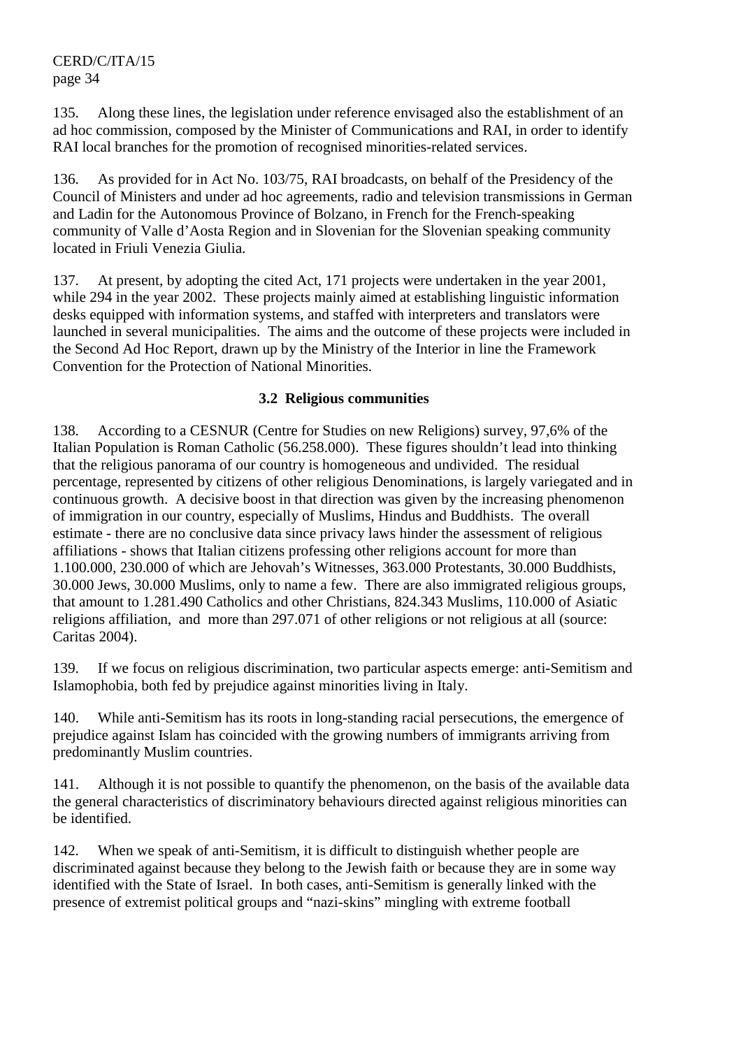135. Along these lines, the legislation under reference envisaged also the establishment of an ad hoc commission, composed by the Minister of Communications and RAI, in order to identify RAI local branches for the promotion of recognised minorities-related services.

136. As provided for in Act No. 103/75, RAI broadcasts, on behalf of the Presidency of the Council of Ministers and under ad hoc agreements, radio and television transmissions in German and Ladin for the Autonomous Province of Bolzano, in French for the French-speaking community of Valle d'Aosta Region and in Slovenian for the Slovenian speaking community located in Friuli Venezia Giulia.

137. At present, by adopting the cited Act, 171 projects were undertaken in the year 2001, while 294 in the year 2002. These projects mainly aimed at establishing linguistic information desks equipped with information systems, and staffed with interpreters and translators were launched in several municipalities. The aims and the outcome of these projects were included in the Second Ad Hoc Report, drawn up by the Ministry of the Interior in line the Framework Convention for the Protection of National Minorities.

### 3.2 Religious communities

138. According to a CESNUR (Centre for Studies on new Religions) survey, 97,6% of the Italian Population is Roman Catholic (56.258.000). These figures shouldn't lead into thinking that the religious panorama of our country is homogeneous and undivided. The residual percentage, represented by citizens of other religious Denominations, is largely variegated and in continuous growth. A decisive boost in that direction was given by the increasing phenomenon of immigration in our country, especially of Muslims, Hindus and Buddhists. The overall estimate - there are no conclusive data since privacy laws hinder the assessment of religious affiliations - shows that Italian citizens professing other religions account for more than 1.100.000, 230.000 of which are Jehovah's Witnesses, 363.000 Protestants, 30.000 Buddhists, 30.000 Jews, 30.000 Muslims, only to name a few. There are also immigrated religious groups, that amount to 1.281.490 Catholics and other Christians, 824.343 Muslims, 110.000 of Asiatic religions affiliation, and more than 297.071 of other religions or not religious at all (source: Caritas 2004).

139. If we focus on religious discrimination, two particular aspects emerge: anti-Semitism and Islamophobia, both fed by prejudice against minorities living in Italy.

140. While anti-Semitism has its roots in long-standing racial persecutions, the emergence of prejudice against Islam has coincided with the growing numbers of immigrants arriving from predominantly Muslim countries.

141. Although it is not possible to quantify the phenomenon, on the basis of the available data the general characteristics of discriminatory behaviours directed against religious minorities can be identified.

142. When we speak of anti-Semitism, it is difficult to distinguish whether people are discriminated against because they belong to the Jewish faith or because they are in some way identified with the State of Israel. In both cases, anti-Semitism is generally linked with the presence of extremist political groups and "nazi-skins" mingling with extreme football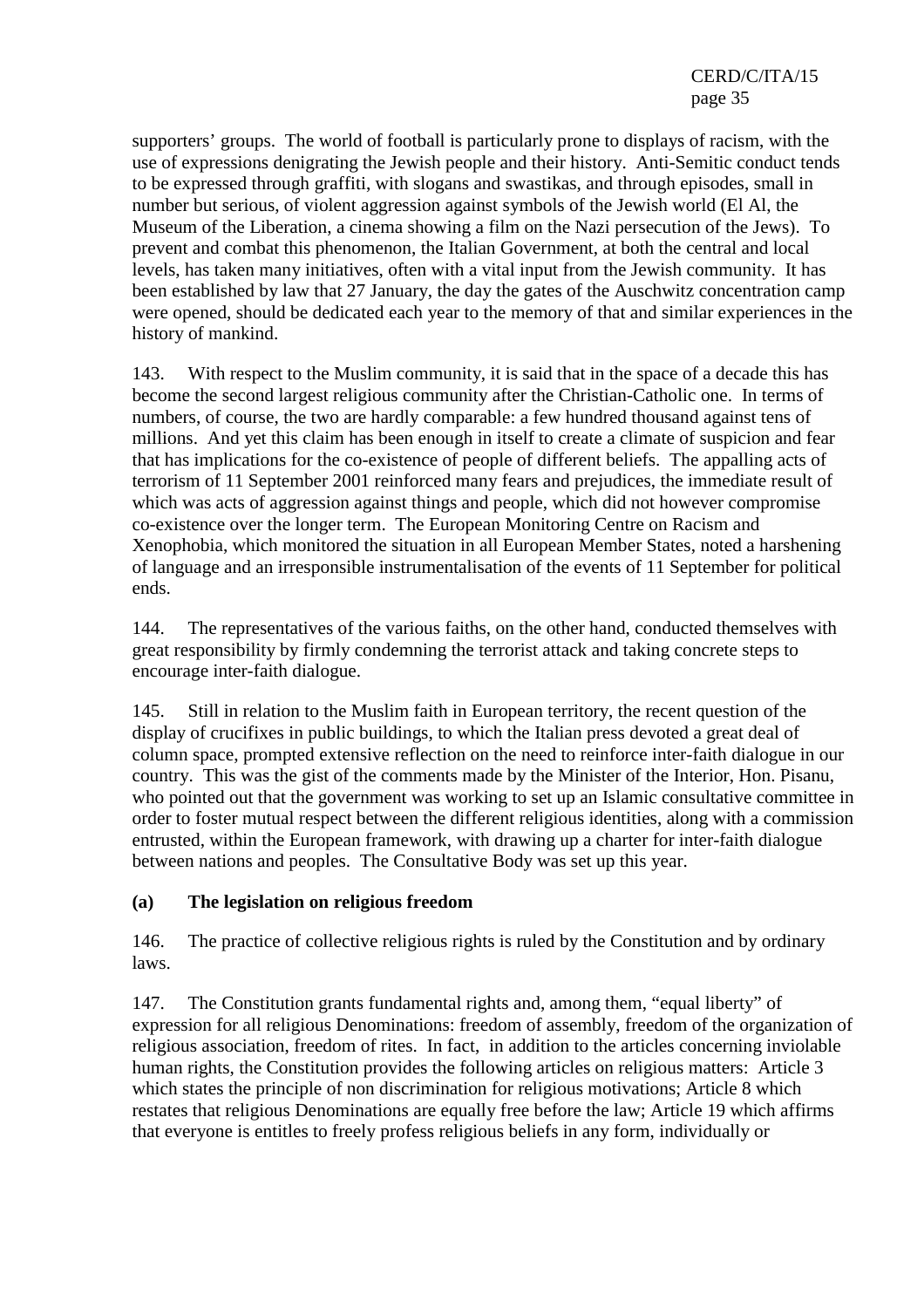supporters' groups. The world of football is particularly prone to displays of racism, with the use of expressions denigrating the Jewish people and their history. Anti-Semitic conduct tends to be expressed through graffiti, with slogans and swastikas, and through episodes, small in number but serious, of violent aggression against symbols of the Jewish world (El Al, the Museum of the Liberation, a cinema showing a film on the Nazi persecution of the Jews). To prevent and combat this phenomenon, the Italian Government, at both the central and local levels, has taken many initiatives, often with a vital input from the Jewish community. It has been established by law that 27 January, the day the gates of the Auschwitz concentration camp were opened, should be dedicated each year to the memory of that and similar experiences in the history of mankind.

143. With respect to the Muslim community, it is said that in the space of a decade this has become the second largest religious community after the Christian-Catholic one. In terms of numbers, of course, the two are hardly comparable: a few hundred thousand against tens of millions. And yet this claim has been enough in itself to create a climate of suspicion and fear that has implications for the co-existence of people of different beliefs. The appalling acts of terrorism of 11 September 2001 reinforced many fears and prejudices, the immediate result of which was acts of aggression against things and people, which did not however compromise co-existence over the longer term. The European Monitoring Centre on Racism and Xenophobia, which monitored the situation in all European Member States, noted a harshening of language and an irresponsible instrumentalisation of the events of 11 September for political ends.

144. The representatives of the various faiths, on the other hand, conducted themselves with great responsibility by firmly condemning the terrorist attack and taking concrete steps to encourage inter-faith dialogue.

145. Still in relation to the Muslim faith in European territory, the recent question of the display of crucifixes in public buildings, to which the Italian press devoted a great deal of column space, prompted extensive reflection on the need to reinforce inter-faith dialogue in our country. This was the gist of the comments made by the Minister of the Interior, Hon. Pisanu, who pointed out that the government was working to set up an Islamic consultative committee in order to foster mutual respect between the different religious identities, along with a commission entrusted, within the European framework, with drawing up a charter for inter-faith dialogue between nations and peoples. The Consultative Body was set up this year.

**(a) The legislation on religious freedom**

146. The practice of collective religious rights is ruled by the Constitution and by ordinary laws.

147. The Constitution grants fundamental rights and, among them, "equal liberty" of expression for all religious Denominations: freedom of assembly, freedom of the organization of religious association, freedom of rites. In fact, in addition to the articles concerning inviolable human rights, the Constitution provides the following articles on religious matters: Article 3 which states the principle of non discrimination for religious motivations; Article 8 which restates that religious Denominations are equally free before the law; Article 19 which affirms that everyone is entitles to freely profess religious beliefs in any form, individually or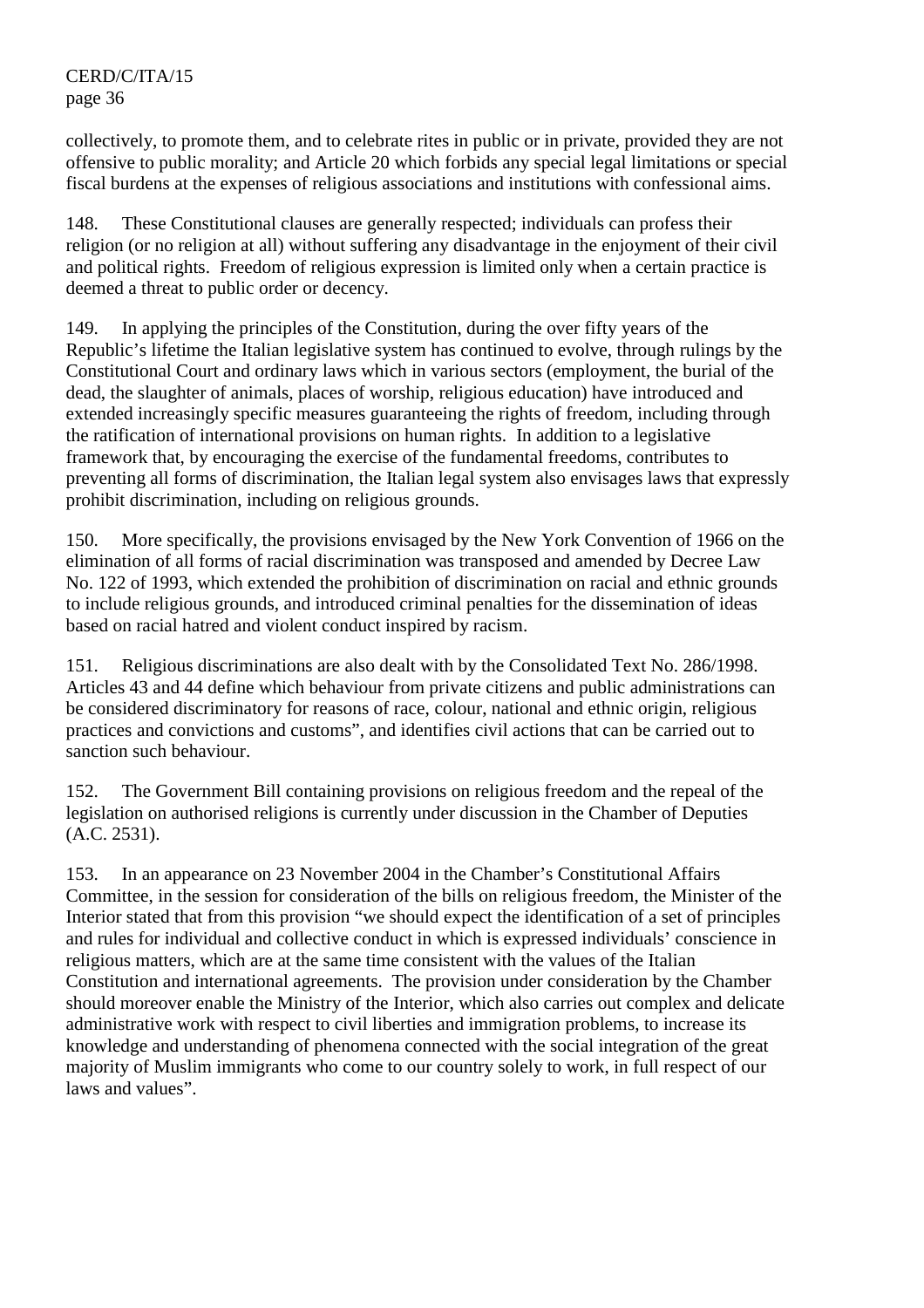collectively, to promote them, and to celebrate rites in public or in private, provided they are not offensive to public morality; and Article 20 which forbids any special legal limitations or special fiscal burdens at the expenses of religious associations and institutions with confessional aims.

148. These Constitutional clauses are generally respected; individuals can profess their religion (or no religion at all) without suffering any disadvantage in the enjoyment of their civil and political rights. Freedom of religious expression is limited only when a certain practice is deemed a threat to public order or decency.

149. In applying the principles of the Constitution, during the over fifty years of the Republic's lifetime the Italian legislative system has continued to evolve, through rulings by the Constitutional Court and ordinary laws which in various sectors (employment, the burial of the dead, the slaughter of animals, places of worship, religious education) have introduced and extended increasingly specific measures guaranteeing the rights of freedom, including through the ratification of international provisions on human rights. In addition to a legislative framework that, by encouraging the exercise of the fundamental freedoms, contributes to preventing all forms of discrimination, the Italian legal system also envisages laws that expressly prohibit discrimination, including on religious grounds.

150. More specifically, the provisions envisaged by the New York Convention of 1966 on the elimination of all forms of racial discrimination was transposed and amended by Decree Law No. 122 of 1993, which extended the prohibition of discrimination on racial and ethnic grounds to include religious grounds, and introduced criminal penalties for the dissemination of ideas based on racial hatred and violent conduct inspired by racism.

151. Religious discriminations are also dealt with by the Consolidated Text No. 286/1998. Articles 43 and 44 define which behaviour from private citizens and public administrations can be considered discriminatory for reasons of race, colour, national and ethnic origin, religious practices and convictions and customs", and identifies civil actions that can be carried out to sanction such behaviour.

152. The Government Bill containing provisions on religious freedom and the repeal of the legislation on authorised religions is currently under discussion in the Chamber of Deputies (A.C. 2531).

153. In an appearance on 23 November 2004 in the Chamber's Constitutional Affairs Committee, in the session for consideration of the bills on religious freedom, the Minister of the Interior stated that from this provision "we should expect the identification of a set of principles and rules for individual and collective conduct in which is expressed individuals' conscience in religious matters, which are at the same time consistent with the values of the Italian Constitution and international agreements. The provision under consideration by the Chamber should moreover enable the Ministry of the Interior, which also carries out complex and delicate administrative work with respect to civil liberties and immigration problems, to increase its knowledge and understanding of phenomena connected with the social integration of the great majority of Muslim immigrants who come to our country solely to work, in full respect of our laws and values".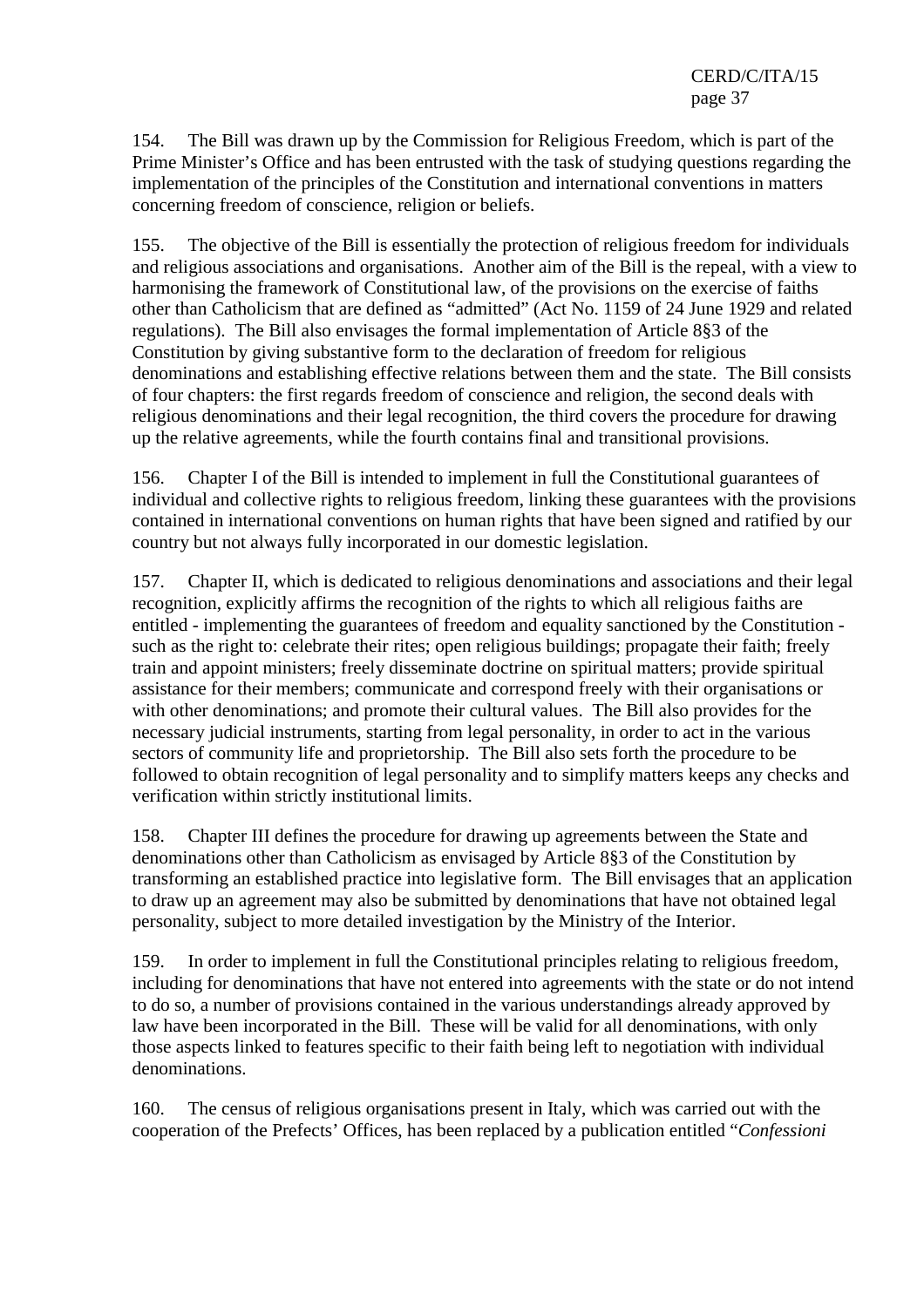154. The Bill was drawn up by the Commission for Religious Freedom, which is part of the Prime Minister's Office and has been entrusted with the task of studying questions regarding the implementation of the principles of the Constitution and international conventions in matters concerning freedom of conscience, religion or beliefs.

155. The objective of the Bill is essentially the protection of religious freedom for individuals and religious associations and organisations. Another aim of the Bill is the repeal, with a view to harmonising the framework of Constitutional law, of the provisions on the exercise of faiths other than Catholicism that are defined as "admitted" (Act No. 1159 of 24 June 1929 and related regulations). The Bill also envisages the formal implementation of Article 8§3 of the Constitution by giving substantive form to the declaration of freedom for religious denominations and establishing effective relations between them and the state. The Bill consists of four chapters: the first regards freedom of conscience and religion, the second deals with religious denominations and their legal recognition, the third covers the procedure for drawing up the relative agreements, while the fourth contains final and transitional provisions.

156. Chapter I of the Bill is intended to implement in full the Constitutional guarantees of individual and collective rights to religious freedom, linking these guarantees with the provisions contained in international conventions on human rights that have been signed and ratified by our country but not always fully incorporated in our domestic legislation.

157. Chapter II, which is dedicated to religious denominations and associations and their legal recognition, explicitly affirms the recognition of the rights to which all religious faiths are entitled - implementing the guarantees of freedom and equality sanctioned by the Constitution - such as the right to: celebrate their rites; open religious buildings; propagate their faith; freely train and appoint ministers; freely disseminate doctrine on spiritual matters; provide spiritual assistance for their members; communicate and correspond freely with their organisations or with other denominations; and promote their cultural values. The Bill also provides for the necessary judicial instruments, starting from legal personality, in order to act in the various sectors of community life and proprietorship. The Bill also sets forth the procedure to be followed to obtain recognition of legal personality and to simplify matters keeps any checks and verification within strictly institutional limits.

158. Chapter III defines the procedure for drawing up agreements between the State and denominations other than Catholicism as envisaged by Article 8§3 of the Constitution by transforming an established practice into legislative form. The Bill envisages that an application to draw up an agreement may also be submitted by denominations that have not obtained legal personality, subject to more detailed investigation by the Ministry of the Interior.

159. In order to implement in full the Constitutional principles relating to religious freedom, including for denominations that have not entered into agreements with the state or do not intend to do so, a number of provisions contained in the various understandings already approved by law have been incorporated in the Bill. These will be valid for all denominations, with only those aspects linked to features specific to their faith being left to negotiation with individual denominations.

160. The census of religious organisations present in Italy, which was carried out with the cooperation of the Prefects' Offices, has been replaced by a publication entitled "*Confessioni*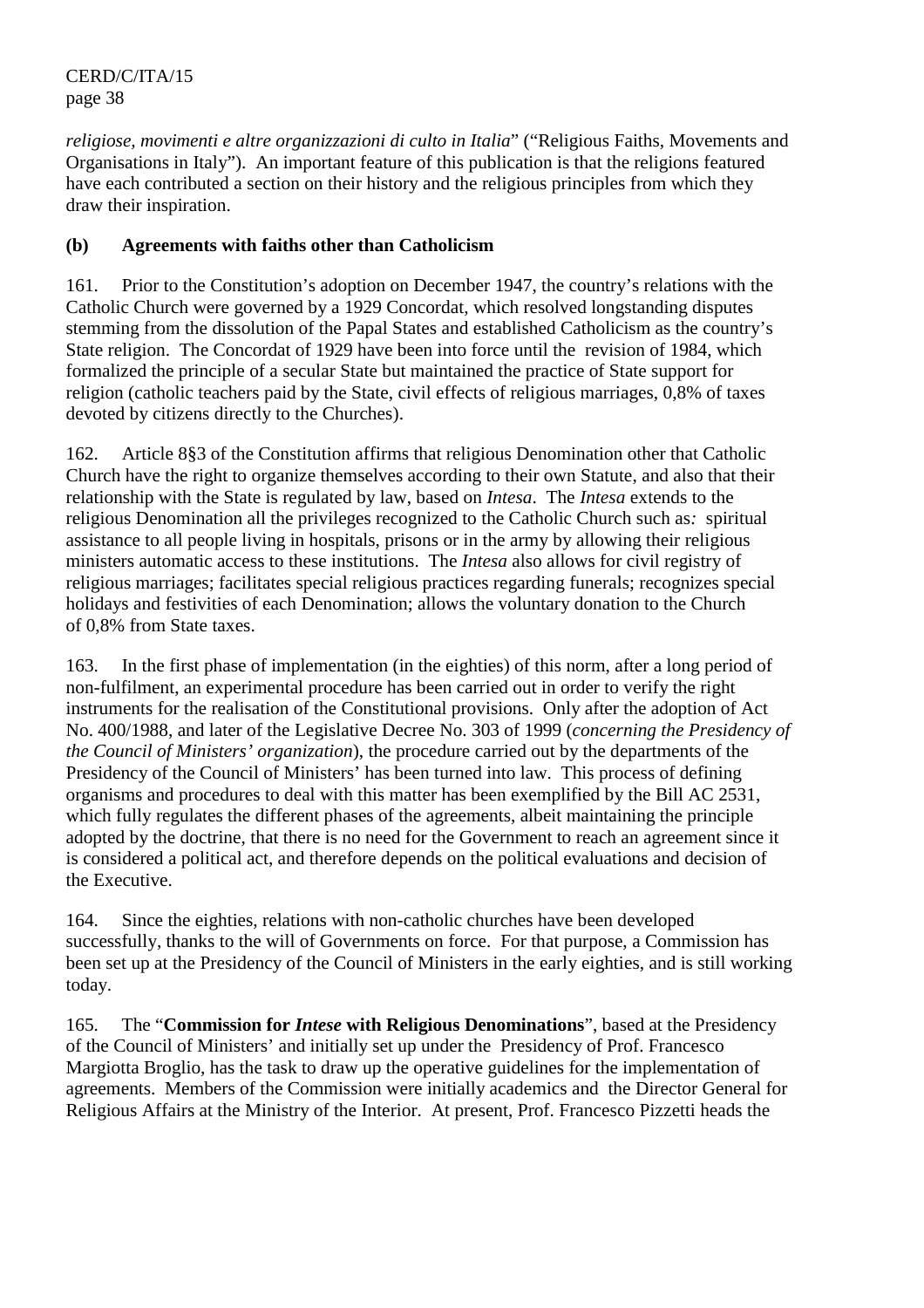*religiose, movimenti e altre organizzazioni di culto in Italia*" ("Religious Faiths, Movements and Organisations in Italy"). An important feature of this publication is that the religions featured have each contributed a section on their history and the religious principles from which they draw their inspiration.

**(b) Agreements with faiths other than Catholicism**

161. Prior to the Constitution's adoption on December 1947, the country's relations with the Catholic Church were governed by a 1929 Concordat, which resolved longstanding disputes stemming from the dissolution of the Papal States and established Catholicism as the country's State religion. The Concordat of 1929 have been into force until the revision of 1984, which formalized the principle of a secular State but maintained the practice of State support for religion (catholic teachers paid by the State, civil effects of religious marriages, 0,8% of taxes devoted by citizens directly to the Churches).

162. Article 8§3 of the Constitution affirms that religious Denomination other that Catholic Church have the right to organize themselves according to their own Statute, and also that their relationship with the State is regulated by law, based on *Intesa*. The *Intesa* extends to the religious Denomination all the privileges recognized to the Catholic Church such as*:* spiritual assistance to all people living in hospitals, prisons or in the army by allowing their religious ministers automatic access to these institutions. The *Intesa* also allows for civil registry of religious marriages; facilitates special religious practices regarding funerals; recognizes special holidays and festivities of each Denomination; allows the voluntary donation to the Church of 0,8% from State taxes.

163. In the first phase of implementation (in the eighties) of this norm, after a long period of non-fulfilment, an experimental procedure has been carried out in order to verify the right instruments for the realisation of the Constitutional provisions. Only after the adoption of Act No. 400/1988, and later of the Legislative Decree No. 303 of 1999 (*concerning the Presidency of the Council of Ministers' organization*), the procedure carried out by the departments of the Presidency of the Council of Ministers' has been turned into law. This process of defining organisms and procedures to deal with this matter has been exemplified by the Bill AC 2531, which fully regulates the different phases of the agreements, albeit maintaining the principle adopted by the doctrine, that there is no need for the Government to reach an agreement since it is considered a political act, and therefore depends on the political evaluations and decision of the Executive.

164. Since the eighties, relations with non-catholic churches have been developed successfully, thanks to the will of Governments on force. For that purpose, a Commission has been set up at the Presidency of the Council of Ministers in the early eighties, and is still working today.

165. The "**Commission for *Intese* with Religious Denominations**", based at the Presidency of the Council of Ministers' and initially set up under the Presidency of Prof. Francesco Margiotta Broglio, has the task to draw up the operative guidelines for the implementation of agreements. Members of the Commission were initially academics and the Director General for Religious Affairs at the Ministry of the Interior. At present, Prof. Francesco Pizzetti heads the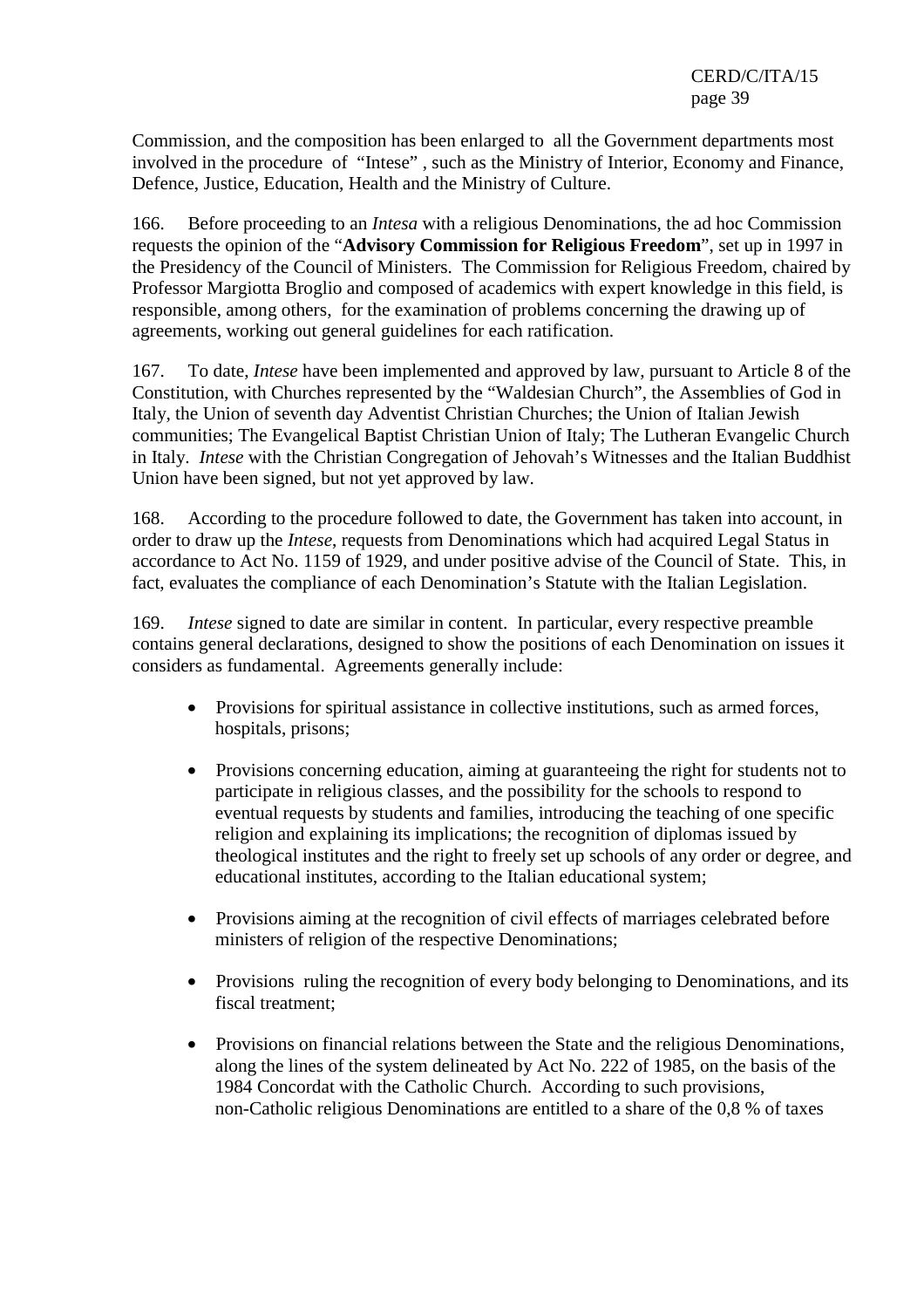Commission, and the composition has been enlarged to all the Government departments most involved in the procedure of "Intese" , such as the Ministry of Interior, Economy and Finance, Defence, Justice, Education, Health and the Ministry of Culture.

166. Before proceeding to an *Intesa* with a religious Denominations, the ad hoc Commission requests the opinion of the "**Advisory Commission for Religious Freedom**", set up in 1997 in the Presidency of the Council of Ministers. The Commission for Religious Freedom, chaired by Professor Margiotta Broglio and composed of academics with expert knowledge in this field, is responsible, among others, for the examination of problems concerning the drawing up of agreements, working out general guidelines for each ratification.

167. To date, *Intese* have been implemented and approved by law, pursuant to Article 8 of the Constitution, with Churches represented by the "Waldesian Church", the Assemblies of God in Italy, the Union of seventh day Adventist Christian Churches; the Union of Italian Jewish communities; The Evangelical Baptist Christian Union of Italy; The Lutheran Evangelic Church in Italy. *Intese* with the Christian Congregation of Jehovah's Witnesses and the Italian Buddhist Union have been signed, but not yet approved by law.

168. According to the procedure followed to date, the Government has taken into account, in order to draw up the *Intese*, requests from Denominations which had acquired Legal Status in accordance to Act No. 1159 of 1929, and under positive advise of the Council of State. This, in fact, evaluates the compliance of each Denomination's Statute with the Italian Legislation.

169. *Intese* signed to date are similar in content. In particular, every respective preamble contains general declarations, designed to show the positions of each Denomination on issues it considers as fundamental. Agreements generally include:

- Provisions for spiritual assistance in collective institutions, such as armed forces, hospitals, prisons;
- Provisions concerning education, aiming at guaranteeing the right for students not to participate in religious classes, and the possibility for the schools to respond to eventual requests by students and families, introducing the teaching of one specific religion and explaining its implications; the recognition of diplomas issued by theological institutes and the right to freely set up schools of any order or degree, and educational institutes, according to the Italian educational system;
- Provisions aiming at the recognition of civil effects of marriages celebrated before ministers of religion of the respective Denominations;
- Provisions ruling the recognition of every body belonging to Denominations, and its fiscal treatment;
- Provisions on financial relations between the State and the religious Denominations, along the lines of the system delineated by Act No. 222 of 1985, on the basis of the 1984 Concordat with the Catholic Church. According to such provisions, non-Catholic religious Denominations are entitled to a share of the 0,8 % of taxes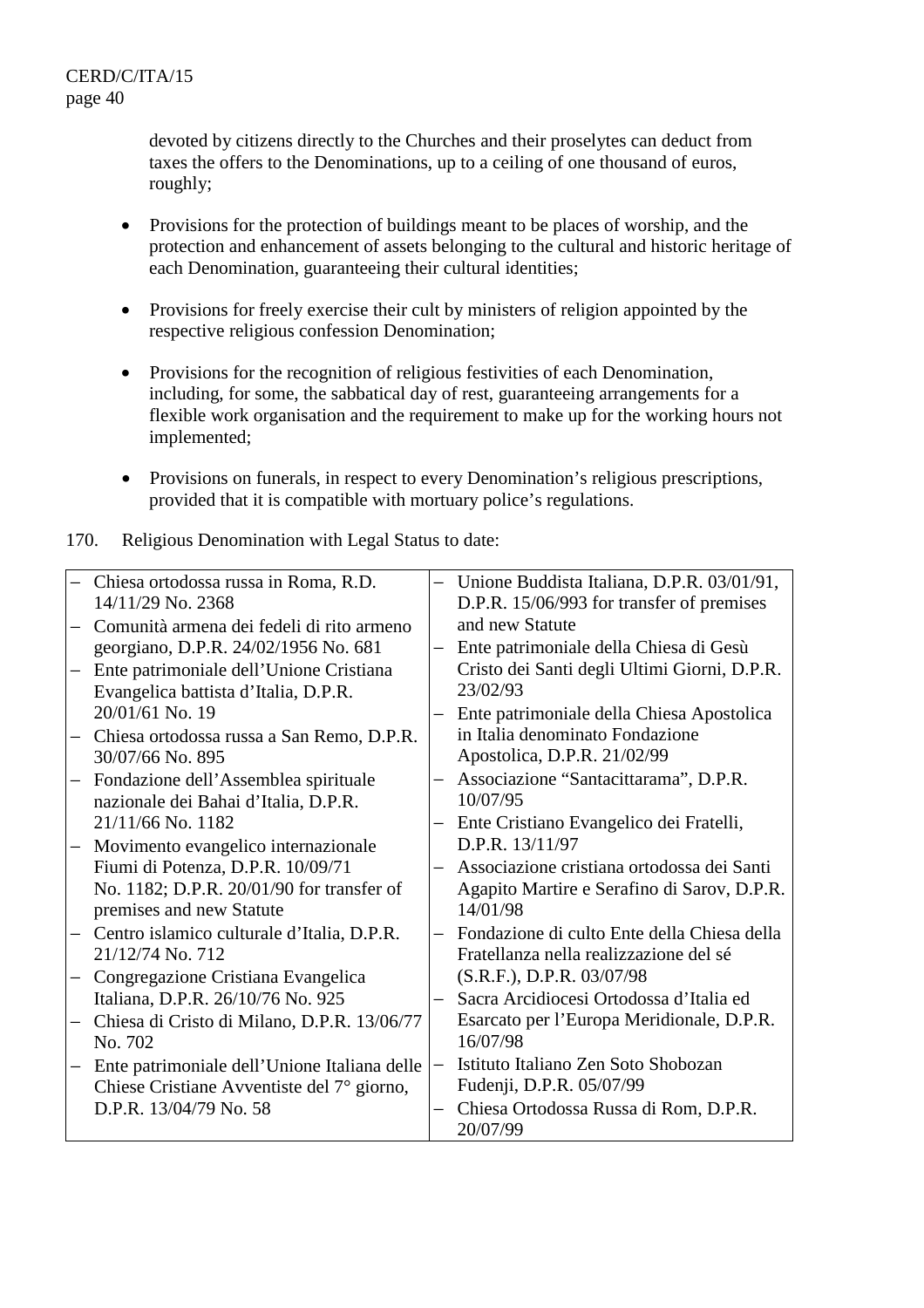devoted by citizens directly to the Churches and their proselytes can deduct from taxes the offers to the Denominations, up to a ceiling of one thousand of euros, roughly;

- Provisions for the protection of buildings meant to be places of worship, and the protection and enhancement of assets belonging to the cultural and historic heritage of each Denomination, guaranteeing their cultural identities;

- Provisions for freely exercise their cult by ministers of religion appointed by the respective religious confession Denomination;

- Provisions for the recognition of religious festivities of each Denomination, including, for some, the sabbatical day of rest, guaranteeing arrangements for a flexible work organisation and the requirement to make up for the working hours not implemented;

- Provisions on funerals, in respect to every Denomination's religious prescriptions, provided that it is compatible with mortuary police's regulations.

170. Religious Denomination with Legal Status to date:

- Chiesa ortodossa russa in Roma, R.D. 14/11/29 No. 2368
- Comunità armena dei fedeli di rito armeno georgiano, D.P.R. 24/02/1956 No. 681
- Ente patrimoniale dell'Unione Cristiana Evangelica battista d'Italia, D.P.R. 20/01/61 No. 19
- Chiesa ortodossa russa a San Remo, D.P.R. 30/07/66 No. 895
- Fondazione dell'Assemblea spirituale nazionale dei Bahai d'Italia, D.P.R. 21/11/66 No. 1182
- Movimento evangelico internazionale Fiumi di Potenza, D.P.R. 10/09/71 No. 1182; D.P.R. 20/01/90 for transfer of premises and new Statute
- Centro islamico culturale d'Italia, D.P.R. 21/12/74 No. 712
- Congregazione Cristiana Evangelica Italiana, D.P.R. 26/10/76 No. 925
- Chiesa di Cristo di Milano, D.P.R. 13/06/77 No. 702
- Ente patrimoniale dell'Unione Italiana delle Chiese Cristiane Avventiste del 7° giorno, D.P.R. 13/04/79 No. 58
- Unione Buddista Italiana, D.P.R. 03/01/91, D.P.R. 15/06/993 for transfer of premises and new Statute
- Ente patrimoniale della Chiesa di Gesù Cristo dei Santi degli Ultimi Giorni, D.P.R. 23/02/93
- Ente patrimoniale della Chiesa Apostolica in Italia denominato Fondazione Apostolica, D.P.R. 21/02/99
- Associazione "Santacittarama", D.P.R. 10/07/95
- Ente Cristiano Evangelico dei Fratelli, D.P.R. 13/11/97
- Associazione cristiana ortodossa dei Santi Agapito Martire e Serafino di Sarov, D.P.R. 14/01/98
- Fondazione di culto Ente della Chiesa della Fratellanza nella realizzazione del sé (S.R.F.), D.P.R. 03/07/98
- Sacra Arcidiocesi Ortodossa d'Italia ed Esarcato per l'Europa Meridionale, D.P.R. 16/07/98
- Istituto Italiano Zen Soto Shobozan Fudenji, D.P.R. 05/07/99
- Chiesa Ortodossa Russa di Rom, D.P.R. 20/07/99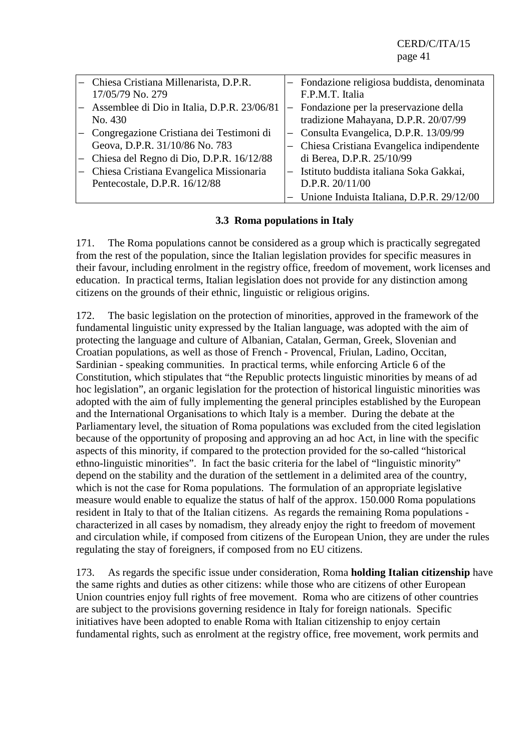| | |
|---|---|
| – Chiesa Cristiana Millenarista, D.P.R. 17/05/79 No. 279 | – Fondazione religiosa buddista, denominata F.P.M.T. Italia |
| – Assemblee di Dio in Italia, D.P.R. 23/06/81 No. 430 | – Fondazione per la preservazione della tradizione Mahayana, D.P.R. 20/07/99 |
| – Congregazione Cristiana dei Testimoni di Geova, D.P.R. 31/10/86 No. 783 | – Consulta Evangelica, D.P.R. 13/09/99 |
| – Chiesa del Regno di Dio, D.P.R. 16/12/88 | – Chiesa Cristiana Evangelica indipendente di Berea, D.P.R. 25/10/99 |
| – Chiesa Cristiana Evangelica Missionaria Pentecostale, D.P.R. 16/12/88 | – Istituto buddista italiana Soka Gakkai, D.P.R. 20/11/00 |
| | – Unione Induista Italiana, D.P.R. 29/12/00 |

### 3.3 Roma populations in Italy

171. The Roma populations cannot be considered as a group which is practically segregated from the rest of the population, since the Italian legislation provides for specific measures in their favour, including enrolment in the registry office, freedom of movement, work licenses and education. In practical terms, Italian legislation does not provide for any distinction among citizens on the grounds of their ethnic, linguistic or religious origins.

172. The basic legislation on the protection of minorities, approved in the framework of the fundamental linguistic unity expressed by the Italian language, was adopted with the aim of protecting the language and culture of Albanian, Catalan, German, Greek, Slovenian and Croatian populations, as well as those of French - Provencal, Friulan, Ladino, Occitan, Sardinian - speaking communities. In practical terms, while enforcing Article 6 of the Constitution, which stipulates that "the Republic protects linguistic minorities by means of ad hoc legislation", an organic legislation for the protection of historical linguistic minorities was adopted with the aim of fully implementing the general principles established by the European and the International Organisations to which Italy is a member. During the debate at the Parliamentary level, the situation of Roma populations was excluded from the cited legislation because of the opportunity of proposing and approving an ad hoc Act, in line with the specific aspects of this minority, if compared to the protection provided for the so-called "historical ethno-linguistic minorities". In fact the basic criteria for the label of "linguistic minority" depend on the stability and the duration of the settlement in a delimited area of the country, which is not the case for Roma populations. The formulation of an appropriate legislative measure would enable to equalize the status of half of the approx. 150.000 Roma populations resident in Italy to that of the Italian citizens. As regards the remaining Roma populations - characterized in all cases by nomadism, they already enjoy the right to freedom of movement and circulation while, if composed from citizens of the European Union, they are under the rules regulating the stay of foreigners, if composed from no EU citizens.

173. As regards the specific issue under consideration, Roma **holding Italian citizenship** have the same rights and duties as other citizens: while those who are citizens of other European Union countries enjoy full rights of free movement. Roma who are citizens of other countries are subject to the provisions governing residence in Italy for foreign nationals. Specific initiatives have been adopted to enable Roma with Italian citizenship to enjoy certain fundamental rights, such as enrolment at the registry office, free movement, work permits and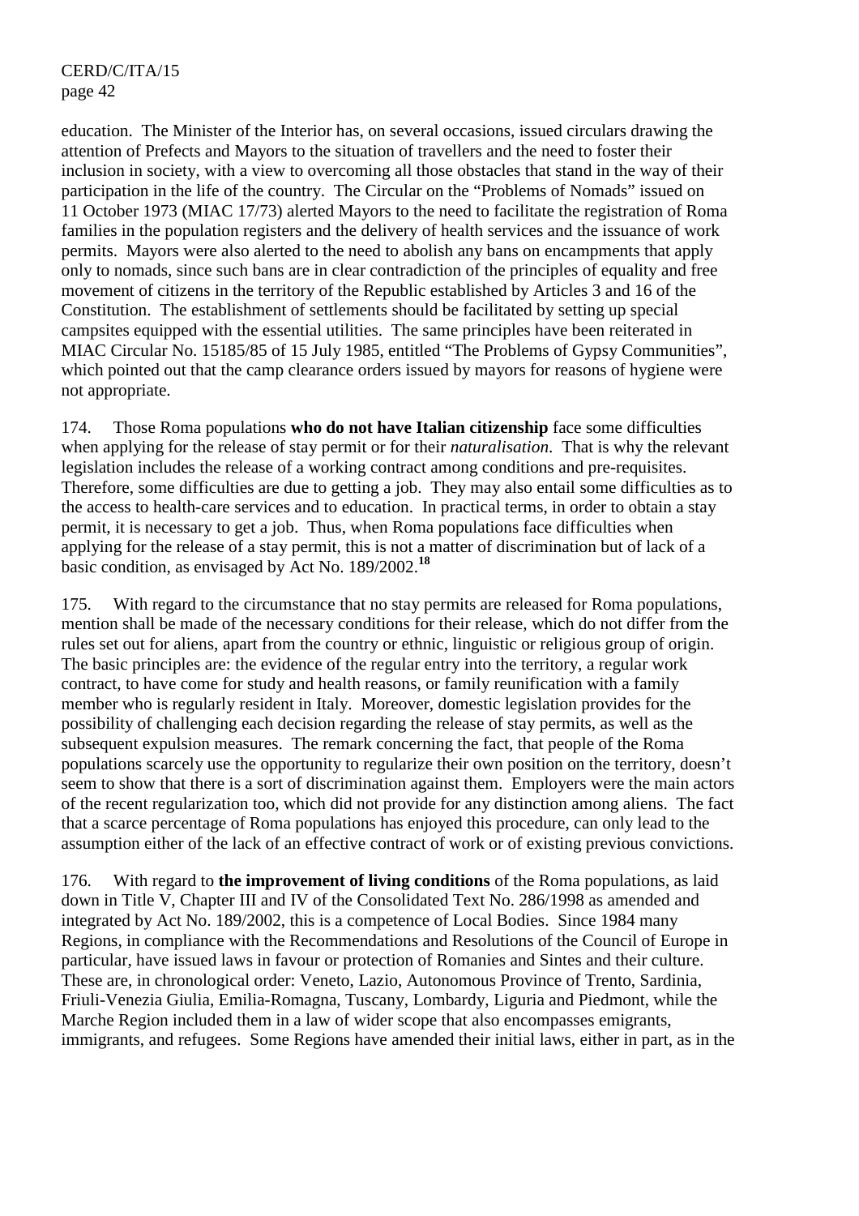education. The Minister of the Interior has, on several occasions, issued circulars drawing the attention of Prefects and Mayors to the situation of travellers and the need to foster their inclusion in society, with a view to overcoming all those obstacles that stand in the way of their participation in the life of the country. The Circular on the "Problems of Nomads" issued on 11 October 1973 (MIAC 17/73) alerted Mayors to the need to facilitate the registration of Roma families in the population registers and the delivery of health services and the issuance of work permits. Mayors were also alerted to the need to abolish any bans on encampments that apply only to nomads, since such bans are in clear contradiction of the principles of equality and free movement of citizens in the territory of the Republic established by Articles 3 and 16 of the Constitution. The establishment of settlements should be facilitated by setting up special campsites equipped with the essential utilities. The same principles have been reiterated in MIAC Circular No. 15185/85 of 15 July 1985, entitled "The Problems of Gypsy Communities", which pointed out that the camp clearance orders issued by mayors for reasons of hygiene were not appropriate.

174. Those Roma populations **who do not have Italian citizenship** face some difficulties when applying for the release of stay permit or for their *naturalisation*. That is why the relevant legislation includes the release of a working contract among conditions and pre-requisites. Therefore, some difficulties are due to getting a job. They may also entail some difficulties as to the access to health-care services and to education. In practical terms, in order to obtain a stay permit, it is necessary to get a job. Thus, when Roma populations face difficulties when applying for the release of a stay permit, this is not a matter of discrimination but of lack of a basic condition, as envisaged by Act No. 189/2002.[18]

175. With regard to the circumstance that no stay permits are released for Roma populations, mention shall be made of the necessary conditions for their release, which do not differ from the rules set out for aliens, apart from the country or ethnic, linguistic or religious group of origin. The basic principles are: the evidence of the regular entry into the territory, a regular work contract, to have come for study and health reasons, or family reunification with a family member who is regularly resident in Italy. Moreover, domestic legislation provides for the possibility of challenging each decision regarding the release of stay permits, as well as the subsequent expulsion measures. The remark concerning the fact, that people of the Roma populations scarcely use the opportunity to regularize their own position on the territory, doesn't seem to show that there is a sort of discrimination against them. Employers were the main actors of the recent regularization too, which did not provide for any distinction among aliens. The fact that a scarce percentage of Roma populations has enjoyed this procedure, can only lead to the assumption either of the lack of an effective contract of work or of existing previous convictions.

176. With regard to **the improvement of living conditions** of the Roma populations, as laid down in Title V, Chapter III and IV of the Consolidated Text No. 286/1998 as amended and integrated by Act No. 189/2002, this is a competence of Local Bodies. Since 1984 many Regions, in compliance with the Recommendations and Resolutions of the Council of Europe in particular, have issued laws in favour or protection of Romanies and Sintes and their culture. These are, in chronological order: Veneto, Lazio, Autonomous Province of Trento, Sardinia, Friuli-Venezia Giulia, Emilia-Romagna, Tuscany, Lombardy, Liguria and Piedmont, while the Marche Region included them in a law of wider scope that also encompasses emigrants, immigrants, and refugees. Some Regions have amended their initial laws, either in part, as in the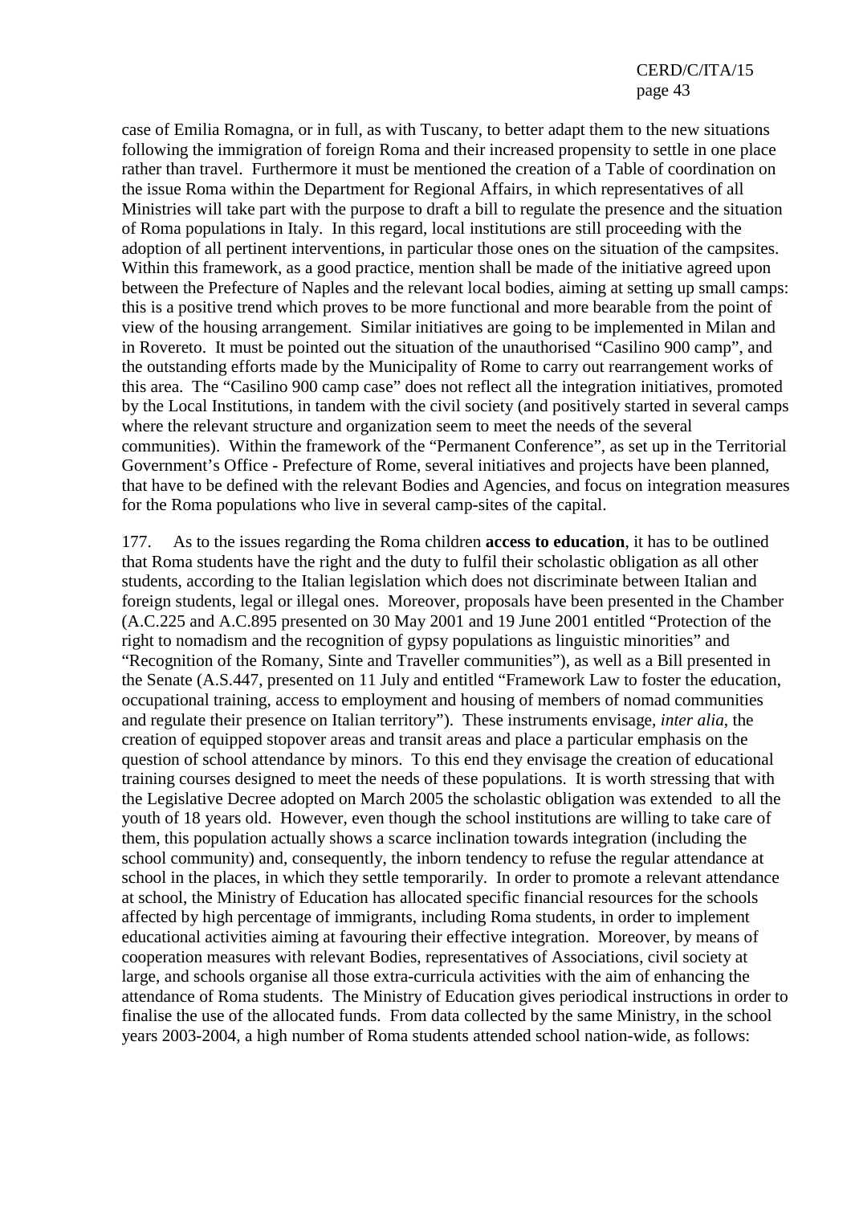case of Emilia Romagna, or in full, as with Tuscany, to better adapt them to the new situations following the immigration of foreign Roma and their increased propensity to settle in one place rather than travel. Furthermore it must be mentioned the creation of a Table of coordination on the issue Roma within the Department for Regional Affairs, in which representatives of all Ministries will take part with the purpose to draft a bill to regulate the presence and the situation of Roma populations in Italy. In this regard, local institutions are still proceeding with the adoption of all pertinent interventions, in particular those ones on the situation of the campsites. Within this framework, as a good practice, mention shall be made of the initiative agreed upon between the Prefecture of Naples and the relevant local bodies, aiming at setting up small camps: this is a positive trend which proves to be more functional and more bearable from the point of view of the housing arrangement. Similar initiatives are going to be implemented in Milan and in Rovereto. It must be pointed out the situation of the unauthorised "Casilino 900 camp", and the outstanding efforts made by the Municipality of Rome to carry out rearrangement works of this area. The "Casilino 900 camp case" does not reflect all the integration initiatives, promoted by the Local Institutions, in tandem with the civil society (and positively started in several camps where the relevant structure and organization seem to meet the needs of the several communities). Within the framework of the "Permanent Conference", as set up in the Territorial Government's Office - Prefecture of Rome, several initiatives and projects have been planned, that have to be defined with the relevant Bodies and Agencies, and focus on integration measures for the Roma populations who live in several camp-sites of the capital.

177. As to the issues regarding the Roma children **access to education**, it has to be outlined that Roma students have the right and the duty to fulfil their scholastic obligation as all other students, according to the Italian legislation which does not discriminate between Italian and foreign students, legal or illegal ones. Moreover, proposals have been presented in the Chamber (A.C.225 and A.C.895 presented on 30 May 2001 and 19 June 2001 entitled "Protection of the right to nomadism and the recognition of gypsy populations as linguistic minorities" and "Recognition of the Romany, Sinte and Traveller communities"), as well as a Bill presented in the Senate (A.S.447, presented on 11 July and entitled "Framework Law to foster the education, occupational training, access to employment and housing of members of nomad communities and regulate their presence on Italian territory"). These instruments envisage, *inter alia*, the creation of equipped stopover areas and transit areas and place a particular emphasis on the question of school attendance by minors. To this end they envisage the creation of educational training courses designed to meet the needs of these populations. It is worth stressing that with the Legislative Decree adopted on March 2005 the scholastic obligation was extended to all the youth of 18 years old. However, even though the school institutions are willing to take care of them, this population actually shows a scarce inclination towards integration (including the school community) and, consequently, the inborn tendency to refuse the regular attendance at school in the places, in which they settle temporarily. In order to promote a relevant attendance at school, the Ministry of Education has allocated specific financial resources for the schools affected by high percentage of immigrants, including Roma students, in order to implement educational activities aiming at favouring their effective integration. Moreover, by means of cooperation measures with relevant Bodies, representatives of Associations, civil society at large, and schools organise all those extra-curricula activities with the aim of enhancing the attendance of Roma students. The Ministry of Education gives periodical instructions in order to finalise the use of the allocated funds. From data collected by the same Ministry, in the school years 2003-2004, a high number of Roma students attended school nation-wide, as follows: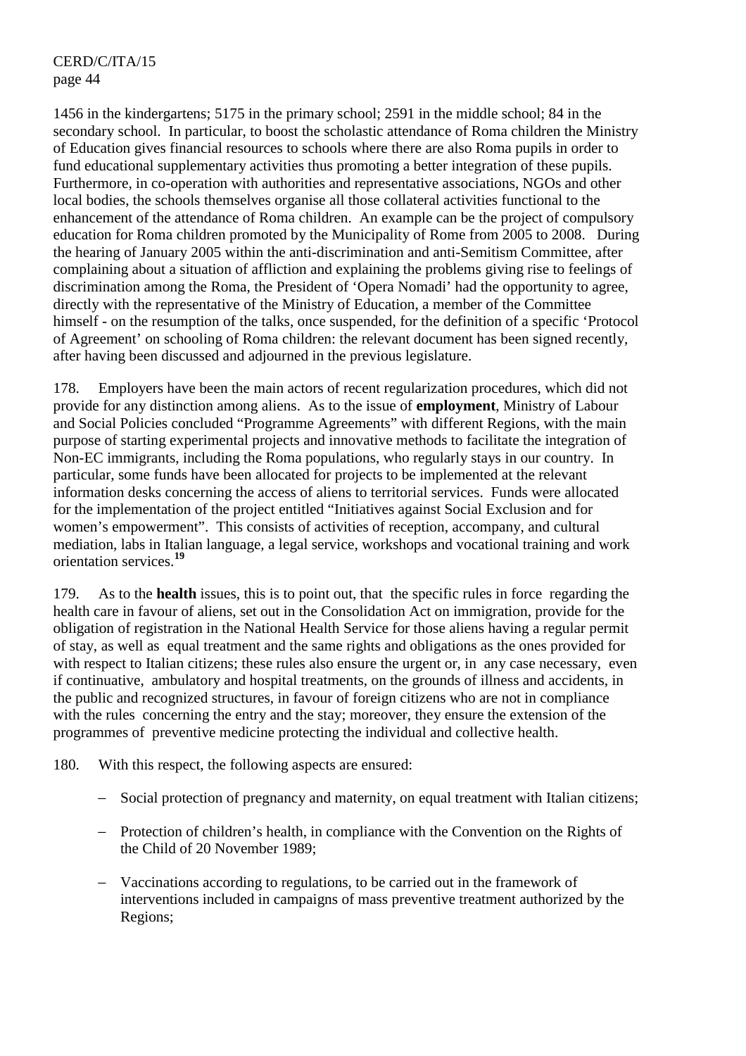1456 in the kindergartens; 5175 in the primary school; 2591 in the middle school; 84 in the secondary school. In particular, to boost the scholastic attendance of Roma children the Ministry of Education gives financial resources to schools where there are also Roma pupils in order to fund educational supplementary activities thus promoting a better integration of these pupils. Furthermore, in co-operation with authorities and representative associations, NGOs and other local bodies, the schools themselves organise all those collateral activities functional to the enhancement of the attendance of Roma children. An example can be the project of compulsory education for Roma children promoted by the Municipality of Rome from 2005 to 2008. During the hearing of January 2005 within the anti-discrimination and anti-Semitism Committee, after complaining about a situation of affliction and explaining the problems giving rise to feelings of discrimination among the Roma, the President of 'Opera Nomadi' had the opportunity to agree, directly with the representative of the Ministry of Education, a member of the Committee himself - on the resumption of the talks, once suspended, for the definition of a specific 'Protocol of Agreement' on schooling of Roma children: the relevant document has been signed recently, after having been discussed and adjourned in the previous legislature.

178. Employers have been the main actors of recent regularization procedures, which did not provide for any distinction among aliens. As to the issue of **employment**, Ministry of Labour and Social Policies concluded "Programme Agreements" with different Regions, with the main purpose of starting experimental projects and innovative methods to facilitate the integration of Non-EC immigrants, including the Roma populations, who regularly stays in our country. In particular, some funds have been allocated for projects to be implemented at the relevant information desks concerning the access of aliens to territorial services. Funds were allocated for the implementation of the project entitled "Initiatives against Social Exclusion and for women's empowerment". This consists of activities of reception, accompany, and cultural mediation, labs in Italian language, a legal service, workshops and vocational training and work orientation services.[19]

179. As to the **health** issues, this is to point out, that the specific rules in force regarding the health care in favour of aliens, set out in the Consolidation Act on immigration, provide for the obligation of registration in the National Health Service for those aliens having a regular permit of stay, as well as equal treatment and the same rights and obligations as the ones provided for with respect to Italian citizens; these rules also ensure the urgent or, in any case necessary, even if continuative, ambulatory and hospital treatments, on the grounds of illness and accidents, in the public and recognized structures, in favour of foreign citizens who are not in compliance with the rules concerning the entry and the stay; moreover, they ensure the extension of the programmes of preventive medicine protecting the individual and collective health.

180. With this respect, the following aspects are ensured:

- Social protection of pregnancy and maternity, on equal treatment with Italian citizens;
- Protection of children's health, in compliance with the Convention on the Rights of the Child of 20 November 1989;
- Vaccinations according to regulations, to be carried out in the framework of interventions included in campaigns of mass preventive treatment authorized by the Regions;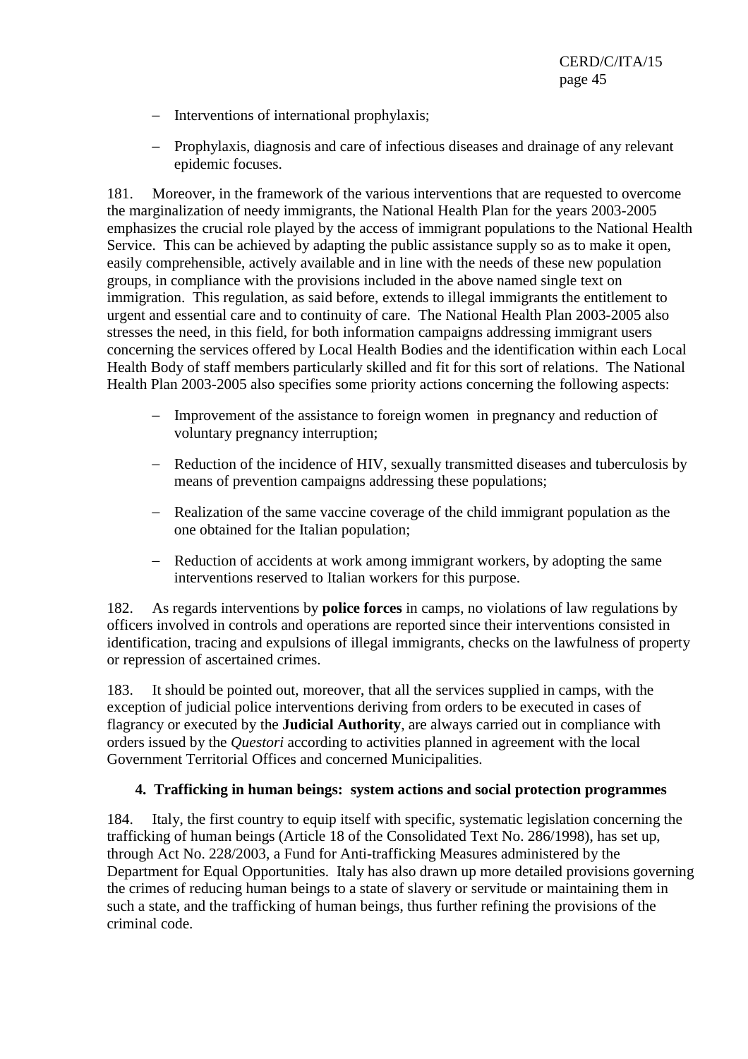- Interventions of international prophylaxis;
- Prophylaxis, diagnosis and care of infectious diseases and drainage of any relevant epidemic focuses.

181. Moreover, in the framework of the various interventions that are requested to overcome the marginalization of needy immigrants, the National Health Plan for the years 2003-2005 emphasizes the crucial role played by the access of immigrant populations to the National Health Service. This can be achieved by adapting the public assistance supply so as to make it open, easily comprehensible, actively available and in line with the needs of these new population groups, in compliance with the provisions included in the above named single text on immigration. This regulation, as said before, extends to illegal immigrants the entitlement to urgent and essential care and to continuity of care. The National Health Plan 2003-2005 also stresses the need, in this field, for both information campaigns addressing immigrant users concerning the services offered by Local Health Bodies and the identification within each Local Health Body of staff members particularly skilled and fit for this sort of relations. The National Health Plan 2003-2005 also specifies some priority actions concerning the following aspects:

- Improvement of the assistance to foreign women in pregnancy and reduction of voluntary pregnancy interruption;
- Reduction of the incidence of HIV, sexually transmitted diseases and tuberculosis by means of prevention campaigns addressing these populations;
- Realization of the same vaccine coverage of the child immigrant population as the one obtained for the Italian population;
- Reduction of accidents at work among immigrant workers, by adopting the same interventions reserved to Italian workers for this purpose.

182. As regards interventions by **police forces** in camps, no violations of law regulations by officers involved in controls and operations are reported since their interventions consisted in identification, tracing and expulsions of illegal immigrants, checks on the lawfulness of property or repression of ascertained crimes.

183. It should be pointed out, moreover, that all the services supplied in camps, with the exception of judicial police interventions deriving from orders to be executed in cases of flagrancy or executed by the **Judicial Authority**, are always carried out in compliance with orders issued by the *Questori* according to activities planned in agreement with the local Government Territorial Offices and concerned Municipalities.

### 4. Trafficking in human beings: system actions and social protection programmes

184. Italy, the first country to equip itself with specific, systematic legislation concerning the trafficking of human beings (Article 18 of the Consolidated Text No. 286/1998), has set up, through Act No. 228/2003, a Fund for Anti-trafficking Measures administered by the Department for Equal Opportunities. Italy has also drawn up more detailed provisions governing the crimes of reducing human beings to a state of slavery or servitude or maintaining them in such a state, and the trafficking of human beings, thus further refining the provisions of the criminal code.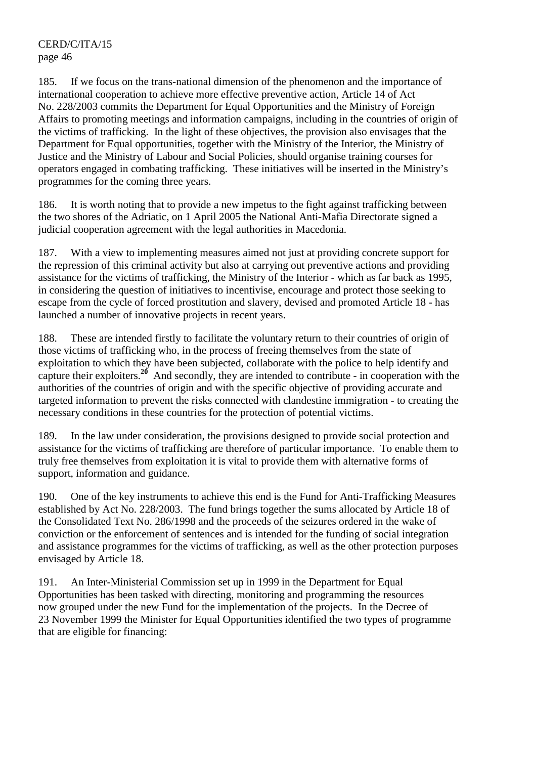185. If we focus on the trans-national dimension of the phenomenon and the importance of international cooperation to achieve more effective preventive action, Article 14 of Act No. 228/2003 commits the Department for Equal Opportunities and the Ministry of Foreign Affairs to promoting meetings and information campaigns, including in the countries of origin of the victims of trafficking. In the light of these objectives, the provision also envisages that the Department for Equal opportunities, together with the Ministry of the Interior, the Ministry of Justice and the Ministry of Labour and Social Policies, should organise training courses for operators engaged in combating trafficking. These initiatives will be inserted in the Ministry's programmes for the coming three years.

186. It is worth noting that to provide a new impetus to the fight against trafficking between the two shores of the Adriatic, on 1 April 2005 the National Anti-Mafia Directorate signed a judicial cooperation agreement with the legal authorities in Macedonia.

187. With a view to implementing measures aimed not just at providing concrete support for the repression of this criminal activity but also at carrying out preventive actions and providing assistance for the victims of trafficking, the Ministry of the Interior - which as far back as 1995, in considering the question of initiatives to incentivise, encourage and protect those seeking to escape from the cycle of forced prostitution and slavery, devised and promoted Article 18 - has launched a number of innovative projects in recent years.

188. These are intended firstly to facilitate the voluntary return to their countries of origin of those victims of trafficking who, in the process of freeing themselves from the state of exploitation to which they have been subjected, collaborate with the police to help identify and capture their exploiters.[20] And secondly, they are intended to contribute - in cooperation with the authorities of the countries of origin and with the specific objective of providing accurate and targeted information to prevent the risks connected with clandestine immigration - to creating the necessary conditions in these countries for the protection of potential victims.

189. In the law under consideration, the provisions designed to provide social protection and assistance for the victims of trafficking are therefore of particular importance. To enable them to truly free themselves from exploitation it is vital to provide them with alternative forms of support, information and guidance.

190. One of the key instruments to achieve this end is the Fund for Anti-Trafficking Measures established by Act No. 228/2003. The fund brings together the sums allocated by Article 18 of the Consolidated Text No. 286/1998 and the proceeds of the seizures ordered in the wake of conviction or the enforcement of sentences and is intended for the funding of social integration and assistance programmes for the victims of trafficking, as well as the other protection purposes envisaged by Article 18.

191. An Inter-Ministerial Commission set up in 1999 in the Department for Equal Opportunities has been tasked with directing, monitoring and programming the resources now grouped under the new Fund for the implementation of the projects. In the Decree of 23 November 1999 the Minister for Equal Opportunities identified the two types of programme that are eligible for financing: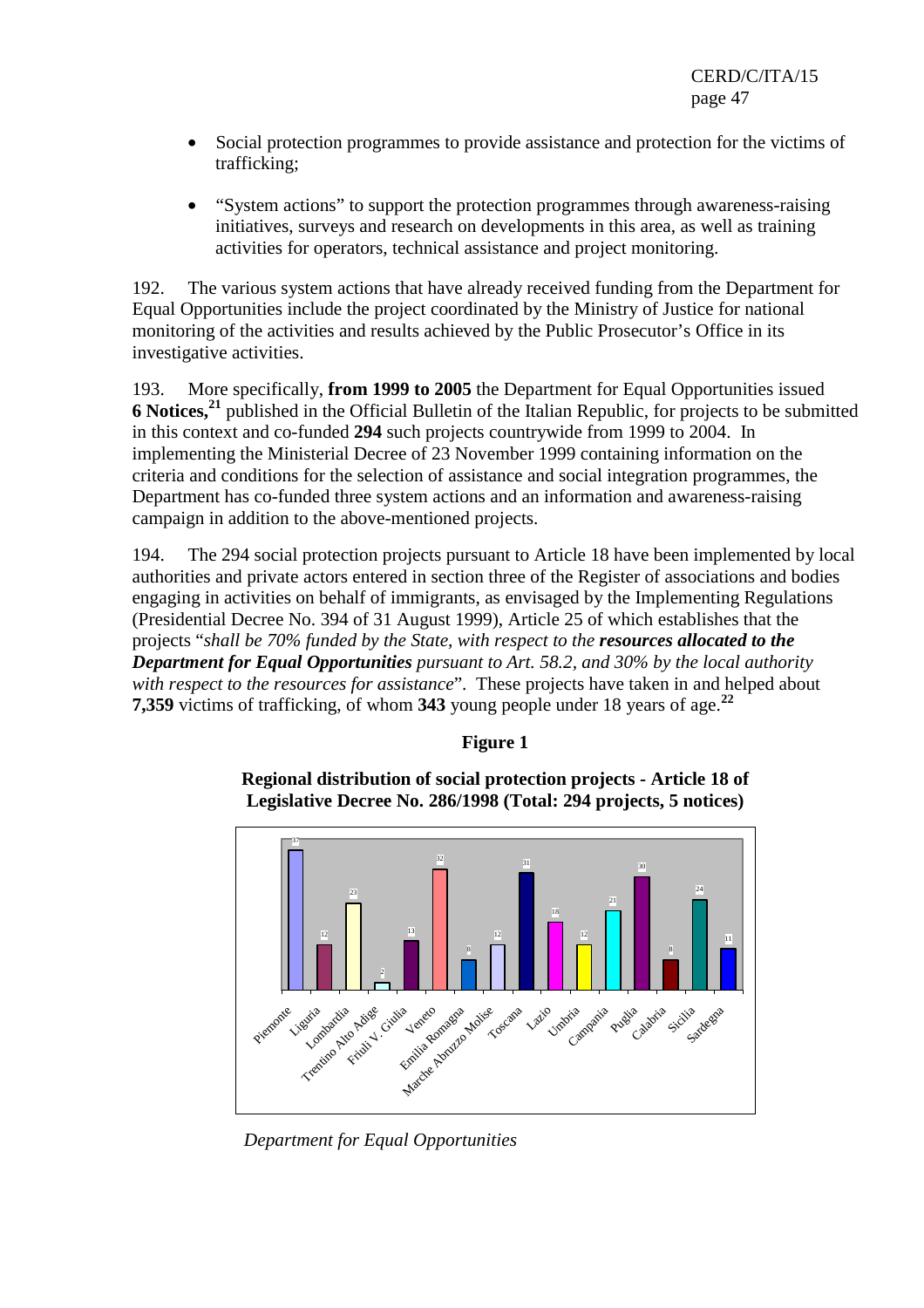- Social protection programmes to provide assistance and protection for the victims of trafficking;

- "System actions" to support the protection programmes through awareness-raising initiatives, surveys and research on developments in this area, as well as training activities for operators, technical assistance and project monitoring.

192. The various system actions that have already received funding from the Department for Equal Opportunities include the project coordinated by the Ministry of Justice for national monitoring of the activities and results achieved by the Public Prosecutor's Office in its investigative activities.

193. More specifically, **from 1999 to 2005** the Department for Equal Opportunities issued **6 Notices,**[21] published in the Official Bulletin of the Italian Republic, for projects to be submitted in this context and co-funded **294** such projects countrywide from 1999 to 2004. In implementing the Ministerial Decree of 23 November 1999 containing information on the criteria and conditions for the selection of assistance and social integration programmes, the Department has co-funded three system actions and an information and awareness-raising campaign in addition to the above-mentioned projects.

194. The 294 social protection projects pursuant to Article 18 have been implemented by local authorities and private actors entered in section three of the Register of associations and bodies engaging in activities on behalf of immigrants, as envisaged by the Implementing Regulations (Presidential Decree No. 394 of 31 August 1999), Article 25 of which establishes that the projects "*shall be 70% funded by the State, with respect to the* ***resources allocated to the Department for Equal Opportunities*** *pursuant to Art. 58.2, and 30% by the local authority with respect to the resources for assistance*". These projects have taken in and helped about **7,359** victims of trafficking, of whom **343** young people under 18 years of age.[22]

**Figure 1**

**Regional distribution of social protection projects - Article 18 of Legislative Decree No. 286/1998 (Total: 294 projects, 5 notices)**

| Region | Projects |
|---|---|
| Piemonte | 37 |
| Liguria | 12 |
| Lombardia | 23 |
| Trentino Alto Adige | 2 |
| Friuli V. Giulia | 13 |
| Veneto | 32 |
| Emilia Romagna | 8 |
| Marche Abruzzo Molise | 12 |
| Toscana | 31 |
| Lazio | 18 |
| Umbria | 12 |
| Campania | 21 |
| Puglia | 30 |
| Calabria | 8 |
| Sicilia | 24 |
| Sardegna | 11 |

*Department for Equal Opportunities*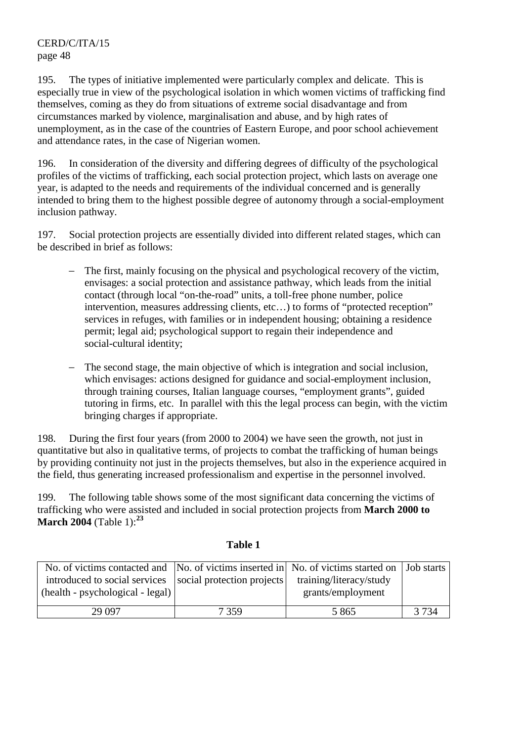195. The types of initiative implemented were particularly complex and delicate. This is especially true in view of the psychological isolation in which women victims of trafficking find themselves, coming as they do from situations of extreme social disadvantage and from circumstances marked by violence, marginalisation and abuse, and by high rates of unemployment, as in the case of the countries of Eastern Europe, and poor school achievement and attendance rates, in the case of Nigerian women.

196. In consideration of the diversity and differing degrees of difficulty of the psychological profiles of the victims of trafficking, each social protection project, which lasts on average one year, is adapted to the needs and requirements of the individual concerned and is generally intended to bring them to the highest possible degree of autonomy through a social-employment inclusion pathway.

197. Social protection projects are essentially divided into different related stages, which can be described in brief as follows:

- The first, mainly focusing on the physical and psychological recovery of the victim, envisages: a social protection and assistance pathway, which leads from the initial contact (through local "on-the-road" units, a toll-free phone number, police intervention, measures addressing clients, etc…) to forms of "protected reception" services in refuges, with families or in independent housing; obtaining a residence permit; legal aid; psychological support to regain their independence and social-cultural identity;

- The second stage, the main objective of which is integration and social inclusion, which envisages: actions designed for guidance and social-employment inclusion, through training courses, Italian language courses, "employment grants", guided tutoring in firms, etc. In parallel with this the legal process can begin, with the victim bringing charges if appropriate.

198. During the first four years (from 2000 to 2004) we have seen the growth, not just in quantitative but also in qualitative terms, of projects to combat the trafficking of human beings by providing continuity not just in the projects themselves, but also in the experience acquired in the field, thus generating increased professionalism and expertise in the personnel involved.

199. The following table shows some of the most significant data concerning the victims of trafficking who were assisted and included in social protection projects from **March 2000 to March 2004** (Table 1):[23]

**Table 1**

| No. of victims contacted and introduced to social services (health - psychological - legal) | No. of victims inserted in social protection projects | No. of victims started on training/literacy/study grants/employment | Job starts |
|---|---|---|---|
| 29 097 | 7 359 | 5 865 | 3 734 |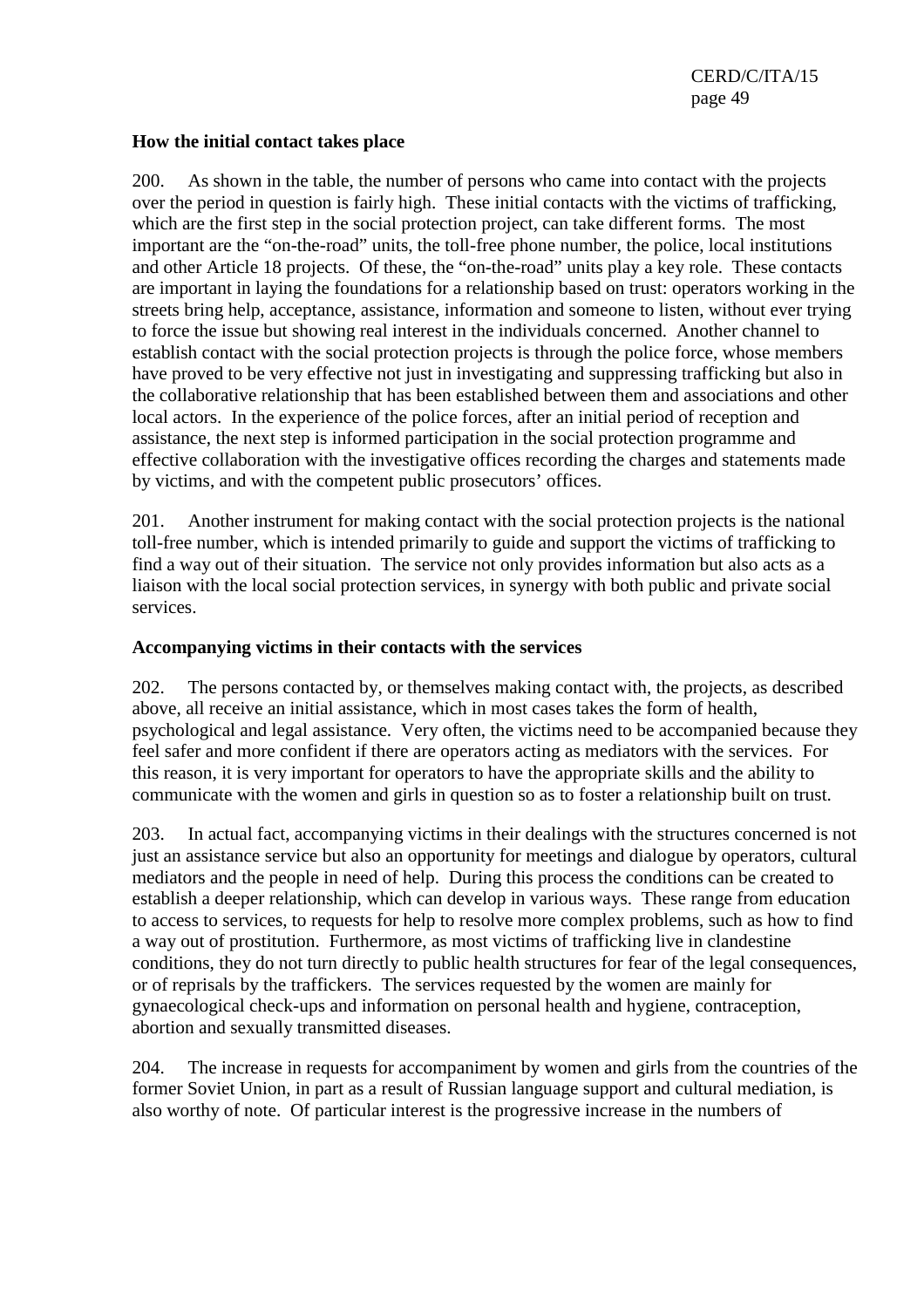**How the initial contact takes place**

200. As shown in the table, the number of persons who came into contact with the projects over the period in question is fairly high. These initial contacts with the victims of trafficking, which are the first step in the social protection project, can take different forms. The most important are the "on-the-road" units, the toll-free phone number, the police, local institutions and other Article 18 projects. Of these, the "on-the-road" units play a key role. These contacts are important in laying the foundations for a relationship based on trust: operators working in the streets bring help, acceptance, assistance, information and someone to listen, without ever trying to force the issue but showing real interest in the individuals concerned. Another channel to establish contact with the social protection projects is through the police force, whose members have proved to be very effective not just in investigating and suppressing trafficking but also in the collaborative relationship that has been established between them and associations and other local actors. In the experience of the police forces, after an initial period of reception and assistance, the next step is informed participation in the social protection programme and effective collaboration with the investigative offices recording the charges and statements made by victims, and with the competent public prosecutors' offices.

201. Another instrument for making contact with the social protection projects is the national toll-free number, which is intended primarily to guide and support the victims of trafficking to find a way out of their situation. The service not only provides information but also acts as a liaison with the local social protection services, in synergy with both public and private social services.

**Accompanying victims in their contacts with the services**

202. The persons contacted by, or themselves making contact with, the projects, as described above, all receive an initial assistance, which in most cases takes the form of health, psychological and legal assistance. Very often, the victims need to be accompanied because they feel safer and more confident if there are operators acting as mediators with the services. For this reason, it is very important for operators to have the appropriate skills and the ability to communicate with the women and girls in question so as to foster a relationship built on trust.

203. In actual fact, accompanying victims in their dealings with the structures concerned is not just an assistance service but also an opportunity for meetings and dialogue by operators, cultural mediators and the people in need of help. During this process the conditions can be created to establish a deeper relationship, which can develop in various ways. These range from education to access to services, to requests for help to resolve more complex problems, such as how to find a way out of prostitution. Furthermore, as most victims of trafficking live in clandestine conditions, they do not turn directly to public health structures for fear of the legal consequences, or of reprisals by the traffickers. The services requested by the women are mainly for gynaecological check-ups and information on personal health and hygiene, contraception, abortion and sexually transmitted diseases.

204. The increase in requests for accompaniment by women and girls from the countries of the former Soviet Union, in part as a result of Russian language support and cultural mediation, is also worthy of note. Of particular interest is the progressive increase in the numbers of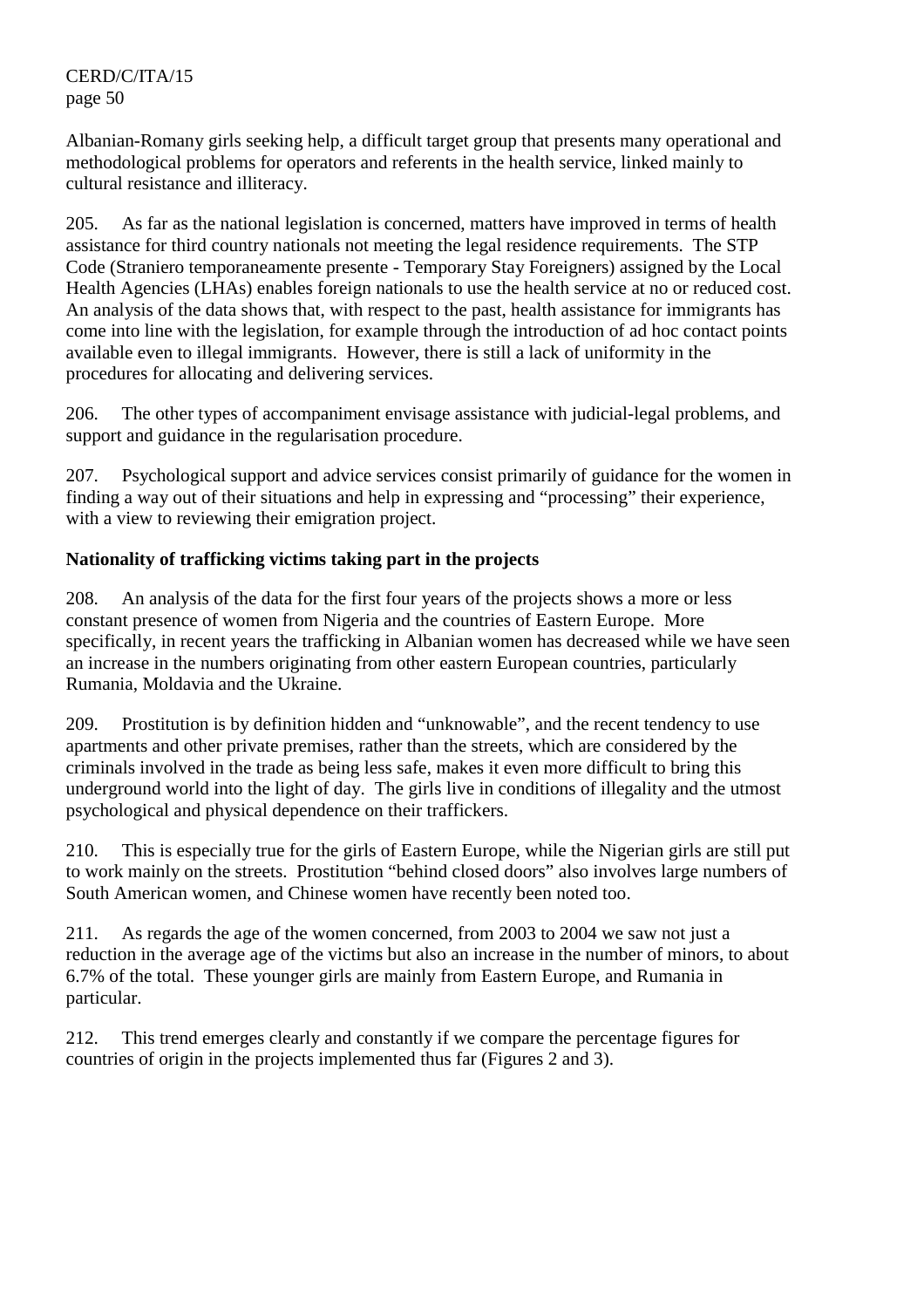Albanian-Romany girls seeking help, a difficult target group that presents many operational and methodological problems for operators and referents in the health service, linked mainly to cultural resistance and illiteracy.

205. As far as the national legislation is concerned, matters have improved in terms of health assistance for third country nationals not meeting the legal residence requirements. The STP Code (Straniero temporaneamente presente - Temporary Stay Foreigners) assigned by the Local Health Agencies (LHAs) enables foreign nationals to use the health service at no or reduced cost. An analysis of the data shows that, with respect to the past, health assistance for immigrants has come into line with the legislation, for example through the introduction of ad hoc contact points available even to illegal immigrants. However, there is still a lack of uniformity in the procedures for allocating and delivering services.

206. The other types of accompaniment envisage assistance with judicial-legal problems, and support and guidance in the regularisation procedure.

207. Psychological support and advice services consist primarily of guidance for the women in finding a way out of their situations and help in expressing and "processing" their experience, with a view to reviewing their emigration project.

**Nationality of trafficking victims taking part in the projects**

208. An analysis of the data for the first four years of the projects shows a more or less constant presence of women from Nigeria and the countries of Eastern Europe. More specifically, in recent years the trafficking in Albanian women has decreased while we have seen an increase in the numbers originating from other eastern European countries, particularly Rumania, Moldavia and the Ukraine.

209. Prostitution is by definition hidden and "unknowable", and the recent tendency to use apartments and other private premises, rather than the streets, which are considered by the criminals involved in the trade as being less safe, makes it even more difficult to bring this underground world into the light of day. The girls live in conditions of illegality and the utmost psychological and physical dependence on their traffickers.

210. This is especially true for the girls of Eastern Europe, while the Nigerian girls are still put to work mainly on the streets. Prostitution "behind closed doors" also involves large numbers of South American women, and Chinese women have recently been noted too.

211. As regards the age of the women concerned, from 2003 to 2004 we saw not just a reduction in the average age of the victims but also an increase in the number of minors, to about 6.7% of the total. These younger girls are mainly from Eastern Europe, and Rumania in particular.

212. This trend emerges clearly and constantly if we compare the percentage figures for countries of origin in the projects implemented thus far (Figures 2 and 3).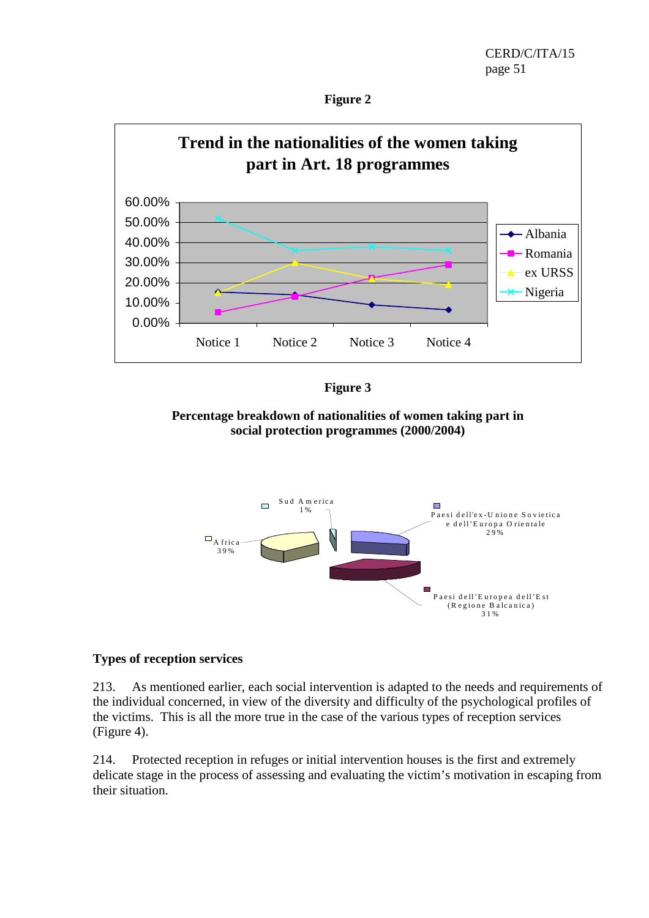**Figure 2**

**Trend in the nationalities of the women taking part in Art. 18 programmes**

**Figure 3**

**Percentage breakdown of nationalities of women taking part in social protection programmes (2000/2004)**

### Types of reception services

213. As mentioned earlier, each social intervention is adapted to the needs and requirements of the individual concerned, in view of the diversity and difficulty of the psychological profiles of the victims. This is all the more true in the case of the various types of reception services (Figure 4).

214. Protected reception in refuges or initial intervention houses is the first and extremely delicate stage in the process of assessing and evaluating the victim's motivation in escaping from their situation.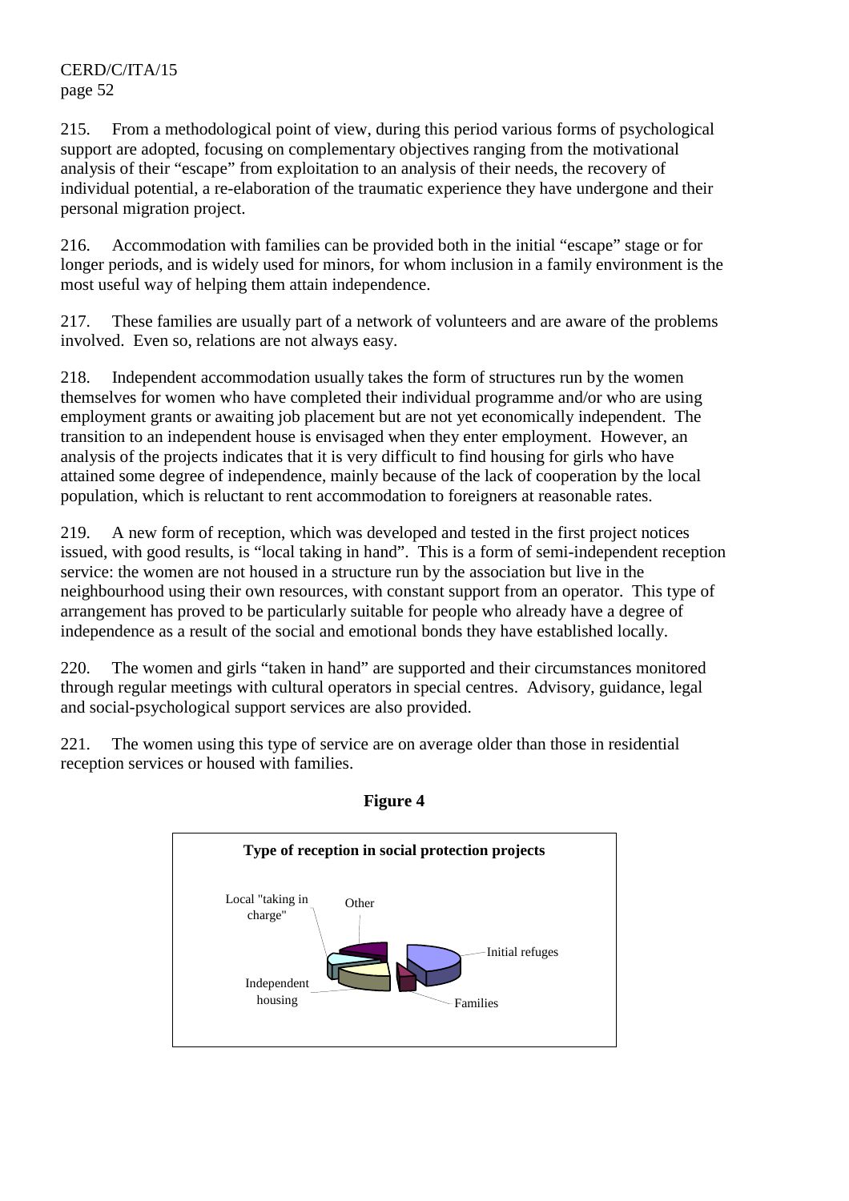215. From a methodological point of view, during this period various forms of psychological support are adopted, focusing on complementary objectives ranging from the motivational analysis of their "escape" from exploitation to an analysis of their needs, the recovery of individual potential, a re-elaboration of the traumatic experience they have undergone and their personal migration project.

216. Accommodation with families can be provided both in the initial "escape" stage or for longer periods, and is widely used for minors, for whom inclusion in a family environment is the most useful way of helping them attain independence.

217. These families are usually part of a network of volunteers and are aware of the problems involved. Even so, relations are not always easy.

218. Independent accommodation usually takes the form of structures run by the women themselves for women who have completed their individual programme and/or who are using employment grants or awaiting job placement but are not yet economically independent. The transition to an independent house is envisaged when they enter employment. However, an analysis of the projects indicates that it is very difficult to find housing for girls who have attained some degree of independence, mainly because of the lack of cooperation by the local population, which is reluctant to rent accommodation to foreigners at reasonable rates.

219. A new form of reception, which was developed and tested in the first project notices issued, with good results, is "local taking in hand". This is a form of semi-independent reception service: the women are not housed in a structure run by the association but live in the neighbourhood using their own resources, with constant support from an operator. This type of arrangement has proved to be particularly suitable for people who already have a degree of independence as a result of the social and emotional bonds they have established locally.

220. The women and girls "taken in hand" are supported and their circumstances monitored through regular meetings with cultural operators in special centres. Advisory, guidance, legal and social-psychological support services are also provided.

221. The women using this type of service are on average older than those in residential reception services or housed with families.

**Figure 4**

**Type of reception in social protection projects**

Local "taking in charge" | Other | Initial refuges | Independent housing | Families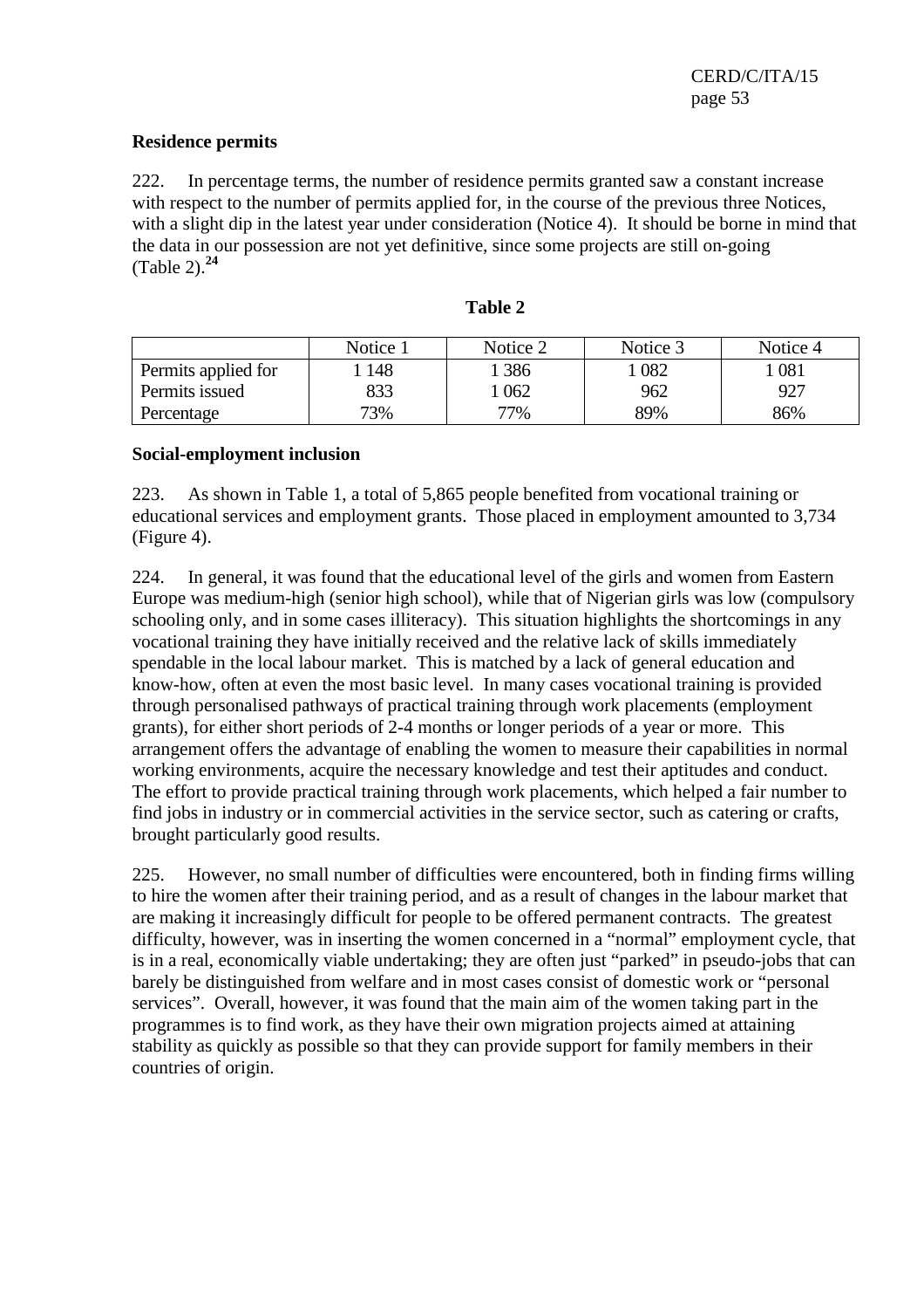**Residence permits**

222. In percentage terms, the number of residence permits granted saw a constant increase with respect to the number of permits applied for, in the course of the previous three Notices, with a slight dip in the latest year under consideration (Notice 4). It should be borne in mind that the data in our possession are not yet definitive, since some projects are still on-going (Table 2).[24]

**Table 2**

| | Notice 1 | Notice 2 | Notice 3 | Notice 4 |
|---|---|---|---|---|
| Permits applied for | 1 148 | 1 386 | 1 082 | 1 081 |
| Permits issued | 833 | 1 062 | 962 | 927 |
| Percentage | 73% | 77% | 89% | 86% |

**Social-employment inclusion**

223. As shown in Table 1, a total of 5,865 people benefited from vocational training or educational services and employment grants. Those placed in employment amounted to 3,734 (Figure 4).

224. In general, it was found that the educational level of the girls and women from Eastern Europe was medium-high (senior high school), while that of Nigerian girls was low (compulsory schooling only, and in some cases illiteracy). This situation highlights the shortcomings in any vocational training they have initially received and the relative lack of skills immediately spendable in the local labour market. This is matched by a lack of general education and know-how, often at even the most basic level. In many cases vocational training is provided through personalised pathways of practical training through work placements (employment grants), for either short periods of 2-4 months or longer periods of a year or more. This arrangement offers the advantage of enabling the women to measure their capabilities in normal working environments, acquire the necessary knowledge and test their aptitudes and conduct. The effort to provide practical training through work placements, which helped a fair number to find jobs in industry or in commercial activities in the service sector, such as catering or crafts, brought particularly good results.

225. However, no small number of difficulties were encountered, both in finding firms willing to hire the women after their training period, and as a result of changes in the labour market that are making it increasingly difficult for people to be offered permanent contracts. The greatest difficulty, however, was in inserting the women concerned in a "normal" employment cycle, that is in a real, economically viable undertaking; they are often just "parked" in pseudo-jobs that can barely be distinguished from welfare and in most cases consist of domestic work or "personal services". Overall, however, it was found that the main aim of the women taking part in the programmes is to find work, as they have their own migration projects aimed at attaining stability as quickly as possible so that they can provide support for family members in their countries of origin.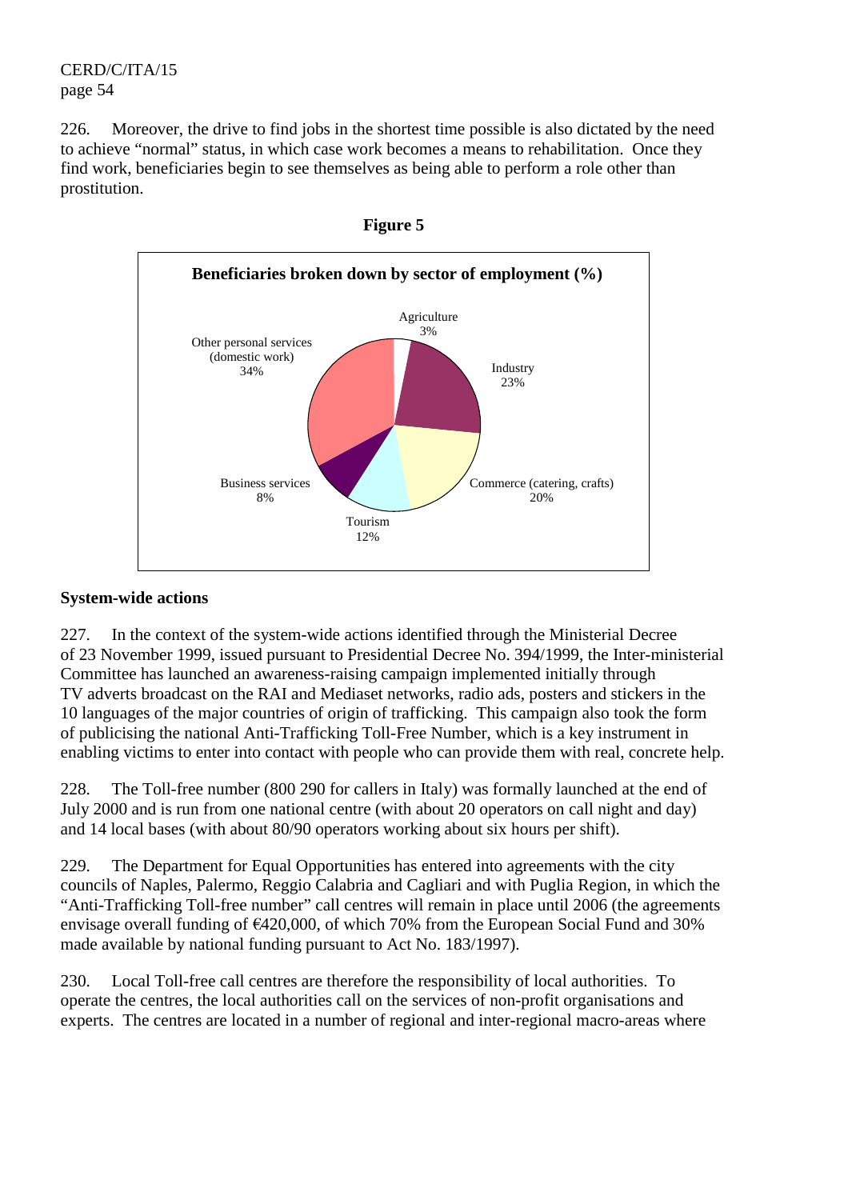226. Moreover, the drive to find jobs in the shortest time possible is also dictated by the need to achieve "normal" status, in which case work becomes a means to rehabilitation. Once they find work, beneficiaries begin to see themselves as being able to perform a role other than prostitution.

**Figure 5**

**Beneficiaries broken down by sector of employment (%)**

| Sector | % |
|---|---|
| Agriculture | 3% |
| Industry | 23% |
| Commerce (catering, crafts) | 20% |
| Tourism | 12% |
| Business services | 8% |
| Other personal services (domestic work) | 34% |

### System-wide actions

227. In the context of the system-wide actions identified through the Ministerial Decree of 23 November 1999, issued pursuant to Presidential Decree No. 394/1999, the Inter-ministerial Committee has launched an awareness-raising campaign implemented initially through TV adverts broadcast on the RAI and Mediaset networks, radio ads, posters and stickers in the 10 languages of the major countries of origin of trafficking. This campaign also took the form of publicising the national Anti-Trafficking Toll-Free Number, which is a key instrument in enabling victims to enter into contact with people who can provide them with real, concrete help.

228. The Toll-free number (800 290 for callers in Italy) was formally launched at the end of July 2000 and is run from one national centre (with about 20 operators on call night and day) and 14 local bases (with about 80/90 operators working about six hours per shift).

229. The Department for Equal Opportunities has entered into agreements with the city councils of Naples, Palermo, Reggio Calabria and Cagliari and with Puglia Region, in which the "Anti-Trafficking Toll-free number" call centres will remain in place until 2006 (the agreements envisage overall funding of €420,000, of which 70% from the European Social Fund and 30% made available by national funding pursuant to Act No. 183/1997).

230. Local Toll-free call centres are therefore the responsibility of local authorities. To operate the centres, the local authorities call on the services of non-profit organisations and experts. The centres are located in a number of regional and inter-regional macro-areas where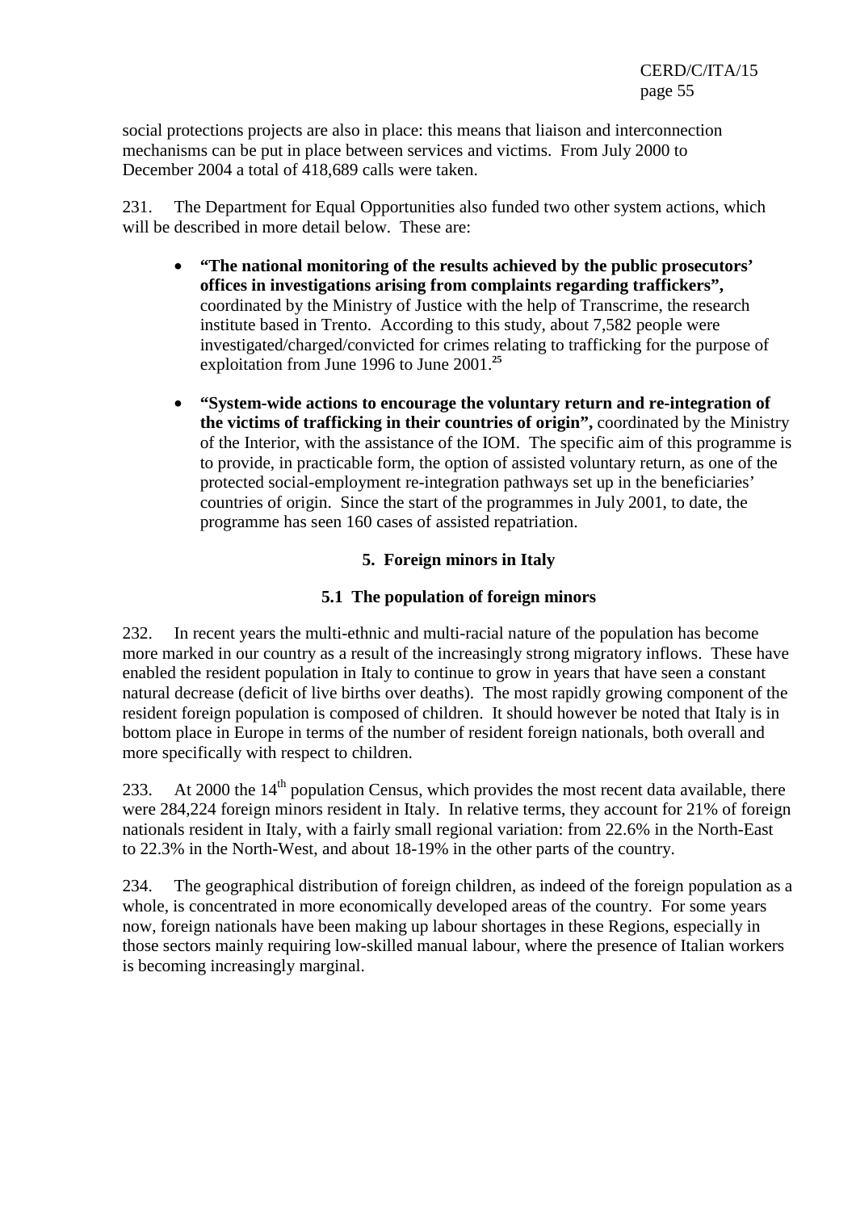social protections projects are also in place: this means that liaison and interconnection mechanisms can be put in place between services and victims. From July 2000 to December 2004 a total of 418,689 calls were taken.

231. The Department for Equal Opportunities also funded two other system actions, which will be described in more detail below. These are:

- **"The national monitoring of the results achieved by the public prosecutors' offices in investigations arising from complaints regarding traffickers",** coordinated by the Ministry of Justice with the help of Transcrime, the research institute based in Trento. According to this study, about 7,582 people were investigated/charged/convicted for crimes relating to trafficking for the purpose of exploitation from June 1996 to June 2001.[25]

- **"System-wide actions to encourage the voluntary return and re-integration of the victims of trafficking in their countries of origin",** coordinated by the Ministry of the Interior, with the assistance of the IOM. The specific aim of this programme is to provide, in practicable form, the option of assisted voluntary return, as one of the protected social-employment re-integration pathways set up in the beneficiaries' countries of origin. Since the start of the programmes in July 2001, to date, the programme has seen 160 cases of assisted repatriation.

## 5. Foreign minors in Italy

### 5.1 The population of foreign minors

232. In recent years the multi-ethnic and multi-racial nature of the population has become more marked in our country as a result of the increasingly strong migratory inflows. These have enabled the resident population in Italy to continue to grow in years that have seen a constant natural decrease (deficit of live births over deaths). The most rapidly growing component of the resident foreign population is composed of children. It should however be noted that Italy is in bottom place in Europe in terms of the number of resident foreign nationals, both overall and more specifically with respect to children.

233. At 2000 the 14th population Census, which provides the most recent data available, there were 284,224 foreign minors resident in Italy. In relative terms, they account for 21% of foreign nationals resident in Italy, with a fairly small regional variation: from 22.6% in the North-East to 22.3% in the North-West, and about 18-19% in the other parts of the country.

234. The geographical distribution of foreign children, as indeed of the foreign population as a whole, is concentrated in more economically developed areas of the country. For some years now, foreign nationals have been making up labour shortages in these Regions, especially in those sectors mainly requiring low-skilled manual labour, where the presence of Italian workers is becoming increasingly marginal.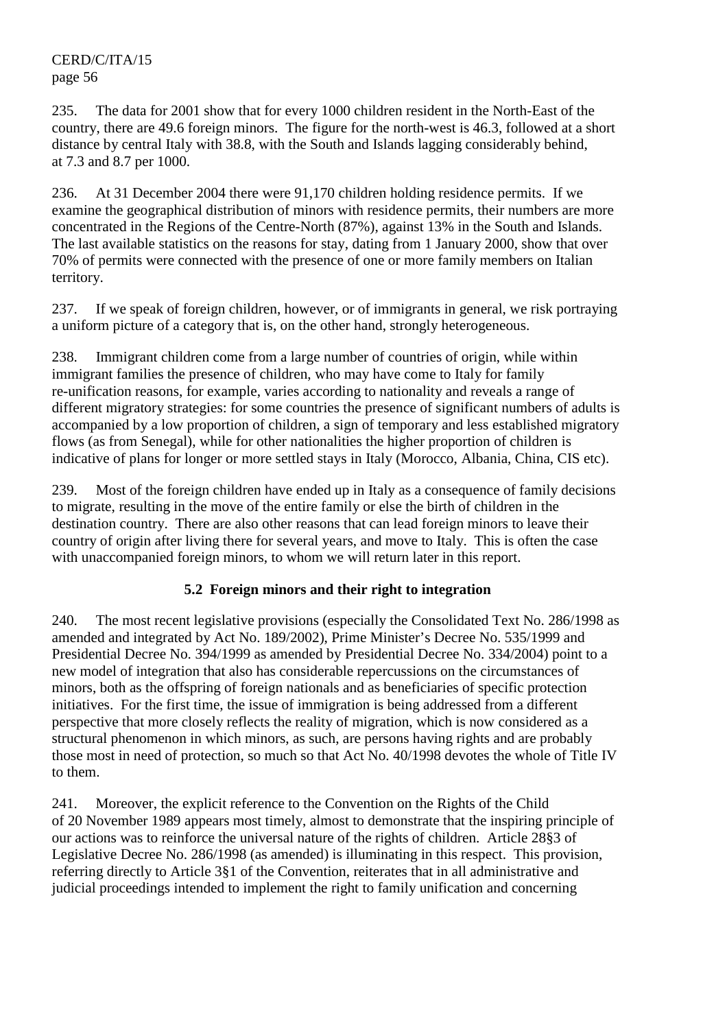235. The data for 2001 show that for every 1000 children resident in the North-East of the country, there are 49.6 foreign minors. The figure for the north-west is 46.3, followed at a short distance by central Italy with 38.8, with the South and Islands lagging considerably behind, at 7.3 and 8.7 per 1000.

236. At 31 December 2004 there were 91,170 children holding residence permits. If we examine the geographical distribution of minors with residence permits, their numbers are more concentrated in the Regions of the Centre-North (87%), against 13% in the South and Islands. The last available statistics on the reasons for stay, dating from 1 January 2000, show that over 70% of permits were connected with the presence of one or more family members on Italian territory.

237. If we speak of foreign children, however, or of immigrants in general, we risk portraying a uniform picture of a category that is, on the other hand, strongly heterogeneous.

238. Immigrant children come from a large number of countries of origin, while within immigrant families the presence of children, who may have come to Italy for family re-unification reasons, for example, varies according to nationality and reveals a range of different migratory strategies: for some countries the presence of significant numbers of adults is accompanied by a low proportion of children, a sign of temporary and less established migratory flows (as from Senegal), while for other nationalities the higher proportion of children is indicative of plans for longer or more settled stays in Italy (Morocco, Albania, China, CIS etc).

239. Most of the foreign children have ended up in Italy as a consequence of family decisions to migrate, resulting in the move of the entire family or else the birth of children in the destination country. There are also other reasons that can lead foreign minors to leave their country of origin after living there for several years, and move to Italy. This is often the case with unaccompanied foreign minors, to whom we will return later in this report.

### 5.2 Foreign minors and their right to integration

240. The most recent legislative provisions (especially the Consolidated Text No. 286/1998 as amended and integrated by Act No. 189/2002), Prime Minister's Decree No. 535/1999 and Presidential Decree No. 394/1999 as amended by Presidential Decree No. 334/2004) point to a new model of integration that also has considerable repercussions on the circumstances of minors, both as the offspring of foreign nationals and as beneficiaries of specific protection initiatives. For the first time, the issue of immigration is being addressed from a different perspective that more closely reflects the reality of migration, which is now considered as a structural phenomenon in which minors, as such, are persons having rights and are probably those most in need of protection, so much so that Act No. 40/1998 devotes the whole of Title IV to them.

241. Moreover, the explicit reference to the Convention on the Rights of the Child of 20 November 1989 appears most timely, almost to demonstrate that the inspiring principle of our actions was to reinforce the universal nature of the rights of children. Article 28§3 of Legislative Decree No. 286/1998 (as amended) is illuminating in this respect. This provision, referring directly to Article 3§1 of the Convention, reiterates that in all administrative and judicial proceedings intended to implement the right to family unification and concerning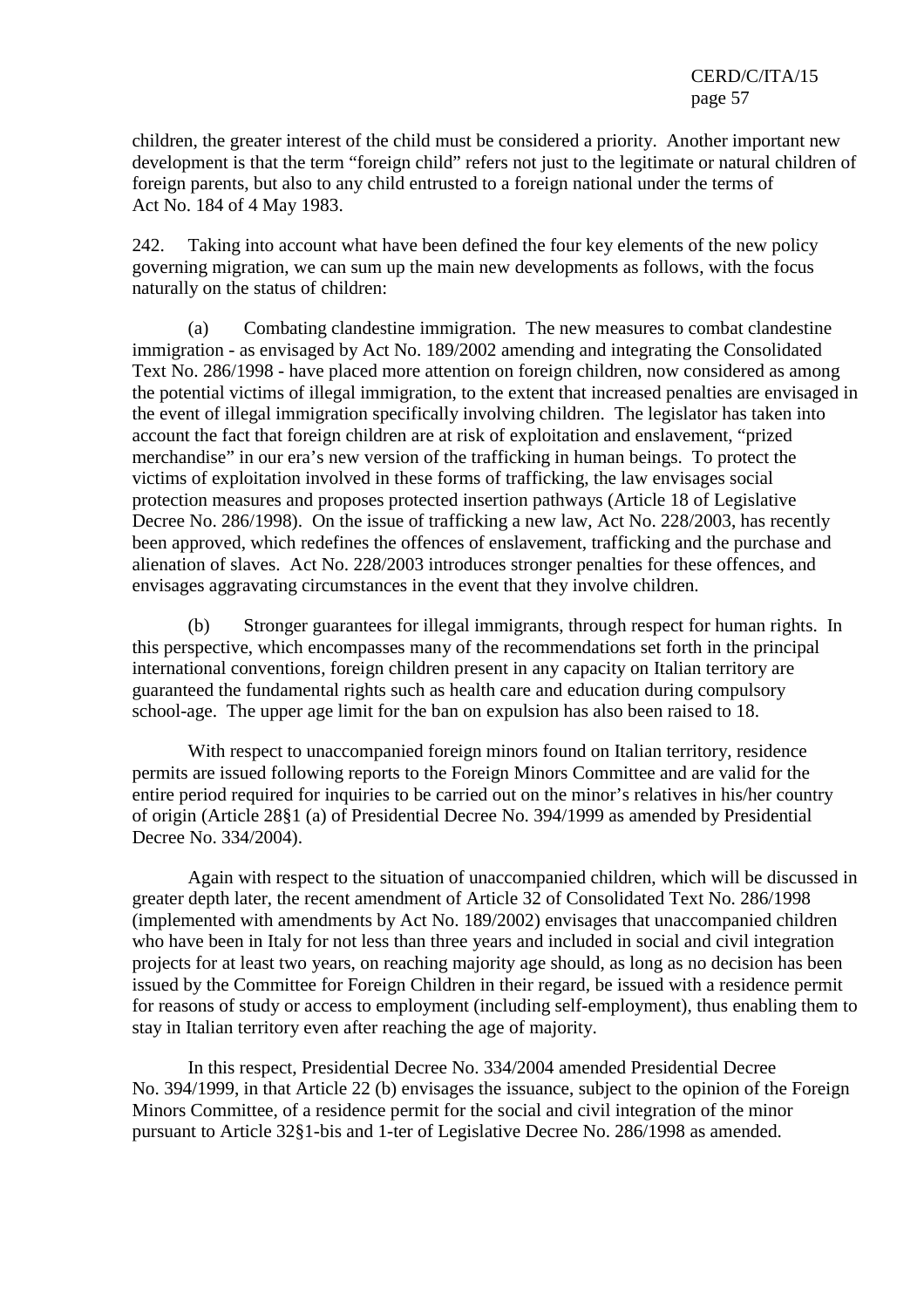children, the greater interest of the child must be considered a priority. Another important new development is that the term "foreign child" refers not just to the legitimate or natural children of foreign parents, but also to any child entrusted to a foreign national under the terms of Act No. 184 of 4 May 1983.

242. Taking into account what have been defined the four key elements of the new policy governing migration, we can sum up the main new developments as follows, with the focus naturally on the status of children:

(a) Combating clandestine immigration. The new measures to combat clandestine immigration - as envisaged by Act No. 189/2002 amending and integrating the Consolidated Text No. 286/1998 - have placed more attention on foreign children, now considered as among the potential victims of illegal immigration, to the extent that increased penalties are envisaged in the event of illegal immigration specifically involving children. The legislator has taken into account the fact that foreign children are at risk of exploitation and enslavement, "prized merchandise" in our era's new version of the trafficking in human beings. To protect the victims of exploitation involved in these forms of trafficking, the law envisages social protection measures and proposes protected insertion pathways (Article 18 of Legislative Decree No. 286/1998). On the issue of trafficking a new law, Act No. 228/2003, has recently been approved, which redefines the offences of enslavement, trafficking and the purchase and alienation of slaves. Act No. 228/2003 introduces stronger penalties for these offences, and envisages aggravating circumstances in the event that they involve children.

(b) Stronger guarantees for illegal immigrants, through respect for human rights. In this perspective, which encompasses many of the recommendations set forth in the principal international conventions, foreign children present in any capacity on Italian territory are guaranteed the fundamental rights such as health care and education during compulsory school-age. The upper age limit for the ban on expulsion has also been raised to 18.

With respect to unaccompanied foreign minors found on Italian territory, residence permits are issued following reports to the Foreign Minors Committee and are valid for the entire period required for inquiries to be carried out on the minor's relatives in his/her country of origin (Article 28§1 (a) of Presidential Decree No. 394/1999 as amended by Presidential Decree No. 334/2004).

Again with respect to the situation of unaccompanied children, which will be discussed in greater depth later, the recent amendment of Article 32 of Consolidated Text No. 286/1998 (implemented with amendments by Act No. 189/2002) envisages that unaccompanied children who have been in Italy for not less than three years and included in social and civil integration projects for at least two years, on reaching majority age should, as long as no decision has been issued by the Committee for Foreign Children in their regard, be issued with a residence permit for reasons of study or access to employment (including self-employment), thus enabling them to stay in Italian territory even after reaching the age of majority.

In this respect, Presidential Decree No. 334/2004 amended Presidential Decree No. 394/1999, in that Article 22 (b) envisages the issuance, subject to the opinion of the Foreign Minors Committee, of a residence permit for the social and civil integration of the minor pursuant to Article 32§1-bis and 1-ter of Legislative Decree No. 286/1998 as amended.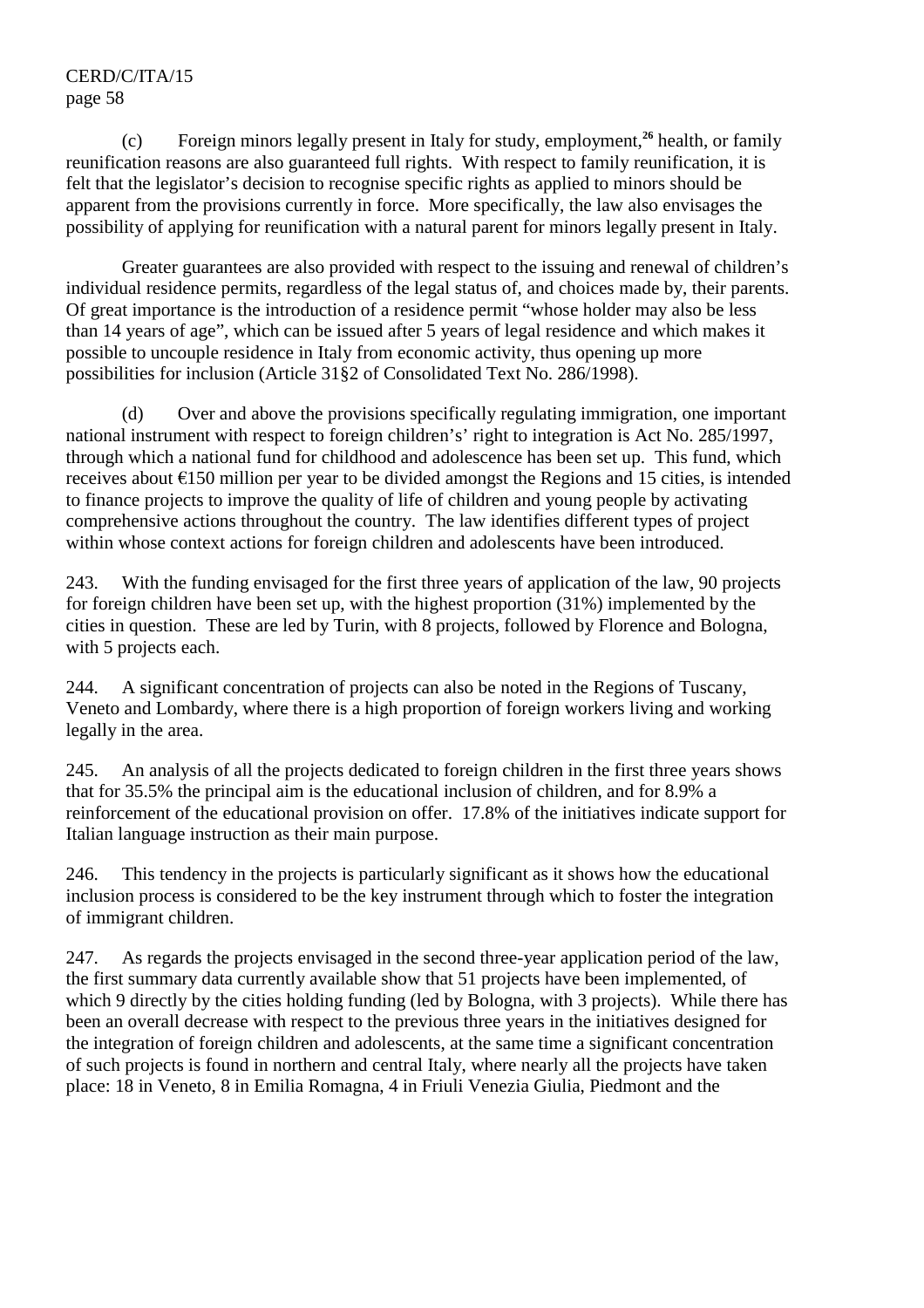(c) Foreign minors legally present in Italy for study, employment,[26] health, or family reunification reasons are also guaranteed full rights. With respect to family reunification, it is felt that the legislator's decision to recognise specific rights as applied to minors should be apparent from the provisions currently in force. More specifically, the law also envisages the possibility of applying for reunification with a natural parent for minors legally present in Italy.

Greater guarantees are also provided with respect to the issuing and renewal of children's individual residence permits, regardless of the legal status of, and choices made by, their parents. Of great importance is the introduction of a residence permit "whose holder may also be less than 14 years of age", which can be issued after 5 years of legal residence and which makes it possible to uncouple residence in Italy from economic activity, thus opening up more possibilities for inclusion (Article 31§2 of Consolidated Text No. 286/1998).

(d) Over and above the provisions specifically regulating immigration, one important national instrument with respect to foreign children's' right to integration is Act No. 285/1997, through which a national fund for childhood and adolescence has been set up. This fund, which receives about €150 million per year to be divided amongst the Regions and 15 cities, is intended to finance projects to improve the quality of life of children and young people by activating comprehensive actions throughout the country. The law identifies different types of project within whose context actions for foreign children and adolescents have been introduced.

243. With the funding envisaged for the first three years of application of the law, 90 projects for foreign children have been set up, with the highest proportion (31%) implemented by the cities in question. These are led by Turin, with 8 projects, followed by Florence and Bologna, with 5 projects each.

244. A significant concentration of projects can also be noted in the Regions of Tuscany, Veneto and Lombardy, where there is a high proportion of foreign workers living and working legally in the area.

245. An analysis of all the projects dedicated to foreign children in the first three years shows that for 35.5% the principal aim is the educational inclusion of children, and for 8.9% a reinforcement of the educational provision on offer. 17.8% of the initiatives indicate support for Italian language instruction as their main purpose.

246. This tendency in the projects is particularly significant as it shows how the educational inclusion process is considered to be the key instrument through which to foster the integration of immigrant children.

247. As regards the projects envisaged in the second three-year application period of the law, the first summary data currently available show that 51 projects have been implemented, of which 9 directly by the cities holding funding (led by Bologna, with 3 projects). While there has been an overall decrease with respect to the previous three years in the initiatives designed for the integration of foreign children and adolescents, at the same time a significant concentration of such projects is found in northern and central Italy, where nearly all the projects have taken place: 18 in Veneto, 8 in Emilia Romagna, 4 in Friuli Venezia Giulia, Piedmont and the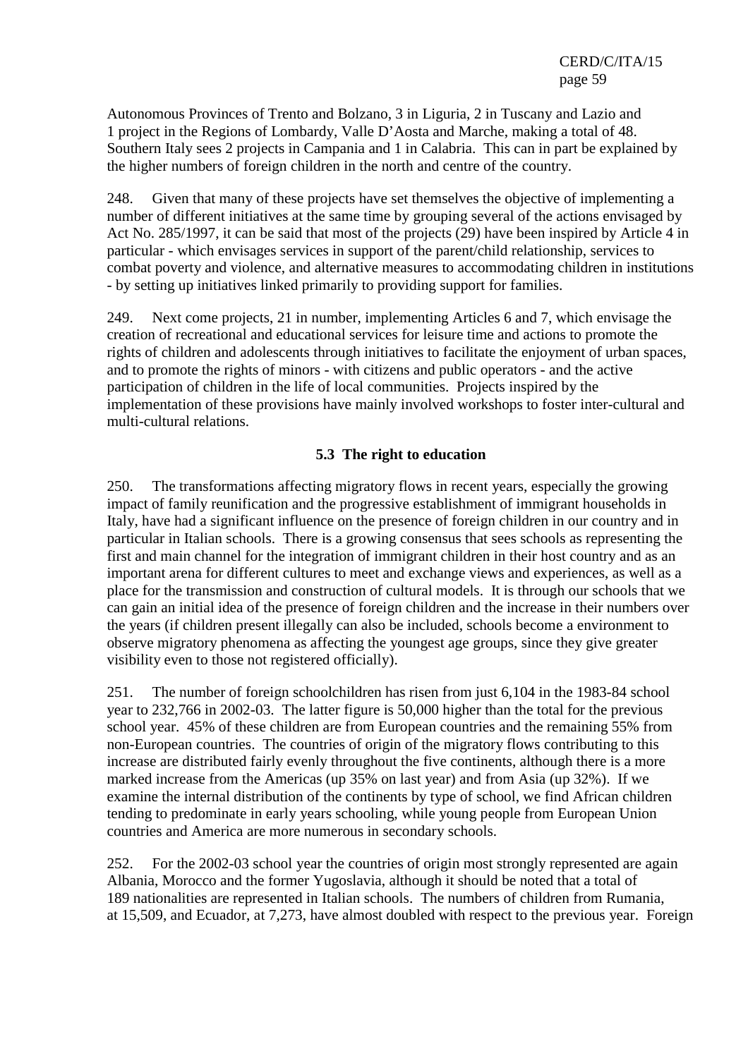Autonomous Provinces of Trento and Bolzano, 3 in Liguria, 2 in Tuscany and Lazio and 1 project in the Regions of Lombardy, Valle D'Aosta and Marche, making a total of 48. Southern Italy sees 2 projects in Campania and 1 in Calabria. This can in part be explained by the higher numbers of foreign children in the north and centre of the country.

248. Given that many of these projects have set themselves the objective of implementing a number of different initiatives at the same time by grouping several of the actions envisaged by Act No. 285/1997, it can be said that most of the projects (29) have been inspired by Article 4 in particular - which envisages services in support of the parent/child relationship, services to combat poverty and violence, and alternative measures to accommodating children in institutions - by setting up initiatives linked primarily to providing support for families.

249. Next come projects, 21 in number, implementing Articles 6 and 7, which envisage the creation of recreational and educational services for leisure time and actions to promote the rights of children and adolescents through initiatives to facilitate the enjoyment of urban spaces, and to promote the rights of minors - with citizens and public operators - and the active participation of children in the life of local communities. Projects inspired by the implementation of these provisions have mainly involved workshops to foster inter-cultural and multi-cultural relations.

### 5.3 The right to education

250. The transformations affecting migratory flows in recent years, especially the growing impact of family reunification and the progressive establishment of immigrant households in Italy, have had a significant influence on the presence of foreign children in our country and in particular in Italian schools. There is a growing consensus that sees schools as representing the first and main channel for the integration of immigrant children in their host country and as an important arena for different cultures to meet and exchange views and experiences, as well as a place for the transmission and construction of cultural models. It is through our schools that we can gain an initial idea of the presence of foreign children and the increase in their numbers over the years (if children present illegally can also be included, schools become a environment to observe migratory phenomena as affecting the youngest age groups, since they give greater visibility even to those not registered officially).

251. The number of foreign schoolchildren has risen from just 6,104 in the 1983-84 school year to 232,766 in 2002-03. The latter figure is 50,000 higher than the total for the previous school year. 45% of these children are from European countries and the remaining 55% from non-European countries. The countries of origin of the migratory flows contributing to this increase are distributed fairly evenly throughout the five continents, although there is a more marked increase from the Americas (up 35% on last year) and from Asia (up 32%). If we examine the internal distribution of the continents by type of school, we find African children tending to predominate in early years schooling, while young people from European Union countries and America are more numerous in secondary schools.

252. For the 2002-03 school year the countries of origin most strongly represented are again Albania, Morocco and the former Yugoslavia, although it should be noted that a total of 189 nationalities are represented in Italian schools. The numbers of children from Rumania, at 15,509, and Ecuador, at 7,273, have almost doubled with respect to the previous year. Foreign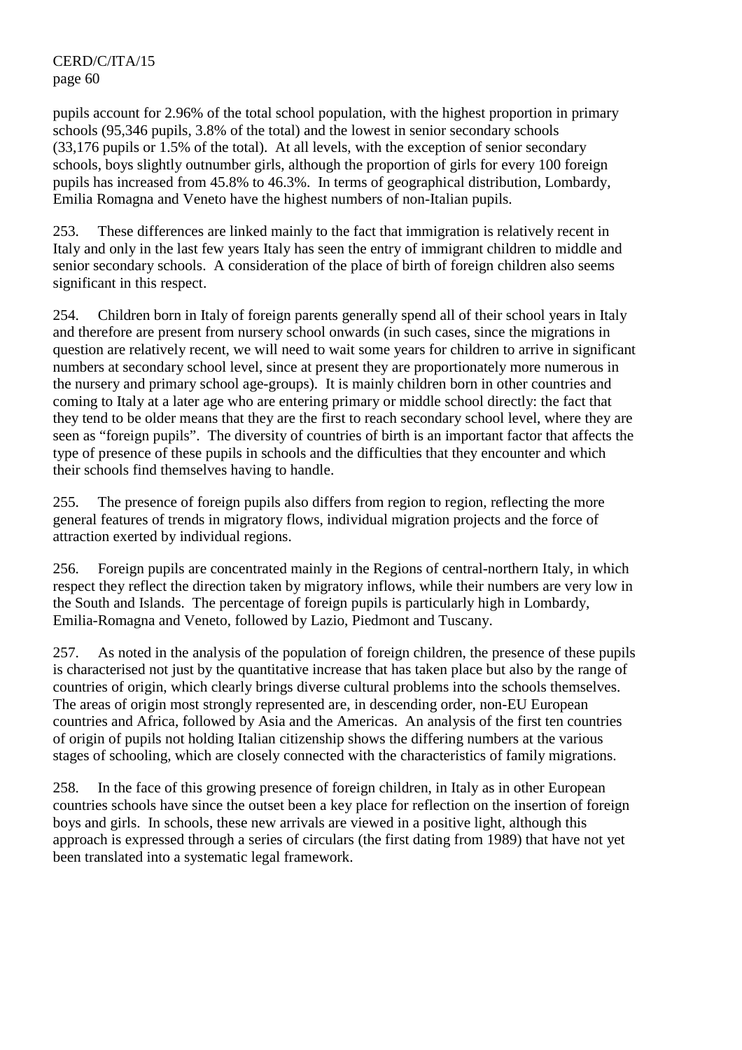pupils account for 2.96% of the total school population, with the highest proportion in primary schools (95,346 pupils, 3.8% of the total) and the lowest in senior secondary schools (33,176 pupils or 1.5% of the total). At all levels, with the exception of senior secondary schools, boys slightly outnumber girls, although the proportion of girls for every 100 foreign pupils has increased from 45.8% to 46.3%. In terms of geographical distribution, Lombardy, Emilia Romagna and Veneto have the highest numbers of non-Italian pupils.

253. These differences are linked mainly to the fact that immigration is relatively recent in Italy and only in the last few years Italy has seen the entry of immigrant children to middle and senior secondary schools. A consideration of the place of birth of foreign children also seems significant in this respect.

254. Children born in Italy of foreign parents generally spend all of their school years in Italy and therefore are present from nursery school onwards (in such cases, since the migrations in question are relatively recent, we will need to wait some years for children to arrive in significant numbers at secondary school level, since at present they are proportionately more numerous in the nursery and primary school age-groups). It is mainly children born in other countries and coming to Italy at a later age who are entering primary or middle school directly: the fact that they tend to be older means that they are the first to reach secondary school level, where they are seen as "foreign pupils". The diversity of countries of birth is an important factor that affects the type of presence of these pupils in schools and the difficulties that they encounter and which their schools find themselves having to handle.

255. The presence of foreign pupils also differs from region to region, reflecting the more general features of trends in migratory flows, individual migration projects and the force of attraction exerted by individual regions.

256. Foreign pupils are concentrated mainly in the Regions of central-northern Italy, in which respect they reflect the direction taken by migratory inflows, while their numbers are very low in the South and Islands. The percentage of foreign pupils is particularly high in Lombardy, Emilia-Romagna and Veneto, followed by Lazio, Piedmont and Tuscany.

257. As noted in the analysis of the population of foreign children, the presence of these pupils is characterised not just by the quantitative increase that has taken place but also by the range of countries of origin, which clearly brings diverse cultural problems into the schools themselves. The areas of origin most strongly represented are, in descending order, non-EU European countries and Africa, followed by Asia and the Americas. An analysis of the first ten countries of origin of pupils not holding Italian citizenship shows the differing numbers at the various stages of schooling, which are closely connected with the characteristics of family migrations.

258. In the face of this growing presence of foreign children, in Italy as in other European countries schools have since the outset been a key place for reflection on the insertion of foreign boys and girls. In schools, these new arrivals are viewed in a positive light, although this approach is expressed through a series of circulars (the first dating from 1989) that have not yet been translated into a systematic legal framework.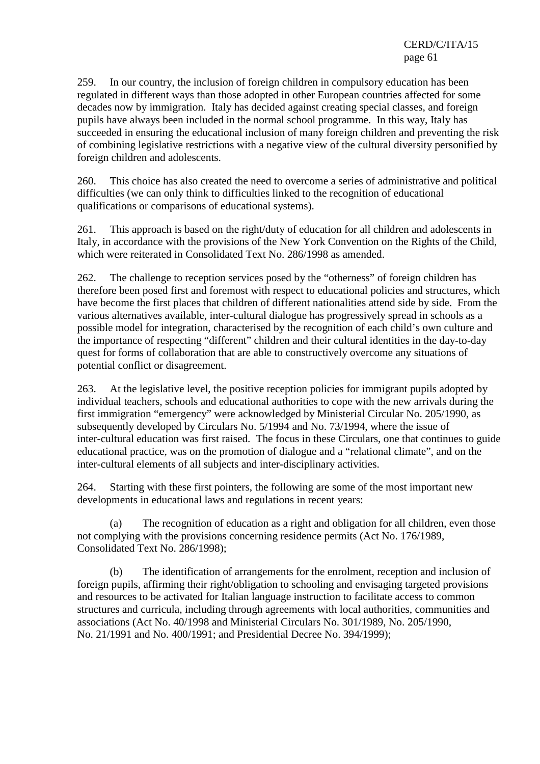259. In our country, the inclusion of foreign children in compulsory education has been regulated in different ways than those adopted in other European countries affected for some decades now by immigration. Italy has decided against creating special classes, and foreign pupils have always been included in the normal school programme. In this way, Italy has succeeded in ensuring the educational inclusion of many foreign children and preventing the risk of combining legislative restrictions with a negative view of the cultural diversity personified by foreign children and adolescents.

260. This choice has also created the need to overcome a series of administrative and political difficulties (we can only think to difficulties linked to the recognition of educational qualifications or comparisons of educational systems).

261. This approach is based on the right/duty of education for all children and adolescents in Italy, in accordance with the provisions of the New York Convention on the Rights of the Child, which were reiterated in Consolidated Text No. 286/1998 as amended.

262. The challenge to reception services posed by the "otherness" of foreign children has therefore been posed first and foremost with respect to educational policies and structures, which have become the first places that children of different nationalities attend side by side. From the various alternatives available, inter-cultural dialogue has progressively spread in schools as a possible model for integration, characterised by the recognition of each child's own culture and the importance of respecting "different" children and their cultural identities in the day-to-day quest for forms of collaboration that are able to constructively overcome any situations of potential conflict or disagreement.

263. At the legislative level, the positive reception policies for immigrant pupils adopted by individual teachers, schools and educational authorities to cope with the new arrivals during the first immigration "emergency" were acknowledged by Ministerial Circular No. 205/1990, as subsequently developed by Circulars No. 5/1994 and No. 73/1994, where the issue of inter-cultural education was first raised. The focus in these Circulars, one that continues to guide educational practice, was on the promotion of dialogue and a "relational climate", and on the inter-cultural elements of all subjects and inter-disciplinary activities.

264. Starting with these first pointers, the following are some of the most important new developments in educational laws and regulations in recent years:

(a) The recognition of education as a right and obligation for all children, even those not complying with the provisions concerning residence permits (Act No. 176/1989, Consolidated Text No. 286/1998);

(b) The identification of arrangements for the enrolment, reception and inclusion of foreign pupils, affirming their right/obligation to schooling and envisaging targeted provisions and resources to be activated for Italian language instruction to facilitate access to common structures and curricula, including through agreements with local authorities, communities and associations (Act No. 40/1998 and Ministerial Circulars No. 301/1989, No. 205/1990, No. 21/1991 and No. 400/1991; and Presidential Decree No. 394/1999);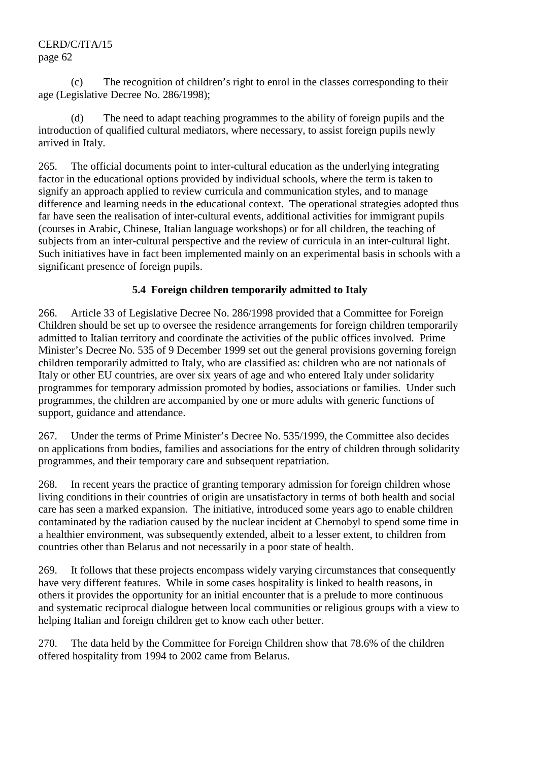(c) The recognition of children's right to enrol in the classes corresponding to their age (Legislative Decree No. 286/1998);

(d) The need to adapt teaching programmes to the ability of foreign pupils and the introduction of qualified cultural mediators, where necessary, to assist foreign pupils newly arrived in Italy.

265. The official documents point to inter-cultural education as the underlying integrating factor in the educational options provided by individual schools, where the term is taken to signify an approach applied to review curricula and communication styles, and to manage difference and learning needs in the educational context. The operational strategies adopted thus far have seen the realisation of inter-cultural events, additional activities for immigrant pupils (courses in Arabic, Chinese, Italian language workshops) or for all children, the teaching of subjects from an inter-cultural perspective and the review of curricula in an inter-cultural light. Such initiatives have in fact been implemented mainly on an experimental basis in schools with a significant presence of foreign pupils.

### 5.4 Foreign children temporarily admitted to Italy

266. Article 33 of Legislative Decree No. 286/1998 provided that a Committee for Foreign Children should be set up to oversee the residence arrangements for foreign children temporarily admitted to Italian territory and coordinate the activities of the public offices involved. Prime Minister's Decree No. 535 of 9 December 1999 set out the general provisions governing foreign children temporarily admitted to Italy, who are classified as: children who are not nationals of Italy or other EU countries, are over six years of age and who entered Italy under solidarity programmes for temporary admission promoted by bodies, associations or families. Under such programmes, the children are accompanied by one or more adults with generic functions of support, guidance and attendance.

267. Under the terms of Prime Minister's Decree No. 535/1999, the Committee also decides on applications from bodies, families and associations for the entry of children through solidarity programmes, and their temporary care and subsequent repatriation.

268. In recent years the practice of granting temporary admission for foreign children whose living conditions in their countries of origin are unsatisfactory in terms of both health and social care has seen a marked expansion. The initiative, introduced some years ago to enable children contaminated by the radiation caused by the nuclear incident at Chernobyl to spend some time in a healthier environment, was subsequently extended, albeit to a lesser extent, to children from countries other than Belarus and not necessarily in a poor state of health.

269. It follows that these projects encompass widely varying circumstances that consequently have very different features. While in some cases hospitality is linked to health reasons, in others it provides the opportunity for an initial encounter that is a prelude to more continuous and systematic reciprocal dialogue between local communities or religious groups with a view to helping Italian and foreign children get to know each other better.

270. The data held by the Committee for Foreign Children show that 78.6% of the children offered hospitality from 1994 to 2002 came from Belarus.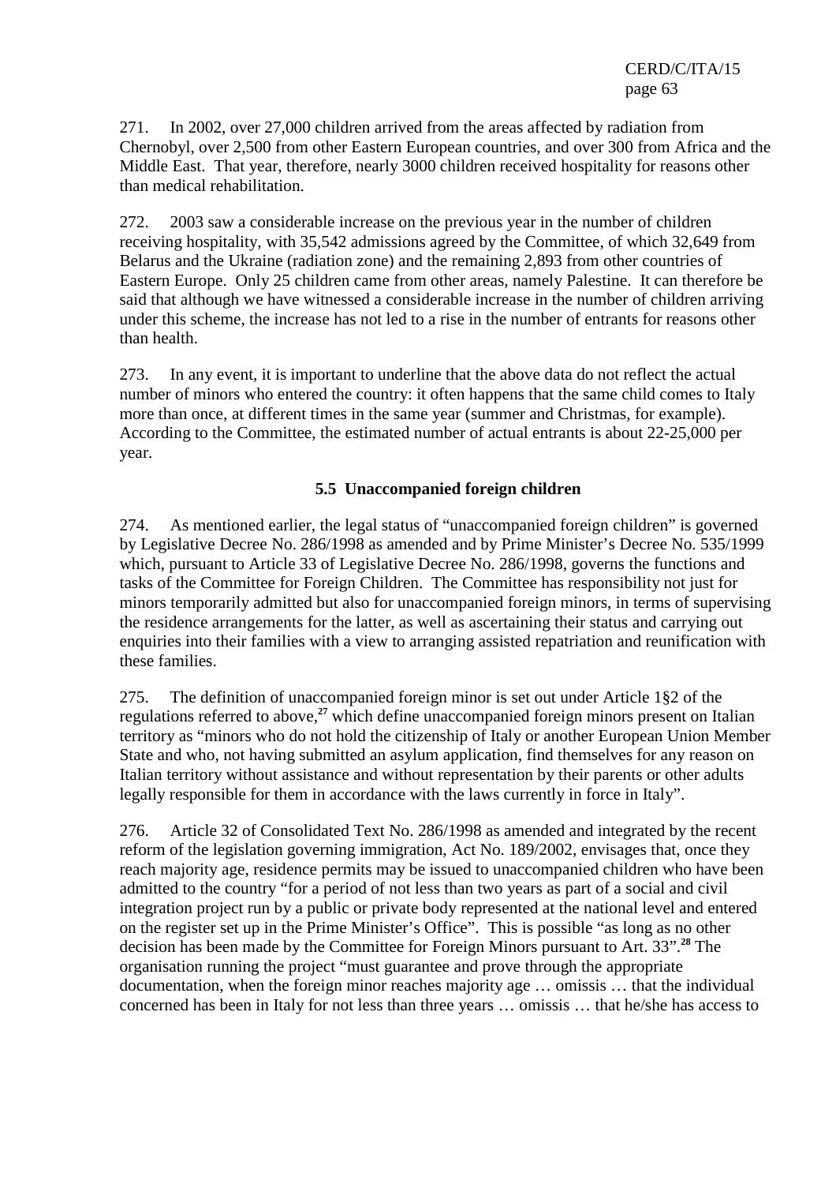271. In 2002, over 27,000 children arrived from the areas affected by radiation from Chernobyl, over 2,500 from other Eastern European countries, and over 300 from Africa and the Middle East. That year, therefore, nearly 3000 children received hospitality for reasons other than medical rehabilitation.

272. 2003 saw a considerable increase on the previous year in the number of children receiving hospitality, with 35,542 admissions agreed by the Committee, of which 32,649 from Belarus and the Ukraine (radiation zone) and the remaining 2,893 from other countries of Eastern Europe. Only 25 children came from other areas, namely Palestine. It can therefore be said that although we have witnessed a considerable increase in the number of children arriving under this scheme, the increase has not led to a rise in the number of entrants for reasons other than health.

273. In any event, it is important to underline that the above data do not reflect the actual number of minors who entered the country: it often happens that the same child comes to Italy more than once, at different times in the same year (summer and Christmas, for example). According to the Committee, the estimated number of actual entrants is about 22-25,000 per year.

### 5.5 Unaccompanied foreign children

274. As mentioned earlier, the legal status of "unaccompanied foreign children" is governed by Legislative Decree No. 286/1998 as amended and by Prime Minister's Decree No. 535/1999 which, pursuant to Article 33 of Legislative Decree No. 286/1998, governs the functions and tasks of the Committee for Foreign Children. The Committee has responsibility not just for minors temporarily admitted but also for unaccompanied foreign minors, in terms of supervising the residence arrangements for the latter, as well as ascertaining their status and carrying out enquiries into their families with a view to arranging assisted repatriation and reunification with these families.

275. The definition of unaccompanied foreign minor is set out under Article 1§2 of the regulations referred to above,[27] which define unaccompanied foreign minors present on Italian territory as "minors who do not hold the citizenship of Italy or another European Union Member State and who, not having submitted an asylum application, find themselves for any reason on Italian territory without assistance and without representation by their parents or other adults legally responsible for them in accordance with the laws currently in force in Italy".

276. Article 32 of Consolidated Text No. 286/1998 as amended and integrated by the recent reform of the legislation governing immigration, Act No. 189/2002, envisages that, once they reach majority age, residence permits may be issued to unaccompanied children who have been admitted to the country "for a period of not less than two years as part of a social and civil integration project run by a public or private body represented at the national level and entered on the register set up in the Prime Minister's Office". This is possible "as long as no other decision has been made by the Committee for Foreign Minors pursuant to Art. 33".[28] The organisation running the project "must guarantee and prove through the appropriate documentation, when the foreign minor reaches majority age … omissis … that the individual concerned has been in Italy for not less than three years … omissis … that he/she has access to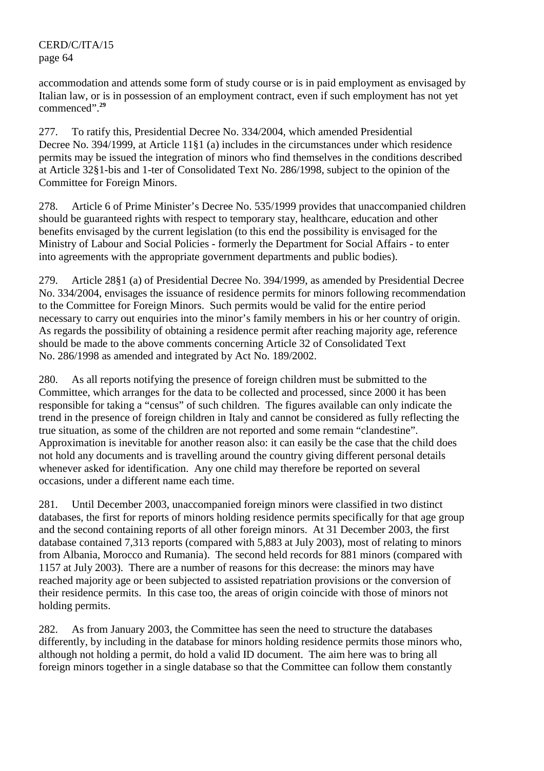accommodation and attends some form of study course or is in paid employment as envisaged by Italian law, or is in possession of an employment contract, even if such employment has not yet commenced”.[29]

277. To ratify this, Presidential Decree No. 334/2004, which amended Presidential Decree No. 394/1999, at Article 11§1 (a) includes in the circumstances under which residence permits may be issued the integration of minors who find themselves in the conditions described at Article 32§1-bis and 1-ter of Consolidated Text No. 286/1998, subject to the opinion of the Committee for Foreign Minors.

278. Article 6 of Prime Minister’s Decree No. 535/1999 provides that unaccompanied children should be guaranteed rights with respect to temporary stay, healthcare, education and other benefits envisaged by the current legislation (to this end the possibility is envisaged for the Ministry of Labour and Social Policies - formerly the Department for Social Affairs - to enter into agreements with the appropriate government departments and public bodies).

279. Article 28§1 (a) of Presidential Decree No. 394/1999, as amended by Presidential Decree No. 334/2004, envisages the issuance of residence permits for minors following recommendation to the Committee for Foreign Minors. Such permits would be valid for the entire period necessary to carry out enquiries into the minor’s family members in his or her country of origin. As regards the possibility of obtaining a residence permit after reaching majority age, reference should be made to the above comments concerning Article 32 of Consolidated Text No. 286/1998 as amended and integrated by Act No. 189/2002.

280. As all reports notifying the presence of foreign children must be submitted to the Committee, which arranges for the data to be collected and processed, since 2000 it has been responsible for taking a “census” of such children. The figures available can only indicate the trend in the presence of foreign children in Italy and cannot be considered as fully reflecting the true situation, as some of the children are not reported and some remain “clandestine”. Approximation is inevitable for another reason also: it can easily be the case that the child does not hold any documents and is travelling around the country giving different personal details whenever asked for identification. Any one child may therefore be reported on several occasions, under a different name each time.

281. Until December 2003, unaccompanied foreign minors were classified in two distinct databases, the first for reports of minors holding residence permits specifically for that age group and the second containing reports of all other foreign minors. At 31 December 2003, the first database contained 7,313 reports (compared with 5,883 at July 2003), most of relating to minors from Albania, Morocco and Rumania). The second held records for 881 minors (compared with 1157 at July 2003). There are a number of reasons for this decrease: the minors may have reached majority age or been subjected to assisted repatriation provisions or the conversion of their residence permits. In this case too, the areas of origin coincide with those of minors not holding permits.

282. As from January 2003, the Committee has seen the need to structure the databases differently, by including in the database for minors holding residence permits those minors who, although not holding a permit, do hold a valid ID document. The aim here was to bring all foreign minors together in a single database so that the Committee can follow them constantly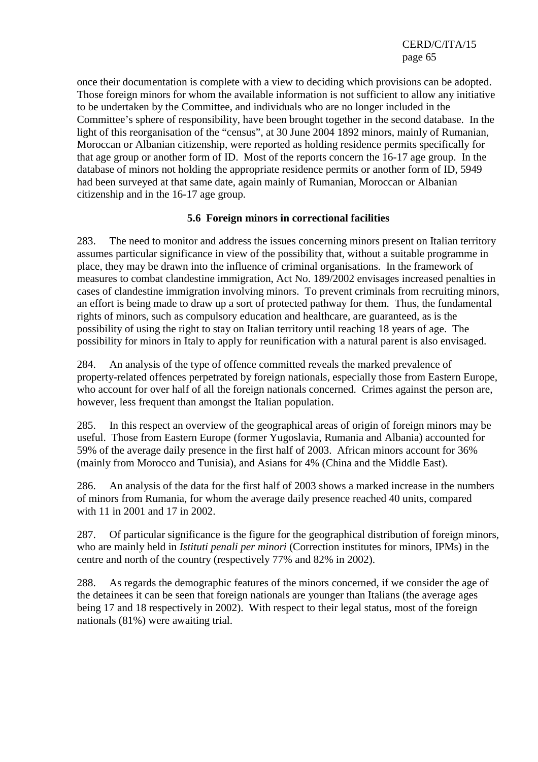once their documentation is complete with a view to deciding which provisions can be adopted. Those foreign minors for whom the available information is not sufficient to allow any initiative to be undertaken by the Committee, and individuals who are no longer included in the Committee's sphere of responsibility, have been brought together in the second database. In the light of this reorganisation of the "census", at 30 June 2004 1892 minors, mainly of Rumanian, Moroccan or Albanian citizenship, were reported as holding residence permits specifically for that age group or another form of ID. Most of the reports concern the 16-17 age group. In the database of minors not holding the appropriate residence permits or another form of ID, 5949 had been surveyed at that same date, again mainly of Rumanian, Moroccan or Albanian citizenship and in the 16-17 age group.

### 5.6 Foreign minors in correctional facilities

283. The need to monitor and address the issues concerning minors present on Italian territory assumes particular significance in view of the possibility that, without a suitable programme in place, they may be drawn into the influence of criminal organisations. In the framework of measures to combat clandestine immigration, Act No. 189/2002 envisages increased penalties in cases of clandestine immigration involving minors. To prevent criminals from recruiting minors, an effort is being made to draw up a sort of protected pathway for them. Thus, the fundamental rights of minors, such as compulsory education and healthcare, are guaranteed, as is the possibility of using the right to stay on Italian territory until reaching 18 years of age. The possibility for minors in Italy to apply for reunification with a natural parent is also envisaged.

284. An analysis of the type of offence committed reveals the marked prevalence of property-related offences perpetrated by foreign nationals, especially those from Eastern Europe, who account for over half of all the foreign nationals concerned. Crimes against the person are, however, less frequent than amongst the Italian population.

285. In this respect an overview of the geographical areas of origin of foreign minors may be useful. Those from Eastern Europe (former Yugoslavia, Rumania and Albania) accounted for 59% of the average daily presence in the first half of 2003. African minors account for 36% (mainly from Morocco and Tunisia), and Asians for 4% (China and the Middle East).

286. An analysis of the data for the first half of 2003 shows a marked increase in the numbers of minors from Rumania, for whom the average daily presence reached 40 units, compared with 11 in 2001 and 17 in 2002.

287. Of particular significance is the figure for the geographical distribution of foreign minors, who are mainly held in *Istituti penali per minori* (Correction institutes for minors, IPMs) in the centre and north of the country (respectively 77% and 82% in 2002).

288. As regards the demographic features of the minors concerned, if we consider the age of the detainees it can be seen that foreign nationals are younger than Italians (the average ages being 17 and 18 respectively in 2002). With respect to their legal status, most of the foreign nationals (81%) were awaiting trial.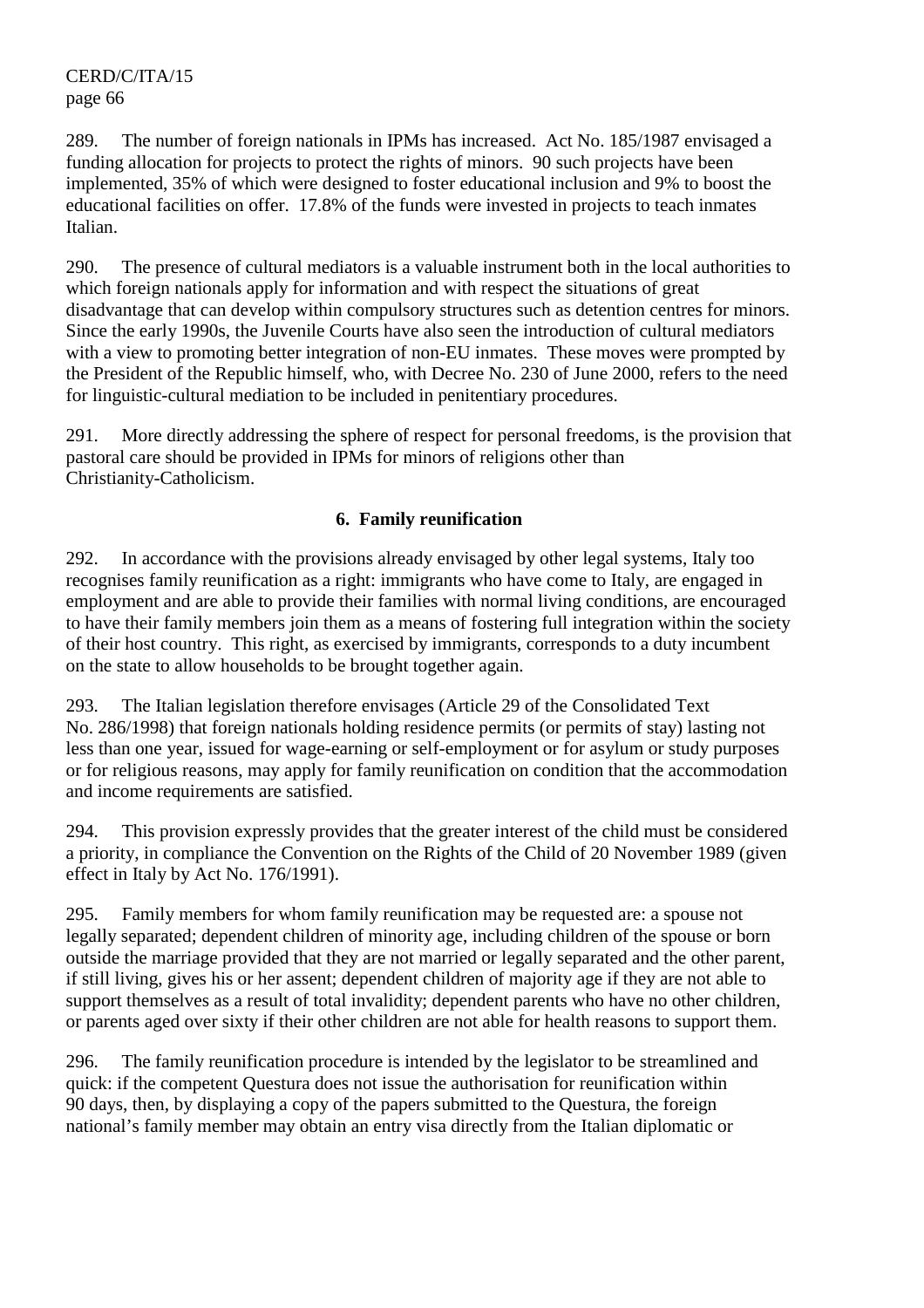289. The number of foreign nationals in IPMs has increased. Act No. 185/1987 envisaged a funding allocation for projects to protect the rights of minors. 90 such projects have been implemented, 35% of which were designed to foster educational inclusion and 9% to boost the educational facilities on offer. 17.8% of the funds were invested in projects to teach inmates Italian.

290. The presence of cultural mediators is a valuable instrument both in the local authorities to which foreign nationals apply for information and with respect the situations of great disadvantage that can develop within compulsory structures such as detention centres for minors. Since the early 1990s, the Juvenile Courts have also seen the introduction of cultural mediators with a view to promoting better integration of non-EU inmates. These moves were prompted by the President of the Republic himself, who, with Decree No. 230 of June 2000, refers to the need for linguistic-cultural mediation to be included in penitentiary procedures.

291. More directly addressing the sphere of respect for personal freedoms, is the provision that pastoral care should be provided in IPMs for minors of religions other than Christianity-Catholicism.

### 6. Family reunification

292. In accordance with the provisions already envisaged by other legal systems, Italy too recognises family reunification as a right: immigrants who have come to Italy, are engaged in employment and are able to provide their families with normal living conditions, are encouraged to have their family members join them as a means of fostering full integration within the society of their host country. This right, as exercised by immigrants, corresponds to a duty incumbent on the state to allow households to be brought together again.

293. The Italian legislation therefore envisages (Article 29 of the Consolidated Text No. 286/1998) that foreign nationals holding residence permits (or permits of stay) lasting not less than one year, issued for wage-earning or self-employment or for asylum or study purposes or for religious reasons, may apply for family reunification on condition that the accommodation and income requirements are satisfied.

294. This provision expressly provides that the greater interest of the child must be considered a priority, in compliance the Convention on the Rights of the Child of 20 November 1989 (given effect in Italy by Act No. 176/1991).

295. Family members for whom family reunification may be requested are: a spouse not legally separated; dependent children of minority age, including children of the spouse or born outside the marriage provided that they are not married or legally separated and the other parent, if still living, gives his or her assent; dependent children of majority age if they are not able to support themselves as a result of total invalidity; dependent parents who have no other children, or parents aged over sixty if their other children are not able for health reasons to support them.

296. The family reunification procedure is intended by the legislator to be streamlined and quick: if the competent Questura does not issue the authorisation for reunification within 90 days, then, by displaying a copy of the papers submitted to the Questura, the foreign national's family member may obtain an entry visa directly from the Italian diplomatic or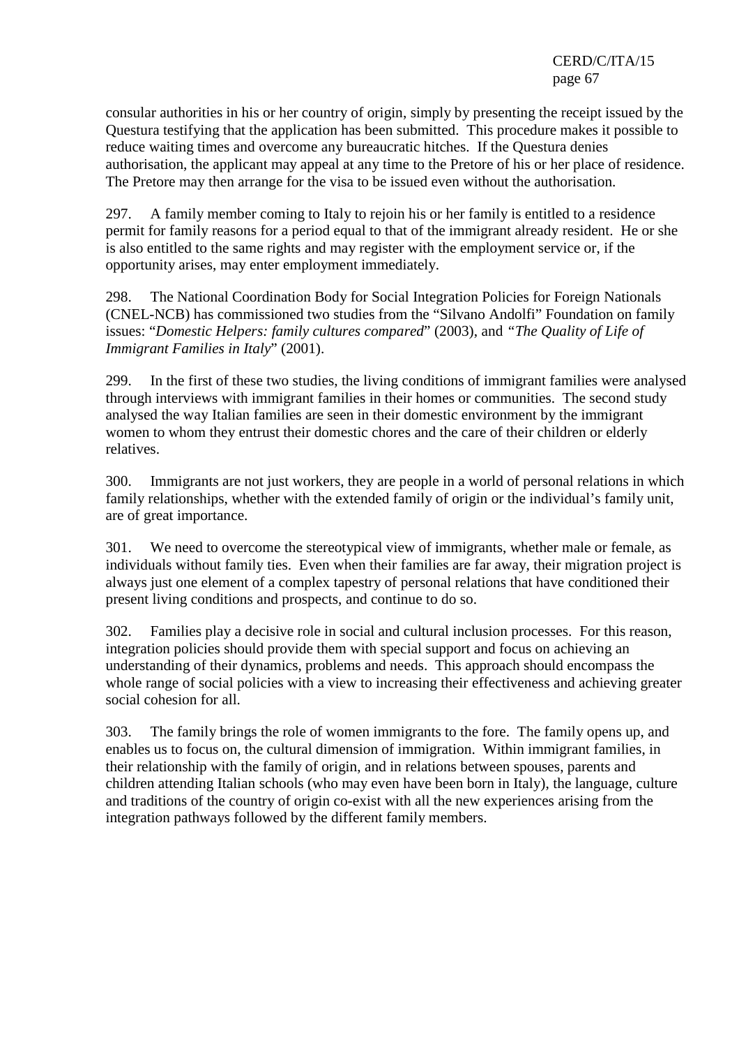consular authorities in his or her country of origin, simply by presenting the receipt issued by the Questura testifying that the application has been submitted. This procedure makes it possible to reduce waiting times and overcome any bureaucratic hitches. If the Questura denies authorisation, the applicant may appeal at any time to the Pretore of his or her place of residence. The Pretore may then arrange for the visa to be issued even without the authorisation.

297. A family member coming to Italy to rejoin his or her family is entitled to a residence permit for family reasons for a period equal to that of the immigrant already resident. He or she is also entitled to the same rights and may register with the employment service or, if the opportunity arises, may enter employment immediately.

298. The National Coordination Body for Social Integration Policies for Foreign Nationals (CNEL-NCB) has commissioned two studies from the "Silvano Andolfi" Foundation on family issues: "*Domestic Helpers: family cultures compared*" (2003), and *"The Quality of Life of Immigrant Families in Italy*" (2001).

299. In the first of these two studies, the living conditions of immigrant families were analysed through interviews with immigrant families in their homes or communities. The second study analysed the way Italian families are seen in their domestic environment by the immigrant women to whom they entrust their domestic chores and the care of their children or elderly relatives.

300. Immigrants are not just workers, they are people in a world of personal relations in which family relationships, whether with the extended family of origin or the individual's family unit, are of great importance.

301. We need to overcome the stereotypical view of immigrants, whether male or female, as individuals without family ties. Even when their families are far away, their migration project is always just one element of a complex tapestry of personal relations that have conditioned their present living conditions and prospects, and continue to do so.

302. Families play a decisive role in social and cultural inclusion processes. For this reason, integration policies should provide them with special support and focus on achieving an understanding of their dynamics, problems and needs. This approach should encompass the whole range of social policies with a view to increasing their effectiveness and achieving greater social cohesion for all.

303. The family brings the role of women immigrants to the fore. The family opens up, and enables us to focus on, the cultural dimension of immigration. Within immigrant families, in their relationship with the family of origin, and in relations between spouses, parents and children attending Italian schools (who may even have been born in Italy), the language, culture and traditions of the country of origin co-exist with all the new experiences arising from the integration pathways followed by the different family members.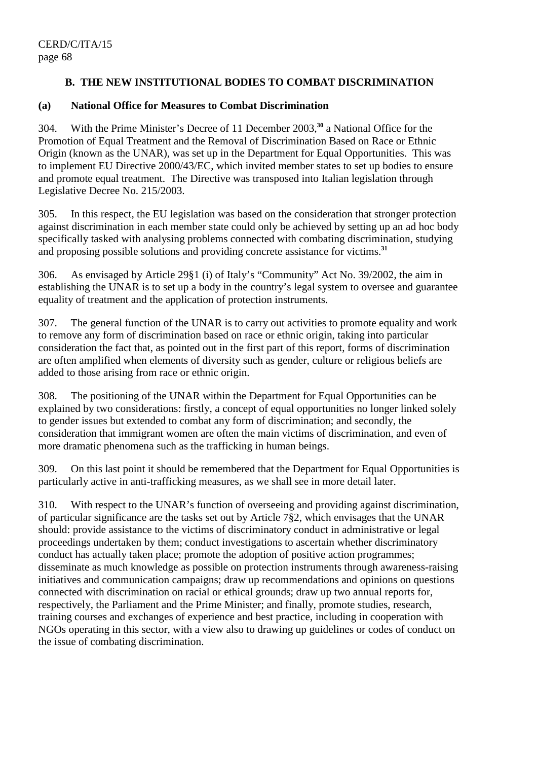## B. THE NEW INSTITUTIONAL BODIES TO COMBAT DISCRIMINATION

### (a) National Office for Measures to Combat Discrimination

304. With the Prime Minister's Decree of 11 December 2003,[30] a National Office for the Promotion of Equal Treatment and the Removal of Discrimination Based on Race or Ethnic Origin (known as the UNAR), was set up in the Department for Equal Opportunities. This was to implement EU Directive 2000/43/EC, which invited member states to set up bodies to ensure and promote equal treatment. The Directive was transposed into Italian legislation through Legislative Decree No. 215/2003.

305. In this respect, the EU legislation was based on the consideration that stronger protection against discrimination in each member state could only be achieved by setting up an ad hoc body specifically tasked with analysing problems connected with combating discrimination, studying and proposing possible solutions and providing concrete assistance for victims.[31]

306. As envisaged by Article 29§1 (i) of Italy's "Community" Act No. 39/2002, the aim in establishing the UNAR is to set up a body in the country's legal system to oversee and guarantee equality of treatment and the application of protection instruments.

307. The general function of the UNAR is to carry out activities to promote equality and work to remove any form of discrimination based on race or ethnic origin, taking into particular consideration the fact that, as pointed out in the first part of this report, forms of discrimination are often amplified when elements of diversity such as gender, culture or religious beliefs are added to those arising from race or ethnic origin.

308. The positioning of the UNAR within the Department for Equal Opportunities can be explained by two considerations: firstly, a concept of equal opportunities no longer linked solely to gender issues but extended to combat any form of discrimination; and secondly, the consideration that immigrant women are often the main victims of discrimination, and even of more dramatic phenomena such as the trafficking in human beings.

309. On this last point it should be remembered that the Department for Equal Opportunities is particularly active in anti-trafficking measures, as we shall see in more detail later.

310. With respect to the UNAR's function of overseeing and providing against discrimination, of particular significance are the tasks set out by Article 7§2, which envisages that the UNAR should: provide assistance to the victims of discriminatory conduct in administrative or legal proceedings undertaken by them; conduct investigations to ascertain whether discriminatory conduct has actually taken place; promote the adoption of positive action programmes; disseminate as much knowledge as possible on protection instruments through awareness-raising initiatives and communication campaigns; draw up recommendations and opinions on questions connected with discrimination on racial or ethical grounds; draw up two annual reports for, respectively, the Parliament and the Prime Minister; and finally, promote studies, research, training courses and exchanges of experience and best practice, including in cooperation with NGOs operating in this sector, with a view also to drawing up guidelines or codes of conduct on the issue of combating discrimination.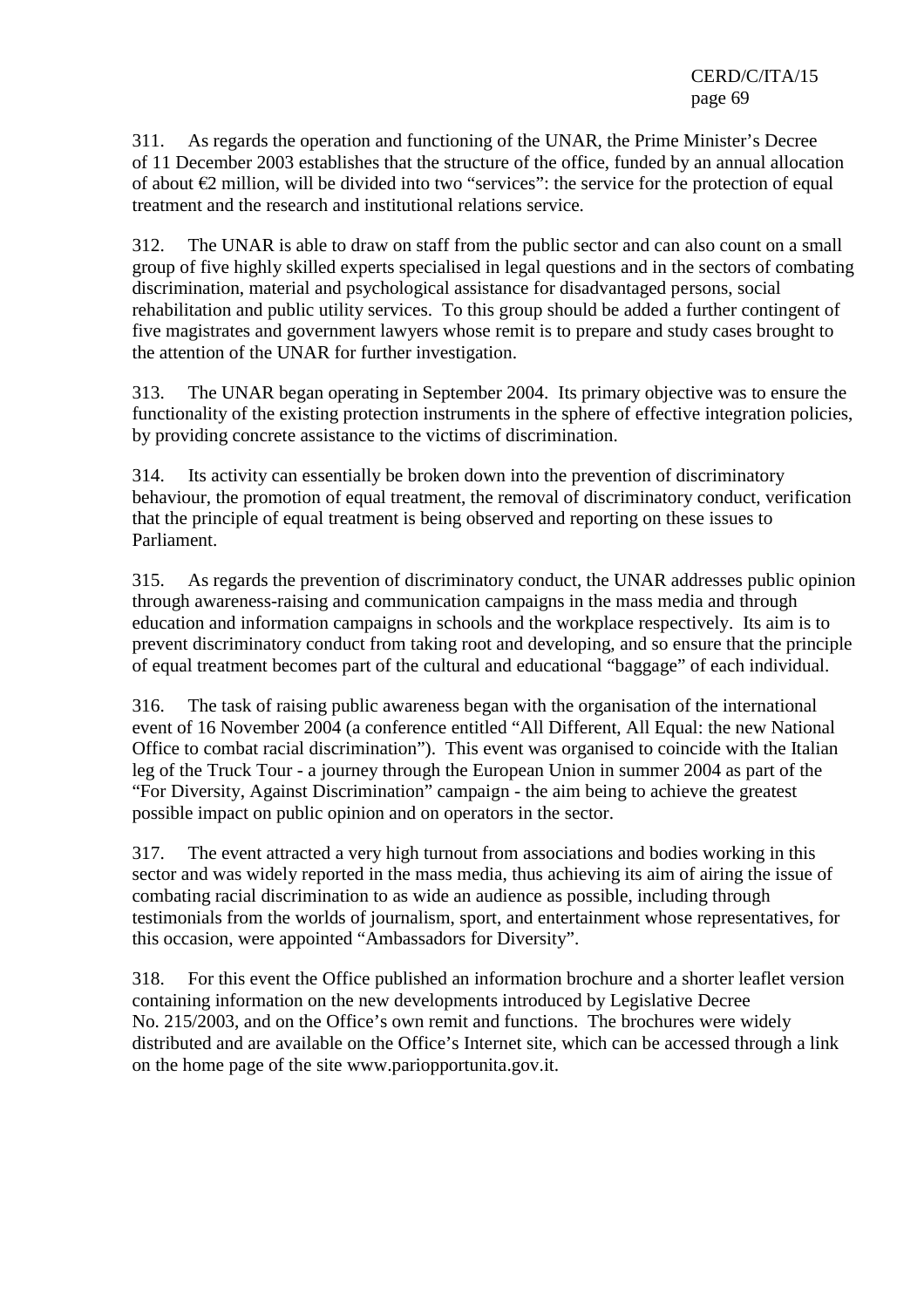311. As regards the operation and functioning of the UNAR, the Prime Minister's Decree of 11 December 2003 establishes that the structure of the office, funded by an annual allocation of about €2 million, will be divided into two "services": the service for the protection of equal treatment and the research and institutional relations service.

312. The UNAR is able to draw on staff from the public sector and can also count on a small group of five highly skilled experts specialised in legal questions and in the sectors of combating discrimination, material and psychological assistance for disadvantaged persons, social rehabilitation and public utility services. To this group should be added a further contingent of five magistrates and government lawyers whose remit is to prepare and study cases brought to the attention of the UNAR for further investigation.

313. The UNAR began operating in September 2004. Its primary objective was to ensure the functionality of the existing protection instruments in the sphere of effective integration policies, by providing concrete assistance to the victims of discrimination.

314. Its activity can essentially be broken down into the prevention of discriminatory behaviour, the promotion of equal treatment, the removal of discriminatory conduct, verification that the principle of equal treatment is being observed and reporting on these issues to Parliament.

315. As regards the prevention of discriminatory conduct, the UNAR addresses public opinion through awareness-raising and communication campaigns in the mass media and through education and information campaigns in schools and the workplace respectively. Its aim is to prevent discriminatory conduct from taking root and developing, and so ensure that the principle of equal treatment becomes part of the cultural and educational "baggage" of each individual.

316. The task of raising public awareness began with the organisation of the international event of 16 November 2004 (a conference entitled "All Different, All Equal: the new National Office to combat racial discrimination"). This event was organised to coincide with the Italian leg of the Truck Tour - a journey through the European Union in summer 2004 as part of the "For Diversity, Against Discrimination" campaign - the aim being to achieve the greatest possible impact on public opinion and on operators in the sector.

317. The event attracted a very high turnout from associations and bodies working in this sector and was widely reported in the mass media, thus achieving its aim of airing the issue of combating racial discrimination to as wide an audience as possible, including through testimonials from the worlds of journalism, sport, and entertainment whose representatives, for this occasion, were appointed "Ambassadors for Diversity".

318. For this event the Office published an information brochure and a shorter leaflet version containing information on the new developments introduced by Legislative Decree No. 215/2003, and on the Office's own remit and functions. The brochures were widely distributed and are available on the Office's Internet site, which can be accessed through a link on the home page of the site www.pariopportunita.gov.it.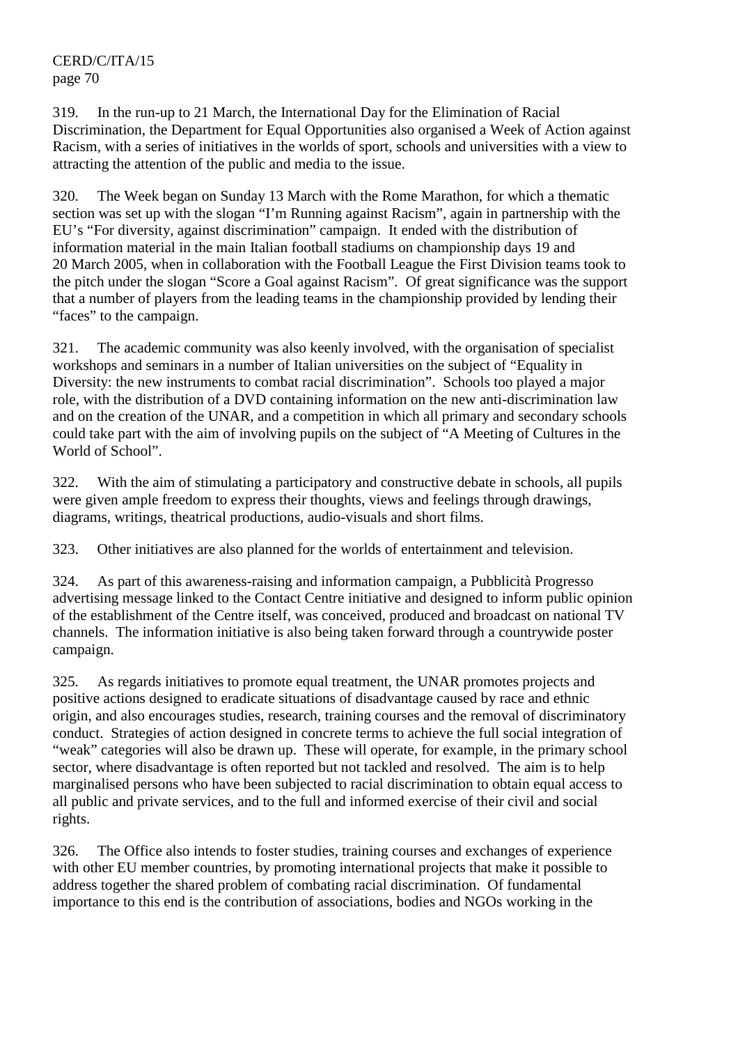319. In the run-up to 21 March, the International Day for the Elimination of Racial Discrimination, the Department for Equal Opportunities also organised a Week of Action against Racism, with a series of initiatives in the worlds of sport, schools and universities with a view to attracting the attention of the public and media to the issue.

320. The Week began on Sunday 13 March with the Rome Marathon, for which a thematic section was set up with the slogan "I'm Running against Racism", again in partnership with the EU's "For diversity, against discrimination" campaign. It ended with the distribution of information material in the main Italian football stadiums on championship days 19 and 20 March 2005, when in collaboration with the Football League the First Division teams took to the pitch under the slogan "Score a Goal against Racism". Of great significance was the support that a number of players from the leading teams in the championship provided by lending their "faces" to the campaign.

321. The academic community was also keenly involved, with the organisation of specialist workshops and seminars in a number of Italian universities on the subject of "Equality in Diversity: the new instruments to combat racial discrimination". Schools too played a major role, with the distribution of a DVD containing information on the new anti-discrimination law and on the creation of the UNAR, and a competition in which all primary and secondary schools could take part with the aim of involving pupils on the subject of "A Meeting of Cultures in the World of School".

322. With the aim of stimulating a participatory and constructive debate in schools, all pupils were given ample freedom to express their thoughts, views and feelings through drawings, diagrams, writings, theatrical productions, audio-visuals and short films.

323. Other initiatives are also planned for the worlds of entertainment and television.

324. As part of this awareness-raising and information campaign, a Pubblicità Progresso advertising message linked to the Contact Centre initiative and designed to inform public opinion of the establishment of the Centre itself, was conceived, produced and broadcast on national TV channels. The information initiative is also being taken forward through a countrywide poster campaign.

325. As regards initiatives to promote equal treatment, the UNAR promotes projects and positive actions designed to eradicate situations of disadvantage caused by race and ethnic origin, and also encourages studies, research, training courses and the removal of discriminatory conduct. Strategies of action designed in concrete terms to achieve the full social integration of "weak" categories will also be drawn up. These will operate, for example, in the primary school sector, where disadvantage is often reported but not tackled and resolved. The aim is to help marginalised persons who have been subjected to racial discrimination to obtain equal access to all public and private services, and to the full and informed exercise of their civil and social rights.

326. The Office also intends to foster studies, training courses and exchanges of experience with other EU member countries, by promoting international projects that make it possible to address together the shared problem of combating racial discrimination. Of fundamental importance to this end is the contribution of associations, bodies and NGOs working in the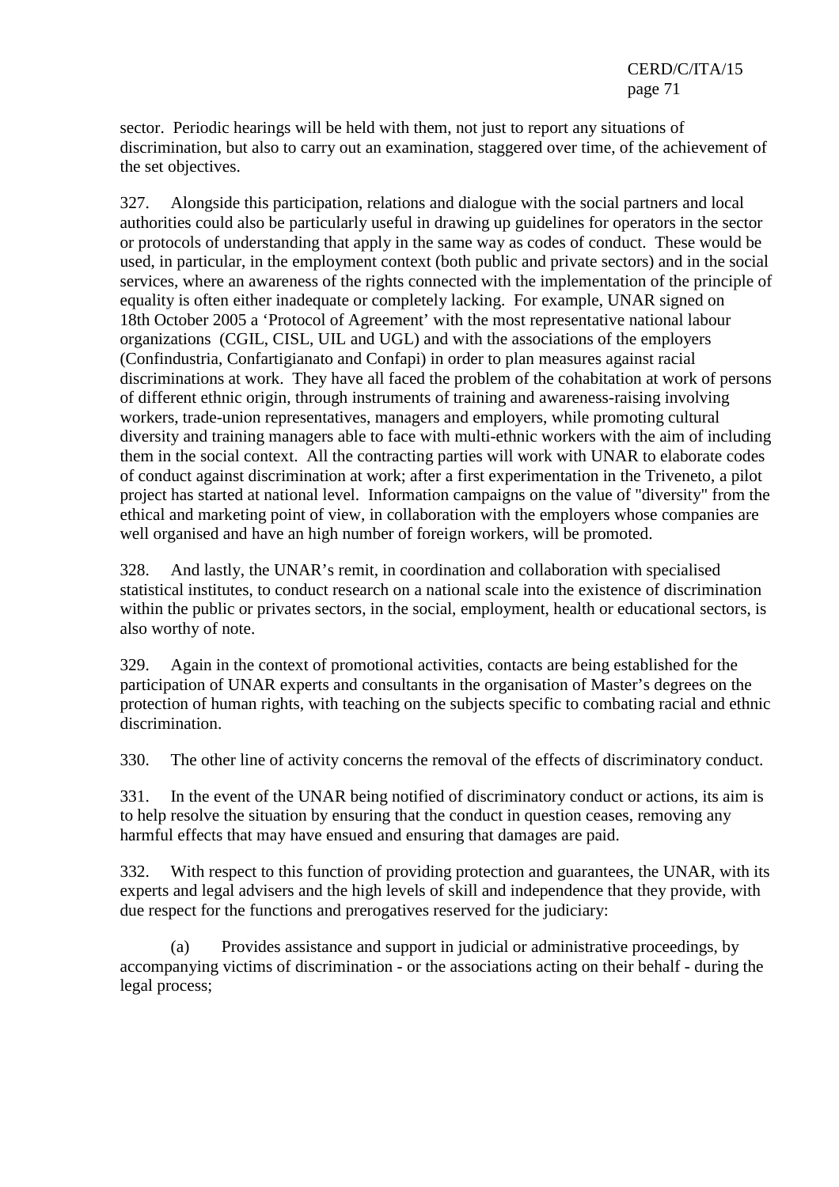sector. Periodic hearings will be held with them, not just to report any situations of discrimination, but also to carry out an examination, staggered over time, of the achievement of the set objectives.

327. Alongside this participation, relations and dialogue with the social partners and local authorities could also be particularly useful in drawing up guidelines for operators in the sector or protocols of understanding that apply in the same way as codes of conduct. These would be used, in particular, in the employment context (both public and private sectors) and in the social services, where an awareness of the rights connected with the implementation of the principle of equality is often either inadequate or completely lacking. For example, UNAR signed on 18th October 2005 a ‘Protocol of Agreement’ with the most representative national labour organizations (CGIL, CISL, UIL and UGL) and with the associations of the employers (Confindustria, Confartigianato and Confapi) in order to plan measures against racial discriminations at work. They have all faced the problem of the cohabitation at work of persons of different ethnic origin, through instruments of training and awareness-raising involving workers, trade-union representatives, managers and employers, while promoting cultural diversity and training managers able to face with multi-ethnic workers with the aim of including them in the social context. All the contracting parties will work with UNAR to elaborate codes of conduct against discrimination at work; after a first experimentation in the Triveneto, a pilot project has started at national level. Information campaigns on the value of "diversity" from the ethical and marketing point of view, in collaboration with the employers whose companies are well organised and have an high number of foreign workers, will be promoted.

328. And lastly, the UNAR’s remit, in coordination and collaboration with specialised statistical institutes, to conduct research on a national scale into the existence of discrimination within the public or privates sectors, in the social, employment, health or educational sectors, is also worthy of note.

329. Again in the context of promotional activities, contacts are being established for the participation of UNAR experts and consultants in the organisation of Master’s degrees on the protection of human rights, with teaching on the subjects specific to combating racial and ethnic discrimination.

330. The other line of activity concerns the removal of the effects of discriminatory conduct.

331. In the event of the UNAR being notified of discriminatory conduct or actions, its aim is to help resolve the situation by ensuring that the conduct in question ceases, removing any harmful effects that may have ensued and ensuring that damages are paid.

332. With respect to this function of providing protection and guarantees, the UNAR, with its experts and legal advisers and the high levels of skill and independence that they provide, with due respect for the functions and prerogatives reserved for the judiciary:

(a) Provides assistance and support in judicial or administrative proceedings, by accompanying victims of discrimination - or the associations acting on their behalf - during the legal process;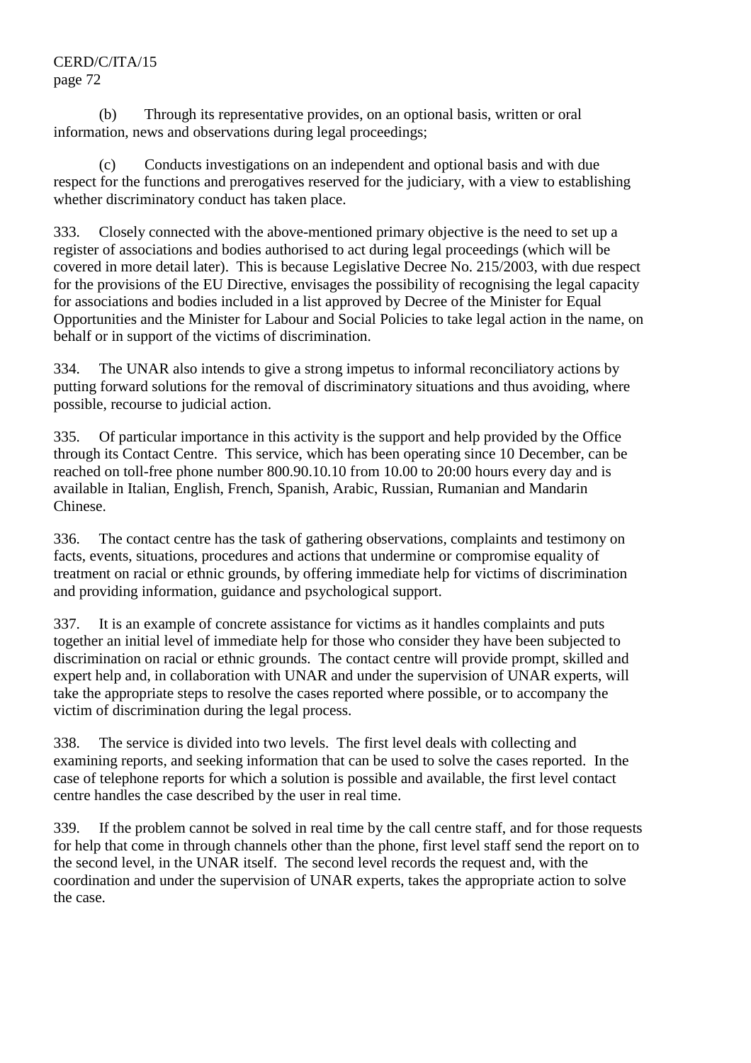(b) Through its representative provides, on an optional basis, written or oral information, news and observations during legal proceedings;

(c) Conducts investigations on an independent and optional basis and with due respect for the functions and prerogatives reserved for the judiciary, with a view to establishing whether discriminatory conduct has taken place.

333. Closely connected with the above-mentioned primary objective is the need to set up a register of associations and bodies authorised to act during legal proceedings (which will be covered in more detail later). This is because Legislative Decree No. 215/2003, with due respect for the provisions of the EU Directive, envisages the possibility of recognising the legal capacity for associations and bodies included in a list approved by Decree of the Minister for Equal Opportunities and the Minister for Labour and Social Policies to take legal action in the name, on behalf or in support of the victims of discrimination.

334. The UNAR also intends to give a strong impetus to informal reconciliatory actions by putting forward solutions for the removal of discriminatory situations and thus avoiding, where possible, recourse to judicial action.

335. Of particular importance in this activity is the support and help provided by the Office through its Contact Centre. This service, which has been operating since 10 December, can be reached on toll-free phone number 800.90.10.10 from 10.00 to 20:00 hours every day and is available in Italian, English, French, Spanish, Arabic, Russian, Rumanian and Mandarin Chinese.

336. The contact centre has the task of gathering observations, complaints and testimony on facts, events, situations, procedures and actions that undermine or compromise equality of treatment on racial or ethnic grounds, by offering immediate help for victims of discrimination and providing information, guidance and psychological support.

337. It is an example of concrete assistance for victims as it handles complaints and puts together an initial level of immediate help for those who consider they have been subjected to discrimination on racial or ethnic grounds. The contact centre will provide prompt, skilled and expert help and, in collaboration with UNAR and under the supervision of UNAR experts, will take the appropriate steps to resolve the cases reported where possible, or to accompany the victim of discrimination during the legal process.

338. The service is divided into two levels. The first level deals with collecting and examining reports, and seeking information that can be used to solve the cases reported. In the case of telephone reports for which a solution is possible and available, the first level contact centre handles the case described by the user in real time.

339. If the problem cannot be solved in real time by the call centre staff, and for those requests for help that come in through channels other than the phone, first level staff send the report on to the second level, in the UNAR itself. The second level records the request and, with the coordination and under the supervision of UNAR experts, takes the appropriate action to solve the case.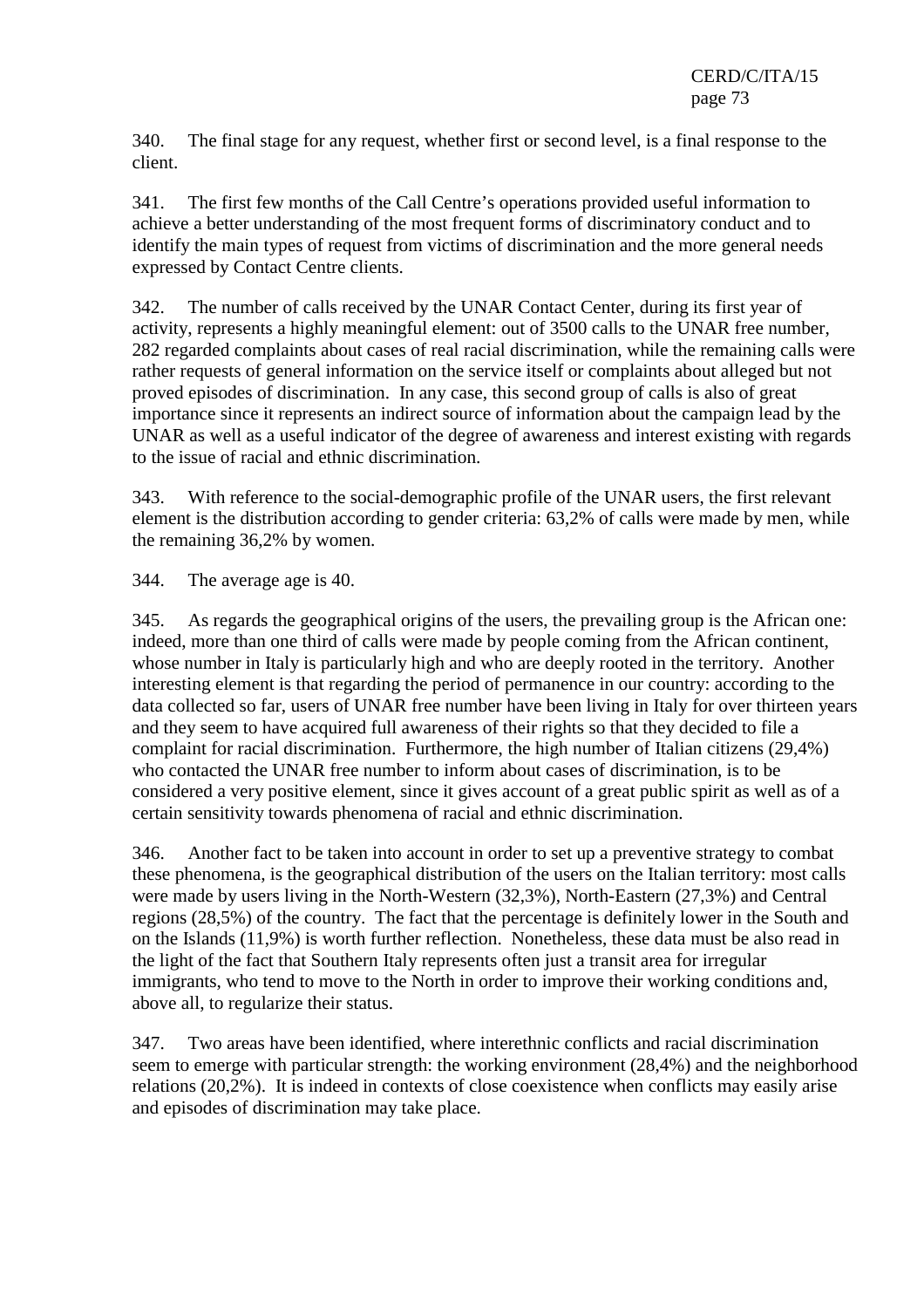340. The final stage for any request, whether first or second level, is a final response to the client.

341. The first few months of the Call Centre's operations provided useful information to achieve a better understanding of the most frequent forms of discriminatory conduct and to identify the main types of request from victims of discrimination and the more general needs expressed by Contact Centre clients.

342. The number of calls received by the UNAR Contact Center, during its first year of activity, represents a highly meaningful element: out of 3500 calls to the UNAR free number, 282 regarded complaints about cases of real racial discrimination, while the remaining calls were rather requests of general information on the service itself or complaints about alleged but not proved episodes of discrimination. In any case, this second group of calls is also of great importance since it represents an indirect source of information about the campaign lead by the UNAR as well as a useful indicator of the degree of awareness and interest existing with regards to the issue of racial and ethnic discrimination.

343. With reference to the social-demographic profile of the UNAR users, the first relevant element is the distribution according to gender criteria: 63,2% of calls were made by men, while the remaining 36,2% by women.

344. The average age is 40.

345. As regards the geographical origins of the users, the prevailing group is the African one: indeed, more than one third of calls were made by people coming from the African continent, whose number in Italy is particularly high and who are deeply rooted in the territory. Another interesting element is that regarding the period of permanence in our country: according to the data collected so far, users of UNAR free number have been living in Italy for over thirteen years and they seem to have acquired full awareness of their rights so that they decided to file a complaint for racial discrimination. Furthermore, the high number of Italian citizens (29,4%) who contacted the UNAR free number to inform about cases of discrimination, is to be considered a very positive element, since it gives account of a great public spirit as well as of a certain sensitivity towards phenomena of racial and ethnic discrimination.

346. Another fact to be taken into account in order to set up a preventive strategy to combat these phenomena, is the geographical distribution of the users on the Italian territory: most calls were made by users living in the North-Western (32,3%), North-Eastern (27,3%) and Central regions (28,5%) of the country. The fact that the percentage is definitely lower in the South and on the Islands (11,9%) is worth further reflection. Nonetheless, these data must be also read in the light of the fact that Southern Italy represents often just a transit area for irregular immigrants, who tend to move to the North in order to improve their working conditions and, above all, to regularize their status.

347. Two areas have been identified, where interethnic conflicts and racial discrimination seem to emerge with particular strength: the working environment (28,4%) and the neighborhood relations (20,2%). It is indeed in contexts of close coexistence when conflicts may easily arise and episodes of discrimination may take place.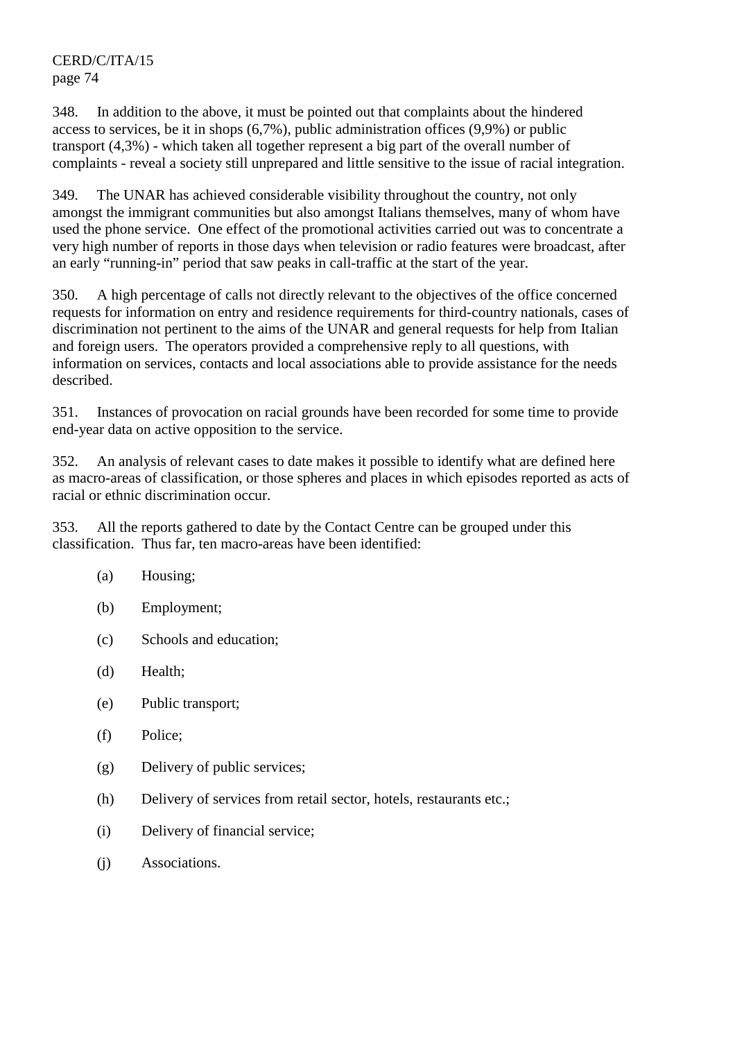348. In addition to the above, it must be pointed out that complaints about the hindered access to services, be it in shops (6,7%), public administration offices (9,9%) or public transport (4,3%) - which taken all together represent a big part of the overall number of complaints - reveal a society still unprepared and little sensitive to the issue of racial integration.

349. The UNAR has achieved considerable visibility throughout the country, not only amongst the immigrant communities but also amongst Italians themselves, many of whom have used the phone service. One effect of the promotional activities carried out was to concentrate a very high number of reports in those days when television or radio features were broadcast, after an early "running-in" period that saw peaks in call-traffic at the start of the year.

350. A high percentage of calls not directly relevant to the objectives of the office concerned requests for information on entry and residence requirements for third-country nationals, cases of discrimination not pertinent to the aims of the UNAR and general requests for help from Italian and foreign users. The operators provided a comprehensive reply to all questions, with information on services, contacts and local associations able to provide assistance for the needs described.

351. Instances of provocation on racial grounds have been recorded for some time to provide end-year data on active opposition to the service.

352. An analysis of relevant cases to date makes it possible to identify what are defined here as macro-areas of classification, or those spheres and places in which episodes reported as acts of racial or ethnic discrimination occur.

353. All the reports gathered to date by the Contact Centre can be grouped under this classification. Thus far, ten macro-areas have been identified:

(a) Housing;

(b) Employment;

(c) Schools and education;

(d) Health;

(e) Public transport;

(f) Police;

(g) Delivery of public services;

(h) Delivery of services from retail sector, hotels, restaurants etc.;

(i) Delivery of financial service;

(j) Associations.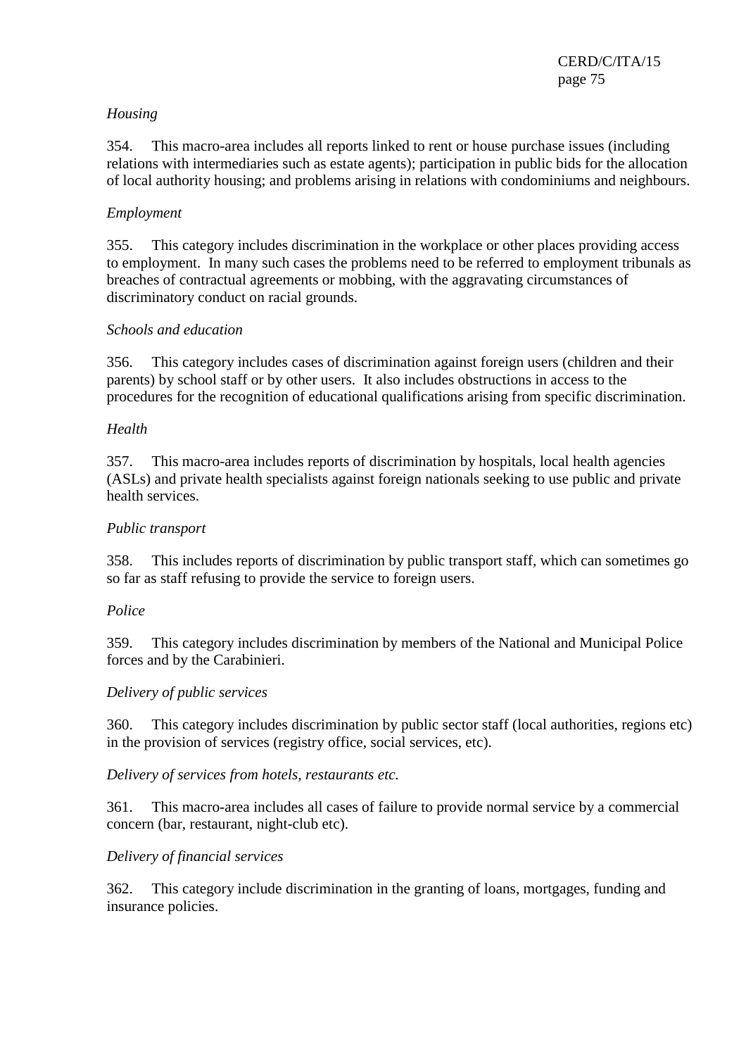*Housing*

354. This macro-area includes all reports linked to rent or house purchase issues (including relations with intermediaries such as estate agents); participation in public bids for the allocation of local authority housing; and problems arising in relations with condominiums and neighbours.

*Employment*

355. This category includes discrimination in the workplace or other places providing access to employment. In many such cases the problems need to be referred to employment tribunals as breaches of contractual agreements or mobbing, with the aggravating circumstances of discriminatory conduct on racial grounds.

*Schools and education*

356. This category includes cases of discrimination against foreign users (children and their parents) by school staff or by other users. It also includes obstructions in access to the procedures for the recognition of educational qualifications arising from specific discrimination.

*Health*

357. This macro-area includes reports of discrimination by hospitals, local health agencies (ASLs) and private health specialists against foreign nationals seeking to use public and private health services.

*Public transport*

358. This includes reports of discrimination by public transport staff, which can sometimes go so far as staff refusing to provide the service to foreign users.

*Police*

359. This category includes discrimination by members of the National and Municipal Police forces and by the Carabinieri.

*Delivery of public services*

360. This category includes discrimination by public sector staff (local authorities, regions etc) in the provision of services (registry office, social services, etc).

*Delivery of services from hotels, restaurants etc.*

361. This macro-area includes all cases of failure to provide normal service by a commercial concern (bar, restaurant, night-club etc).

*Delivery of financial services*

362. This category include discrimination in the granting of loans, mortgages, funding and insurance policies.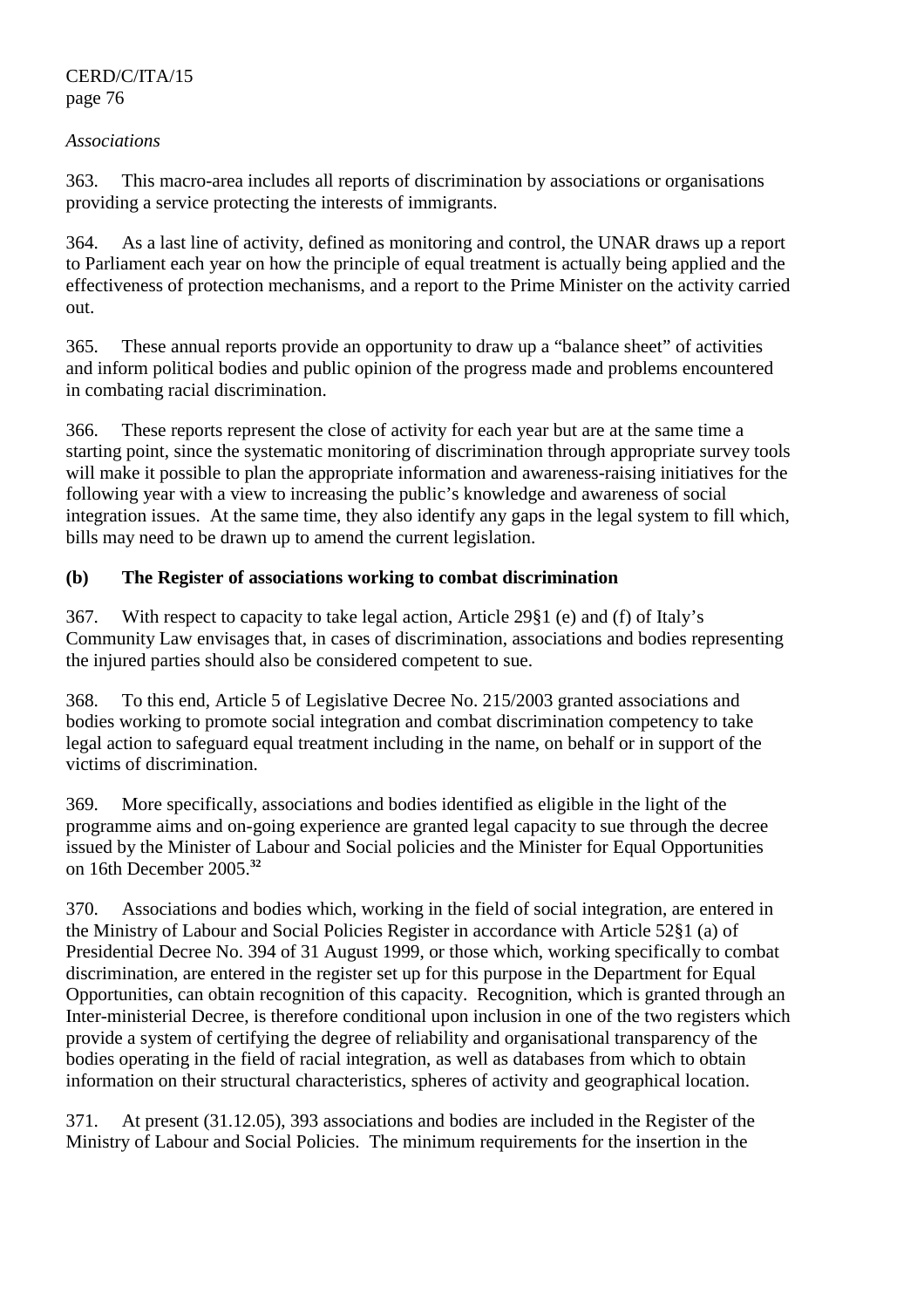*Associations*

363. This macro-area includes all reports of discrimination by associations or organisations providing a service protecting the interests of immigrants.

364. As a last line of activity, defined as monitoring and control, the UNAR draws up a report to Parliament each year on how the principle of equal treatment is actually being applied and the effectiveness of protection mechanisms, and a report to the Prime Minister on the activity carried out.

365. These annual reports provide an opportunity to draw up a "balance sheet" of activities and inform political bodies and public opinion of the progress made and problems encountered in combating racial discrimination.

366. These reports represent the close of activity for each year but are at the same time a starting point, since the systematic monitoring of discrimination through appropriate survey tools will make it possible to plan the appropriate information and awareness-raising initiatives for the following year with a view to increasing the public's knowledge and awareness of social integration issues. At the same time, they also identify any gaps in the legal system to fill which, bills may need to be drawn up to amend the current legislation.

### (b) The Register of associations working to combat discrimination

367. With respect to capacity to take legal action, Article 29§1 (e) and (f) of Italy's Community Law envisages that, in cases of discrimination, associations and bodies representing the injured parties should also be considered competent to sue.

368. To this end, Article 5 of Legislative Decree No. 215/2003 granted associations and bodies working to promote social integration and combat discrimination competency to take legal action to safeguard equal treatment including in the name, on behalf or in support of the victims of discrimination.

369. More specifically, associations and bodies identified as eligible in the light of the programme aims and on-going experience are granted legal capacity to sue through the decree issued by the Minister of Labour and Social policies and the Minister for Equal Opportunities on 16th December 2005.[32]

370. Associations and bodies which, working in the field of social integration, are entered in the Ministry of Labour and Social Policies Register in accordance with Article 52§1 (a) of Presidential Decree No. 394 of 31 August 1999, or those which, working specifically to combat discrimination, are entered in the register set up for this purpose in the Department for Equal Opportunities, can obtain recognition of this capacity. Recognition, which is granted through an Inter-ministerial Decree, is therefore conditional upon inclusion in one of the two registers which provide a system of certifying the degree of reliability and organisational transparency of the bodies operating in the field of racial integration, as well as databases from which to obtain information on their structural characteristics, spheres of activity and geographical location.

371. At present (31.12.05), 393 associations and bodies are included in the Register of the Ministry of Labour and Social Policies. The minimum requirements for the insertion in the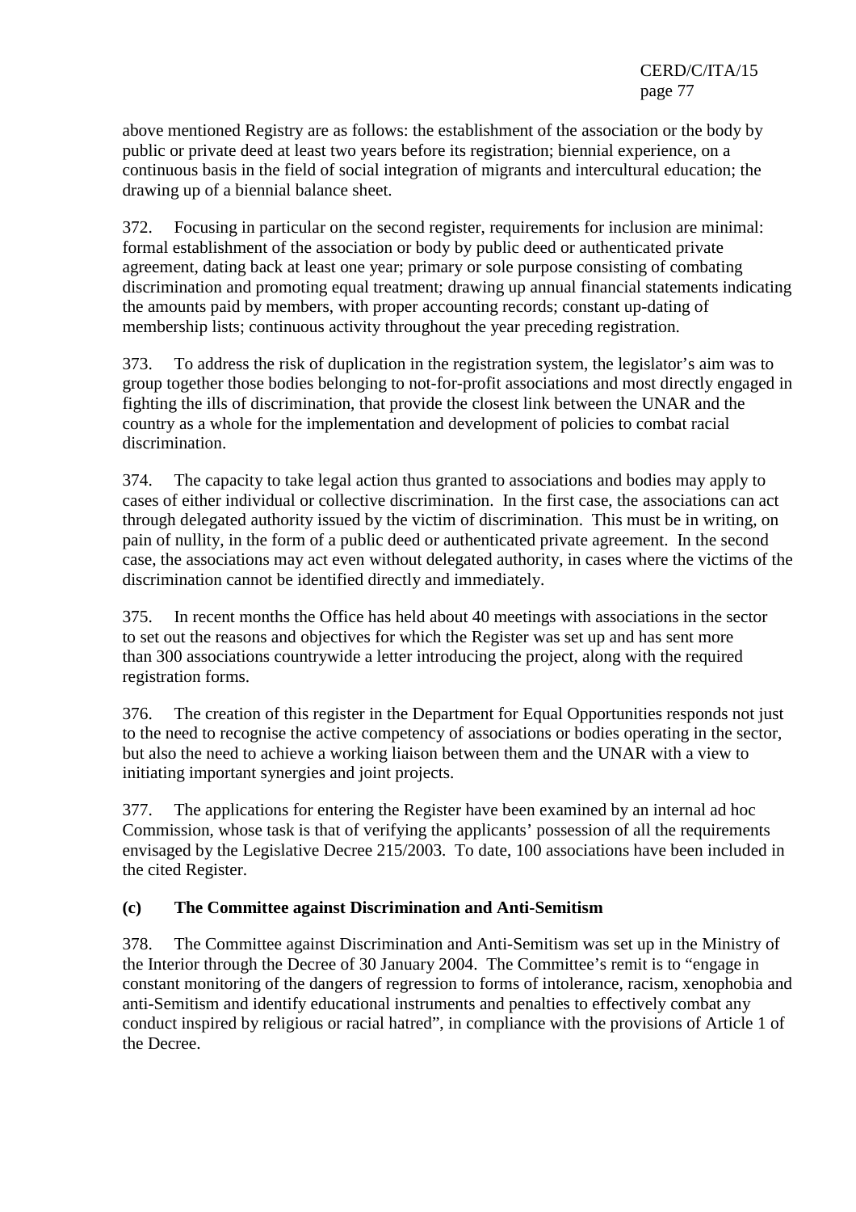above mentioned Registry are as follows: the establishment of the association or the body by public or private deed at least two years before its registration; biennial experience, on a continuous basis in the field of social integration of migrants and intercultural education; the drawing up of a biennial balance sheet.

372. Focusing in particular on the second register, requirements for inclusion are minimal: formal establishment of the association or body by public deed or authenticated private agreement, dating back at least one year; primary or sole purpose consisting of combating discrimination and promoting equal treatment; drawing up annual financial statements indicating the amounts paid by members, with proper accounting records; constant up-dating of membership lists; continuous activity throughout the year preceding registration.

373. To address the risk of duplication in the registration system, the legislator's aim was to group together those bodies belonging to not-for-profit associations and most directly engaged in fighting the ills of discrimination, that provide the closest link between the UNAR and the country as a whole for the implementation and development of policies to combat racial discrimination.

374. The capacity to take legal action thus granted to associations and bodies may apply to cases of either individual or collective discrimination. In the first case, the associations can act through delegated authority issued by the victim of discrimination. This must be in writing, on pain of nullity, in the form of a public deed or authenticated private agreement. In the second case, the associations may act even without delegated authority, in cases where the victims of the discrimination cannot be identified directly and immediately.

375. In recent months the Office has held about 40 meetings with associations in the sector to set out the reasons and objectives for which the Register was set up and has sent more than 300 associations countrywide a letter introducing the project, along with the required registration forms.

376. The creation of this register in the Department for Equal Opportunities responds not just to the need to recognise the active competency of associations or bodies operating in the sector, but also the need to achieve a working liaison between them and the UNAR with a view to initiating important synergies and joint projects.

377. The applications for entering the Register have been examined by an internal ad hoc Commission, whose task is that of verifying the applicants' possession of all the requirements envisaged by the Legislative Decree 215/2003. To date, 100 associations have been included in the cited Register.

### (c) The Committee against Discrimination and Anti-Semitism

378. The Committee against Discrimination and Anti-Semitism was set up in the Ministry of the Interior through the Decree of 30 January 2004. The Committee's remit is to "engage in constant monitoring of the dangers of regression to forms of intolerance, racism, xenophobia and anti-Semitism and identify educational instruments and penalties to effectively combat any conduct inspired by religious or racial hatred", in compliance with the provisions of Article 1 of the Decree.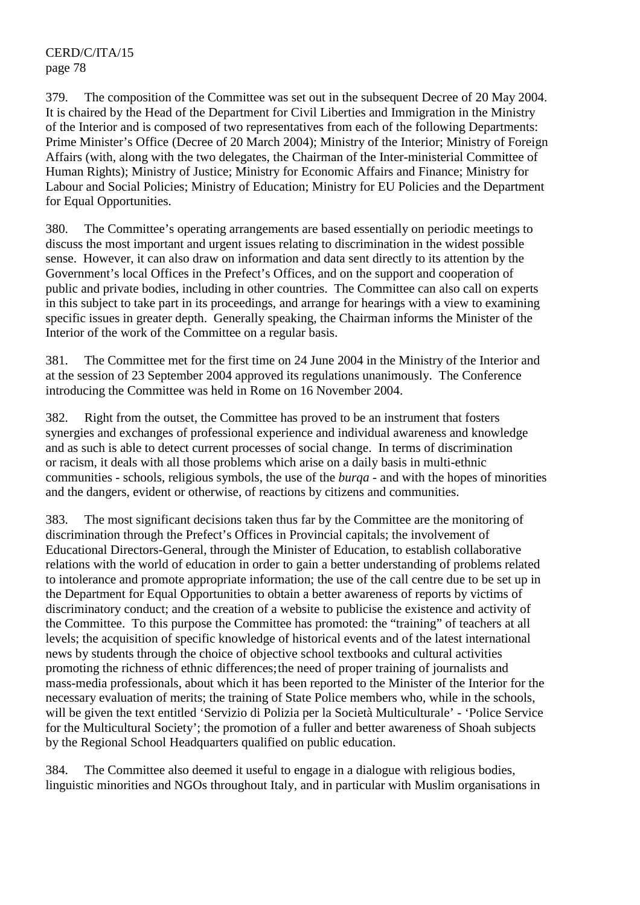379. The composition of the Committee was set out in the subsequent Decree of 20 May 2004. It is chaired by the Head of the Department for Civil Liberties and Immigration in the Ministry of the Interior and is composed of two representatives from each of the following Departments: Prime Minister's Office (Decree of 20 March 2004); Ministry of the Interior; Ministry of Foreign Affairs (with, along with the two delegates, the Chairman of the Inter-ministerial Committee of Human Rights); Ministry of Justice; Ministry for Economic Affairs and Finance; Ministry for Labour and Social Policies; Ministry of Education; Ministry for EU Policies and the Department for Equal Opportunities.

380. The Committee's operating arrangements are based essentially on periodic meetings to discuss the most important and urgent issues relating to discrimination in the widest possible sense. However, it can also draw on information and data sent directly to its attention by the Government's local Offices in the Prefect's Offices, and on the support and cooperation of public and private bodies, including in other countries. The Committee can also call on experts in this subject to take part in its proceedings, and arrange for hearings with a view to examining specific issues in greater depth. Generally speaking, the Chairman informs the Minister of the Interior of the work of the Committee on a regular basis.

381. The Committee met for the first time on 24 June 2004 in the Ministry of the Interior and at the session of 23 September 2004 approved its regulations unanimously. The Conference introducing the Committee was held in Rome on 16 November 2004.

382. Right from the outset, the Committee has proved to be an instrument that fosters synergies and exchanges of professional experience and individual awareness and knowledge and as such is able to detect current processes of social change. In terms of discrimination or racism, it deals with all those problems which arise on a daily basis in multi-ethnic communities - schools, religious symbols, the use of the *burqa* - and with the hopes of minorities and the dangers, evident or otherwise, of reactions by citizens and communities.

383. The most significant decisions taken thus far by the Committee are the monitoring of discrimination through the Prefect's Offices in Provincial capitals; the involvement of Educational Directors-General, through the Minister of Education, to establish collaborative relations with the world of education in order to gain a better understanding of problems related to intolerance and promote appropriate information; the use of the call centre due to be set up in the Department for Equal Opportunities to obtain a better awareness of reports by victims of discriminatory conduct; and the creation of a website to publicise the existence and activity of the Committee. To this purpose the Committee has promoted: the "training" of teachers at all levels; the acquisition of specific knowledge of historical events and of the latest international news by students through the choice of objective school textbooks and cultural activities promoting the richness of ethnic differences; the need of proper training of journalists and mass-media professionals, about which it has been reported to the Minister of the Interior for the necessary evaluation of merits; the training of State Police members who, while in the schools, will be given the text entitled 'Servizio di Polizia per la Società Multiculturale' - 'Police Service for the Multicultural Society'; the promotion of a fuller and better awareness of Shoah subjects by the Regional School Headquarters qualified on public education.

384. The Committee also deemed it useful to engage in a dialogue with religious bodies, linguistic minorities and NGOs throughout Italy, and in particular with Muslim organisations in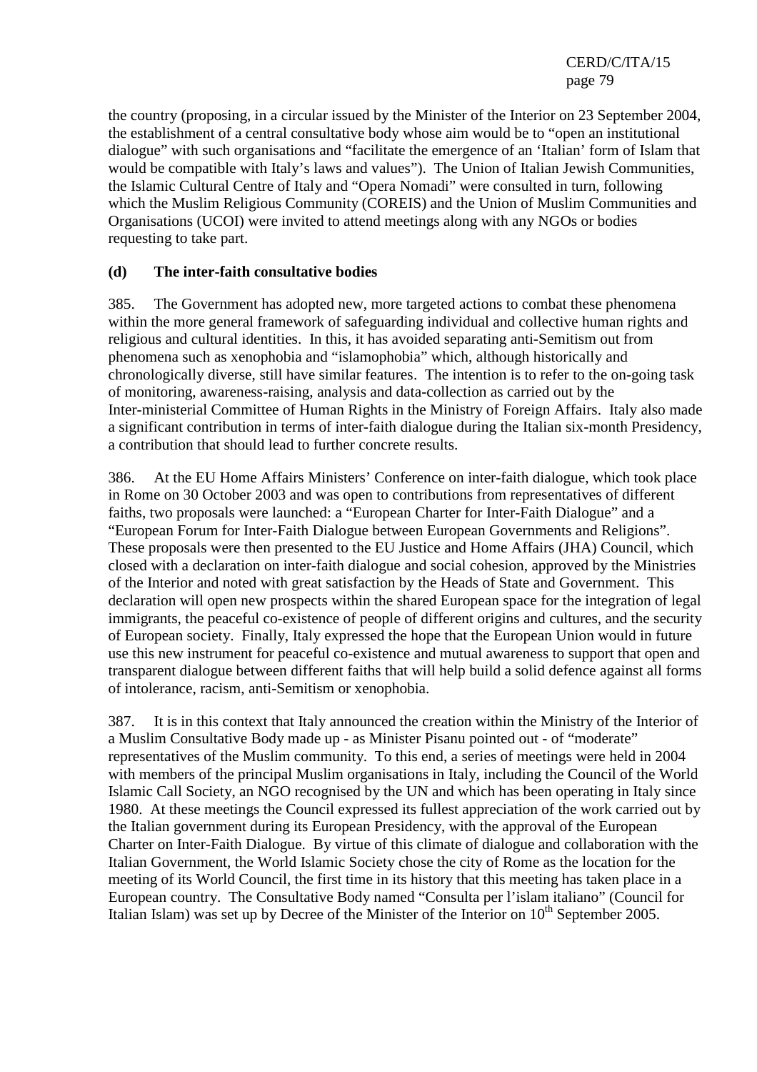the country (proposing, in a circular issued by the Minister of the Interior on 23 September 2004, the establishment of a central consultative body whose aim would be to "open an institutional dialogue" with such organisations and "facilitate the emergence of an 'Italian' form of Islam that would be compatible with Italy's laws and values"). The Union of Italian Jewish Communities, the Islamic Cultural Centre of Italy and "Opera Nomadi" were consulted in turn, following which the Muslim Religious Community (COREIS) and the Union of Muslim Communities and Organisations (UCOI) were invited to attend meetings along with any NGOs or bodies requesting to take part.

### (d) The inter-faith consultative bodies

385. The Government has adopted new, more targeted actions to combat these phenomena within the more general framework of safeguarding individual and collective human rights and religious and cultural identities. In this, it has avoided separating anti-Semitism out from phenomena such as xenophobia and "islamophobia" which, although historically and chronologically diverse, still have similar features. The intention is to refer to the on-going task of monitoring, awareness-raising, analysis and data-collection as carried out by the Inter-ministerial Committee of Human Rights in the Ministry of Foreign Affairs. Italy also made a significant contribution in terms of inter-faith dialogue during the Italian six-month Presidency, a contribution that should lead to further concrete results.

386. At the EU Home Affairs Ministers' Conference on inter-faith dialogue, which took place in Rome on 30 October 2003 and was open to contributions from representatives of different faiths, two proposals were launched: a "European Charter for Inter-Faith Dialogue" and a "European Forum for Inter-Faith Dialogue between European Governments and Religions". These proposals were then presented to the EU Justice and Home Affairs (JHA) Council, which closed with a declaration on inter-faith dialogue and social cohesion, approved by the Ministries of the Interior and noted with great satisfaction by the Heads of State and Government. This declaration will open new prospects within the shared European space for the integration of legal immigrants, the peaceful co-existence of people of different origins and cultures, and the security of European society. Finally, Italy expressed the hope that the European Union would in future use this new instrument for peaceful co-existence and mutual awareness to support that open and transparent dialogue between different faiths that will help build a solid defence against all forms of intolerance, racism, anti-Semitism or xenophobia.

387. It is in this context that Italy announced the creation within the Ministry of the Interior of a Muslim Consultative Body made up - as Minister Pisanu pointed out - of "moderate" representatives of the Muslim community. To this end, a series of meetings were held in 2004 with members of the principal Muslim organisations in Italy, including the Council of the World Islamic Call Society, an NGO recognised by the UN and which has been operating in Italy since 1980. At these meetings the Council expressed its fullest appreciation of the work carried out by the Italian government during its European Presidency, with the approval of the European Charter on Inter-Faith Dialogue. By virtue of this climate of dialogue and collaboration with the Italian Government, the World Islamic Society chose the city of Rome as the location for the meeting of its World Council, the first time in its history that this meeting has taken place in a European country. The Consultative Body named "Consulta per l'islam italiano" (Council for Italian Islam) was set up by Decree of the Minister of the Interior on 10th September 2005.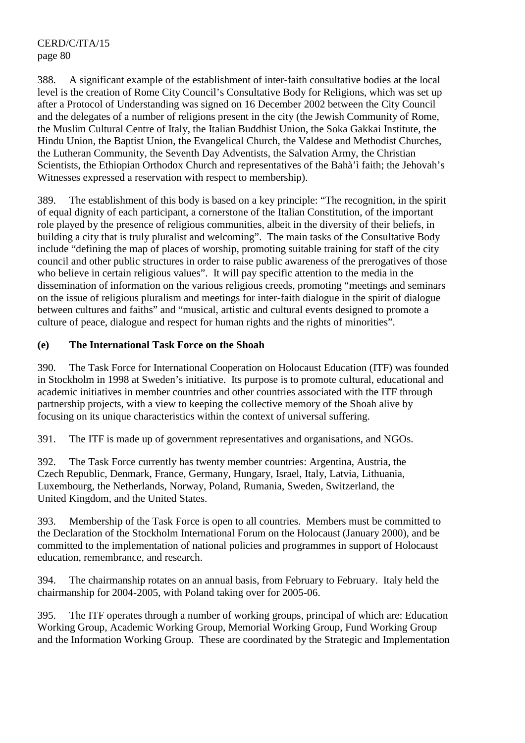388. A significant example of the establishment of inter-faith consultative bodies at the local level is the creation of Rome City Council's Consultative Body for Religions, which was set up after a Protocol of Understanding was signed on 16 December 2002 between the City Council and the delegates of a number of religions present in the city (the Jewish Community of Rome, the Muslim Cultural Centre of Italy, the Italian Buddhist Union, the Soka Gakkai Institute, the Hindu Union, the Baptist Union, the Evangelical Church, the Valdese and Methodist Churches, the Lutheran Community, the Seventh Day Adventists, the Salvation Army, the Christian Scientists, the Ethiopian Orthodox Church and representatives of the Bahà'ì faith; the Jehovah's Witnesses expressed a reservation with respect to membership).

389. The establishment of this body is based on a key principle: "The recognition, in the spirit of equal dignity of each participant, a cornerstone of the Italian Constitution, of the important role played by the presence of religious communities, albeit in the diversity of their beliefs, in building a city that is truly pluralist and welcoming". The main tasks of the Consultative Body include "defining the map of places of worship, promoting suitable training for staff of the city council and other public structures in order to raise public awareness of the prerogatives of those who believe in certain religious values". It will pay specific attention to the media in the dissemination of information on the various religious creeds, promoting "meetings and seminars on the issue of religious pluralism and meetings for inter-faith dialogue in the spirit of dialogue between cultures and faiths" and "musical, artistic and cultural events designed to promote a culture of peace, dialogue and respect for human rights and the rights of minorities".

**(e) The International Task Force on the Shoah**

390. The Task Force for International Cooperation on Holocaust Education (ITF) was founded in Stockholm in 1998 at Sweden's initiative. Its purpose is to promote cultural, educational and academic initiatives in member countries and other countries associated with the ITF through partnership projects, with a view to keeping the collective memory of the Shoah alive by focusing on its unique characteristics within the context of universal suffering.

391. The ITF is made up of government representatives and organisations, and NGOs.

392. The Task Force currently has twenty member countries: Argentina, Austria, the Czech Republic, Denmark, France, Germany, Hungary, Israel, Italy, Latvia, Lithuania, Luxembourg, the Netherlands, Norway, Poland, Rumania, Sweden, Switzerland, the United Kingdom, and the United States.

393. Membership of the Task Force is open to all countries. Members must be committed to the Declaration of the Stockholm International Forum on the Holocaust (January 2000), and be committed to the implementation of national policies and programmes in support of Holocaust education, remembrance, and research.

394. The chairmanship rotates on an annual basis, from February to February. Italy held the chairmanship for 2004-2005, with Poland taking over for 2005-06.

395. The ITF operates through a number of working groups, principal of which are: Education Working Group, Academic Working Group, Memorial Working Group, Fund Working Group and the Information Working Group. These are coordinated by the Strategic and Implementation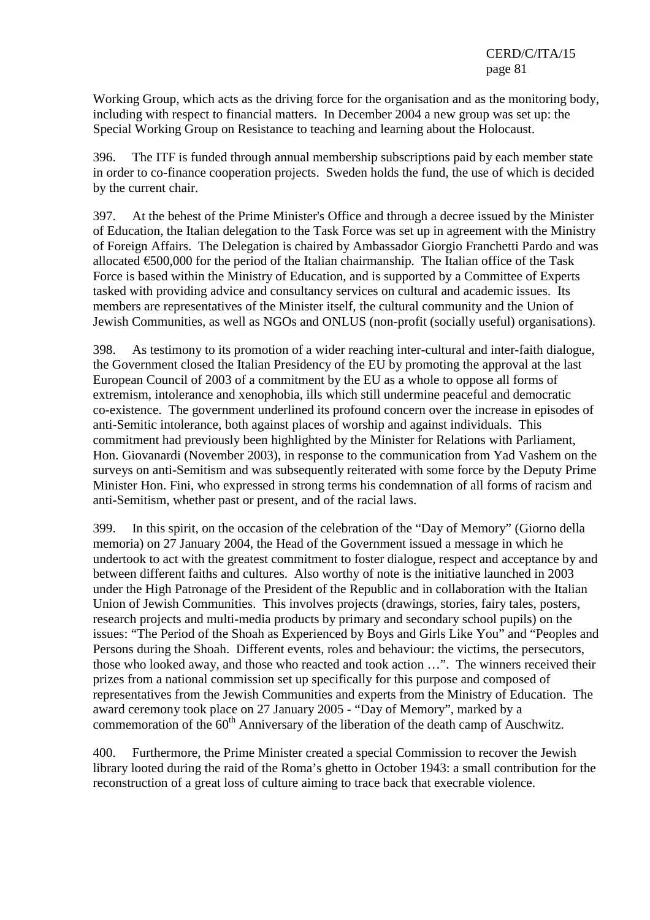Working Group, which acts as the driving force for the organisation and as the monitoring body, including with respect to financial matters. In December 2004 a new group was set up: the Special Working Group on Resistance to teaching and learning about the Holocaust.

396. The ITF is funded through annual membership subscriptions paid by each member state in order to co-finance cooperation projects. Sweden holds the fund, the use of which is decided by the current chair.

397. At the behest of the Prime Minister's Office and through a decree issued by the Minister of Education, the Italian delegation to the Task Force was set up in agreement with the Ministry of Foreign Affairs. The Delegation is chaired by Ambassador Giorgio Franchetti Pardo and was allocated €500,000 for the period of the Italian chairmanship. The Italian office of the Task Force is based within the Ministry of Education, and is supported by a Committee of Experts tasked with providing advice and consultancy services on cultural and academic issues. Its members are representatives of the Minister itself, the cultural community and the Union of Jewish Communities, as well as NGOs and ONLUS (non-profit (socially useful) organisations).

398. As testimony to its promotion of a wider reaching inter-cultural and inter-faith dialogue, the Government closed the Italian Presidency of the EU by promoting the approval at the last European Council of 2003 of a commitment by the EU as a whole to oppose all forms of extremism, intolerance and xenophobia, ills which still undermine peaceful and democratic co-existence. The government underlined its profound concern over the increase in episodes of anti-Semitic intolerance, both against places of worship and against individuals. This commitment had previously been highlighted by the Minister for Relations with Parliament, Hon. Giovanardi (November 2003), in response to the communication from Yad Vashem on the surveys on anti-Semitism and was subsequently reiterated with some force by the Deputy Prime Minister Hon. Fini, who expressed in strong terms his condemnation of all forms of racism and anti-Semitism, whether past or present, and of the racial laws.

399. In this spirit, on the occasion of the celebration of the "Day of Memory" (Giorno della memoria) on 27 January 2004, the Head of the Government issued a message in which he undertook to act with the greatest commitment to foster dialogue, respect and acceptance by and between different faiths and cultures. Also worthy of note is the initiative launched in 2003 under the High Patronage of the President of the Republic and in collaboration with the Italian Union of Jewish Communities. This involves projects (drawings, stories, fairy tales, posters, research projects and multi-media products by primary and secondary school pupils) on the issues: "The Period of the Shoah as Experienced by Boys and Girls Like You" and "Peoples and Persons during the Shoah. Different events, roles and behaviour: the victims, the persecutors, those who looked away, and those who reacted and took action …". The winners received their prizes from a national commission set up specifically for this purpose and composed of representatives from the Jewish Communities and experts from the Ministry of Education. The award ceremony took place on 27 January 2005 - "Day of Memory", marked by a commemoration of the 60th Anniversary of the liberation of the death camp of Auschwitz.

400. Furthermore, the Prime Minister created a special Commission to recover the Jewish library looted during the raid of the Roma's ghetto in October 1943: a small contribution for the reconstruction of a great loss of culture aiming to trace back that execrable violence.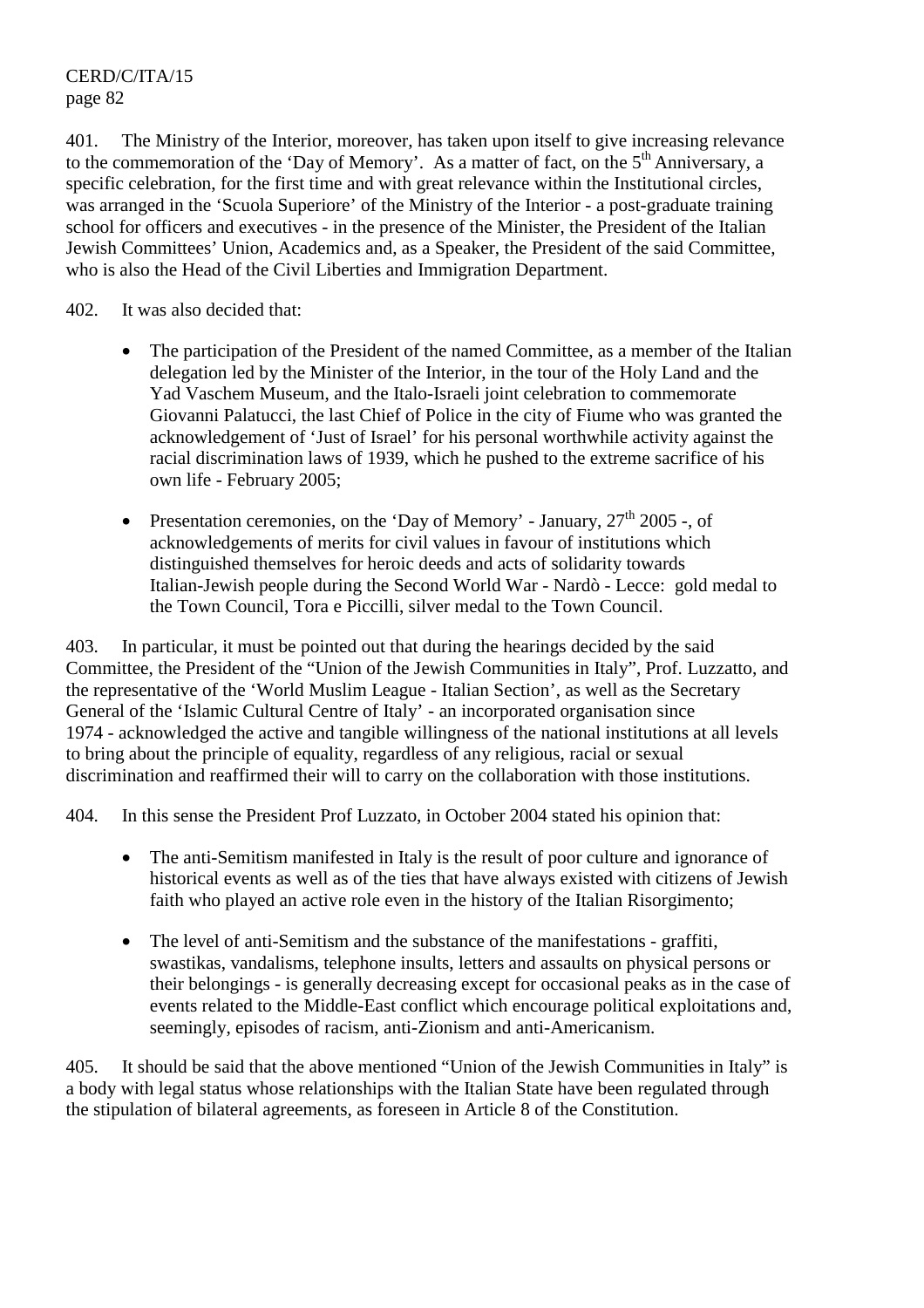401. The Ministry of the Interior, moreover, has taken upon itself to give increasing relevance to the commemoration of the 'Day of Memory'. As a matter of fact, on the 5th Anniversary, a specific celebration, for the first time and with great relevance within the Institutional circles, was arranged in the 'Scuola Superiore' of the Ministry of the Interior - a post-graduate training school for officers and executives - in the presence of the Minister, the President of the Italian Jewish Committees' Union, Academics and, as a Speaker, the President of the said Committee, who is also the Head of the Civil Liberties and Immigration Department.

402. It was also decided that:

- The participation of the President of the named Committee, as a member of the Italian delegation led by the Minister of the Interior, in the tour of the Holy Land and the Yad Vaschem Museum, and the Italo-Israeli joint celebration to commemorate Giovanni Palatucci, the last Chief of Police in the city of Fiume who was granted the acknowledgement of 'Just of Israel' for his personal worthwhile activity against the racial discrimination laws of 1939, which he pushed to the extreme sacrifice of his own life - February 2005;

- Presentation ceremonies, on the 'Day of Memory' - January, 27th 2005 -, of acknowledgements of merits for civil values in favour of institutions which distinguished themselves for heroic deeds and acts of solidarity towards Italian-Jewish people during the Second World War - Nardò - Lecce: gold medal to the Town Council, Tora e Piccilli, silver medal to the Town Council.

403. In particular, it must be pointed out that during the hearings decided by the said Committee, the President of the "Union of the Jewish Communities in Italy", Prof. Luzzatto, and the representative of the 'World Muslim League - Italian Section', as well as the Secretary General of the 'Islamic Cultural Centre of Italy' - an incorporated organisation since 1974 - acknowledged the active and tangible willingness of the national institutions at all levels to bring about the principle of equality, regardless of any religious, racial or sexual discrimination and reaffirmed their will to carry on the collaboration with those institutions.

404. In this sense the President Prof Luzzato, in October 2004 stated his opinion that:

- The anti-Semitism manifested in Italy is the result of poor culture and ignorance of historical events as well as of the ties that have always existed with citizens of Jewish faith who played an active role even in the history of the Italian Risorgimento;

- The level of anti-Semitism and the substance of the manifestations - graffiti, swastikas, vandalisms, telephone insults, letters and assaults on physical persons or their belongings - is generally decreasing except for occasional peaks as in the case of events related to the Middle-East conflict which encourage political exploitations and, seemingly, episodes of racism, anti-Zionism and anti-Americanism.

405. It should be said that the above mentioned "Union of the Jewish Communities in Italy" is a body with legal status whose relationships with the Italian State have been regulated through the stipulation of bilateral agreements, as foreseen in Article 8 of the Constitution.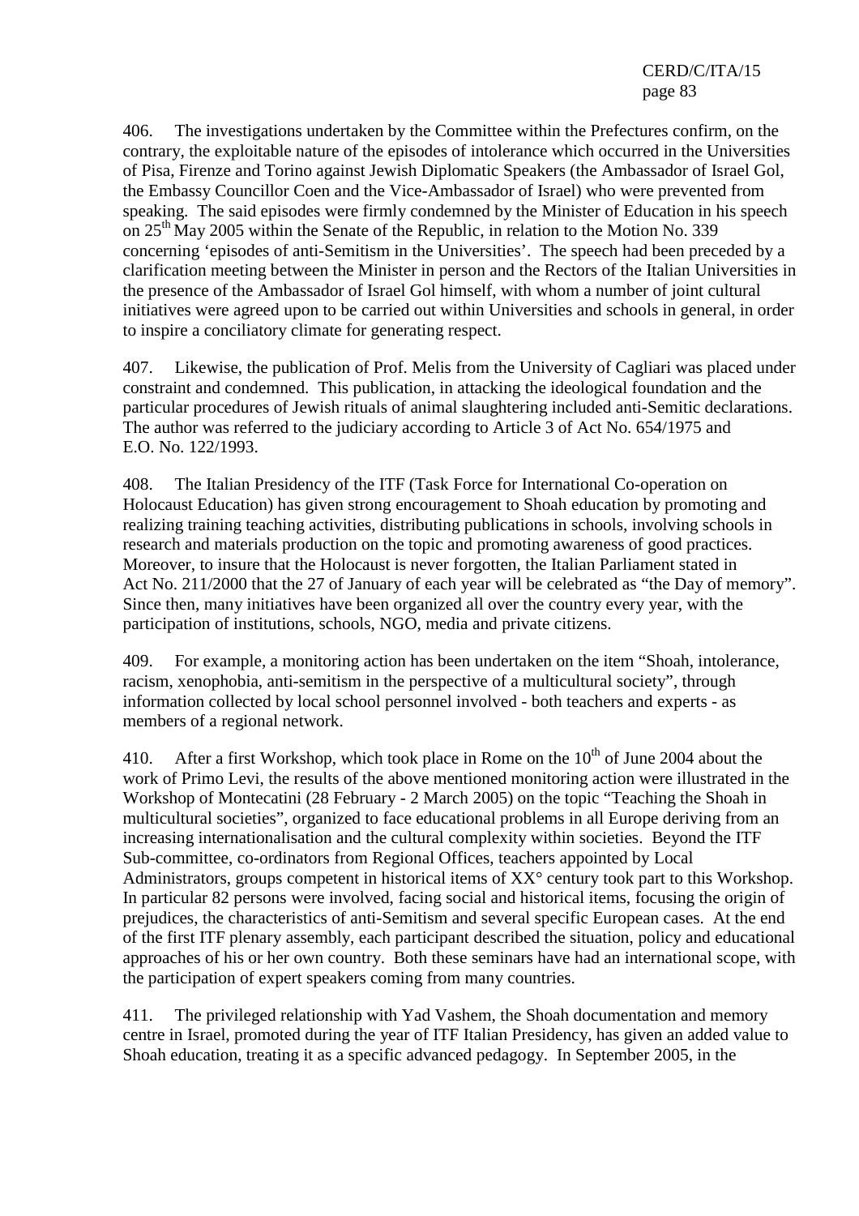406. The investigations undertaken by the Committee within the Prefectures confirm, on the contrary, the exploitable nature of the episodes of intolerance which occurred in the Universities of Pisa, Firenze and Torino against Jewish Diplomatic Speakers (the Ambassador of Israel Gol, the Embassy Councillor Coen and the Vice-Ambassador of Israel) who were prevented from speaking. The said episodes were firmly condemned by the Minister of Education in his speech on 25th May 2005 within the Senate of the Republic, in relation to the Motion No. 339 concerning 'episodes of anti-Semitism in the Universities'. The speech had been preceded by a clarification meeting between the Minister in person and the Rectors of the Italian Universities in the presence of the Ambassador of Israel Gol himself, with whom a number of joint cultural initiatives were agreed upon to be carried out within Universities and schools in general, in order to inspire a conciliatory climate for generating respect.

407. Likewise, the publication of Prof. Melis from the University of Cagliari was placed under constraint and condemned. This publication, in attacking the ideological foundation and the particular procedures of Jewish rituals of animal slaughtering included anti-Semitic declarations. The author was referred to the judiciary according to Article 3 of Act No. 654/1975 and E.O. No. 122/1993.

408. The Italian Presidency of the ITF (Task Force for International Co-operation on Holocaust Education) has given strong encouragement to Shoah education by promoting and realizing training teaching activities, distributing publications in schools, involving schools in research and materials production on the topic and promoting awareness of good practices. Moreover, to insure that the Holocaust is never forgotten, the Italian Parliament stated in Act No. 211/2000 that the 27 of January of each year will be celebrated as "the Day of memory". Since then, many initiatives have been organized all over the country every year, with the participation of institutions, schools, NGO, media and private citizens.

409. For example, a monitoring action has been undertaken on the item "Shoah, intolerance, racism, xenophobia, anti-semitism in the perspective of a multicultural society", through information collected by local school personnel involved - both teachers and experts - as members of a regional network.

410. After a first Workshop, which took place in Rome on the 10th of June 2004 about the work of Primo Levi, the results of the above mentioned monitoring action were illustrated in the Workshop of Montecatini (28 February - 2 March 2005) on the topic "Teaching the Shoah in multicultural societies", organized to face educational problems in all Europe deriving from an increasing internationalisation and the cultural complexity within societies. Beyond the ITF Sub-committee, co-ordinators from Regional Offices, teachers appointed by Local Administrators, groups competent in historical items of XX° century took part to this Workshop. In particular 82 persons were involved, facing social and historical items, focusing the origin of prejudices, the characteristics of anti-Semitism and several specific European cases. At the end of the first ITF plenary assembly, each participant described the situation, policy and educational approaches of his or her own country. Both these seminars have had an international scope, with the participation of expert speakers coming from many countries.

411. The privileged relationship with Yad Vashem, the Shoah documentation and memory centre in Israel, promoted during the year of ITF Italian Presidency, has given an added value to Shoah education, treating it as a specific advanced pedagogy. In September 2005, in the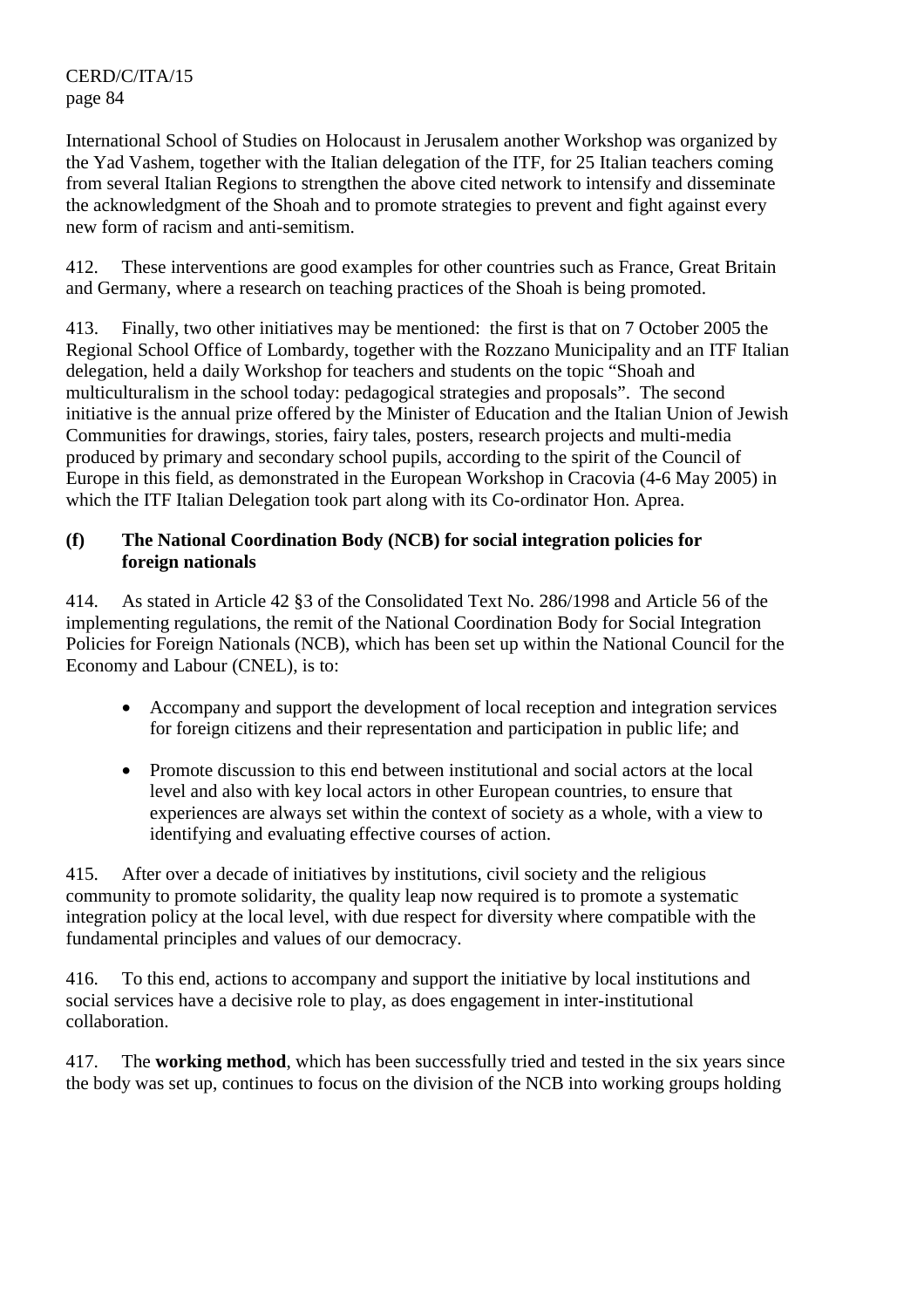International School of Studies on Holocaust in Jerusalem another Workshop was organized by the Yad Vashem, together with the Italian delegation of the ITF, for 25 Italian teachers coming from several Italian Regions to strengthen the above cited network to intensify and disseminate the acknowledgment of the Shoah and to promote strategies to prevent and fight against every new form of racism and anti-semitism.

412. These interventions are good examples for other countries such as France, Great Britain and Germany, where a research on teaching practices of the Shoah is being promoted.

413. Finally, two other initiatives may be mentioned: the first is that on 7 October 2005 the Regional School Office of Lombardy, together with the Rozzano Municipality and an ITF Italian delegation, held a daily Workshop for teachers and students on the topic "Shoah and multiculturalism in the school today: pedagogical strategies and proposals". The second initiative is the annual prize offered by the Minister of Education and the Italian Union of Jewish Communities for drawings, stories, fairy tales, posters, research projects and multi-media produced by primary and secondary school pupils, according to the spirit of the Council of Europe in this field, as demonstrated in the European Workshop in Cracovia (4-6 May 2005) in which the ITF Italian Delegation took part along with its Co-ordinator Hon. Aprea.

#### (f) The National Coordination Body (NCB) for social integration policies for foreign nationals

414. As stated in Article 42 §3 of the Consolidated Text No. 286/1998 and Article 56 of the implementing regulations, the remit of the National Coordination Body for Social Integration Policies for Foreign Nationals (NCB), which has been set up within the National Council for the Economy and Labour (CNEL), is to:

- Accompany and support the development of local reception and integration services for foreign citizens and their representation and participation in public life; and
- Promote discussion to this end between institutional and social actors at the local level and also with key local actors in other European countries, to ensure that experiences are always set within the context of society as a whole, with a view to identifying and evaluating effective courses of action.

415. After over a decade of initiatives by institutions, civil society and the religious community to promote solidarity, the quality leap now required is to promote a systematic integration policy at the local level, with due respect for diversity where compatible with the fundamental principles and values of our democracy.

416. To this end, actions to accompany and support the initiative by local institutions and social services have a decisive role to play, as does engagement in inter-institutional collaboration.

417. The **working method**, which has been successfully tried and tested in the six years since the body was set up, continues to focus on the division of the NCB into working groups holding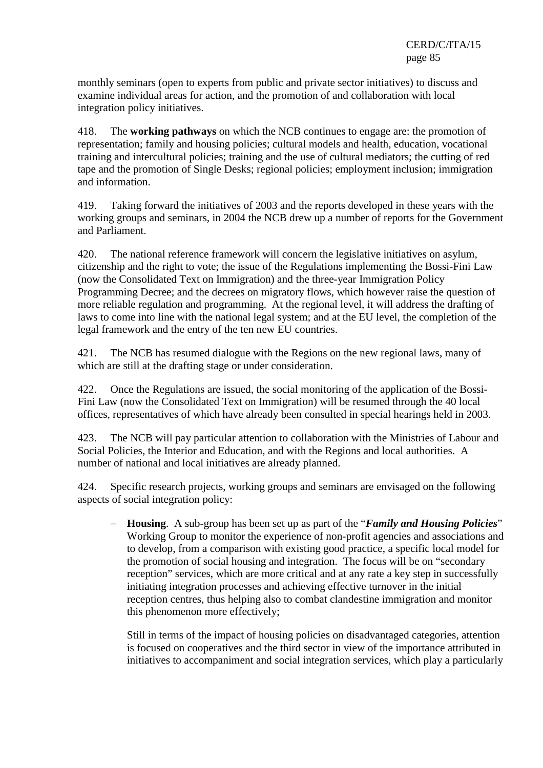monthly seminars (open to experts from public and private sector initiatives) to discuss and examine individual areas for action, and the promotion of and collaboration with local integration policy initiatives.

418. The **working pathways** on which the NCB continues to engage are: the promotion of representation; family and housing policies; cultural models and health, education, vocational training and intercultural policies; training and the use of cultural mediators; the cutting of red tape and the promotion of Single Desks; regional policies; employment inclusion; immigration and information.

419. Taking forward the initiatives of 2003 and the reports developed in these years with the working groups and seminars, in 2004 the NCB drew up a number of reports for the Government and Parliament.

420. The national reference framework will concern the legislative initiatives on asylum, citizenship and the right to vote; the issue of the Regulations implementing the Bossi-Fini Law (now the Consolidated Text on Immigration) and the three-year Immigration Policy Programming Decree; and the decrees on migratory flows, which however raise the question of more reliable regulation and programming. At the regional level, it will address the drafting of laws to come into line with the national legal system; and at the EU level, the completion of the legal framework and the entry of the ten new EU countries.

421. The NCB has resumed dialogue with the Regions on the new regional laws, many of which are still at the drafting stage or under consideration.

422. Once the Regulations are issued, the social monitoring of the application of the Bossi-Fini Law (now the Consolidated Text on Immigration) will be resumed through the 40 local offices, representatives of which have already been consulted in special hearings held in 2003.

423. The NCB will pay particular attention to collaboration with the Ministries of Labour and Social Policies, the Interior and Education, and with the Regions and local authorities. A number of national and local initiatives are already planned.

424. Specific research projects, working groups and seminars are envisaged on the following aspects of social integration policy:

- **Housing**. A sub-group has been set up as part of the "***Family and Housing Policies***" Working Group to monitor the experience of non-profit agencies and associations and to develop, from a comparison with existing good practice, a specific local model for the promotion of social housing and integration. The focus will be on "secondary reception" services, which are more critical and at any rate a key step in successfully initiating integration processes and achieving effective turnover in the initial reception centres, thus helping also to combat clandestine immigration and monitor this phenomenon more effectively;

  Still in terms of the impact of housing policies on disadvantaged categories, attention is focused on cooperatives and the third sector in view of the importance attributed in initiatives to accompaniment and social integration services, which play a particularly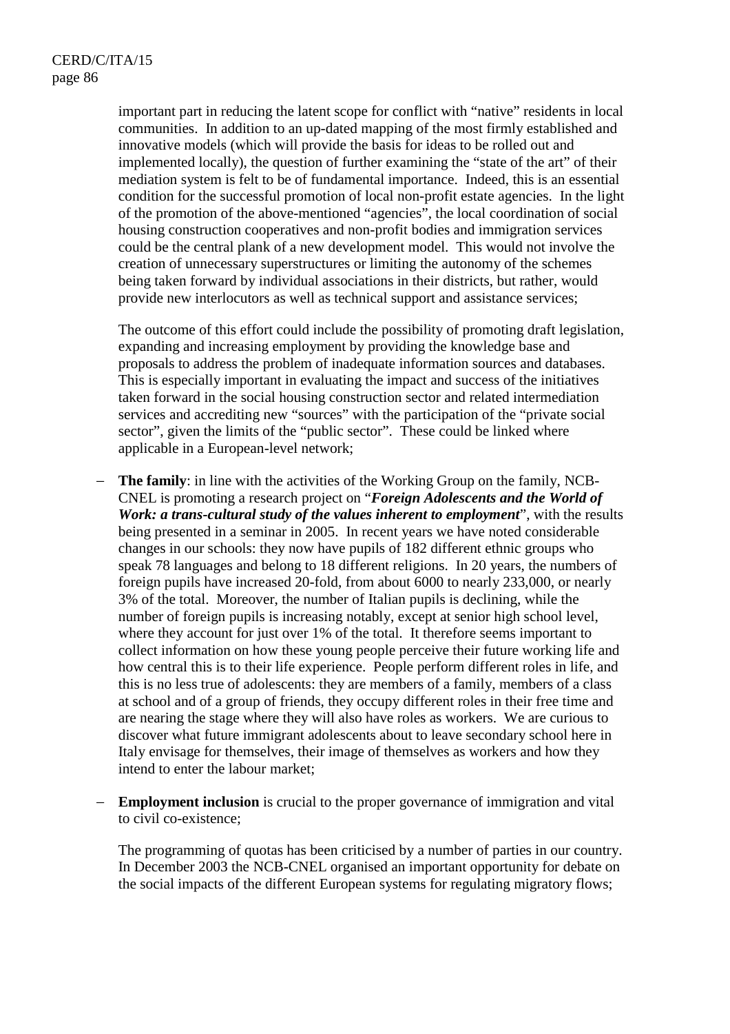important part in reducing the latent scope for conflict with "native" residents in local communities. In addition to an up-dated mapping of the most firmly established and innovative models (which will provide the basis for ideas to be rolled out and implemented locally), the question of further examining the "state of the art" of their mediation system is felt to be of fundamental importance. Indeed, this is an essential condition for the successful promotion of local non-profit estate agencies. In the light of the promotion of the above-mentioned "agencies", the local coordination of social housing construction cooperatives and non-profit bodies and immigration services could be the central plank of a new development model. This would not involve the creation of unnecessary superstructures or limiting the autonomy of the schemes being taken forward by individual associations in their districts, but rather, would provide new interlocutors as well as technical support and assistance services;

The outcome of this effort could include the possibility of promoting draft legislation, expanding and increasing employment by providing the knowledge base and proposals to address the problem of inadequate information sources and databases. This is especially important in evaluating the impact and success of the initiatives taken forward in the social housing construction sector and related intermediation services and accrediting new "sources" with the participation of the "private social sector", given the limits of the "public sector". These could be linked where applicable in a European-level network;

- **The family**: in line with the activities of the Working Group on the family, NCB-CNEL is promoting a research project on "***Foreign Adolescents and the World of Work: a trans-cultural study of the values inherent to employment***", with the results being presented in a seminar in 2005. In recent years we have noted considerable changes in our schools: they now have pupils of 182 different ethnic groups who speak 78 languages and belong to 18 different religions. In 20 years, the numbers of foreign pupils have increased 20-fold, from about 6000 to nearly 233,000, or nearly 3% of the total. Moreover, the number of Italian pupils is declining, while the number of foreign pupils is increasing notably, except at senior high school level, where they account for just over 1% of the total. It therefore seems important to collect information on how these young people perceive their future working life and how central this is to their life experience. People perform different roles in life, and this is no less true of adolescents: they are members of a family, members of a class at school and of a group of friends, they occupy different roles in their free time and are nearing the stage where they will also have roles as workers. We are curious to discover what future immigrant adolescents about to leave secondary school here in Italy envisage for themselves, their image of themselves as workers and how they intend to enter the labour market;

- **Employment inclusion** is crucial to the proper governance of immigration and vital to civil co-existence;

  The programming of quotas has been criticised by a number of parties in our country. In December 2003 the NCB-CNEL organised an important opportunity for debate on the social impacts of the different European systems for regulating migratory flows;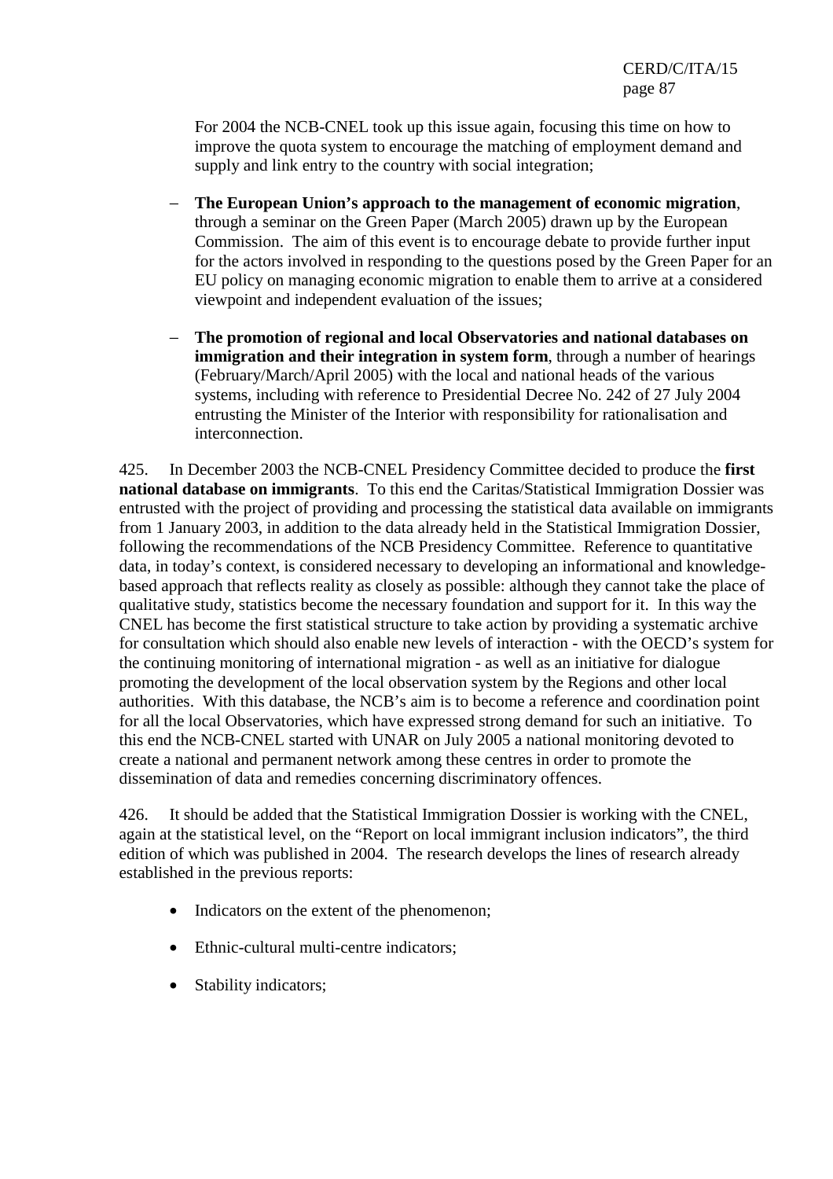For 2004 the NCB-CNEL took up this issue again, focusing this time on how to improve the quota system to encourage the matching of employment demand and supply and link entry to the country with social integration;

- **The European Union's approach to the management of economic migration**, through a seminar on the Green Paper (March 2005) drawn up by the European Commission. The aim of this event is to encourage debate to provide further input for the actors involved in responding to the questions posed by the Green Paper for an EU policy on managing economic migration to enable them to arrive at a considered viewpoint and independent evaluation of the issues;

- **The promotion of regional and local Observatories and national databases on immigration and their integration in system form**, through a number of hearings (February/March/April 2005) with the local and national heads of the various systems, including with reference to Presidential Decree No. 242 of 27 July 2004 entrusting the Minister of the Interior with responsibility for rationalisation and interconnection.

425. In December 2003 the NCB-CNEL Presidency Committee decided to produce the **first national database on immigrants**. To this end the Caritas/Statistical Immigration Dossier was entrusted with the project of providing and processing the statistical data available on immigrants from 1 January 2003, in addition to the data already held in the Statistical Immigration Dossier, following the recommendations of the NCB Presidency Committee. Reference to quantitative data, in today's context, is considered necessary to developing an informational and knowledge-based approach that reflects reality as closely as possible: although they cannot take the place of qualitative study, statistics become the necessary foundation and support for it. In this way the CNEL has become the first statistical structure to take action by providing a systematic archive for consultation which should also enable new levels of interaction - with the OECD's system for the continuing monitoring of international migration - as well as an initiative for dialogue promoting the development of the local observation system by the Regions and other local authorities. With this database, the NCB's aim is to become a reference and coordination point for all the local Observatories, which have expressed strong demand for such an initiative. To this end the NCB-CNEL started with UNAR on July 2005 a national monitoring devoted to create a national and permanent network among these centres in order to promote the dissemination of data and remedies concerning discriminatory offences.

426. It should be added that the Statistical Immigration Dossier is working with the CNEL, again at the statistical level, on the "Report on local immigrant inclusion indicators", the third edition of which was published in 2004. The research develops the lines of research already established in the previous reports:

- Indicators on the extent of the phenomenon;
- Ethnic-cultural multi-centre indicators;
- Stability indicators;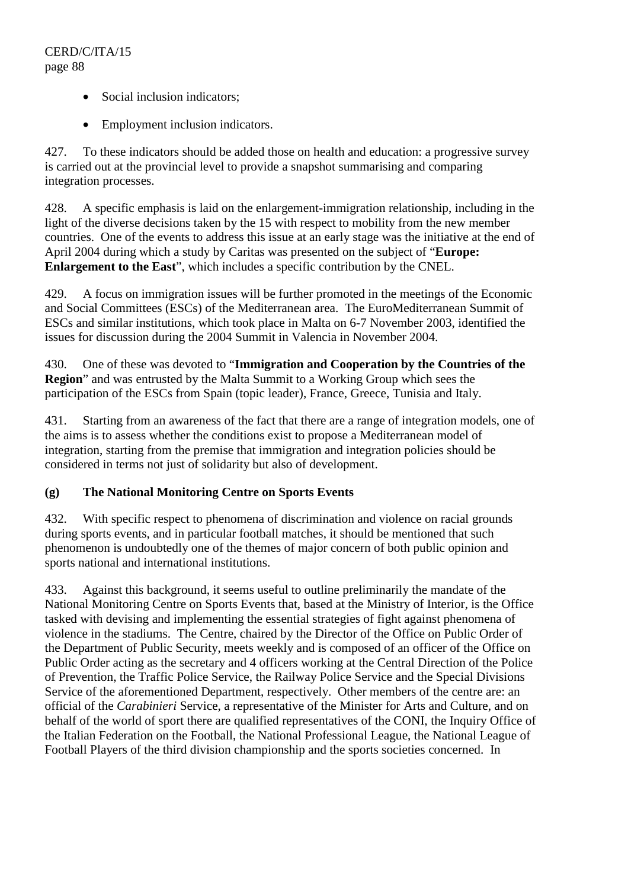- Social inclusion indicators;
- Employment inclusion indicators.

427. To these indicators should be added those on health and education: a progressive survey is carried out at the provincial level to provide a snapshot summarising and comparing integration processes.

428. A specific emphasis is laid on the enlargement-immigration relationship, including in the light of the diverse decisions taken by the 15 with respect to mobility from the new member countries. One of the events to address this issue at an early stage was the initiative at the end of April 2004 during which a study by Caritas was presented on the subject of "**Europe: Enlargement to the East**", which includes a specific contribution by the CNEL.

429. A focus on immigration issues will be further promoted in the meetings of the Economic and Social Committees (ESCs) of the Mediterranean area. The EuroMediterranean Summit of ESCs and similar institutions, which took place in Malta on 6-7 November 2003, identified the issues for discussion during the 2004 Summit in Valencia in November 2004.

430. One of these was devoted to "**Immigration and Cooperation by the Countries of the Region**" and was entrusted by the Malta Summit to a Working Group which sees the participation of the ESCs from Spain (topic leader), France, Greece, Tunisia and Italy.

431. Starting from an awareness of the fact that there are a range of integration models, one of the aims is to assess whether the conditions exist to propose a Mediterranean model of integration, starting from the premise that immigration and integration policies should be considered in terms not just of solidarity but also of development.

### (g) The National Monitoring Centre on Sports Events

432. With specific respect to phenomena of discrimination and violence on racial grounds during sports events, and in particular football matches, it should be mentioned that such phenomenon is undoubtedly one of the themes of major concern of both public opinion and sports national and international institutions.

433. Against this background, it seems useful to outline preliminarily the mandate of the National Monitoring Centre on Sports Events that, based at the Ministry of Interior, is the Office tasked with devising and implementing the essential strategies of fight against phenomena of violence in the stadiums. The Centre, chaired by the Director of the Office on Public Order of the Department of Public Security, meets weekly and is composed of an officer of the Office on Public Order acting as the secretary and 4 officers working at the Central Direction of the Police of Prevention, the Traffic Police Service, the Railway Police Service and the Special Divisions Service of the aforementioned Department, respectively. Other members of the centre are: an official of the *Carabinieri* Service, a representative of the Minister for Arts and Culture, and on behalf of the world of sport there are qualified representatives of the CONI, the Inquiry Office of the Italian Federation on the Football, the National Professional League, the National League of Football Players of the third division championship and the sports societies concerned. In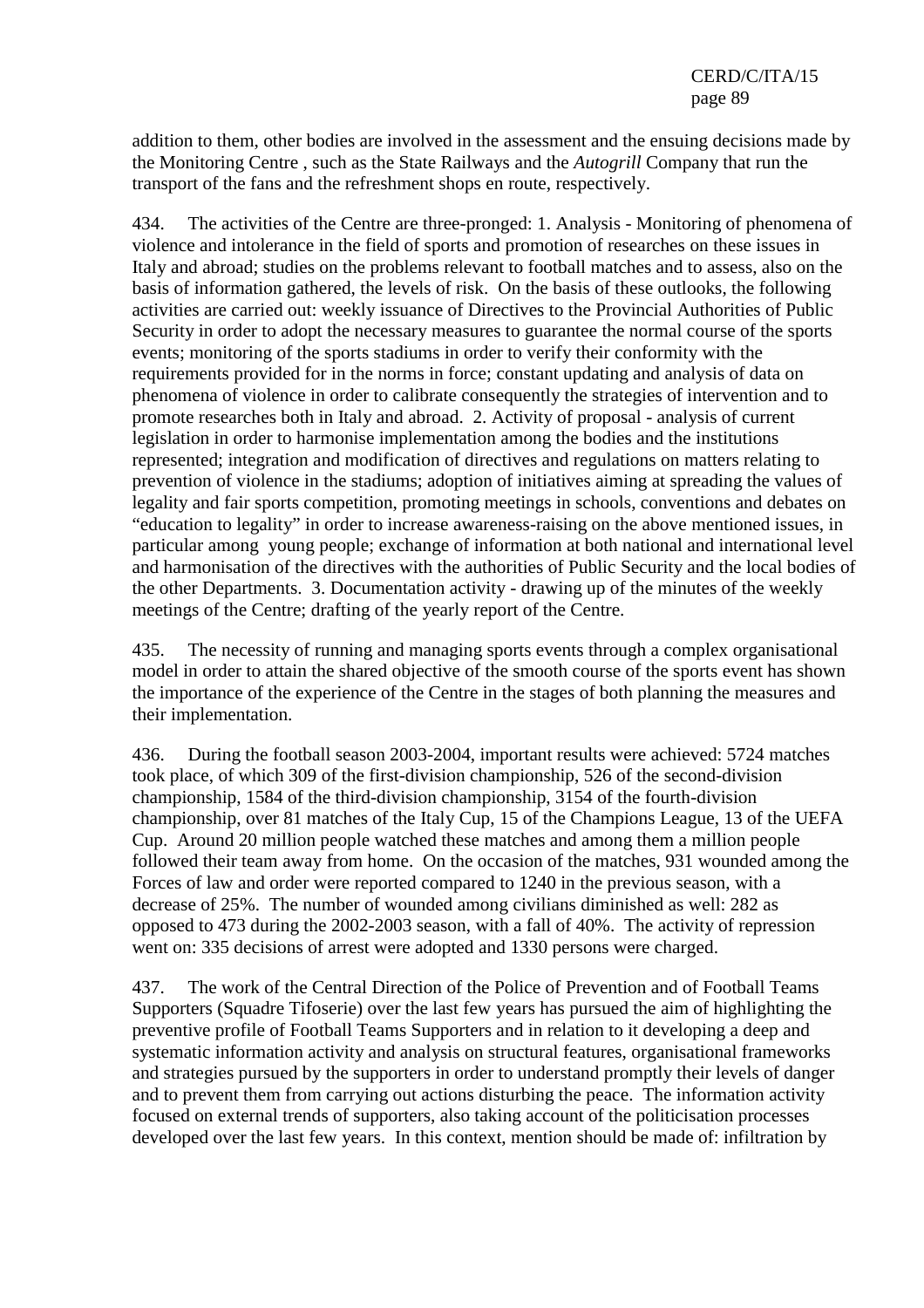addition to them, other bodies are involved in the assessment and the ensuing decisions made by the Monitoring Centre , such as the State Railways and the *Autogrill* Company that run the transport of the fans and the refreshment shops en route, respectively.

434. The activities of the Centre are three-pronged: 1. Analysis - Monitoring of phenomena of violence and intolerance in the field of sports and promotion of researches on these issues in Italy and abroad; studies on the problems relevant to football matches and to assess, also on the basis of information gathered, the levels of risk. On the basis of these outlooks, the following activities are carried out: weekly issuance of Directives to the Provincial Authorities of Public Security in order to adopt the necessary measures to guarantee the normal course of the sports events; monitoring of the sports stadiums in order to verify their conformity with the requirements provided for in the norms in force; constant updating and analysis of data on phenomena of violence in order to calibrate consequently the strategies of intervention and to promote researches both in Italy and abroad. 2. Activity of proposal - analysis of current legislation in order to harmonise implementation among the bodies and the institutions represented; integration and modification of directives and regulations on matters relating to prevention of violence in the stadiums; adoption of initiatives aiming at spreading the values of legality and fair sports competition, promoting meetings in schools, conventions and debates on "education to legality" in order to increase awareness-raising on the above mentioned issues, in particular among young people; exchange of information at both national and international level and harmonisation of the directives with the authorities of Public Security and the local bodies of the other Departments. 3. Documentation activity - drawing up of the minutes of the weekly meetings of the Centre; drafting of the yearly report of the Centre.

435. The necessity of running and managing sports events through a complex organisational model in order to attain the shared objective of the smooth course of the sports event has shown the importance of the experience of the Centre in the stages of both planning the measures and their implementation.

436. During the football season 2003-2004, important results were achieved: 5724 matches took place, of which 309 of the first-division championship, 526 of the second-division championship, 1584 of the third-division championship, 3154 of the fourth-division championship, over 81 matches of the Italy Cup, 15 of the Champions League, 13 of the UEFA Cup. Around 20 million people watched these matches and among them a million people followed their team away from home. On the occasion of the matches, 931 wounded among the Forces of law and order were reported compared to 1240 in the previous season, with a decrease of 25%. The number of wounded among civilians diminished as well: 282 as opposed to 473 during the 2002-2003 season, with a fall of 40%. The activity of repression went on: 335 decisions of arrest were adopted and 1330 persons were charged.

437. The work of the Central Direction of the Police of Prevention and of Football Teams Supporters (Squadre Tifoserie) over the last few years has pursued the aim of highlighting the preventive profile of Football Teams Supporters and in relation to it developing a deep and systematic information activity and analysis on structural features, organisational frameworks and strategies pursued by the supporters in order to understand promptly their levels of danger and to prevent them from carrying out actions disturbing the peace. The information activity focused on external trends of supporters, also taking account of the politicisation processes developed over the last few years. In this context, mention should be made of: infiltration by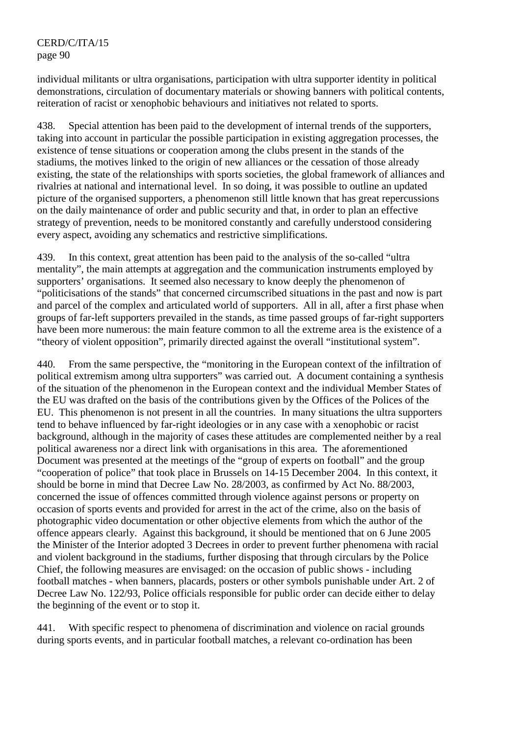individual militants or ultra organisations, participation with ultra supporter identity in political demonstrations, circulation of documentary materials or showing banners with political contents, reiteration of racist or xenophobic behaviours and initiatives not related to sports.

438. Special attention has been paid to the development of internal trends of the supporters, taking into account in particular the possible participation in existing aggregation processes, the existence of tense situations or cooperation among the clubs present in the stands of the stadiums, the motives linked to the origin of new alliances or the cessation of those already existing, the state of the relationships with sports societies, the global framework of alliances and rivalries at national and international level. In so doing, it was possible to outline an updated picture of the organised supporters, a phenomenon still little known that has great repercussions on the daily maintenance of order and public security and that, in order to plan an effective strategy of prevention, needs to be monitored constantly and carefully understood considering every aspect, avoiding any schematics and restrictive simplifications.

439. In this context, great attention has been paid to the analysis of the so-called "ultra mentality", the main attempts at aggregation and the communication instruments employed by supporters' organisations. It seemed also necessary to know deeply the phenomenon of "politicisations of the stands" that concerned circumscribed situations in the past and now is part and parcel of the complex and articulated world of supporters. All in all, after a first phase when groups of far-left supporters prevailed in the stands, as time passed groups of far-right supporters have been more numerous: the main feature common to all the extreme area is the existence of a "theory of violent opposition", primarily directed against the overall "institutional system".

440. From the same perspective, the "monitoring in the European context of the infiltration of political extremism among ultra supporters" was carried out. A document containing a synthesis of the situation of the phenomenon in the European context and the individual Member States of the EU was drafted on the basis of the contributions given by the Offices of the Polices of the EU. This phenomenon is not present in all the countries. In many situations the ultra supporters tend to behave influenced by far-right ideologies or in any case with a xenophobic or racist background, although in the majority of cases these attitudes are complemented neither by a real political awareness nor a direct link with organisations in this area. The aforementioned Document was presented at the meetings of the "group of experts on football" and the group "cooperation of police" that took place in Brussels on 14-15 December 2004. In this context, it should be borne in mind that Decree Law No. 28/2003, as confirmed by Act No. 88/2003, concerned the issue of offences committed through violence against persons or property on occasion of sports events and provided for arrest in the act of the crime, also on the basis of photographic video documentation or other objective elements from which the author of the offence appears clearly. Against this background, it should be mentioned that on 6 June 2005 the Minister of the Interior adopted 3 Decrees in order to prevent further phenomena with racial and violent background in the stadiums, further disposing that through circulars by the Police Chief, the following measures are envisaged: on the occasion of public shows - including football matches - when banners, placards, posters or other symbols punishable under Art. 2 of Decree Law No. 122/93, Police officials responsible for public order can decide either to delay the beginning of the event or to stop it.

441. With specific respect to phenomena of discrimination and violence on racial grounds during sports events, and in particular football matches, a relevant co-ordination has been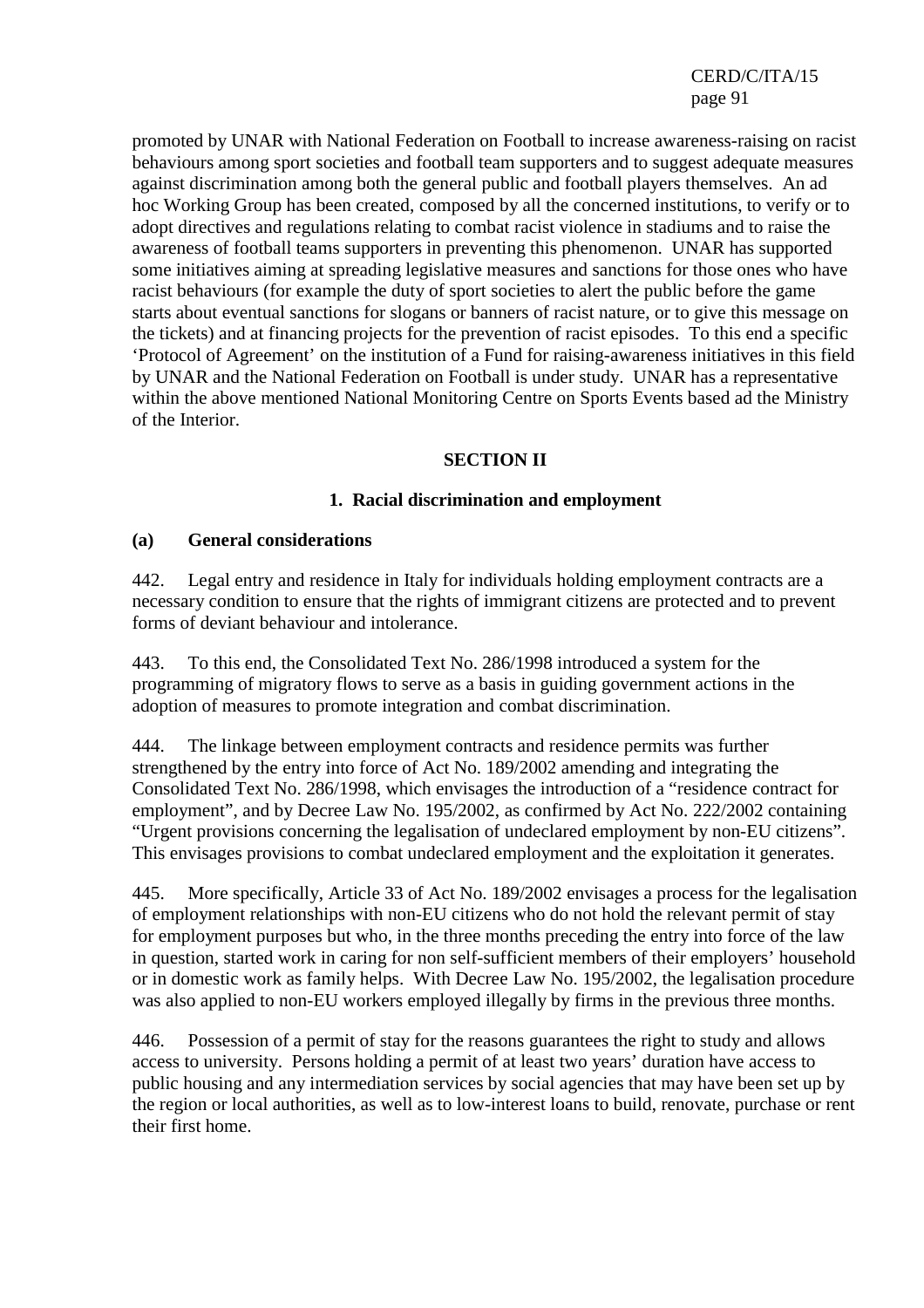promoted by UNAR with National Federation on Football to increase awareness-raising on racist behaviours among sport societies and football team supporters and to suggest adequate measures against discrimination among both the general public and football players themselves. An ad hoc Working Group has been created, composed by all the concerned institutions, to verify or to adopt directives and regulations relating to combat racist violence in stadiums and to raise the awareness of football teams supporters in preventing this phenomenon. UNAR has supported some initiatives aiming at spreading legislative measures and sanctions for those ones who have racist behaviours (for example the duty of sport societies to alert the public before the game starts about eventual sanctions for slogans or banners of racist nature, or to give this message on the tickets) and at financing projects for the prevention of racist episodes. To this end a specific 'Protocol of Agreement' on the institution of a Fund for raising-awareness initiatives in this field by UNAR and the National Federation on Football is under study. UNAR has a representative within the above mentioned National Monitoring Centre on Sports Events based ad the Ministry of the Interior.

## SECTION II

### 1. Racial discrimination and employment

#### (a) General considerations

442. Legal entry and residence in Italy for individuals holding employment contracts are a necessary condition to ensure that the rights of immigrant citizens are protected and to prevent forms of deviant behaviour and intolerance.

443. To this end, the Consolidated Text No. 286/1998 introduced a system for the programming of migratory flows to serve as a basis in guiding government actions in the adoption of measures to promote integration and combat discrimination.

444. The linkage between employment contracts and residence permits was further strengthened by the entry into force of Act No. 189/2002 amending and integrating the Consolidated Text No. 286/1998, which envisages the introduction of a "residence contract for employment", and by Decree Law No. 195/2002, as confirmed by Act No. 222/2002 containing "Urgent provisions concerning the legalisation of undeclared employment by non-EU citizens". This envisages provisions to combat undeclared employment and the exploitation it generates.

445. More specifically, Article 33 of Act No. 189/2002 envisages a process for the legalisation of employment relationships with non-EU citizens who do not hold the relevant permit of stay for employment purposes but who, in the three months preceding the entry into force of the law in question, started work in caring for non self-sufficient members of their employers' household or in domestic work as family helps. With Decree Law No. 195/2002, the legalisation procedure was also applied to non-EU workers employed illegally by firms in the previous three months.

446. Possession of a permit of stay for the reasons guarantees the right to study and allows access to university. Persons holding a permit of at least two years' duration have access to public housing and any intermediation services by social agencies that may have been set up by the region or local authorities, as well as to low-interest loans to build, renovate, purchase or rent their first home.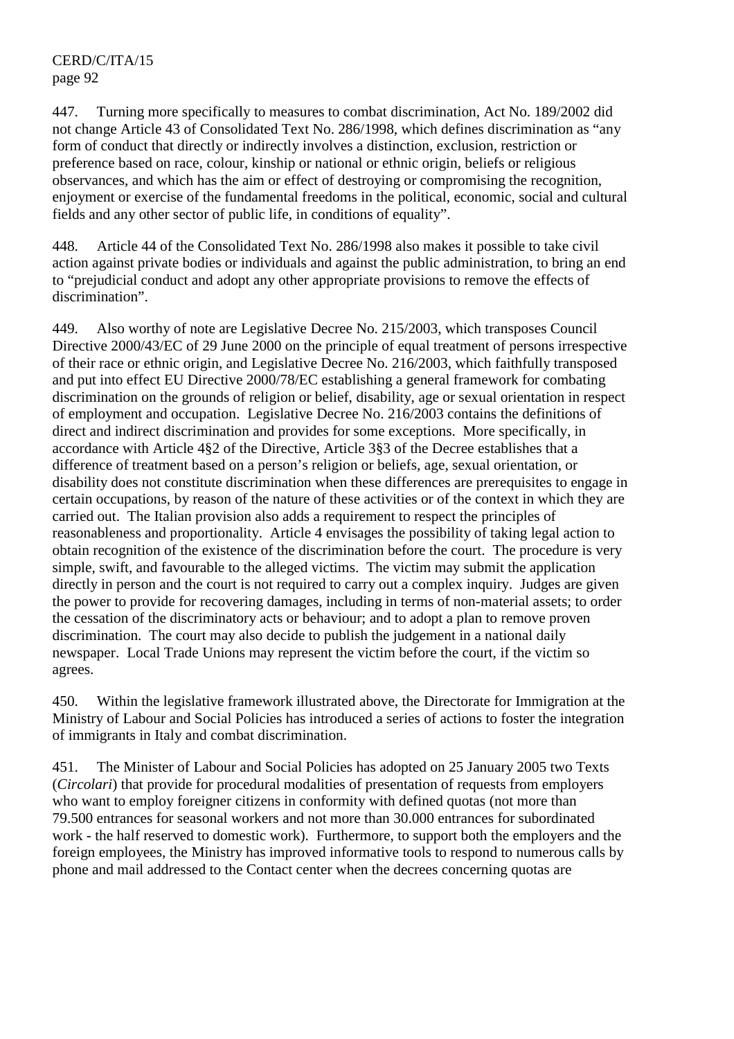447. Turning more specifically to measures to combat discrimination, Act No. 189/2002 did not change Article 43 of Consolidated Text No. 286/1998, which defines discrimination as "any form of conduct that directly or indirectly involves a distinction, exclusion, restriction or preference based on race, colour, kinship or national or ethnic origin, beliefs or religious observances, and which has the aim or effect of destroying or compromising the recognition, enjoyment or exercise of the fundamental freedoms in the political, economic, social and cultural fields and any other sector of public life, in conditions of equality".

448. Article 44 of the Consolidated Text No. 286/1998 also makes it possible to take civil action against private bodies or individuals and against the public administration, to bring an end to "prejudicial conduct and adopt any other appropriate provisions to remove the effects of discrimination".

449. Also worthy of note are Legislative Decree No. 215/2003, which transposes Council Directive 2000/43/EC of 29 June 2000 on the principle of equal treatment of persons irrespective of their race or ethnic origin, and Legislative Decree No. 216/2003, which faithfully transposed and put into effect EU Directive 2000/78/EC establishing a general framework for combating discrimination on the grounds of religion or belief, disability, age or sexual orientation in respect of employment and occupation. Legislative Decree No. 216/2003 contains the definitions of direct and indirect discrimination and provides for some exceptions. More specifically, in accordance with Article 4§2 of the Directive, Article 3§3 of the Decree establishes that a difference of treatment based on a person's religion or beliefs, age, sexual orientation, or disability does not constitute discrimination when these differences are prerequisites to engage in certain occupations, by reason of the nature of these activities or of the context in which they are carried out. The Italian provision also adds a requirement to respect the principles of reasonableness and proportionality. Article 4 envisages the possibility of taking legal action to obtain recognition of the existence of the discrimination before the court. The procedure is very simple, swift, and favourable to the alleged victims. The victim may submit the application directly in person and the court is not required to carry out a complex inquiry. Judges are given the power to provide for recovering damages, including in terms of non-material assets; to order the cessation of the discriminatory acts or behaviour; and to adopt a plan to remove proven discrimination. The court may also decide to publish the judgement in a national daily newspaper. Local Trade Unions may represent the victim before the court, if the victim so agrees.

450. Within the legislative framework illustrated above, the Directorate for Immigration at the Ministry of Labour and Social Policies has introduced a series of actions to foster the integration of immigrants in Italy and combat discrimination.

451. The Minister of Labour and Social Policies has adopted on 25 January 2005 two Texts (*Circolari*) that provide for procedural modalities of presentation of requests from employers who want to employ foreigner citizens in conformity with defined quotas (not more than 79.500 entrances for seasonal workers and not more than 30.000 entrances for subordinated work - the half reserved to domestic work). Furthermore, to support both the employers and the foreign employees, the Ministry has improved informative tools to respond to numerous calls by phone and mail addressed to the Contact center when the decrees concerning quotas are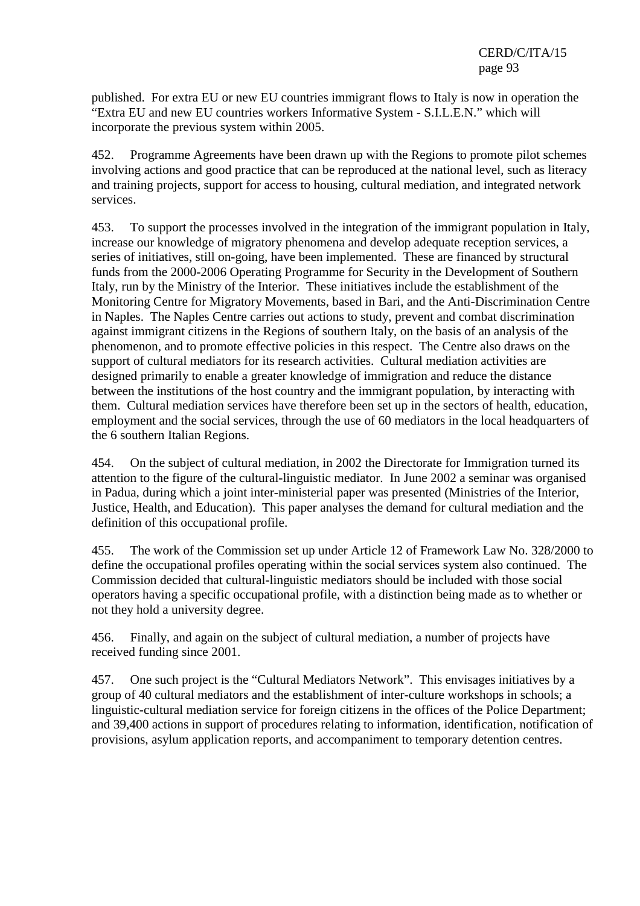published. For extra EU or new EU countries immigrant flows to Italy is now in operation the "Extra EU and new EU countries workers Informative System - S.I.L.E.N." which will incorporate the previous system within 2005.

452. Programme Agreements have been drawn up with the Regions to promote pilot schemes involving actions and good practice that can be reproduced at the national level, such as literacy and training projects, support for access to housing, cultural mediation, and integrated network services.

453. To support the processes involved in the integration of the immigrant population in Italy, increase our knowledge of migratory phenomena and develop adequate reception services, a series of initiatives, still on-going, have been implemented. These are financed by structural funds from the 2000-2006 Operating Programme for Security in the Development of Southern Italy, run by the Ministry of the Interior. These initiatives include the establishment of the Monitoring Centre for Migratory Movements, based in Bari, and the Anti-Discrimination Centre in Naples. The Naples Centre carries out actions to study, prevent and combat discrimination against immigrant citizens in the Regions of southern Italy, on the basis of an analysis of the phenomenon, and to promote effective policies in this respect. The Centre also draws on the support of cultural mediators for its research activities. Cultural mediation activities are designed primarily to enable a greater knowledge of immigration and reduce the distance between the institutions of the host country and the immigrant population, by interacting with them. Cultural mediation services have therefore been set up in the sectors of health, education, employment and the social services, through the use of 60 mediators in the local headquarters of the 6 southern Italian Regions.

454. On the subject of cultural mediation, in 2002 the Directorate for Immigration turned its attention to the figure of the cultural-linguistic mediator. In June 2002 a seminar was organised in Padua, during which a joint inter-ministerial paper was presented (Ministries of the Interior, Justice, Health, and Education). This paper analyses the demand for cultural mediation and the definition of this occupational profile.

455. The work of the Commission set up under Article 12 of Framework Law No. 328/2000 to define the occupational profiles operating within the social services system also continued. The Commission decided that cultural-linguistic mediators should be included with those social operators having a specific occupational profile, with a distinction being made as to whether or not they hold a university degree.

456. Finally, and again on the subject of cultural mediation, a number of projects have received funding since 2001.

457. One such project is the "Cultural Mediators Network". This envisages initiatives by a group of 40 cultural mediators and the establishment of inter-culture workshops in schools; a linguistic-cultural mediation service for foreign citizens in the offices of the Police Department; and 39,400 actions in support of procedures relating to information, identification, notification of provisions, asylum application reports, and accompaniment to temporary detention centres.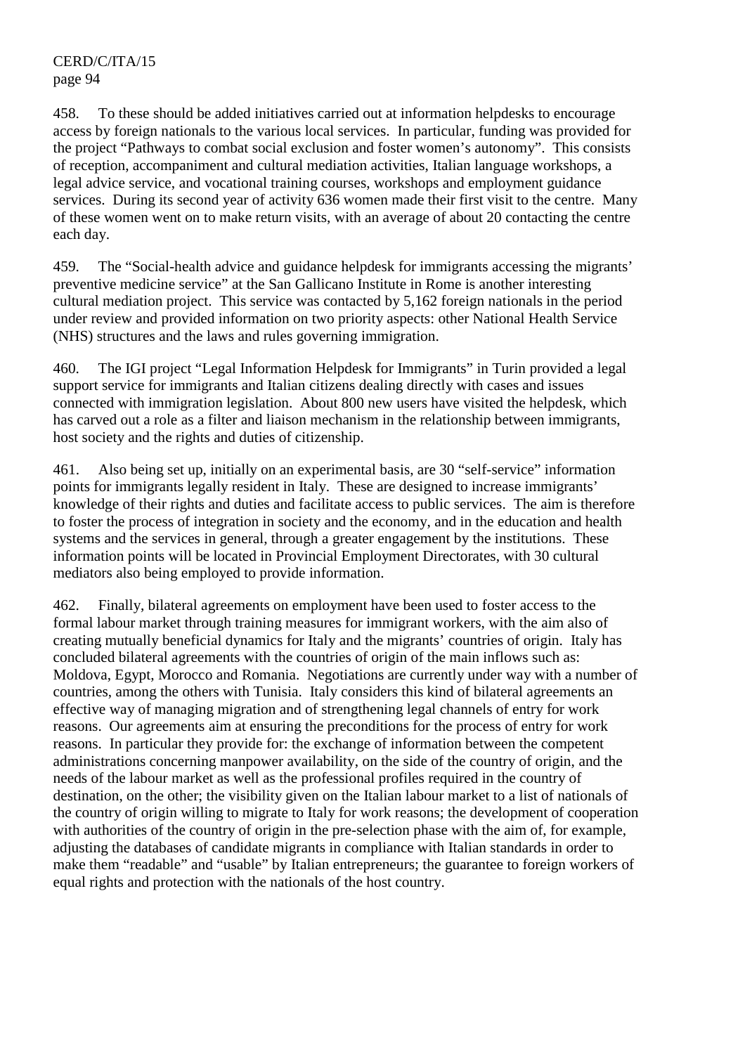458. To these should be added initiatives carried out at information helpdesks to encourage access by foreign nationals to the various local services. In particular, funding was provided for the project "Pathways to combat social exclusion and foster women's autonomy". This consists of reception, accompaniment and cultural mediation activities, Italian language workshops, a legal advice service, and vocational training courses, workshops and employment guidance services. During its second year of activity 636 women made their first visit to the centre. Many of these women went on to make return visits, with an average of about 20 contacting the centre each day.

459. The "Social-health advice and guidance helpdesk for immigrants accessing the migrants' preventive medicine service" at the San Gallicano Institute in Rome is another interesting cultural mediation project. This service was contacted by 5,162 foreign nationals in the period under review and provided information on two priority aspects: other National Health Service (NHS) structures and the laws and rules governing immigration.

460. The IGI project "Legal Information Helpdesk for Immigrants" in Turin provided a legal support service for immigrants and Italian citizens dealing directly with cases and issues connected with immigration legislation. About 800 new users have visited the helpdesk, which has carved out a role as a filter and liaison mechanism in the relationship between immigrants, host society and the rights and duties of citizenship.

461. Also being set up, initially on an experimental basis, are 30 "self-service" information points for immigrants legally resident in Italy. These are designed to increase immigrants' knowledge of their rights and duties and facilitate access to public services. The aim is therefore to foster the process of integration in society and the economy, and in the education and health systems and the services in general, through a greater engagement by the institutions. These information points will be located in Provincial Employment Directorates, with 30 cultural mediators also being employed to provide information.

462. Finally, bilateral agreements on employment have been used to foster access to the formal labour market through training measures for immigrant workers, with the aim also of creating mutually beneficial dynamics for Italy and the migrants' countries of origin. Italy has concluded bilateral agreements with the countries of origin of the main inflows such as: Moldova, Egypt, Morocco and Romania. Negotiations are currently under way with a number of countries, among the others with Tunisia. Italy considers this kind of bilateral agreements an effective way of managing migration and of strengthening legal channels of entry for work reasons. Our agreements aim at ensuring the preconditions for the process of entry for work reasons. In particular they provide for: the exchange of information between the competent administrations concerning manpower availability, on the side of the country of origin, and the needs of the labour market as well as the professional profiles required in the country of destination, on the other; the visibility given on the Italian labour market to a list of nationals of the country of origin willing to migrate to Italy for work reasons; the development of cooperation with authorities of the country of origin in the pre-selection phase with the aim of, for example, adjusting the databases of candidate migrants in compliance with Italian standards in order to make them "readable" and "usable" by Italian entrepreneurs; the guarantee to foreign workers of equal rights and protection with the nationals of the host country.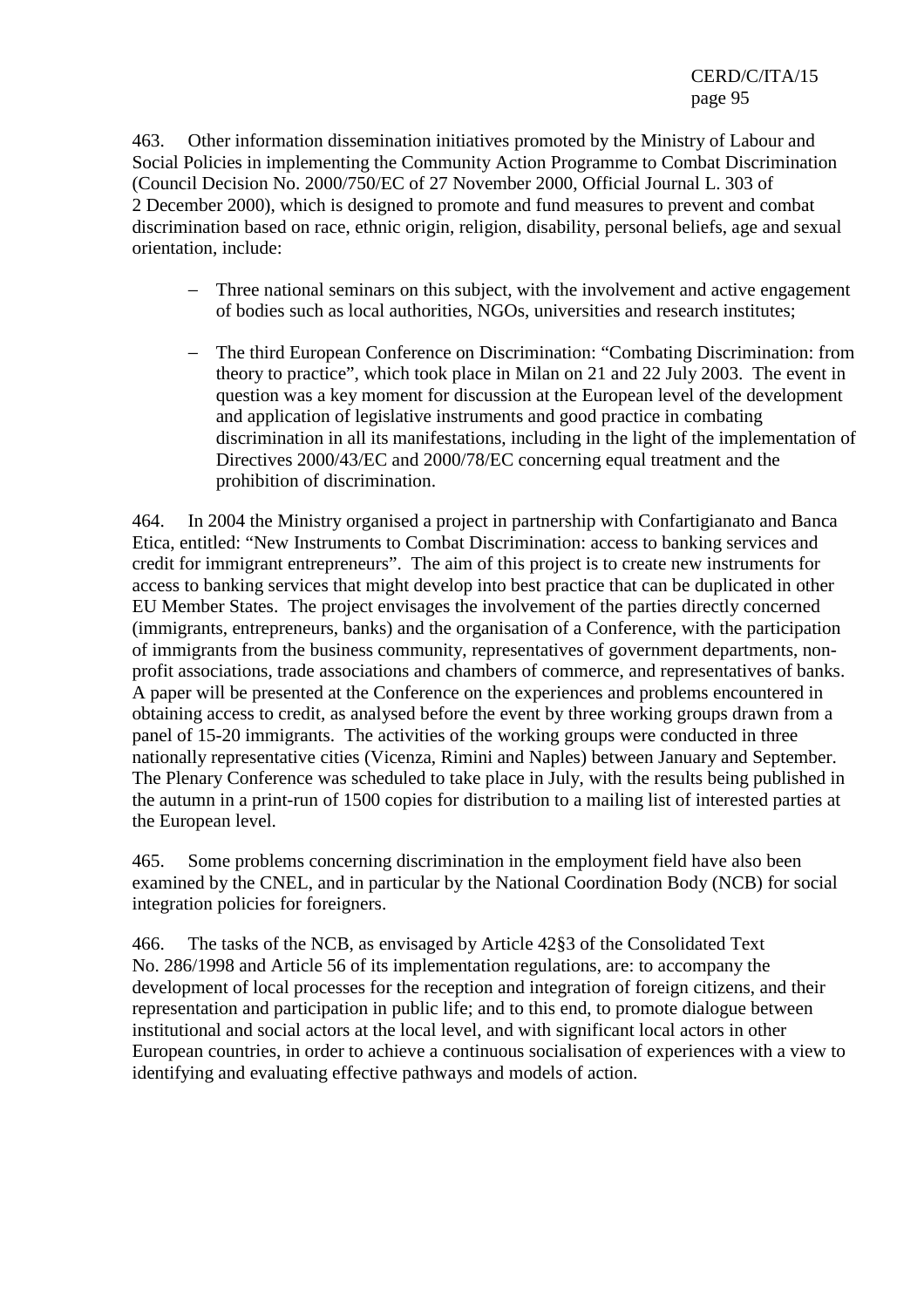463. Other information dissemination initiatives promoted by the Ministry of Labour and Social Policies in implementing the Community Action Programme to Combat Discrimination (Council Decision No. 2000/750/EC of 27 November 2000, Official Journal L. 303 of 2 December 2000), which is designed to promote and fund measures to prevent and combat discrimination based on race, ethnic origin, religion, disability, personal beliefs, age and sexual orientation, include:

- Three national seminars on this subject, with the involvement and active engagement of bodies such as local authorities, NGOs, universities and research institutes;

- The third European Conference on Discrimination: "Combating Discrimination: from theory to practice", which took place in Milan on 21 and 22 July 2003. The event in question was a key moment for discussion at the European level of the development and application of legislative instruments and good practice in combating discrimination in all its manifestations, including in the light of the implementation of Directives 2000/43/EC and 2000/78/EC concerning equal treatment and the prohibition of discrimination.

464. In 2004 the Ministry organised a project in partnership with Confartigianato and Banca Etica, entitled: "New Instruments to Combat Discrimination: access to banking services and credit for immigrant entrepreneurs". The aim of this project is to create new instruments for access to banking services that might develop into best practice that can be duplicated in other EU Member States. The project envisages the involvement of the parties directly concerned (immigrants, entrepreneurs, banks) and the organisation of a Conference, with the participation of immigrants from the business community, representatives of government departments, non-profit associations, trade associations and chambers of commerce, and representatives of banks. A paper will be presented at the Conference on the experiences and problems encountered in obtaining access to credit, as analysed before the event by three working groups drawn from a panel of 15-20 immigrants. The activities of the working groups were conducted in three nationally representative cities (Vicenza, Rimini and Naples) between January and September. The Plenary Conference was scheduled to take place in July, with the results being published in the autumn in a print-run of 1500 copies for distribution to a mailing list of interested parties at the European level.

465. Some problems concerning discrimination in the employment field have also been examined by the CNEL, and in particular by the National Coordination Body (NCB) for social integration policies for foreigners.

466. The tasks of the NCB, as envisaged by Article 42§3 of the Consolidated Text No. 286/1998 and Article 56 of its implementation regulations, are: to accompany the development of local processes for the reception and integration of foreign citizens, and their representation and participation in public life; and to this end, to promote dialogue between institutional and social actors at the local level, and with significant local actors in other European countries, in order to achieve a continuous socialisation of experiences with a view to identifying and evaluating effective pathways and models of action.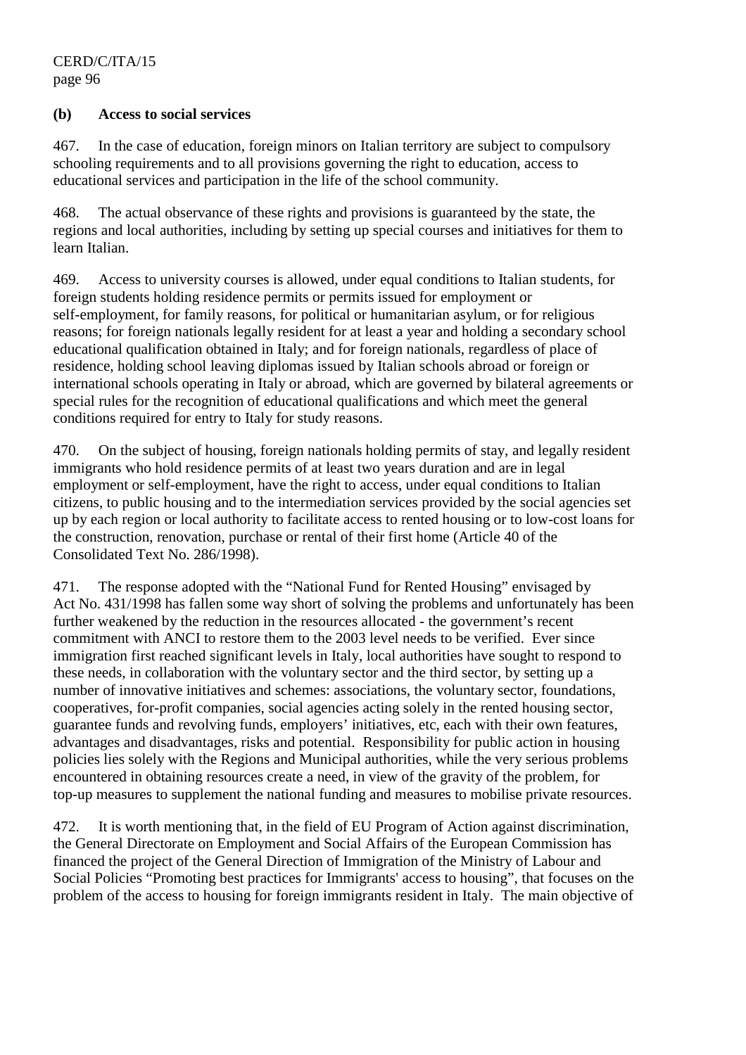### (b) Access to social services

467. In the case of education, foreign minors on Italian territory are subject to compulsory schooling requirements and to all provisions governing the right to education, access to educational services and participation in the life of the school community.

468. The actual observance of these rights and provisions is guaranteed by the state, the regions and local authorities, including by setting up special courses and initiatives for them to learn Italian.

469. Access to university courses is allowed, under equal conditions to Italian students, for foreign students holding residence permits or permits issued for employment or self-employment, for family reasons, for political or humanitarian asylum, or for religious reasons; for foreign nationals legally resident for at least a year and holding a secondary school educational qualification obtained in Italy; and for foreign nationals, regardless of place of residence, holding school leaving diplomas issued by Italian schools abroad or foreign or international schools operating in Italy or abroad, which are governed by bilateral agreements or special rules for the recognition of educational qualifications and which meet the general conditions required for entry to Italy for study reasons.

470. On the subject of housing, foreign nationals holding permits of stay, and legally resident immigrants who hold residence permits of at least two years duration and are in legal employment or self-employment, have the right to access, under equal conditions to Italian citizens, to public housing and to the intermediation services provided by the social agencies set up by each region or local authority to facilitate access to rented housing or to low-cost loans for the construction, renovation, purchase or rental of their first home (Article 40 of the Consolidated Text No. 286/1998).

471. The response adopted with the "National Fund for Rented Housing" envisaged by Act No. 431/1998 has fallen some way short of solving the problems and unfortunately has been further weakened by the reduction in the resources allocated - the government's recent commitment with ANCI to restore them to the 2003 level needs to be verified. Ever since immigration first reached significant levels in Italy, local authorities have sought to respond to these needs, in collaboration with the voluntary sector and the third sector, by setting up a number of innovative initiatives and schemes: associations, the voluntary sector, foundations, cooperatives, for-profit companies, social agencies acting solely in the rented housing sector, guarantee funds and revolving funds, employers' initiatives, etc, each with their own features, advantages and disadvantages, risks and potential. Responsibility for public action in housing policies lies solely with the Regions and Municipal authorities, while the very serious problems encountered in obtaining resources create a need, in view of the gravity of the problem, for top-up measures to supplement the national funding and measures to mobilise private resources.

472. It is worth mentioning that, in the field of EU Program of Action against discrimination, the General Directorate on Employment and Social Affairs of the European Commission has financed the project of the General Direction of Immigration of the Ministry of Labour and Social Policies "Promoting best practices for Immigrants' access to housing", that focuses on the problem of the access to housing for foreign immigrants resident in Italy. The main objective of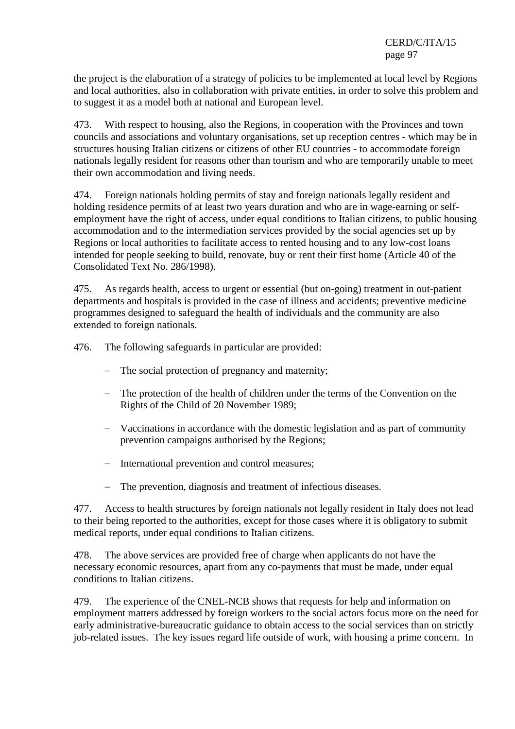the project is the elaboration of a strategy of policies to be implemented at local level by Regions and local authorities, also in collaboration with private entities, in order to solve this problem and to suggest it as a model both at national and European level.

473. With respect to housing, also the Regions, in cooperation with the Provinces and town councils and associations and voluntary organisations, set up reception centres - which may be in structures housing Italian citizens or citizens of other EU countries - to accommodate foreign nationals legally resident for reasons other than tourism and who are temporarily unable to meet their own accommodation and living needs.

474. Foreign nationals holding permits of stay and foreign nationals legally resident and holding residence permits of at least two years duration and who are in wage-earning or self-employment have the right of access, under equal conditions to Italian citizens, to public housing accommodation and to the intermediation services provided by the social agencies set up by Regions or local authorities to facilitate access to rented housing and to any low-cost loans intended for people seeking to build, renovate, buy or rent their first home (Article 40 of the Consolidated Text No. 286/1998).

475. As regards health, access to urgent or essential (but on-going) treatment in out-patient departments and hospitals is provided in the case of illness and accidents; preventive medicine programmes designed to safeguard the health of individuals and the community are also extended to foreign nationals.

476. The following safeguards in particular are provided:

- The social protection of pregnancy and maternity;
- The protection of the health of children under the terms of the Convention on the Rights of the Child of 20 November 1989;
- Vaccinations in accordance with the domestic legislation and as part of community prevention campaigns authorised by the Regions;
- International prevention and control measures;
- The prevention, diagnosis and treatment of infectious diseases.

477. Access to health structures by foreign nationals not legally resident in Italy does not lead to their being reported to the authorities, except for those cases where it is obligatory to submit medical reports, under equal conditions to Italian citizens.

478. The above services are provided free of charge when applicants do not have the necessary economic resources, apart from any co-payments that must be made, under equal conditions to Italian citizens.

479. The experience of the CNEL-NCB shows that requests for help and information on employment matters addressed by foreign workers to the social actors focus more on the need for early administrative-bureaucratic guidance to obtain access to the social services than on strictly job-related issues. The key issues regard life outside of work, with housing a prime concern. In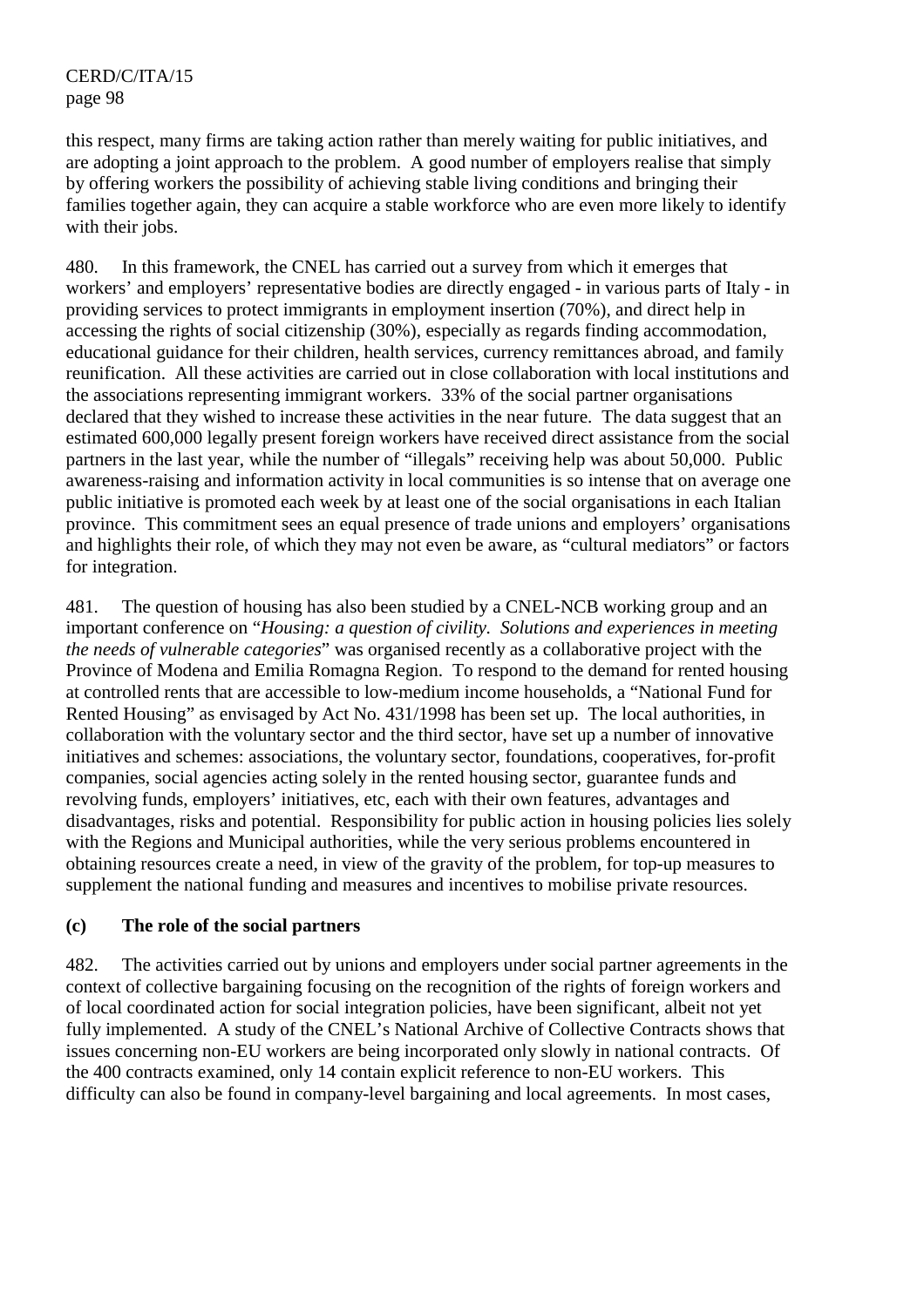this respect, many firms are taking action rather than merely waiting for public initiatives, and are adopting a joint approach to the problem. A good number of employers realise that simply by offering workers the possibility of achieving stable living conditions and bringing their families together again, they can acquire a stable workforce who are even more likely to identify with their jobs.

480. In this framework, the CNEL has carried out a survey from which it emerges that workers' and employers' representative bodies are directly engaged - in various parts of Italy - in providing services to protect immigrants in employment insertion (70%), and direct help in accessing the rights of social citizenship (30%), especially as regards finding accommodation, educational guidance for their children, health services, currency remittances abroad, and family reunification. All these activities are carried out in close collaboration with local institutions and the associations representing immigrant workers. 33% of the social partner organisations declared that they wished to increase these activities in the near future. The data suggest that an estimated 600,000 legally present foreign workers have received direct assistance from the social partners in the last year, while the number of "illegals" receiving help was about 50,000. Public awareness-raising and information activity in local communities is so intense that on average one public initiative is promoted each week by at least one of the social organisations in each Italian province. This commitment sees an equal presence of trade unions and employers' organisations and highlights their role, of which they may not even be aware, as "cultural mediators" or factors for integration.

481. The question of housing has also been studied by a CNEL-NCB working group and an important conference on "*Housing: a question of civility. Solutions and experiences in meeting the needs of vulnerable categories*" was organised recently as a collaborative project with the Province of Modena and Emilia Romagna Region. To respond to the demand for rented housing at controlled rents that are accessible to low-medium income households, a "National Fund for Rented Housing" as envisaged by Act No. 431/1998 has been set up. The local authorities, in collaboration with the voluntary sector and the third sector, have set up a number of innovative initiatives and schemes: associations, the voluntary sector, foundations, cooperatives, for-profit companies, social agencies acting solely in the rented housing sector, guarantee funds and revolving funds, employers' initiatives, etc, each with their own features, advantages and disadvantages, risks and potential. Responsibility for public action in housing policies lies solely with the Regions and Municipal authorities, while the very serious problems encountered in obtaining resources create a need, in view of the gravity of the problem, for top-up measures to supplement the national funding and measures and incentives to mobilise private resources.

### (c) The role of the social partners

482. The activities carried out by unions and employers under social partner agreements in the context of collective bargaining focusing on the recognition of the rights of foreign workers and of local coordinated action for social integration policies, have been significant, albeit not yet fully implemented. A study of the CNEL's National Archive of Collective Contracts shows that issues concerning non-EU workers are being incorporated only slowly in national contracts. Of the 400 contracts examined, only 14 contain explicit reference to non-EU workers. This difficulty can also be found in company-level bargaining and local agreements. In most cases,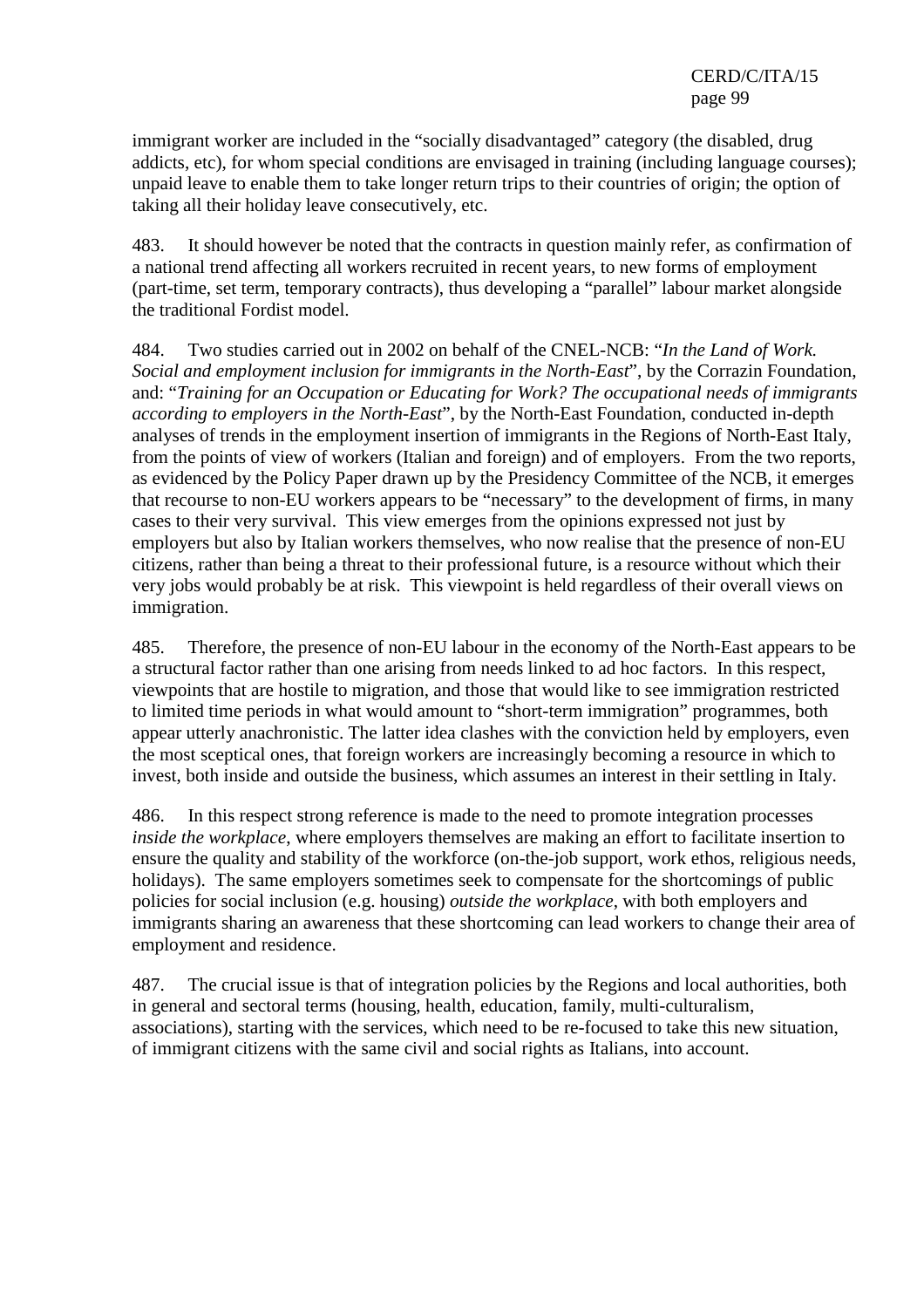immigrant worker are included in the "socially disadvantaged" category (the disabled, drug addicts, etc), for whom special conditions are envisaged in training (including language courses); unpaid leave to enable them to take longer return trips to their countries of origin; the option of taking all their holiday leave consecutively, etc.

483. It should however be noted that the contracts in question mainly refer, as confirmation of a national trend affecting all workers recruited in recent years, to new forms of employment (part-time, set term, temporary contracts), thus developing a "parallel" labour market alongside the traditional Fordist model.

484. Two studies carried out in 2002 on behalf of the CNEL-NCB: "*In the Land of Work. Social and employment inclusion for immigrants in the North-East*", by the Corrazin Foundation, and: "*Training for an Occupation or Educating for Work? The occupational needs of immigrants according to employers in the North-East*", by the North-East Foundation, conducted in-depth analyses of trends in the employment insertion of immigrants in the Regions of North-East Italy, from the points of view of workers (Italian and foreign) and of employers. From the two reports, as evidenced by the Policy Paper drawn up by the Presidency Committee of the NCB, it emerges that recourse to non-EU workers appears to be "necessary" to the development of firms, in many cases to their very survival. This view emerges from the opinions expressed not just by employers but also by Italian workers themselves, who now realise that the presence of non-EU citizens, rather than being a threat to their professional future, is a resource without which their very jobs would probably be at risk. This viewpoint is held regardless of their overall views on immigration.

485. Therefore, the presence of non-EU labour in the economy of the North-East appears to be a structural factor rather than one arising from needs linked to ad hoc factors. In this respect, viewpoints that are hostile to migration, and those that would like to see immigration restricted to limited time periods in what would amount to "short-term immigration" programmes, both appear utterly anachronistic. The latter idea clashes with the conviction held by employers, even the most sceptical ones, that foreign workers are increasingly becoming a resource in which to invest, both inside and outside the business, which assumes an interest in their settling in Italy.

486. In this respect strong reference is made to the need to promote integration processes *inside the workplace*, where employers themselves are making an effort to facilitate insertion to ensure the quality and stability of the workforce (on-the-job support, work ethos, religious needs, holidays). The same employers sometimes seek to compensate for the shortcomings of public policies for social inclusion (e.g. housing) *outside the workplace*, with both employers and immigrants sharing an awareness that these shortcoming can lead workers to change their area of employment and residence.

487. The crucial issue is that of integration policies by the Regions and local authorities, both in general and sectoral terms (housing, health, education, family, multi-culturalism, associations), starting with the services, which need to be re-focused to take this new situation, of immigrant citizens with the same civil and social rights as Italians, into account.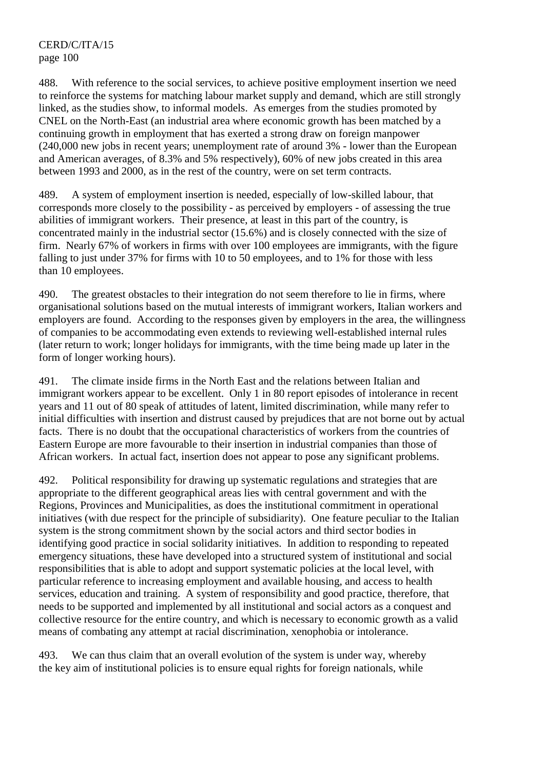488. With reference to the social services, to achieve positive employment insertion we need to reinforce the systems for matching labour market supply and demand, which are still strongly linked, as the studies show, to informal models. As emerges from the studies promoted by CNEL on the North-East (an industrial area where economic growth has been matched by a continuing growth in employment that has exerted a strong draw on foreign manpower (240,000 new jobs in recent years; unemployment rate of around 3% - lower than the European and American averages, of 8.3% and 5% respectively), 60% of new jobs created in this area between 1993 and 2000, as in the rest of the country, were on set term contracts.

489. A system of employment insertion is needed, especially of low-skilled labour, that corresponds more closely to the possibility - as perceived by employers - of assessing the true abilities of immigrant workers. Their presence, at least in this part of the country, is concentrated mainly in the industrial sector (15.6%) and is closely connected with the size of firm. Nearly 67% of workers in firms with over 100 employees are immigrants, with the figure falling to just under 37% for firms with 10 to 50 employees, and to 1% for those with less than 10 employees.

490. The greatest obstacles to their integration do not seem therefore to lie in firms, where organisational solutions based on the mutual interests of immigrant workers, Italian workers and employers are found. According to the responses given by employers in the area, the willingness of companies to be accommodating even extends to reviewing well-established internal rules (later return to work; longer holidays for immigrants, with the time being made up later in the form of longer working hours).

491. The climate inside firms in the North East and the relations between Italian and immigrant workers appear to be excellent. Only 1 in 80 report episodes of intolerance in recent years and 11 out of 80 speak of attitudes of latent, limited discrimination, while many refer to initial difficulties with insertion and distrust caused by prejudices that are not borne out by actual facts. There is no doubt that the occupational characteristics of workers from the countries of Eastern Europe are more favourable to their insertion in industrial companies than those of African workers. In actual fact, insertion does not appear to pose any significant problems.

492. Political responsibility for drawing up systematic regulations and strategies that are appropriate to the different geographical areas lies with central government and with the Regions, Provinces and Municipalities, as does the institutional commitment in operational initiatives (with due respect for the principle of subsidiarity). One feature peculiar to the Italian system is the strong commitment shown by the social actors and third sector bodies in identifying good practice in social solidarity initiatives. In addition to responding to repeated emergency situations, these have developed into a structured system of institutional and social responsibilities that is able to adopt and support systematic policies at the local level, with particular reference to increasing employment and available housing, and access to health services, education and training. A system of responsibility and good practice, therefore, that needs to be supported and implemented by all institutional and social actors as a conquest and collective resource for the entire country, and which is necessary to economic growth as a valid means of combating any attempt at racial discrimination, xenophobia or intolerance.

493. We can thus claim that an overall evolution of the system is under way, whereby the key aim of institutional policies is to ensure equal rights for foreign nationals, while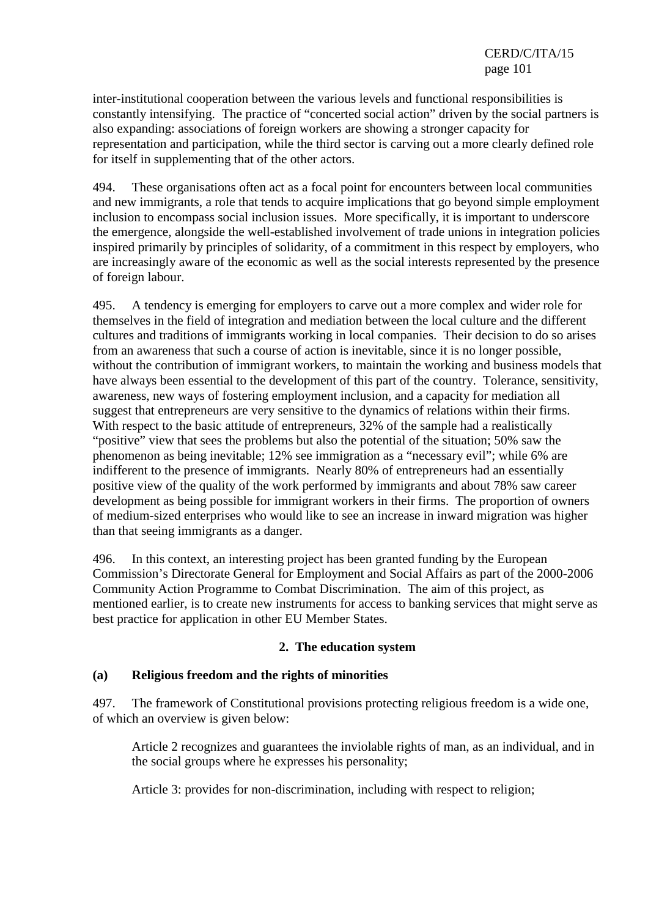inter-institutional cooperation between the various levels and functional responsibilities is constantly intensifying. The practice of "concerted social action" driven by the social partners is also expanding: associations of foreign workers are showing a stronger capacity for representation and participation, while the third sector is carving out a more clearly defined role for itself in supplementing that of the other actors.

494. These organisations often act as a focal point for encounters between local communities and new immigrants, a role that tends to acquire implications that go beyond simple employment inclusion to encompass social inclusion issues. More specifically, it is important to underscore the emergence, alongside the well-established involvement of trade unions in integration policies inspired primarily by principles of solidarity, of a commitment in this respect by employers, who are increasingly aware of the economic as well as the social interests represented by the presence of foreign labour.

495. A tendency is emerging for employers to carve out a more complex and wider role for themselves in the field of integration and mediation between the local culture and the different cultures and traditions of immigrants working in local companies. Their decision to do so arises from an awareness that such a course of action is inevitable, since it is no longer possible, without the contribution of immigrant workers, to maintain the working and business models that have always been essential to the development of this part of the country. Tolerance, sensitivity, awareness, new ways of fostering employment inclusion, and a capacity for mediation all suggest that entrepreneurs are very sensitive to the dynamics of relations within their firms. With respect to the basic attitude of entrepreneurs, 32% of the sample had a realistically "positive" view that sees the problems but also the potential of the situation; 50% saw the phenomenon as being inevitable; 12% see immigration as a "necessary evil"; while 6% are indifferent to the presence of immigrants. Nearly 80% of entrepreneurs had an essentially positive view of the quality of the work performed by immigrants and about 78% saw career development as being possible for immigrant workers in their firms. The proportion of owners of medium-sized enterprises who would like to see an increase in inward migration was higher than that seeing immigrants as a danger.

496. In this context, an interesting project has been granted funding by the European Commission's Directorate General for Employment and Social Affairs as part of the 2000-2006 Community Action Programme to Combat Discrimination. The aim of this project, as mentioned earlier, is to create new instruments for access to banking services that might serve as best practice for application in other EU Member States.

## 2. The education system

### (a) Religious freedom and the rights of minorities

497. The framework of Constitutional provisions protecting religious freedom is a wide one, of which an overview is given below:

Article 2 recognizes and guarantees the inviolable rights of man, as an individual, and in the social groups where he expresses his personality;

Article 3: provides for non-discrimination, including with respect to religion;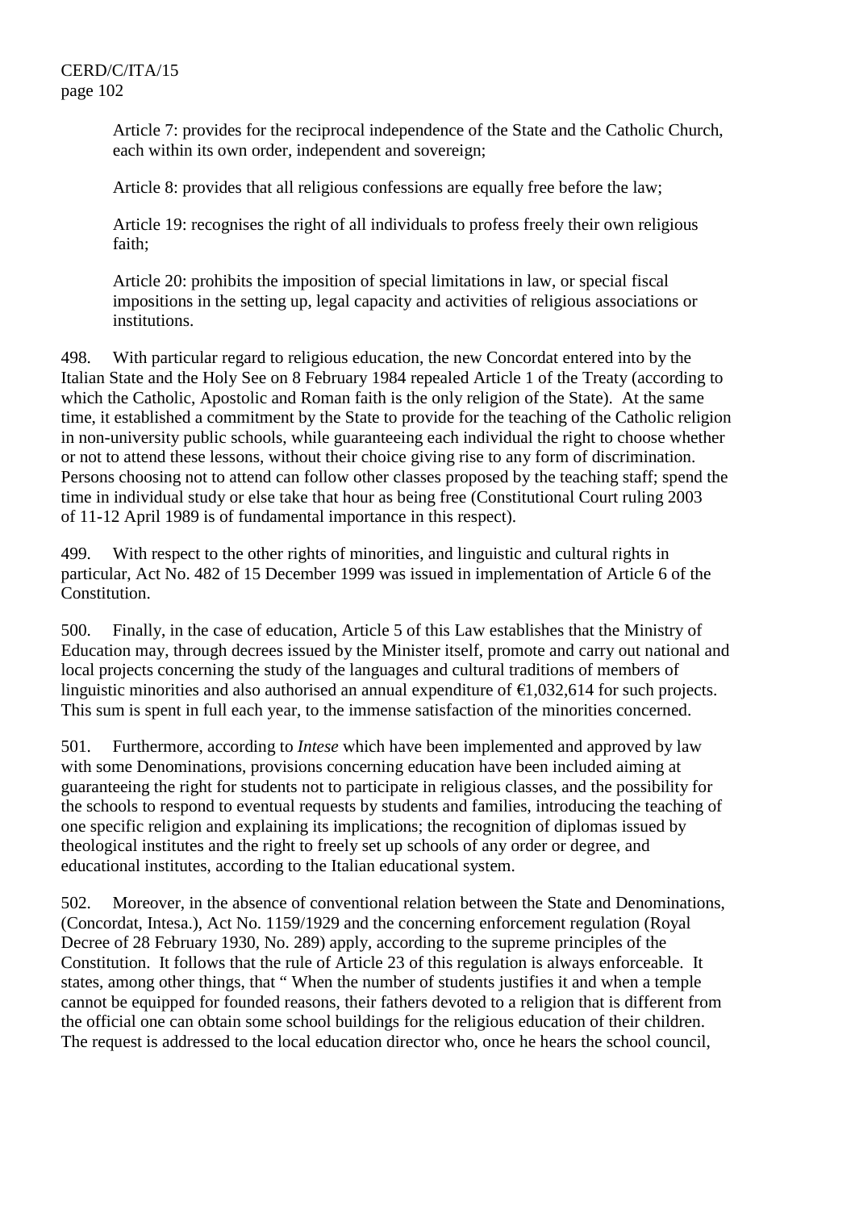Article 7: provides for the reciprocal independence of the State and the Catholic Church, each within its own order, independent and sovereign;

Article 8: provides that all religious confessions are equally free before the law;

Article 19: recognises the right of all individuals to profess freely their own religious faith;

Article 20: prohibits the imposition of special limitations in law, or special fiscal impositions in the setting up, legal capacity and activities of religious associations or institutions.

498. With particular regard to religious education, the new Concordat entered into by the Italian State and the Holy See on 8 February 1984 repealed Article 1 of the Treaty (according to which the Catholic, Apostolic and Roman faith is the only religion of the State). At the same time, it established a commitment by the State to provide for the teaching of the Catholic religion in non-university public schools, while guaranteeing each individual the right to choose whether or not to attend these lessons, without their choice giving rise to any form of discrimination. Persons choosing not to attend can follow other classes proposed by the teaching staff; spend the time in individual study or else take that hour as being free (Constitutional Court ruling 2003 of 11-12 April 1989 is of fundamental importance in this respect).

499. With respect to the other rights of minorities, and linguistic and cultural rights in particular, Act No. 482 of 15 December 1999 was issued in implementation of Article 6 of the Constitution.

500. Finally, in the case of education, Article 5 of this Law establishes that the Ministry of Education may, through decrees issued by the Minister itself, promote and carry out national and local projects concerning the study of the languages and cultural traditions of members of linguistic minorities and also authorised an annual expenditure of €1,032,614 for such projects. This sum is spent in full each year, to the immense satisfaction of the minorities concerned.

501. Furthermore, according to *Intese* which have been implemented and approved by law with some Denominations, provisions concerning education have been included aiming at guaranteeing the right for students not to participate in religious classes, and the possibility for the schools to respond to eventual requests by students and families, introducing the teaching of one specific religion and explaining its implications; the recognition of diplomas issued by theological institutes and the right to freely set up schools of any order or degree, and educational institutes, according to the Italian educational system.

502. Moreover, in the absence of conventional relation between the State and Denominations, (Concordat, Intesa.), Act No. 1159/1929 and the concerning enforcement regulation (Royal Decree of 28 February 1930, No. 289) apply, according to the supreme principles of the Constitution. It follows that the rule of Article 23 of this regulation is always enforceable. It states, among other things, that " When the number of students justifies it and when a temple cannot be equipped for founded reasons, their fathers devoted to a religion that is different from the official one can obtain some school buildings for the religious education of their children. The request is addressed to the local education director who, once he hears the school council,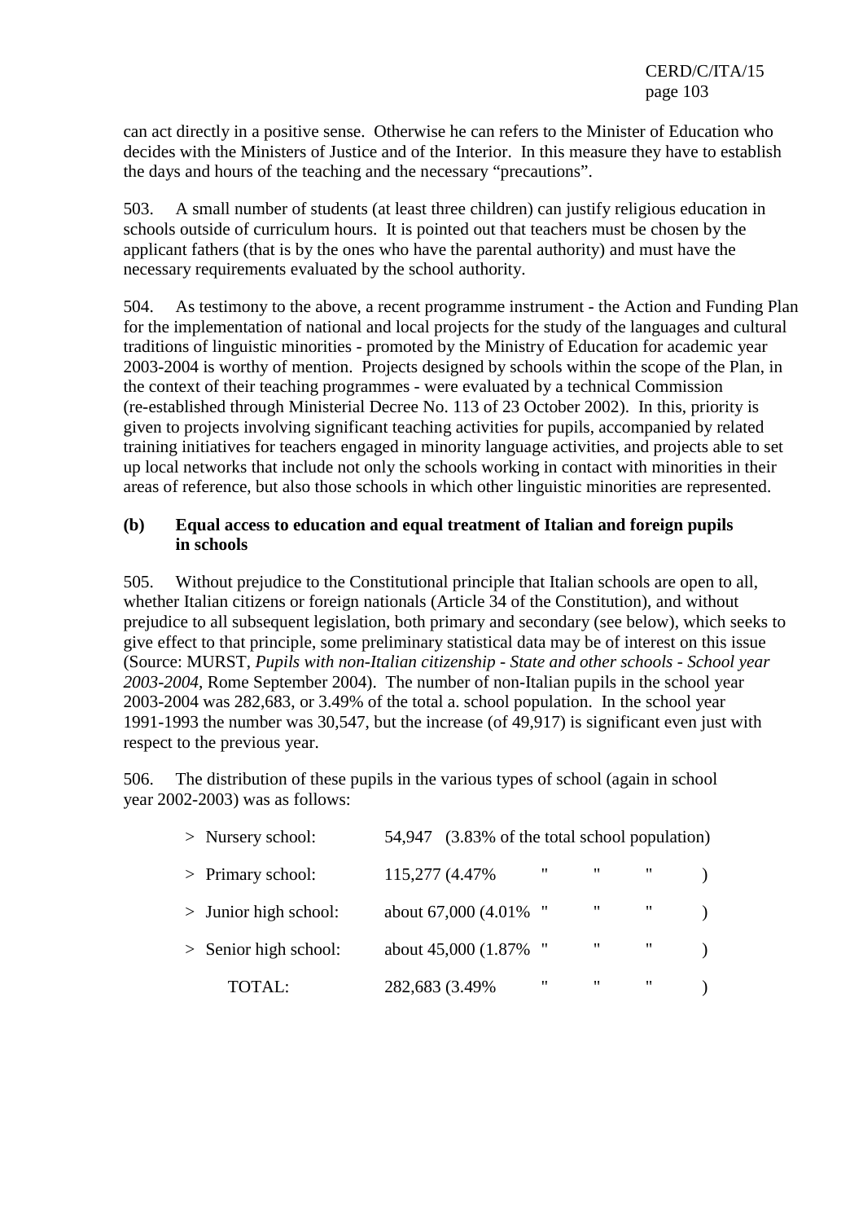can act directly in a positive sense. Otherwise he can refers to the Minister of Education who decides with the Ministers of Justice and of the Interior. In this measure they have to establish the days and hours of the teaching and the necessary “precautions”.

503. A small number of students (at least three children) can justify religious education in schools outside of curriculum hours. It is pointed out that teachers must be chosen by the applicant fathers (that is by the ones who have the parental authority) and must have the necessary requirements evaluated by the school authority.

504. As testimony to the above, a recent programme instrument - the Action and Funding Plan for the implementation of national and local projects for the study of the languages and cultural traditions of linguistic minorities - promoted by the Ministry of Education for academic year 2003-2004 is worthy of mention. Projects designed by schools within the scope of the Plan, in the context of their teaching programmes - were evaluated by a technical Commission (re-established through Ministerial Decree No. 113 of 23 October 2002). In this, priority is given to projects involving significant teaching activities for pupils, accompanied by related training initiatives for teachers engaged in minority language activities, and projects able to set up local networks that include not only the schools working in contact with minorities in their areas of reference, but also those schools in which other linguistic minorities are represented.

### (b) Equal access to education and equal treatment of Italian and foreign pupils in schools

505. Without prejudice to the Constitutional principle that Italian schools are open to all, whether Italian citizens or foreign nationals (Article 34 of the Constitution), and without prejudice to all subsequent legislation, both primary and secondary (see below), which seeks to give effect to that principle, some preliminary statistical data may be of interest on this issue (Source: MURST, *Pupils with non-Italian citizenship - State and other schools - School year 2003-2004*, Rome September 2004). The number of non-Italian pupils in the school year 2003-2004 was 282,683, or 3.49% of the total a. school population. In the school year 1991-1993 the number was 30,547, but the increase (of 49,917) is significant even just with respect to the previous year.

506. The distribution of these pupils in the various types of school (again in school year 2002-2003) was as follows:

> Nursery school: 54,947 (3.83% of the total school population)

> Primary school: 115,277 (4.47% " " " )

> Junior high school: about 67,000 (4.01% " " " )

> Senior high school: about 45,000 (1.87% " " " )

TOTAL: 282,683 (3.49% " " " )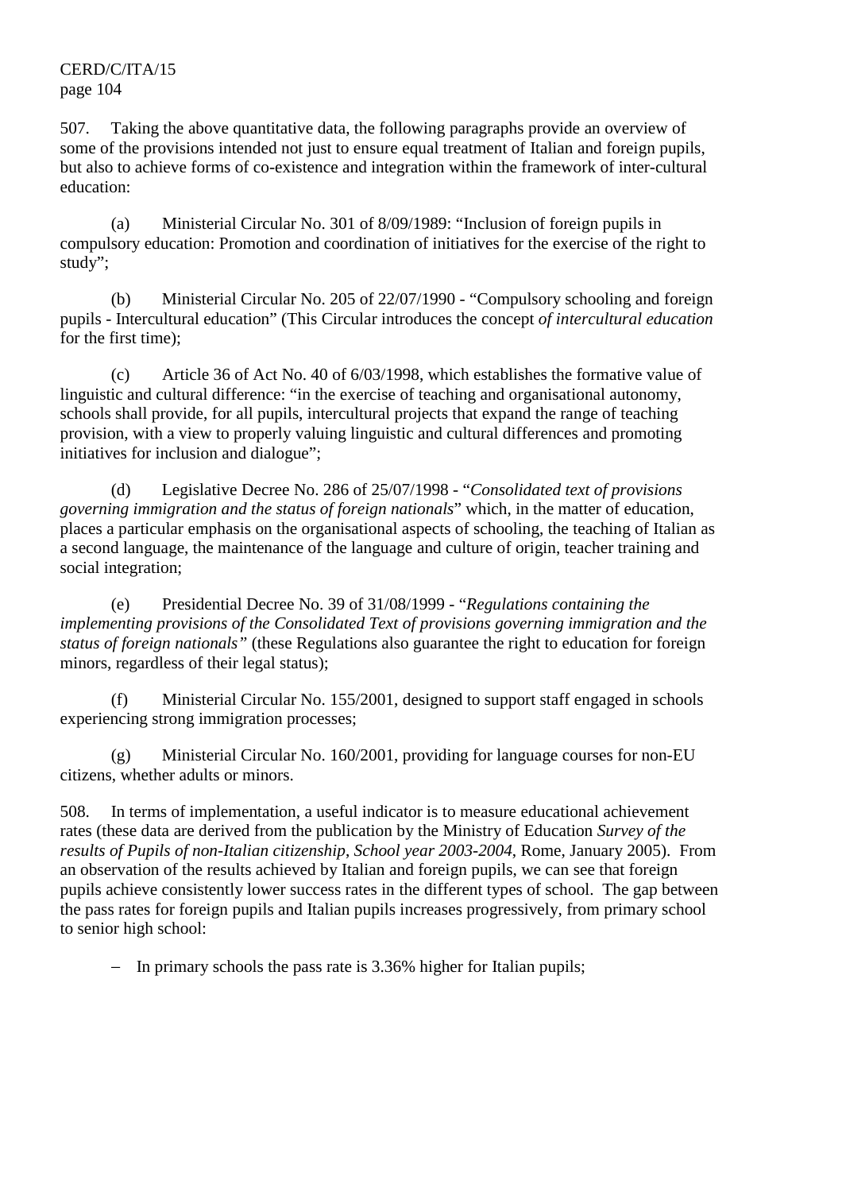507. Taking the above quantitative data, the following paragraphs provide an overview of some of the provisions intended not just to ensure equal treatment of Italian and foreign pupils, but also to achieve forms of co-existence and integration within the framework of inter-cultural education:

(a) Ministerial Circular No. 301 of 8/09/1989: "Inclusion of foreign pupils in compulsory education: Promotion and coordination of initiatives for the exercise of the right to study";

(b) Ministerial Circular No. 205 of 22/07/1990 - "Compulsory schooling and foreign pupils - Intercultural education" (This Circular introduces the concept *of intercultural education* for the first time);

(c) Article 36 of Act No. 40 of 6/03/1998, which establishes the formative value of linguistic and cultural difference: "in the exercise of teaching and organisational autonomy, schools shall provide, for all pupils, intercultural projects that expand the range of teaching provision, with a view to properly valuing linguistic and cultural differences and promoting initiatives for inclusion and dialogue";

(d) Legislative Decree No. 286 of 25/07/1998 - "*Consolidated text of provisions governing immigration and the status of foreign nationals*" which, in the matter of education, places a particular emphasis on the organisational aspects of schooling, the teaching of Italian as a second language, the maintenance of the language and culture of origin, teacher training and social integration;

(e) Presidential Decree No. 39 of 31/08/1999 - "*Regulations containing the implementing provisions of the Consolidated Text of provisions governing immigration and the status of foreign nationals"* (these Regulations also guarantee the right to education for foreign minors, regardless of their legal status);

(f) Ministerial Circular No. 155/2001, designed to support staff engaged in schools experiencing strong immigration processes;

(g) Ministerial Circular No. 160/2001, providing for language courses for non-EU citizens, whether adults or minors.

508. In terms of implementation, a useful indicator is to measure educational achievement rates (these data are derived from the publication by the Ministry of Education *Survey of the results of Pupils of non-Italian citizenship, School year 2003-2004*, Rome, January 2005). From an observation of the results achieved by Italian and foreign pupils, we can see that foreign pupils achieve consistently lower success rates in the different types of school. The gap between the pass rates for foreign pupils and Italian pupils increases progressively, from primary school to senior high school:

- In primary schools the pass rate is 3.36% higher for Italian pupils;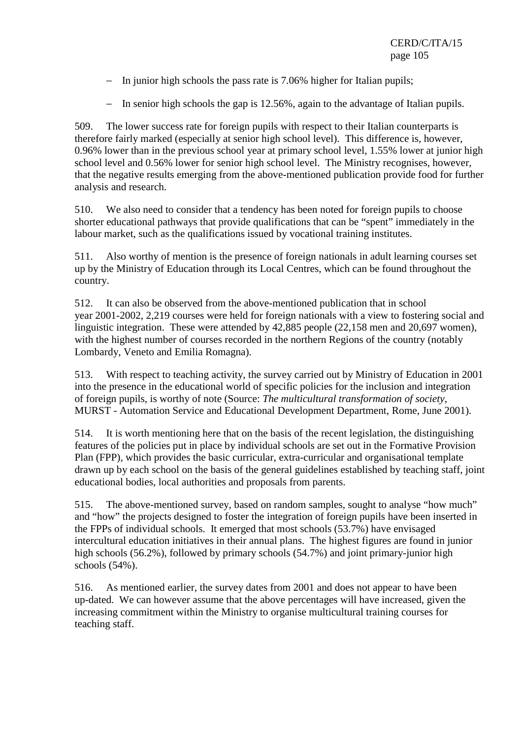- In junior high schools the pass rate is 7.06% higher for Italian pupils;
- In senior high schools the gap is 12.56%, again to the advantage of Italian pupils.

509. The lower success rate for foreign pupils with respect to their Italian counterparts is therefore fairly marked (especially at senior high school level). This difference is, however, 0.96% lower than in the previous school year at primary school level, 1.55% lower at junior high school level and 0.56% lower for senior high school level. The Ministry recognises, however, that the negative results emerging from the above-mentioned publication provide food for further analysis and research.

510. We also need to consider that a tendency has been noted for foreign pupils to choose shorter educational pathways that provide qualifications that can be "spent" immediately in the labour market, such as the qualifications issued by vocational training institutes.

511. Also worthy of mention is the presence of foreign nationals in adult learning courses set up by the Ministry of Education through its Local Centres, which can be found throughout the country.

512. It can also be observed from the above-mentioned publication that in school year 2001-2002, 2,219 courses were held for foreign nationals with a view to fostering social and linguistic integration. These were attended by 42,885 people (22,158 men and 20,697 women), with the highest number of courses recorded in the northern Regions of the country (notably Lombardy, Veneto and Emilia Romagna).

513. With respect to teaching activity, the survey carried out by Ministry of Education in 2001 into the presence in the educational world of specific policies for the inclusion and integration of foreign pupils, is worthy of note (Source: *The multicultural transformation of society*, MURST - Automation Service and Educational Development Department, Rome, June 2001).

514. It is worth mentioning here that on the basis of the recent legislation, the distinguishing features of the policies put in place by individual schools are set out in the Formative Provision Plan (FPP), which provides the basic curricular, extra-curricular and organisational template drawn up by each school on the basis of the general guidelines established by teaching staff, joint educational bodies, local authorities and proposals from parents.

515. The above-mentioned survey, based on random samples, sought to analyse "how much" and "how" the projects designed to foster the integration of foreign pupils have been inserted in the FPPs of individual schools. It emerged that most schools (53.7%) have envisaged intercultural education initiatives in their annual plans. The highest figures are found in junior high schools (56.2%), followed by primary schools (54.7%) and joint primary-junior high schools (54%).

516. As mentioned earlier, the survey dates from 2001 and does not appear to have been up-dated. We can however assume that the above percentages will have increased, given the increasing commitment within the Ministry to organise multicultural training courses for teaching staff.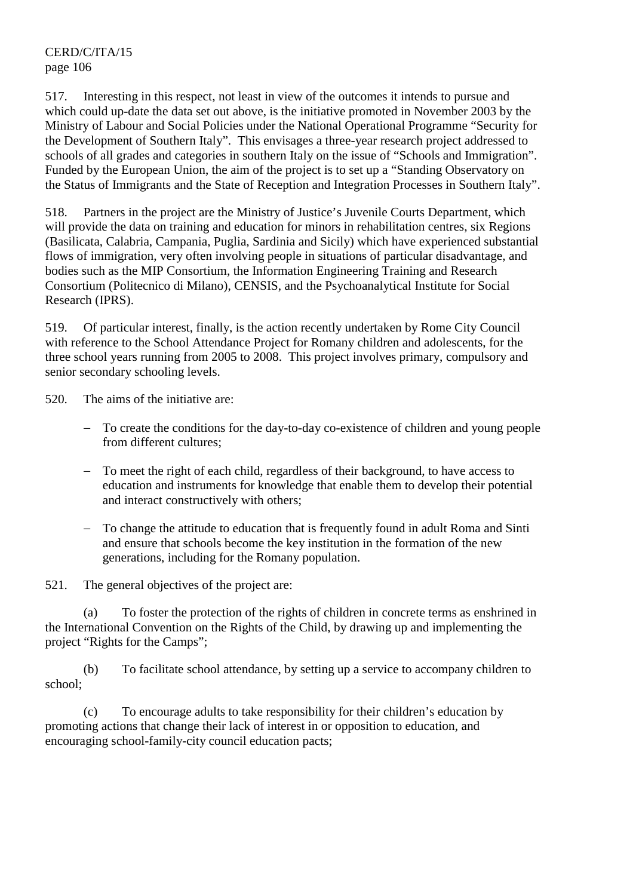517. Interesting in this respect, not least in view of the outcomes it intends to pursue and which could up-date the data set out above, is the initiative promoted in November 2003 by the Ministry of Labour and Social Policies under the National Operational Programme “Security for the Development of Southern Italy”. This envisages a three-year research project addressed to schools of all grades and categories in southern Italy on the issue of “Schools and Immigration”. Funded by the European Union, the aim of the project is to set up a “Standing Observatory on the Status of Immigrants and the State of Reception and Integration Processes in Southern Italy”.

518. Partners in the project are the Ministry of Justice’s Juvenile Courts Department, which will provide the data on training and education for minors in rehabilitation centres, six Regions (Basilicata, Calabria, Campania, Puglia, Sardinia and Sicily) which have experienced substantial flows of immigration, very often involving people in situations of particular disadvantage, and bodies such as the MIP Consortium, the Information Engineering Training and Research Consortium (Politecnico di Milano), CENSIS, and the Psychoanalytical Institute for Social Research (IPRS).

519. Of particular interest, finally, is the action recently undertaken by Rome City Council with reference to the School Attendance Project for Romany children and adolescents, for the three school years running from 2005 to 2008. This project involves primary, compulsory and senior secondary schooling levels.

520. The aims of the initiative are:

- To create the conditions for the day-to-day co-existence of children and young people from different cultures;
- To meet the right of each child, regardless of their background, to have access to education and instruments for knowledge that enable them to develop their potential and interact constructively with others;
- To change the attitude to education that is frequently found in adult Roma and Sinti and ensure that schools become the key institution in the formation of the new generations, including for the Romany population.

521. The general objectives of the project are:

(a) To foster the protection of the rights of children in concrete terms as enshrined in the International Convention on the Rights of the Child, by drawing up and implementing the project “Rights for the Camps”;

(b) To facilitate school attendance, by setting up a service to accompany children to school;

(c) To encourage adults to take responsibility for their children’s education by promoting actions that change their lack of interest in or opposition to education, and encouraging school-family-city council education pacts;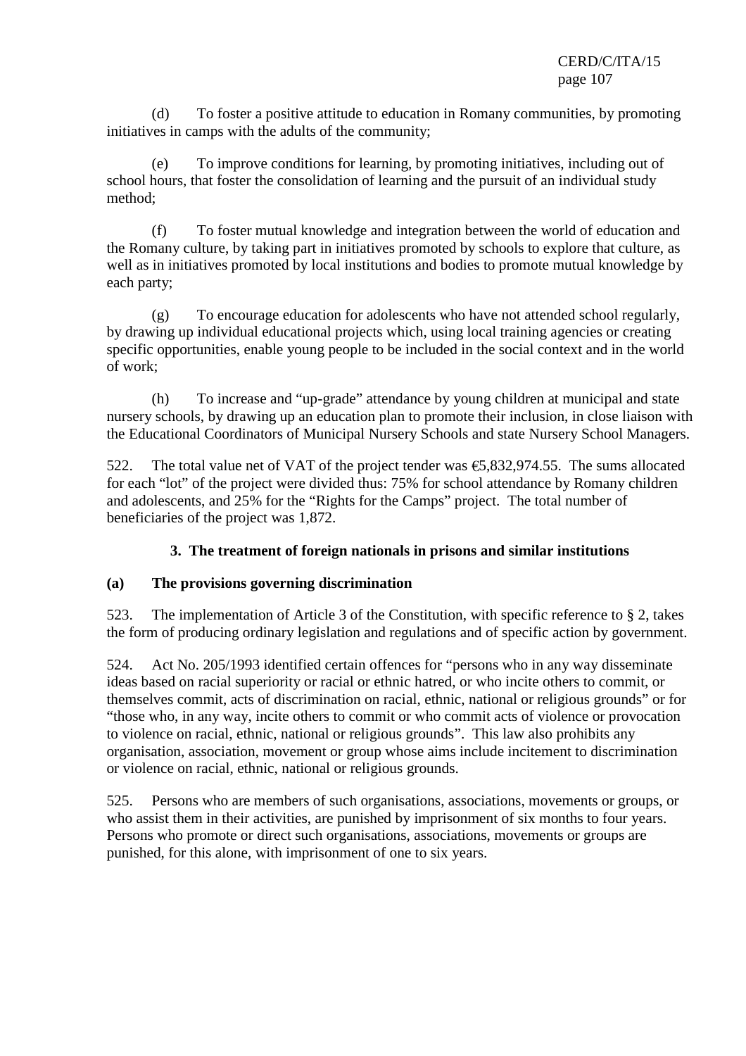(d) To foster a positive attitude to education in Romany communities, by promoting initiatives in camps with the adults of the community;

(e) To improve conditions for learning, by promoting initiatives, including out of school hours, that foster the consolidation of learning and the pursuit of an individual study method;

(f) To foster mutual knowledge and integration between the world of education and the Romany culture, by taking part in initiatives promoted by schools to explore that culture, as well as in initiatives promoted by local institutions and bodies to promote mutual knowledge by each party;

(g) To encourage education for adolescents who have not attended school regularly, by drawing up individual educational projects which, using local training agencies or creating specific opportunities, enable young people to be included in the social context and in the world of work;

(h) To increase and "up-grade" attendance by young children at municipal and state nursery schools, by drawing up an education plan to promote their inclusion, in close liaison with the Educational Coordinators of Municipal Nursery Schools and state Nursery School Managers.

522. The total value net of VAT of the project tender was €5,832,974.55. The sums allocated for each "lot" of the project were divided thus: 75% for school attendance by Romany children and adolescents, and 25% for the "Rights for the Camps" project. The total number of beneficiaries of the project was 1,872.

### 3. The treatment of foreign nationals in prisons and similar institutions

#### (a) The provisions governing discrimination

523. The implementation of Article 3 of the Constitution, with specific reference to § 2, takes the form of producing ordinary legislation and regulations and of specific action by government.

524. Act No. 205/1993 identified certain offences for "persons who in any way disseminate ideas based on racial superiority or racial or ethnic hatred, or who incite others to commit, or themselves commit, acts of discrimination on racial, ethnic, national or religious grounds" or for "those who, in any way, incite others to commit or who commit acts of violence or provocation to violence on racial, ethnic, national or religious grounds". This law also prohibits any organisation, association, movement or group whose aims include incitement to discrimination or violence on racial, ethnic, national or religious grounds.

525. Persons who are members of such organisations, associations, movements or groups, or who assist them in their activities, are punished by imprisonment of six months to four years. Persons who promote or direct such organisations, associations, movements or groups are punished, for this alone, with imprisonment of one to six years.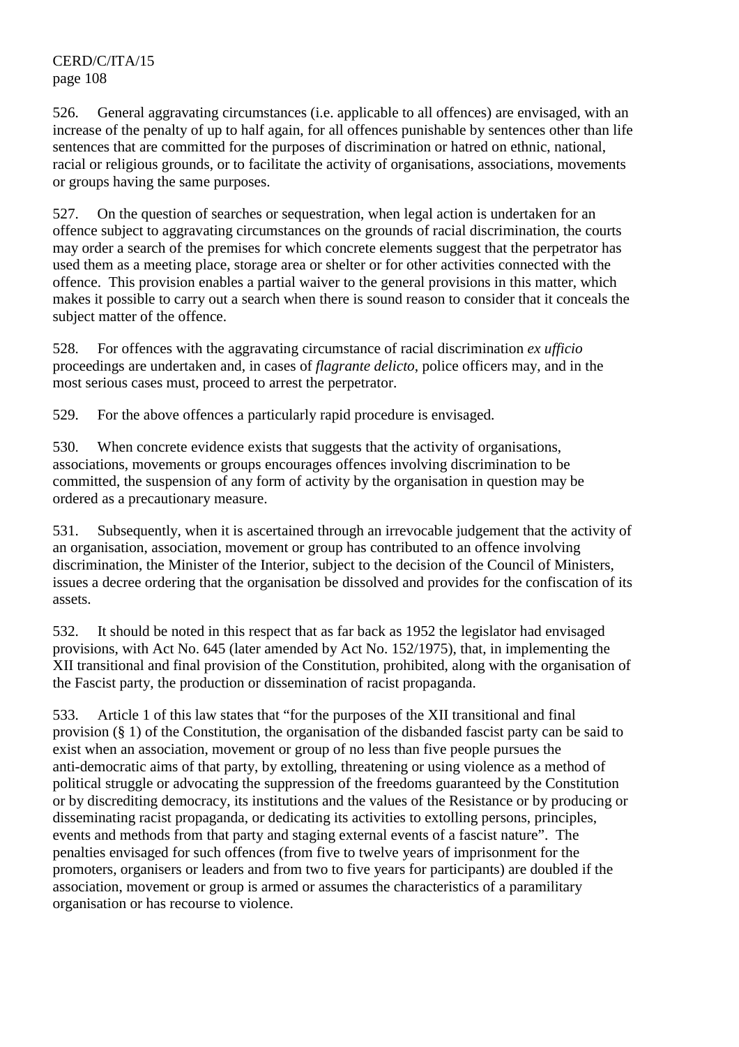526. General aggravating circumstances (i.e. applicable to all offences) are envisaged, with an increase of the penalty of up to half again, for all offences punishable by sentences other than life sentences that are committed for the purposes of discrimination or hatred on ethnic, national, racial or religious grounds, or to facilitate the activity of organisations, associations, movements or groups having the same purposes.

527. On the question of searches or sequestration, when legal action is undertaken for an offence subject to aggravating circumstances on the grounds of racial discrimination, the courts may order a search of the premises for which concrete elements suggest that the perpetrator has used them as a meeting place, storage area or shelter or for other activities connected with the offence. This provision enables a partial waiver to the general provisions in this matter, which makes it possible to carry out a search when there is sound reason to consider that it conceals the subject matter of the offence.

528. For offences with the aggravating circumstance of racial discrimination *ex ufficio* proceedings are undertaken and, in cases of *flagrante delicto*, police officers may, and in the most serious cases must, proceed to arrest the perpetrator.

529. For the above offences a particularly rapid procedure is envisaged.

530. When concrete evidence exists that suggests that the activity of organisations, associations, movements or groups encourages offences involving discrimination to be committed, the suspension of any form of activity by the organisation in question may be ordered as a precautionary measure.

531. Subsequently, when it is ascertained through an irrevocable judgement that the activity of an organisation, association, movement or group has contributed to an offence involving discrimination, the Minister of the Interior, subject to the decision of the Council of Ministers, issues a decree ordering that the organisation be dissolved and provides for the confiscation of its assets.

532. It should be noted in this respect that as far back as 1952 the legislator had envisaged provisions, with Act No. 645 (later amended by Act No. 152/1975), that, in implementing the XII transitional and final provision of the Constitution, prohibited, along with the organisation of the Fascist party, the production or dissemination of racist propaganda.

533. Article 1 of this law states that "for the purposes of the XII transitional and final provision (§ 1) of the Constitution, the organisation of the disbanded fascist party can be said to exist when an association, movement or group of no less than five people pursues the anti-democratic aims of that party, by extolling, threatening or using violence as a method of political struggle or advocating the suppression of the freedoms guaranteed by the Constitution or by discrediting democracy, its institutions and the values of the Resistance or by producing or disseminating racist propaganda, or dedicating its activities to extolling persons, principles, events and methods from that party and staging external events of a fascist nature". The penalties envisaged for such offences (from five to twelve years of imprisonment for the promoters, organisers or leaders and from two to five years for participants) are doubled if the association, movement or group is armed or assumes the characteristics of a paramilitary organisation or has recourse to violence.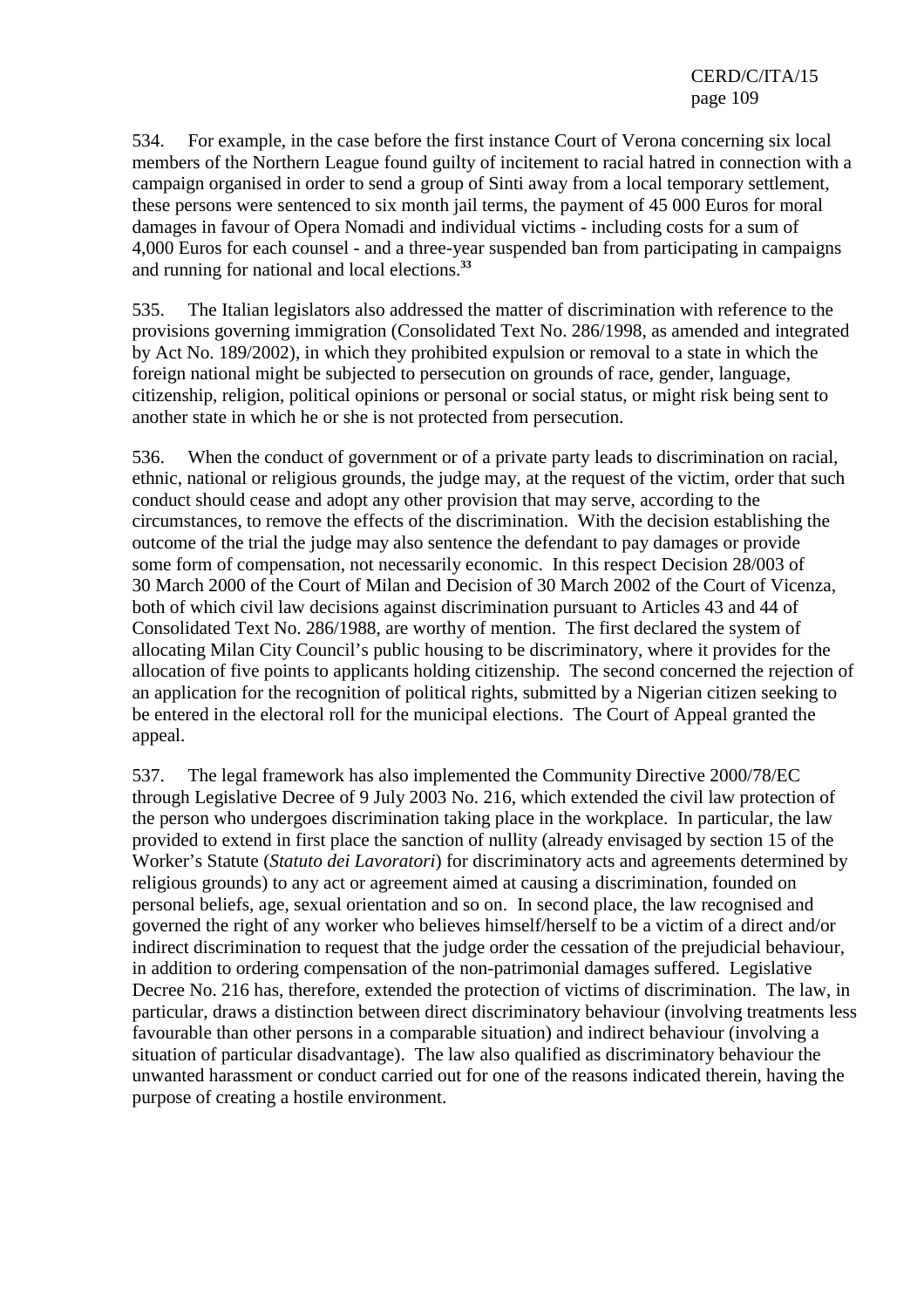534. For example, in the case before the first instance Court of Verona concerning six local members of the Northern League found guilty of incitement to racial hatred in connection with a campaign organised in order to send a group of Sinti away from a local temporary settlement, these persons were sentenced to six month jail terms, the payment of 45 000 Euros for moral damages in favour of Opera Nomadi and individual victims - including costs for a sum of 4,000 Euros for each counsel - and a three-year suspended ban from participating in campaigns and running for national and local elections.[33]

535. The Italian legislators also addressed the matter of discrimination with reference to the provisions governing immigration (Consolidated Text No. 286/1998, as amended and integrated by Act No. 189/2002), in which they prohibited expulsion or removal to a state in which the foreign national might be subjected to persecution on grounds of race, gender, language, citizenship, religion, political opinions or personal or social status, or might risk being sent to another state in which he or she is not protected from persecution.

536. When the conduct of government or of a private party leads to discrimination on racial, ethnic, national or religious grounds, the judge may, at the request of the victim, order that such conduct should cease and adopt any other provision that may serve, according to the circumstances, to remove the effects of the discrimination. With the decision establishing the outcome of the trial the judge may also sentence the defendant to pay damages or provide some form of compensation, not necessarily economic. In this respect Decision 28/003 of 30 March 2000 of the Court of Milan and Decision of 30 March 2002 of the Court of Vicenza, both of which civil law decisions against discrimination pursuant to Articles 43 and 44 of Consolidated Text No. 286/1988, are worthy of mention. The first declared the system of allocating Milan City Council's public housing to be discriminatory, where it provides for the allocation of five points to applicants holding citizenship. The second concerned the rejection of an application for the recognition of political rights, submitted by a Nigerian citizen seeking to be entered in the electoral roll for the municipal elections. The Court of Appeal granted the appeal.

537. The legal framework has also implemented the Community Directive 2000/78/EC through Legislative Decree of 9 July 2003 No. 216, which extended the civil law protection of the person who undergoes discrimination taking place in the workplace. In particular, the law provided to extend in first place the sanction of nullity (already envisaged by section 15 of the Worker's Statute (*Statuto dei Lavoratori*) for discriminatory acts and agreements determined by religious grounds) to any act or agreement aimed at causing a discrimination, founded on personal beliefs, age, sexual orientation and so on. In second place, the law recognised and governed the right of any worker who believes himself/herself to be a victim of a direct and/or indirect discrimination to request that the judge order the cessation of the prejudicial behaviour, in addition to ordering compensation of the non-patrimonial damages suffered. Legislative Decree No. 216 has, therefore, extended the protection of victims of discrimination. The law, in particular, draws a distinction between direct discriminatory behaviour (involving treatments less favourable than other persons in a comparable situation) and indirect behaviour (involving a situation of particular disadvantage). The law also qualified as discriminatory behaviour the unwanted harassment or conduct carried out for one of the reasons indicated therein, having the purpose of creating a hostile environment.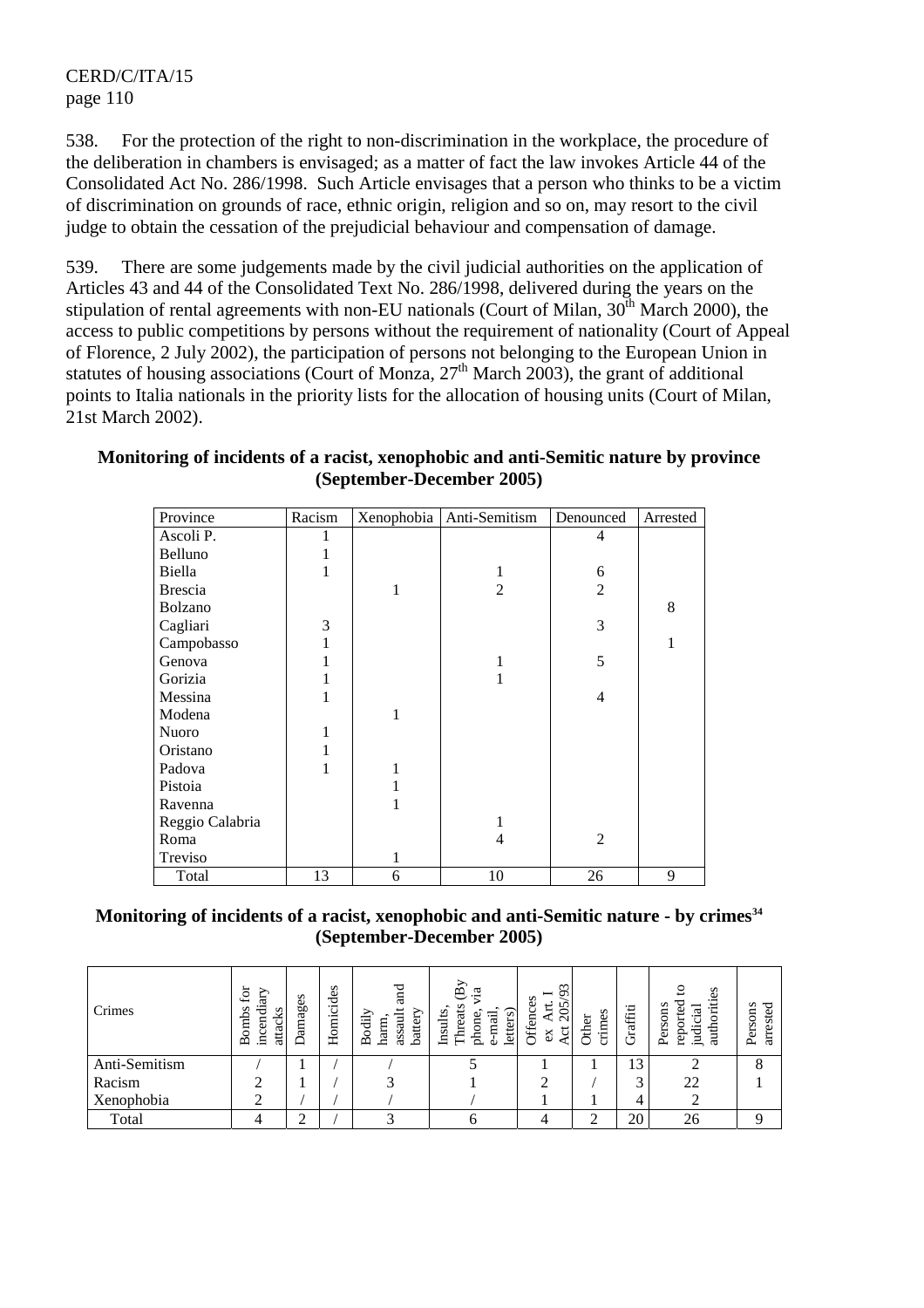538. For the protection of the right to non-discrimination in the workplace, the procedure of the deliberation in chambers is envisaged; as a matter of fact the law invokes Article 44 of the Consolidated Act No. 286/1998. Such Article envisages that a person who thinks to be a victim of discrimination on grounds of race, ethnic origin, religion and so on, may resort to the civil judge to obtain the cessation of the prejudicial behaviour and compensation of damage.

539. There are some judgements made by the civil judicial authorities on the application of Articles 43 and 44 of the Consolidated Text No. 286/1998, delivered during the years on the stipulation of rental agreements with non-EU nationals (Court of Milan, 30th March 2000), the access to public competitions by persons without the requirement of nationality (Court of Appeal of Florence, 2 July 2002), the participation of persons not belonging to the European Union in statutes of housing associations (Court of Monza, 27th March 2003), the grant of additional points to Italia nationals in the priority lists for the allocation of housing units (Court of Milan, 21st March 2002).

**Monitoring of incidents of a racist, xenophobic and anti-Semitic nature by province (September-December 2005)**

| Province | Racism | Xenophobia | Anti-Semitism | Denounced | Arrested |
|---|---|---|---|---|---|
| Ascoli P. | 1 | | | 4 | |
| Belluno | 1 | | | | |
| Biella | 1 | | 1 | 6 | |
| Brescia | | 1 | 2 | 2 | |
| Bolzano | | | | | 8 |
| Cagliari | 3 | | | 3 | |
| Campobasso | 1 | | | | 1 |
| Genova | 1 | | 1 | 5 | |
| Gorizia | 1 | | 1 | | |
| Messina | 1 | | | 4 | |
| Modena | | 1 | | | |
| Nuoro | 1 | | | | |
| Oristano | 1 | | | | |
| Padova | 1 | 1 | | | |
| Pistoia | | 1 | | | |
| Ravenna | | 1 | | | |
| Reggio Calabria | | | 1 | | |
| Roma | | | 4 | 2 | |
| Treviso | | 1 | | | |
| Total | 13 | 6 | 10 | 26 | 9 |

**Monitoring of incidents of a racist, xenophobic and anti-Semitic nature - by crimes[34] (September-December 2005)**

| Crimes | Bombs for incendiary attacks | Damages | Homicides | Bodily harm, assault and battery | Insults, Threats (By phone, via e-mail, letters) | Offences ex Art. I Act 205/93 | Other crimes | Graffiti | Persons reported to judicial authorities | Persons arrested |
|---|---|---|---|---|---|---|---|---|---|---|
| Anti-Semitism | / | 1 | / | / | 5 | 1 | 1 | 13 | 2 | 8 |
| Racism | 2 | 1 | / | 3 | 1 | 2 | / | 3 | 22 | 1 |
| Xenophobia | 2 | / | / | / | / | 1 | 1 | 4 | 2 | |
| Total | 4 | 2 | / | 3 | 6 | 4 | 2 | 20 | 26 | 9 |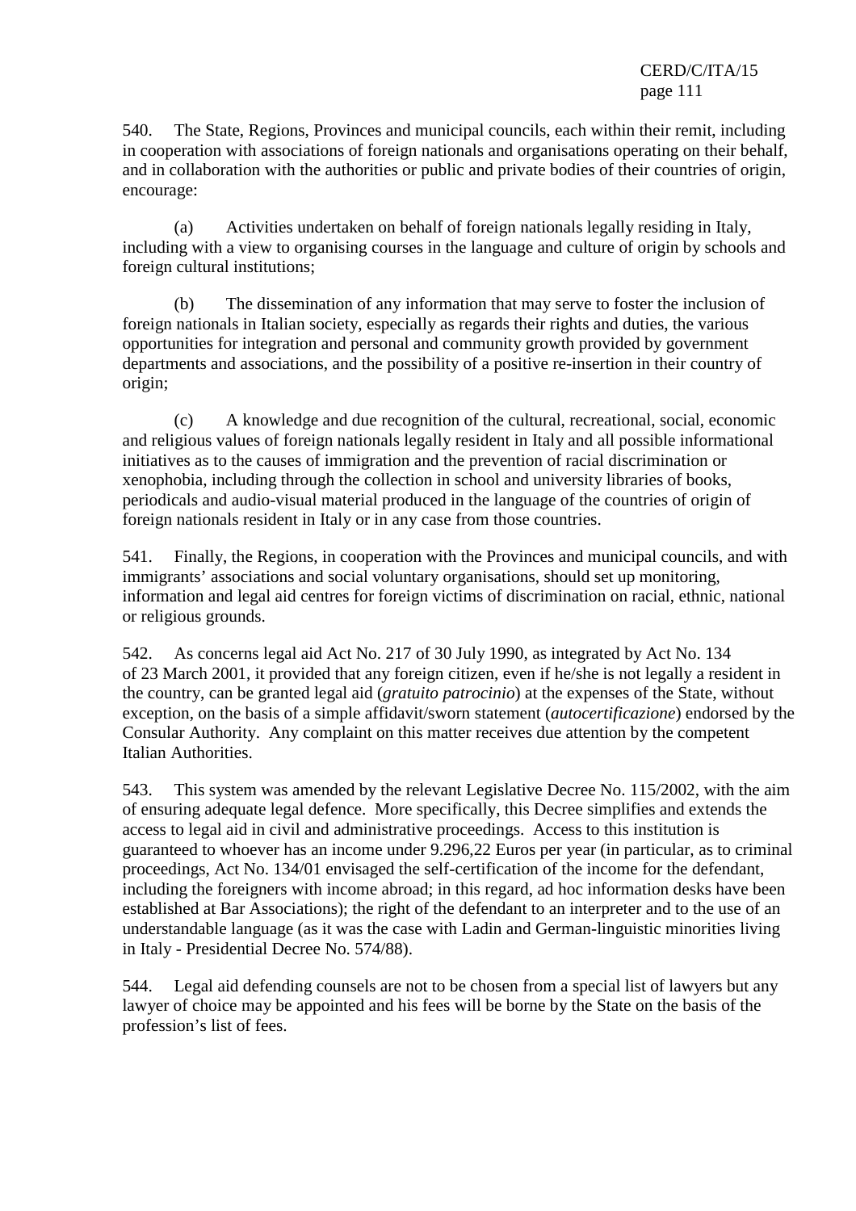540. The State, Regions, Provinces and municipal councils, each within their remit, including in cooperation with associations of foreign nationals and organisations operating on their behalf, and in collaboration with the authorities or public and private bodies of their countries of origin, encourage:

(a) Activities undertaken on behalf of foreign nationals legally residing in Italy, including with a view to organising courses in the language and culture of origin by schools and foreign cultural institutions;

(b) The dissemination of any information that may serve to foster the inclusion of foreign nationals in Italian society, especially as regards their rights and duties, the various opportunities for integration and personal and community growth provided by government departments and associations, and the possibility of a positive re-insertion in their country of origin;

(c) A knowledge and due recognition of the cultural, recreational, social, economic and religious values of foreign nationals legally resident in Italy and all possible informational initiatives as to the causes of immigration and the prevention of racial discrimination or xenophobia, including through the collection in school and university libraries of books, periodicals and audio-visual material produced in the language of the countries of origin of foreign nationals resident in Italy or in any case from those countries.

541. Finally, the Regions, in cooperation with the Provinces and municipal councils, and with immigrants' associations and social voluntary organisations, should set up monitoring, information and legal aid centres for foreign victims of discrimination on racial, ethnic, national or religious grounds.

542. As concerns legal aid Act No. 217 of 30 July 1990, as integrated by Act No. 134 of 23 March 2001, it provided that any foreign citizen, even if he/she is not legally a resident in the country, can be granted legal aid (*gratuito patrocinio*) at the expenses of the State, without exception, on the basis of a simple affidavit/sworn statement (*autocertificazione*) endorsed by the Consular Authority. Any complaint on this matter receives due attention by the competent Italian Authorities.

543. This system was amended by the relevant Legislative Decree No. 115/2002, with the aim of ensuring adequate legal defence. More specifically, this Decree simplifies and extends the access to legal aid in civil and administrative proceedings. Access to this institution is guaranteed to whoever has an income under 9.296,22 Euros per year (in particular, as to criminal proceedings, Act No. 134/01 envisaged the self-certification of the income for the defendant, including the foreigners with income abroad; in this regard, ad hoc information desks have been established at Bar Associations); the right of the defendant to an interpreter and to the use of an understandable language (as it was the case with Ladin and German-linguistic minorities living in Italy - Presidential Decree No. 574/88).

544. Legal aid defending counsels are not to be chosen from a special list of lawyers but any lawyer of choice may be appointed and his fees will be borne by the State on the basis of the profession's list of fees.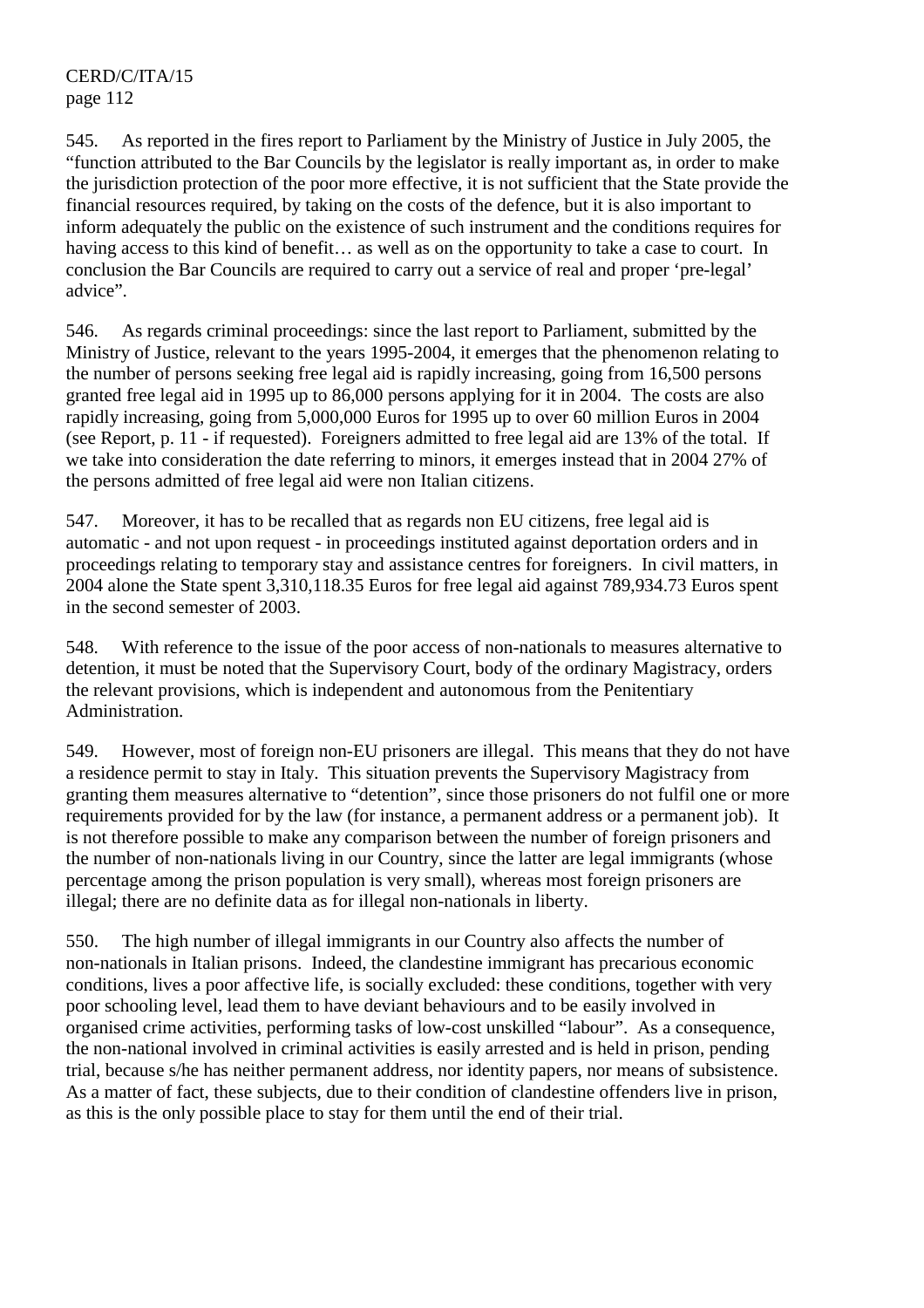545. As reported in the fires report to Parliament by the Ministry of Justice in July 2005, the "function attributed to the Bar Councils by the legislator is really important as, in order to make the jurisdiction protection of the poor more effective, it is not sufficient that the State provide the financial resources required, by taking on the costs of the defence, but it is also important to inform adequately the public on the existence of such instrument and the conditions requires for having access to this kind of benefit… as well as on the opportunity to take a case to court. In conclusion the Bar Councils are required to carry out a service of real and proper 'pre-legal' advice".

546. As regards criminal proceedings: since the last report to Parliament, submitted by the Ministry of Justice, relevant to the years 1995-2004, it emerges that the phenomenon relating to the number of persons seeking free legal aid is rapidly increasing, going from 16,500 persons granted free legal aid in 1995 up to 86,000 persons applying for it in 2004. The costs are also rapidly increasing, going from 5,000,000 Euros for 1995 up to over 60 million Euros in 2004 (see Report, p. 11 - if requested). Foreigners admitted to free legal aid are 13% of the total. If we take into consideration the date referring to minors, it emerges instead that in 2004 27% of the persons admitted of free legal aid were non Italian citizens.

547. Moreover, it has to be recalled that as regards non EU citizens, free legal aid is automatic - and not upon request - in proceedings instituted against deportation orders and in proceedings relating to temporary stay and assistance centres for foreigners. In civil matters, in 2004 alone the State spent 3,310,118.35 Euros for free legal aid against 789,934.73 Euros spent in the second semester of 2003.

548. With reference to the issue of the poor access of non-nationals to measures alternative to detention, it must be noted that the Supervisory Court, body of the ordinary Magistracy, orders the relevant provisions, which is independent and autonomous from the Penitentiary Administration.

549. However, most of foreign non-EU prisoners are illegal. This means that they do not have a residence permit to stay in Italy. This situation prevents the Supervisory Magistracy from granting them measures alternative to "detention", since those prisoners do not fulfil one or more requirements provided for by the law (for instance, a permanent address or a permanent job). It is not therefore possible to make any comparison between the number of foreign prisoners and the number of non-nationals living in our Country, since the latter are legal immigrants (whose percentage among the prison population is very small), whereas most foreign prisoners are illegal; there are no definite data as for illegal non-nationals in liberty.

550. The high number of illegal immigrants in our Country also affects the number of non-nationals in Italian prisons. Indeed, the clandestine immigrant has precarious economic conditions, lives a poor affective life, is socially excluded: these conditions, together with very poor schooling level, lead them to have deviant behaviours and to be easily involved in organised crime activities, performing tasks of low-cost unskilled "labour". As a consequence, the non-national involved in criminal activities is easily arrested and is held in prison, pending trial, because s/he has neither permanent address, nor identity papers, nor means of subsistence. As a matter of fact, these subjects, due to their condition of clandestine offenders live in prison, as this is the only possible place to stay for them until the end of their trial.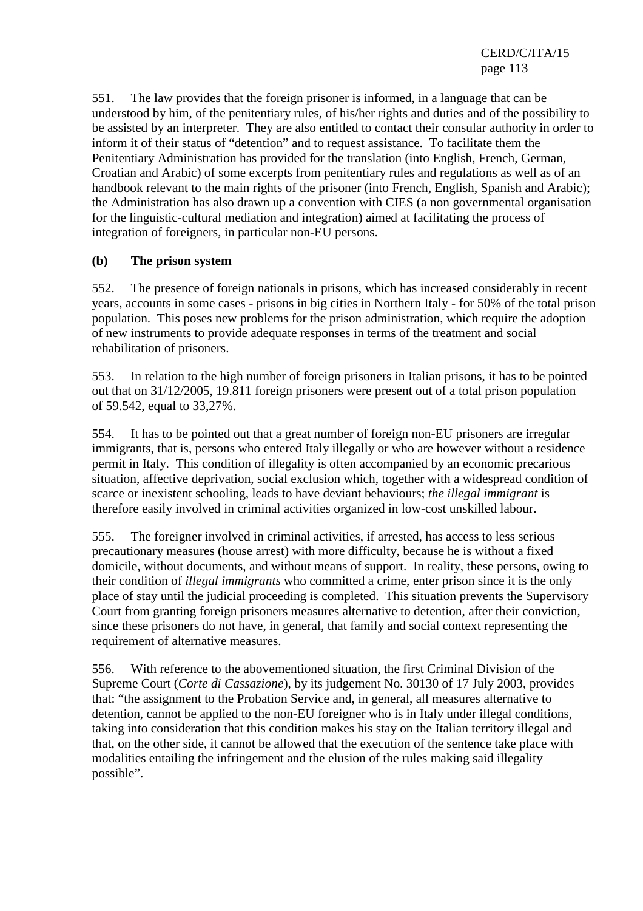551. The law provides that the foreign prisoner is informed, in a language that can be understood by him, of the penitentiary rules, of his/her rights and duties and of the possibility to be assisted by an interpreter. They are also entitled to contact their consular authority in order to inform it of their status of "detention" and to request assistance. To facilitate them the Penitentiary Administration has provided for the translation (into English, French, German, Croatian and Arabic) of some excerpts from penitentiary rules and regulations as well as of an handbook relevant to the main rights of the prisoner (into French, English, Spanish and Arabic); the Administration has also drawn up a convention with CIES (a non governmental organisation for the linguistic-cultural mediation and integration) aimed at facilitating the process of integration of foreigners, in particular non-EU persons.

**(b) The prison system**

552. The presence of foreign nationals in prisons, which has increased considerably in recent years, accounts in some cases - prisons in big cities in Northern Italy - for 50% of the total prison population. This poses new problems for the prison administration, which require the adoption of new instruments to provide adequate responses in terms of the treatment and social rehabilitation of prisoners.

553. In relation to the high number of foreign prisoners in Italian prisons, it has to be pointed out that on 31/12/2005, 19.811 foreign prisoners were present out of a total prison population of 59.542, equal to 33,27%.

554. It has to be pointed out that a great number of foreign non-EU prisoners are irregular immigrants, that is, persons who entered Italy illegally or who are however without a residence permit in Italy. This condition of illegality is often accompanied by an economic precarious situation, affective deprivation, social exclusion which, together with a widespread condition of scarce or inexistent schooling, leads to have deviant behaviours; *the illegal immigrant* is therefore easily involved in criminal activities organized in low-cost unskilled labour.

555. The foreigner involved in criminal activities, if arrested, has access to less serious precautionary measures (house arrest) with more difficulty, because he is without a fixed domicile, without documents, and without means of support. In reality, these persons, owing to their condition of *illegal immigrants* who committed a crime, enter prison since it is the only place of stay until the judicial proceeding is completed. This situation prevents the Supervisory Court from granting foreign prisoners measures alternative to detention, after their conviction, since these prisoners do not have, in general, that family and social context representing the requirement of alternative measures.

556. With reference to the abovementioned situation, the first Criminal Division of the Supreme Court (*Corte di Cassazione*), by its judgement No. 30130 of 17 July 2003, provides that: "the assignment to the Probation Service and, in general, all measures alternative to detention, cannot be applied to the non-EU foreigner who is in Italy under illegal conditions, taking into consideration that this condition makes his stay on the Italian territory illegal and that, on the other side, it cannot be allowed that the execution of the sentence take place with modalities entailing the infringement and the elusion of the rules making said illegality possible".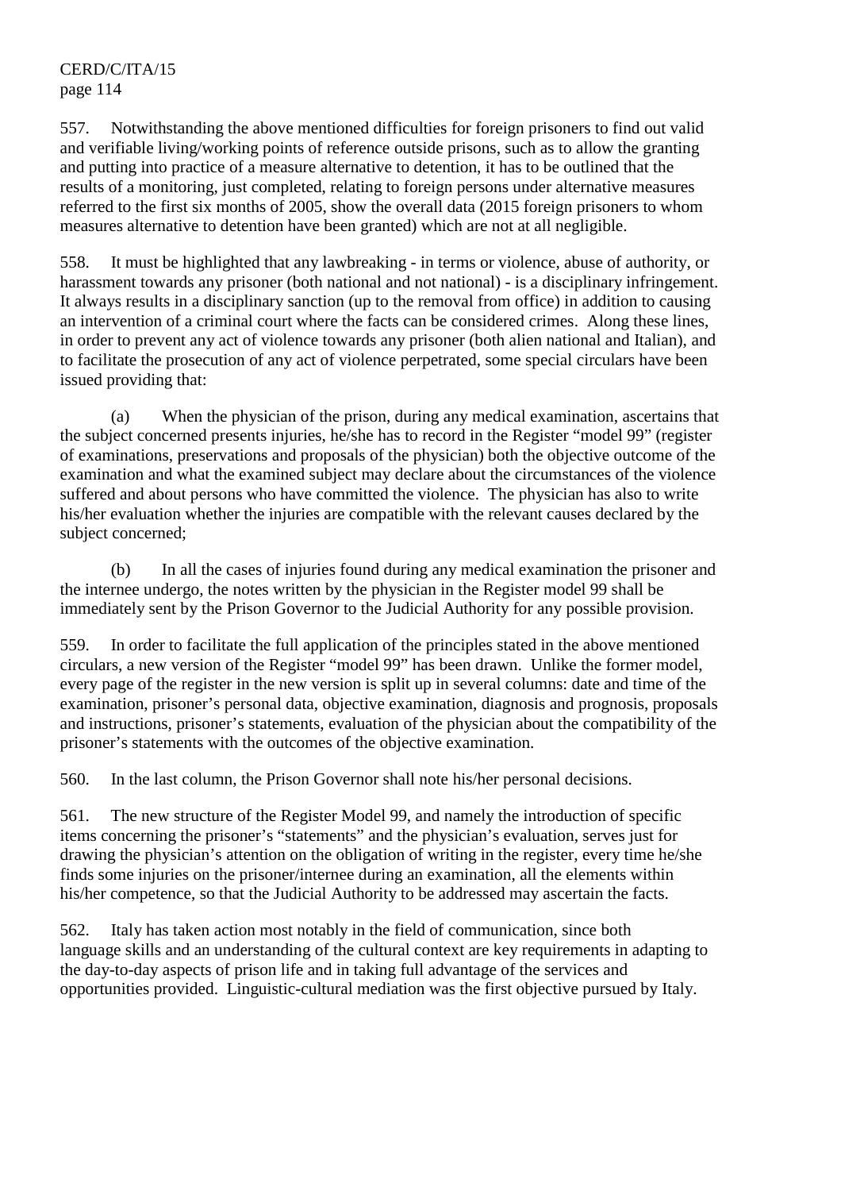557. Notwithstanding the above mentioned difficulties for foreign prisoners to find out valid and verifiable living/working points of reference outside prisons, such as to allow the granting and putting into practice of a measure alternative to detention, it has to be outlined that the results of a monitoring, just completed, relating to foreign persons under alternative measures referred to the first six months of 2005, show the overall data (2015 foreign prisoners to whom measures alternative to detention have been granted) which are not at all negligible.

558. It must be highlighted that any lawbreaking - in terms or violence, abuse of authority, or harassment towards any prisoner (both national and not national) - is a disciplinary infringement. It always results in a disciplinary sanction (up to the removal from office) in addition to causing an intervention of a criminal court where the facts can be considered crimes. Along these lines, in order to prevent any act of violence towards any prisoner (both alien national and Italian), and to facilitate the prosecution of any act of violence perpetrated, some special circulars have been issued providing that:

(a) When the physician of the prison, during any medical examination, ascertains that the subject concerned presents injuries, he/she has to record in the Register "model 99" (register of examinations, preservations and proposals of the physician) both the objective outcome of the examination and what the examined subject may declare about the circumstances of the violence suffered and about persons who have committed the violence. The physician has also to write his/her evaluation whether the injuries are compatible with the relevant causes declared by the subject concerned;

(b) In all the cases of injuries found during any medical examination the prisoner and the internee undergo, the notes written by the physician in the Register model 99 shall be immediately sent by the Prison Governor to the Judicial Authority for any possible provision.

559. In order to facilitate the full application of the principles stated in the above mentioned circulars, a new version of the Register "model 99" has been drawn. Unlike the former model, every page of the register in the new version is split up in several columns: date and time of the examination, prisoner's personal data, objective examination, diagnosis and prognosis, proposals and instructions, prisoner's statements, evaluation of the physician about the compatibility of the prisoner's statements with the outcomes of the objective examination.

560. In the last column, the Prison Governor shall note his/her personal decisions.

561. The new structure of the Register Model 99, and namely the introduction of specific items concerning the prisoner's "statements" and the physician's evaluation, serves just for drawing the physician's attention on the obligation of writing in the register, every time he/she finds some injuries on the prisoner/internee during an examination, all the elements within his/her competence, so that the Judicial Authority to be addressed may ascertain the facts.

562. Italy has taken action most notably in the field of communication, since both language skills and an understanding of the cultural context are key requirements in adapting to the day-to-day aspects of prison life and in taking full advantage of the services and opportunities provided. Linguistic-cultural mediation was the first objective pursued by Italy.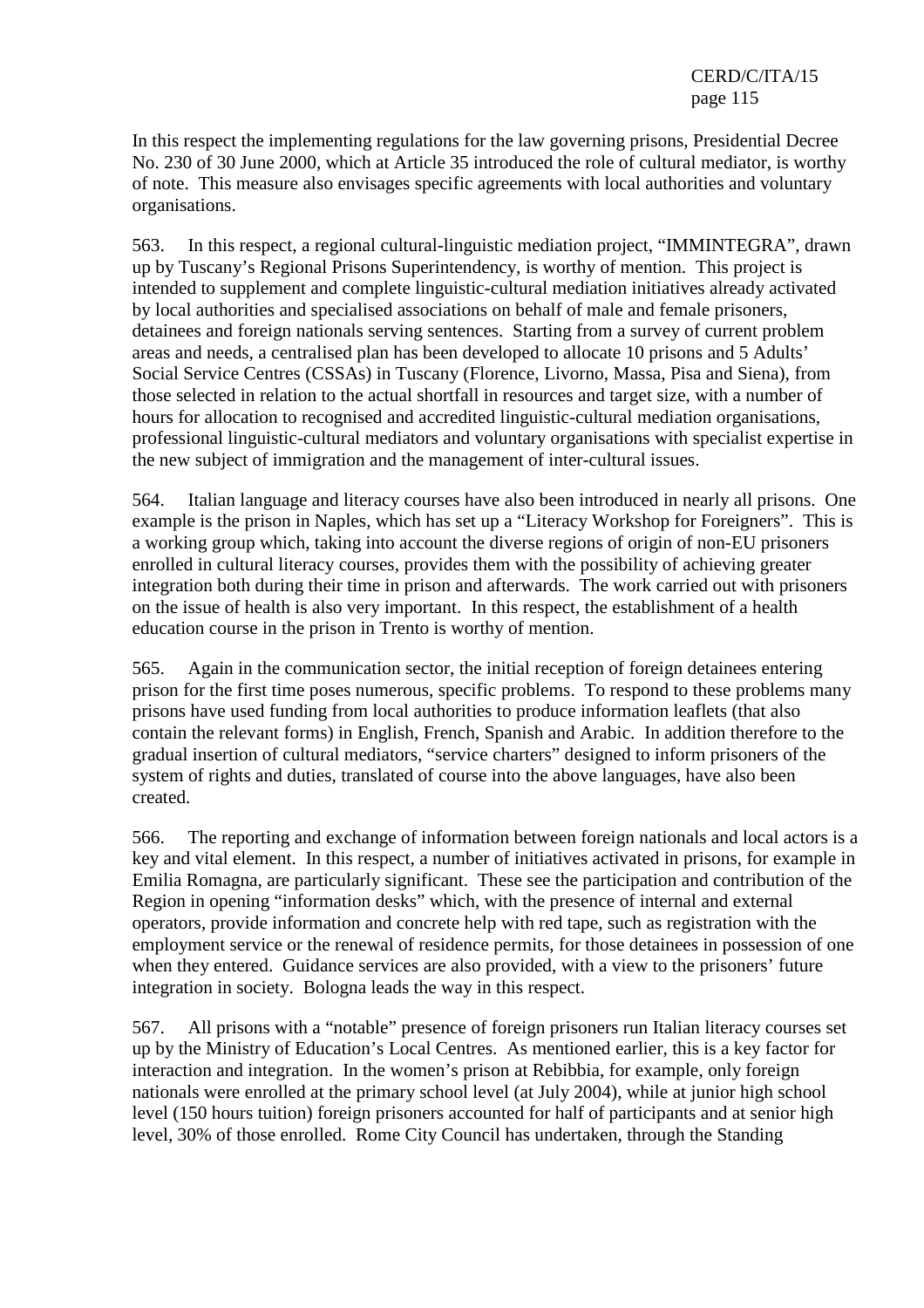In this respect the implementing regulations for the law governing prisons, Presidential Decree No. 230 of 30 June 2000, which at Article 35 introduced the role of cultural mediator, is worthy of note. This measure also envisages specific agreements with local authorities and voluntary organisations.

563. In this respect, a regional cultural-linguistic mediation project, "IMMINTEGRA", drawn up by Tuscany's Regional Prisons Superintendency, is worthy of mention. This project is intended to supplement and complete linguistic-cultural mediation initiatives already activated by local authorities and specialised associations on behalf of male and female prisoners, detainees and foreign nationals serving sentences. Starting from a survey of current problem areas and needs, a centralised plan has been developed to allocate 10 prisons and 5 Adults' Social Service Centres (CSSAs) in Tuscany (Florence, Livorno, Massa, Pisa and Siena), from those selected in relation to the actual shortfall in resources and target size, with a number of hours for allocation to recognised and accredited linguistic-cultural mediation organisations, professional linguistic-cultural mediators and voluntary organisations with specialist expertise in the new subject of immigration and the management of inter-cultural issues.

564. Italian language and literacy courses have also been introduced in nearly all prisons. One example is the prison in Naples, which has set up a "Literacy Workshop for Foreigners". This is a working group which, taking into account the diverse regions of origin of non-EU prisoners enrolled in cultural literacy courses, provides them with the possibility of achieving greater integration both during their time in prison and afterwards. The work carried out with prisoners on the issue of health is also very important. In this respect, the establishment of a health education course in the prison in Trento is worthy of mention.

565. Again in the communication sector, the initial reception of foreign detainees entering prison for the first time poses numerous, specific problems. To respond to these problems many prisons have used funding from local authorities to produce information leaflets (that also contain the relevant forms) in English, French, Spanish and Arabic. In addition therefore to the gradual insertion of cultural mediators, "service charters" designed to inform prisoners of the system of rights and duties, translated of course into the above languages, have also been created.

566. The reporting and exchange of information between foreign nationals and local actors is a key and vital element. In this respect, a number of initiatives activated in prisons, for example in Emilia Romagna, are particularly significant. These see the participation and contribution of the Region in opening "information desks" which, with the presence of internal and external operators, provide information and concrete help with red tape, such as registration with the employment service or the renewal of residence permits, for those detainees in possession of one when they entered. Guidance services are also provided, with a view to the prisoners' future integration in society. Bologna leads the way in this respect.

567. All prisons with a "notable" presence of foreign prisoners run Italian literacy courses set up by the Ministry of Education's Local Centres. As mentioned earlier, this is a key factor for interaction and integration. In the women's prison at Rebibbia, for example, only foreign nationals were enrolled at the primary school level (at July 2004), while at junior high school level (150 hours tuition) foreign prisoners accounted for half of participants and at senior high level, 30% of those enrolled. Rome City Council has undertaken, through the Standing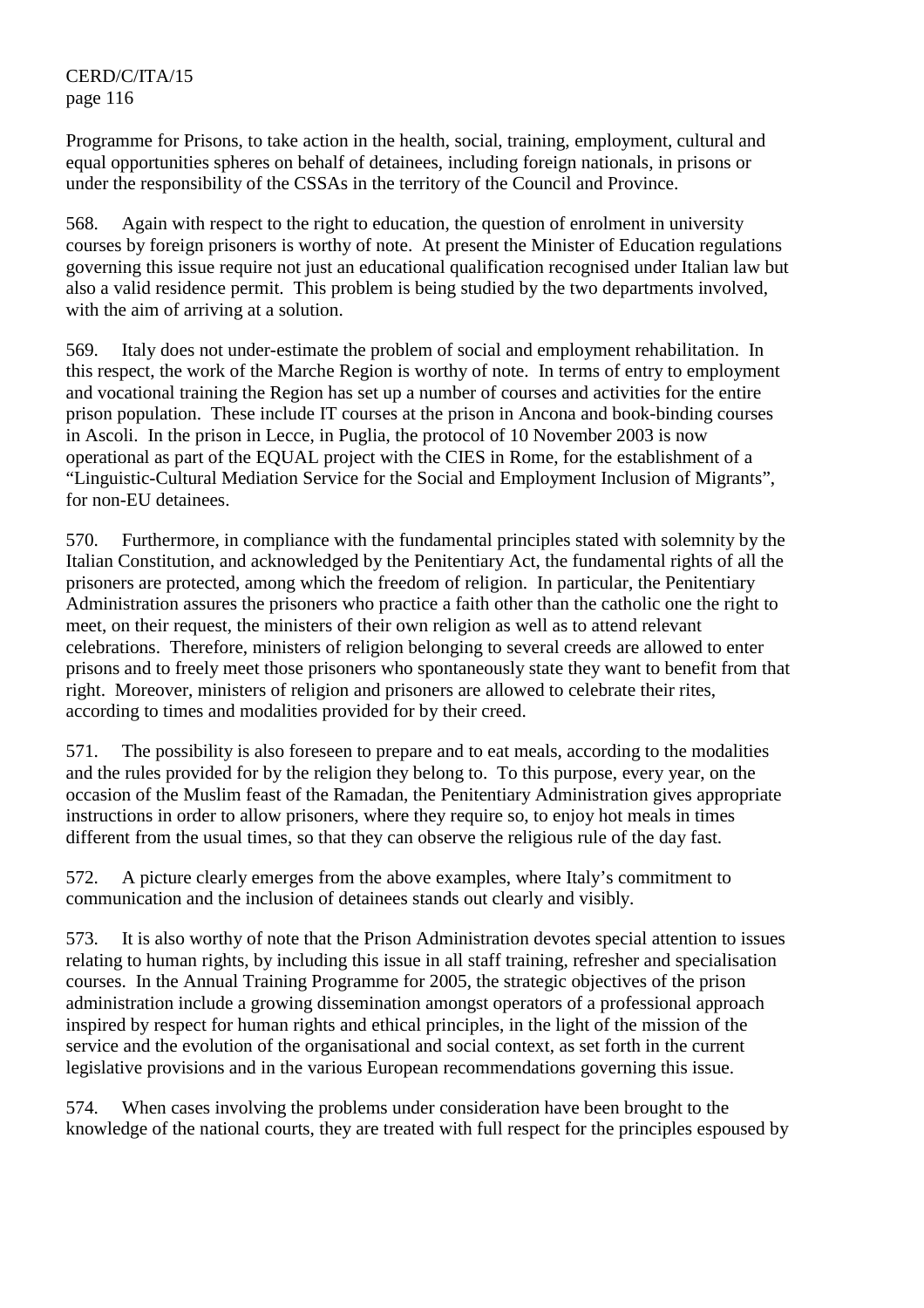Programme for Prisons, to take action in the health, social, training, employment, cultural and equal opportunities spheres on behalf of detainees, including foreign nationals, in prisons or under the responsibility of the CSSAs in the territory of the Council and Province.

568. Again with respect to the right to education, the question of enrolment in university courses by foreign prisoners is worthy of note. At present the Minister of Education regulations governing this issue require not just an educational qualification recognised under Italian law but also a valid residence permit. This problem is being studied by the two departments involved, with the aim of arriving at a solution.

569. Italy does not under-estimate the problem of social and employment rehabilitation. In this respect, the work of the Marche Region is worthy of note. In terms of entry to employment and vocational training the Region has set up a number of courses and activities for the entire prison population. These include IT courses at the prison in Ancona and book-binding courses in Ascoli. In the prison in Lecce, in Puglia, the protocol of 10 November 2003 is now operational as part of the EQUAL project with the CIES in Rome, for the establishment of a "Linguistic-Cultural Mediation Service for the Social and Employment Inclusion of Migrants", for non-EU detainees.

570. Furthermore, in compliance with the fundamental principles stated with solemnity by the Italian Constitution, and acknowledged by the Penitentiary Act, the fundamental rights of all the prisoners are protected, among which the freedom of religion. In particular, the Penitentiary Administration assures the prisoners who practice a faith other than the catholic one the right to meet, on their request, the ministers of their own religion as well as to attend relevant celebrations. Therefore, ministers of religion belonging to several creeds are allowed to enter prisons and to freely meet those prisoners who spontaneously state they want to benefit from that right. Moreover, ministers of religion and prisoners are allowed to celebrate their rites, according to times and modalities provided for by their creed.

571. The possibility is also foreseen to prepare and to eat meals, according to the modalities and the rules provided for by the religion they belong to. To this purpose, every year, on the occasion of the Muslim feast of the Ramadan, the Penitentiary Administration gives appropriate instructions in order to allow prisoners, where they require so, to enjoy hot meals in times different from the usual times, so that they can observe the religious rule of the day fast.

572. A picture clearly emerges from the above examples, where Italy's commitment to communication and the inclusion of detainees stands out clearly and visibly.

573. It is also worthy of note that the Prison Administration devotes special attention to issues relating to human rights, by including this issue in all staff training, refresher and specialisation courses. In the Annual Training Programme for 2005, the strategic objectives of the prison administration include a growing dissemination amongst operators of a professional approach inspired by respect for human rights and ethical principles, in the light of the mission of the service and the evolution of the organisational and social context, as set forth in the current legislative provisions and in the various European recommendations governing this issue.

574. When cases involving the problems under consideration have been brought to the knowledge of the national courts, they are treated with full respect for the principles espoused by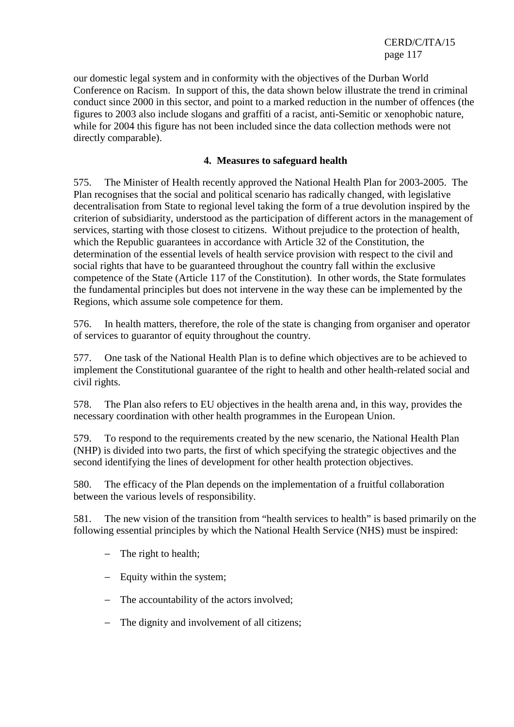our domestic legal system and in conformity with the objectives of the Durban World Conference on Racism. In support of this, the data shown below illustrate the trend in criminal conduct since 2000 in this sector, and point to a marked reduction in the number of offences (the figures to 2003 also include slogans and graffiti of a racist, anti-Semitic or xenophobic nature, while for 2004 this figure has not been included since the data collection methods were not directly comparable).

### 4. Measures to safeguard health

575. The Minister of Health recently approved the National Health Plan for 2003-2005. The Plan recognises that the social and political scenario has radically changed, with legislative decentralisation from State to regional level taking the form of a true devolution inspired by the criterion of subsidiarity, understood as the participation of different actors in the management of services, starting with those closest to citizens. Without prejudice to the protection of health, which the Republic guarantees in accordance with Article 32 of the Constitution, the determination of the essential levels of health service provision with respect to the civil and social rights that have to be guaranteed throughout the country fall within the exclusive competence of the State (Article 117 of the Constitution). In other words, the State formulates the fundamental principles but does not intervene in the way these can be implemented by the Regions, which assume sole competence for them.

576. In health matters, therefore, the role of the state is changing from organiser and operator of services to guarantor of equity throughout the country.

577. One task of the National Health Plan is to define which objectives are to be achieved to implement the Constitutional guarantee of the right to health and other health-related social and civil rights.

578. The Plan also refers to EU objectives in the health arena and, in this way, provides the necessary coordination with other health programmes in the European Union.

579. To respond to the requirements created by the new scenario, the National Health Plan (NHP) is divided into two parts, the first of which specifying the strategic objectives and the second identifying the lines of development for other health protection objectives.

580. The efficacy of the Plan depends on the implementation of a fruitful collaboration between the various levels of responsibility.

581. The new vision of the transition from "health services to health" is based primarily on the following essential principles by which the National Health Service (NHS) must be inspired:

- The right to health;
- Equity within the system;
- The accountability of the actors involved;
- The dignity and involvement of all citizens;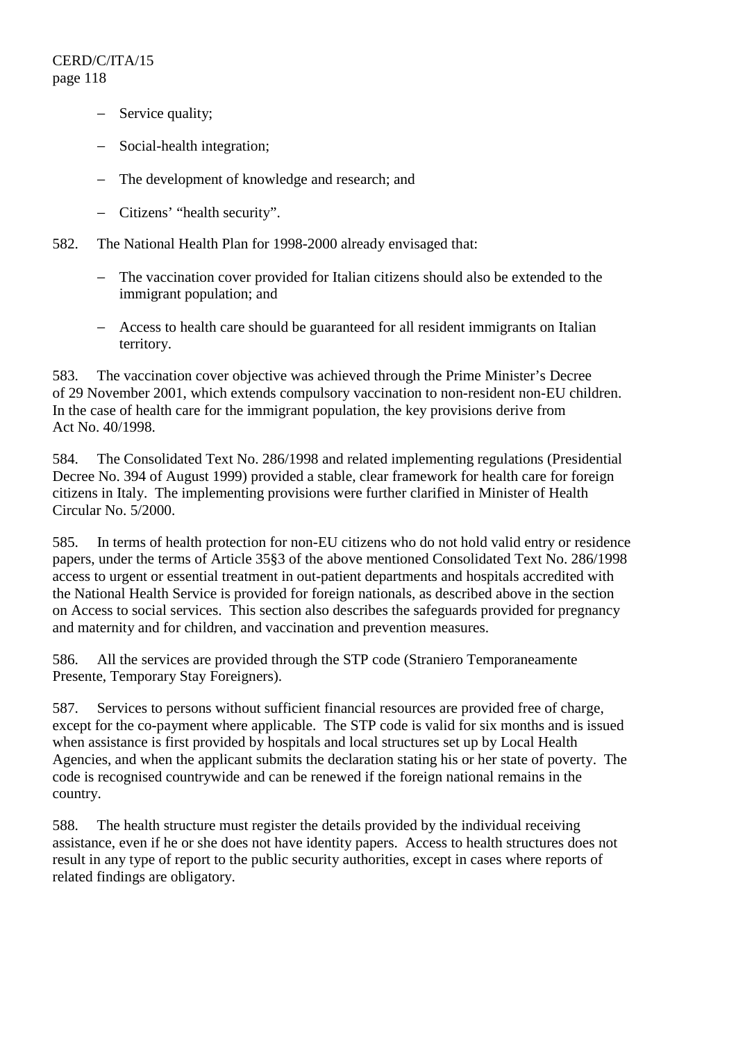- Service quality;
- Social-health integration;
- The development of knowledge and research; and
- Citizens' "health security".

582. The National Health Plan for 1998-2000 already envisaged that:

- The vaccination cover provided for Italian citizens should also be extended to the immigrant population; and
- Access to health care should be guaranteed for all resident immigrants on Italian territory.

583. The vaccination cover objective was achieved through the Prime Minister's Decree of 29 November 2001, which extends compulsory vaccination to non-resident non-EU children. In the case of health care for the immigrant population, the key provisions derive from Act No. 40/1998.

584. The Consolidated Text No. 286/1998 and related implementing regulations (Presidential Decree No. 394 of August 1999) provided a stable, clear framework for health care for foreign citizens in Italy. The implementing provisions were further clarified in Minister of Health Circular No. 5/2000.

585. In terms of health protection for non-EU citizens who do not hold valid entry or residence papers, under the terms of Article 35§3 of the above mentioned Consolidated Text No. 286/1998 access to urgent or essential treatment in out-patient departments and hospitals accredited with the National Health Service is provided for foreign nationals, as described above in the section on Access to social services. This section also describes the safeguards provided for pregnancy and maternity and for children, and vaccination and prevention measures.

586. All the services are provided through the STP code (Straniero Temporaneamente Presente, Temporary Stay Foreigners).

587. Services to persons without sufficient financial resources are provided free of charge, except for the co-payment where applicable. The STP code is valid for six months and is issued when assistance is first provided by hospitals and local structures set up by Local Health Agencies, and when the applicant submits the declaration stating his or her state of poverty. The code is recognised countrywide and can be renewed if the foreign national remains in the country.

588. The health structure must register the details provided by the individual receiving assistance, even if he or she does not have identity papers. Access to health structures does not result in any type of report to the public security authorities, except in cases where reports of related findings are obligatory.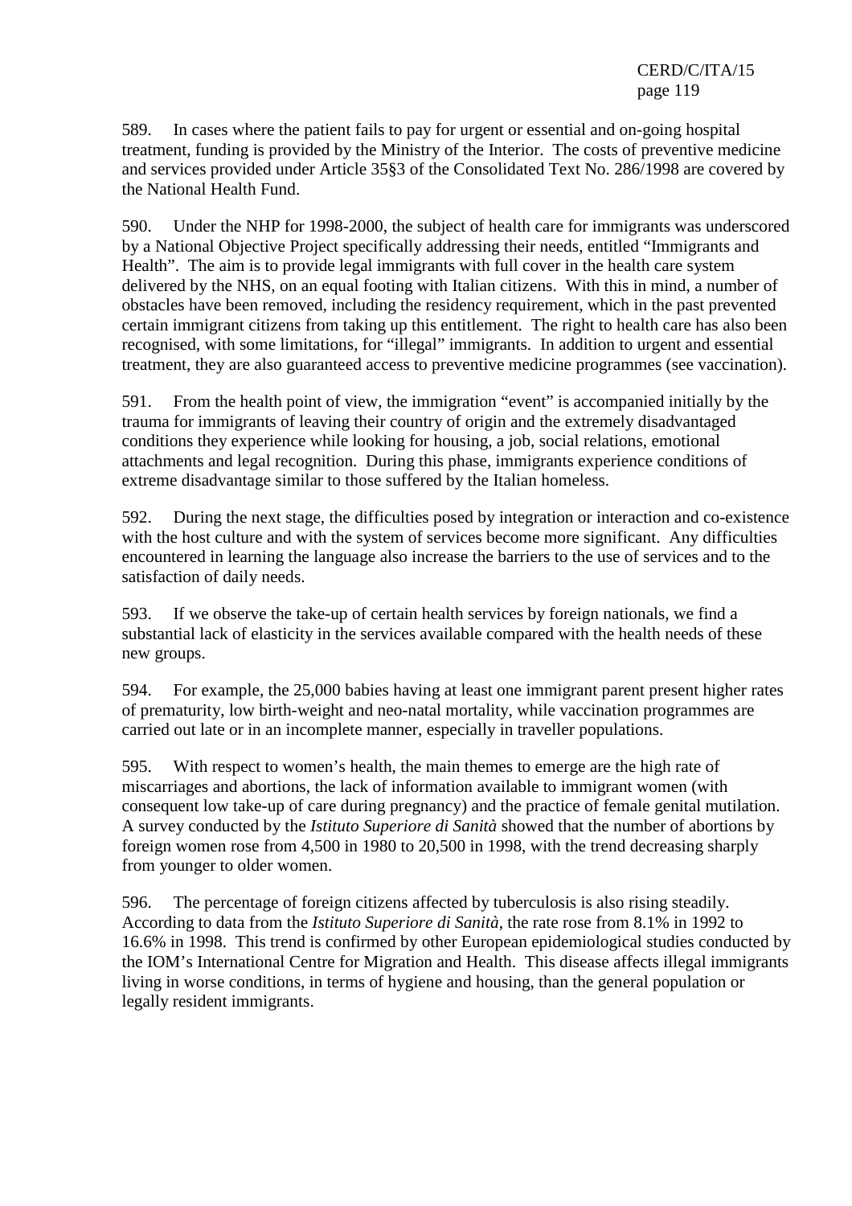589. In cases where the patient fails to pay for urgent or essential and on-going hospital treatment, funding is provided by the Ministry of the Interior. The costs of preventive medicine and services provided under Article 35§3 of the Consolidated Text No. 286/1998 are covered by the National Health Fund.

590. Under the NHP for 1998-2000, the subject of health care for immigrants was underscored by a National Objective Project specifically addressing their needs, entitled "Immigrants and Health". The aim is to provide legal immigrants with full cover in the health care system delivered by the NHS, on an equal footing with Italian citizens. With this in mind, a number of obstacles have been removed, including the residency requirement, which in the past prevented certain immigrant citizens from taking up this entitlement. The right to health care has also been recognised, with some limitations, for "illegal" immigrants. In addition to urgent and essential treatment, they are also guaranteed access to preventive medicine programmes (see vaccination).

591. From the health point of view, the immigration "event" is accompanied initially by the trauma for immigrants of leaving their country of origin and the extremely disadvantaged conditions they experience while looking for housing, a job, social relations, emotional attachments and legal recognition. During this phase, immigrants experience conditions of extreme disadvantage similar to those suffered by the Italian homeless.

592. During the next stage, the difficulties posed by integration or interaction and co-existence with the host culture and with the system of services become more significant. Any difficulties encountered in learning the language also increase the barriers to the use of services and to the satisfaction of daily needs.

593. If we observe the take-up of certain health services by foreign nationals, we find a substantial lack of elasticity in the services available compared with the health needs of these new groups.

594. For example, the 25,000 babies having at least one immigrant parent present higher rates of prematurity, low birth-weight and neo-natal mortality, while vaccination programmes are carried out late or in an incomplete manner, especially in traveller populations.

595. With respect to women's health, the main themes to emerge are the high rate of miscarriages and abortions, the lack of information available to immigrant women (with consequent low take-up of care during pregnancy) and the practice of female genital mutilation. A survey conducted by the *Istituto Superiore di Sanità* showed that the number of abortions by foreign women rose from 4,500 in 1980 to 20,500 in 1998, with the trend decreasing sharply from younger to older women.

596. The percentage of foreign citizens affected by tuberculosis is also rising steadily. According to data from the *Istituto Superiore di Sanità*, the rate rose from 8.1% in 1992 to 16.6% in 1998. This trend is confirmed by other European epidemiological studies conducted by the IOM's International Centre for Migration and Health. This disease affects illegal immigrants living in worse conditions, in terms of hygiene and housing, than the general population or legally resident immigrants.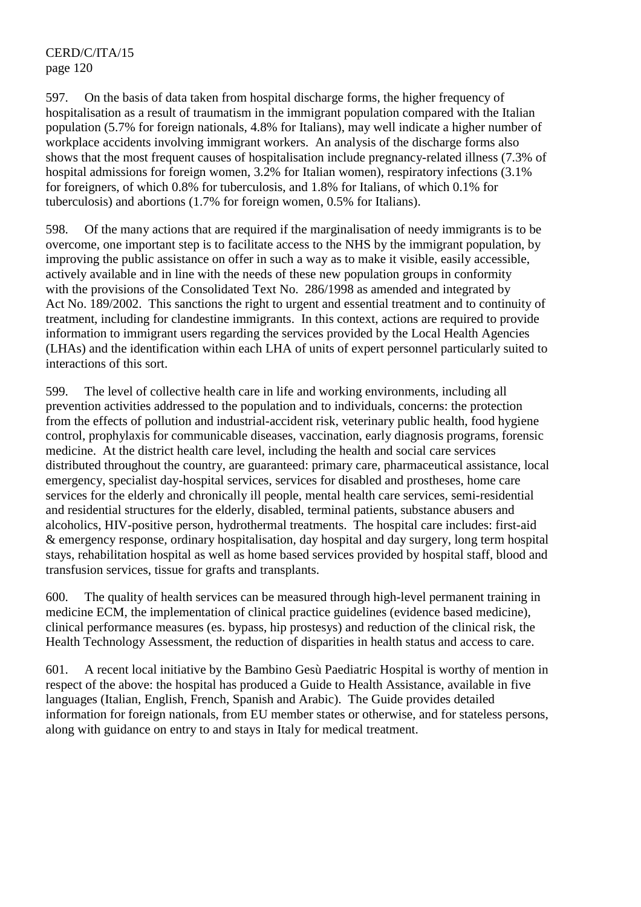597. On the basis of data taken from hospital discharge forms, the higher frequency of hospitalisation as a result of traumatism in the immigrant population compared with the Italian population (5.7% for foreign nationals, 4.8% for Italians), may well indicate a higher number of workplace accidents involving immigrant workers. An analysis of the discharge forms also shows that the most frequent causes of hospitalisation include pregnancy-related illness (7.3% of hospital admissions for foreign women, 3.2% for Italian women), respiratory infections (3.1% for foreigners, of which 0.8% for tuberculosis, and 1.8% for Italians, of which 0.1% for tuberculosis) and abortions (1.7% for foreign women, 0.5% for Italians).

598. Of the many actions that are required if the marginalisation of needy immigrants is to be overcome, one important step is to facilitate access to the NHS by the immigrant population, by improving the public assistance on offer in such a way as to make it visible, easily accessible, actively available and in line with the needs of these new population groups in conformity with the provisions of the Consolidated Text No. 286/1998 as amended and integrated by Act No. 189/2002. This sanctions the right to urgent and essential treatment and to continuity of treatment, including for clandestine immigrants. In this context, actions are required to provide information to immigrant users regarding the services provided by the Local Health Agencies (LHAs) and the identification within each LHA of units of expert personnel particularly suited to interactions of this sort.

599. The level of collective health care in life and working environments, including all prevention activities addressed to the population and to individuals, concerns: the protection from the effects of pollution and industrial-accident risk, veterinary public health, food hygiene control, prophylaxis for communicable diseases, vaccination, early diagnosis programs, forensic medicine. At the district health care level, including the health and social care services distributed throughout the country, are guaranteed: primary care, pharmaceutical assistance, local emergency, specialist day-hospital services, services for disabled and prostheses, home care services for the elderly and chronically ill people, mental health care services, semi-residential and residential structures for the elderly, disabled, terminal patients, substance abusers and alcoholics, HIV-positive person, hydrothermal treatments. The hospital care includes: first-aid & emergency response, ordinary hospitalisation, day hospital and day surgery, long term hospital stays, rehabilitation hospital as well as home based services provided by hospital staff, blood and transfusion services, tissue for grafts and transplants.

600. The quality of health services can be measured through high-level permanent training in medicine ECM, the implementation of clinical practice guidelines (evidence based medicine), clinical performance measures (es. bypass, hip prostesys) and reduction of the clinical risk, the Health Technology Assessment, the reduction of disparities in health status and access to care.

601. A recent local initiative by the Bambino Gesù Paediatric Hospital is worthy of mention in respect of the above: the hospital has produced a Guide to Health Assistance, available in five languages (Italian, English, French, Spanish and Arabic). The Guide provides detailed information for foreign nationals, from EU member states or otherwise, and for stateless persons, along with guidance on entry to and stays in Italy for medical treatment.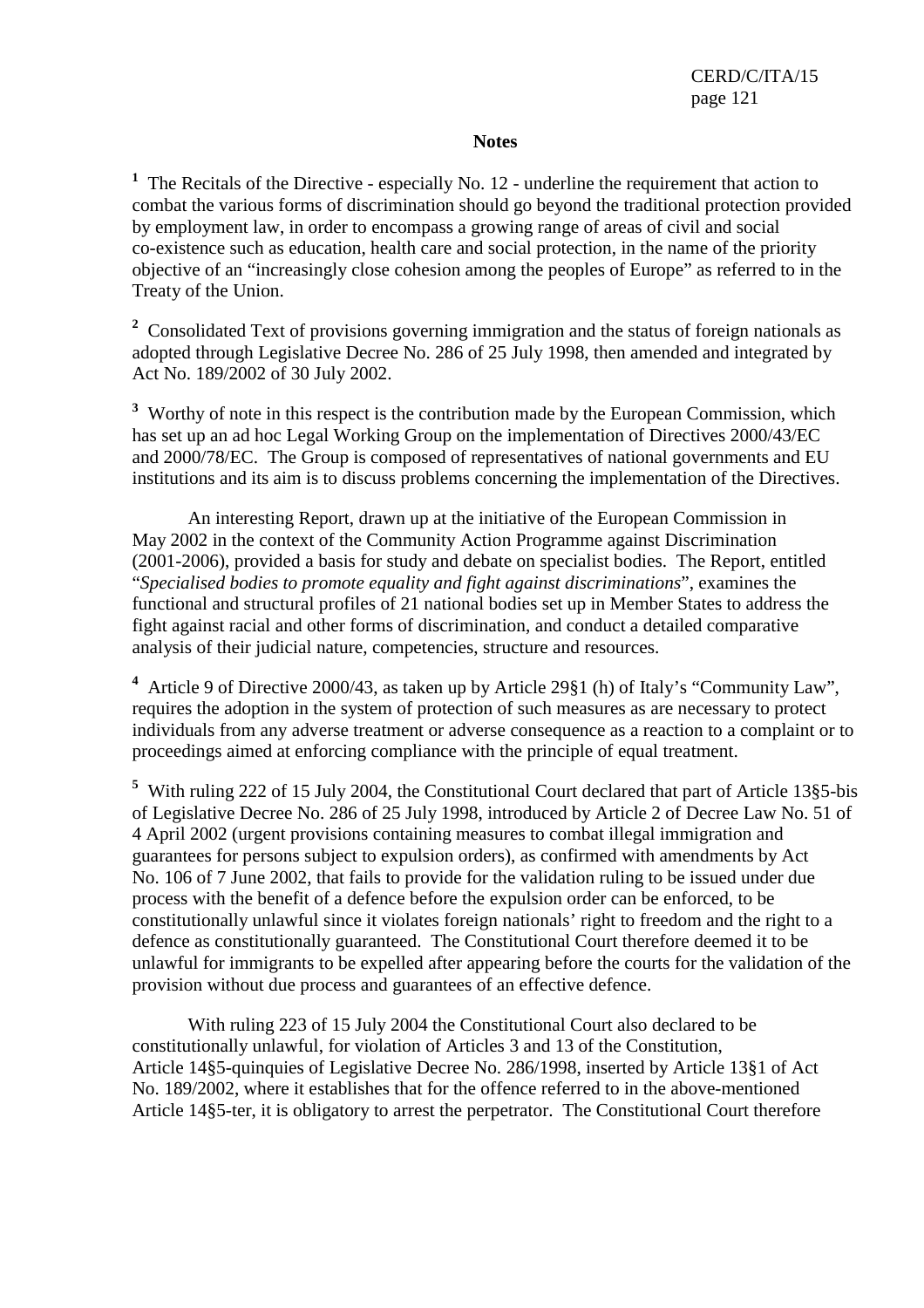## Notes

[1] The Recitals of the Directive - especially No. 12 - underline the requirement that action to combat the various forms of discrimination should go beyond the traditional protection provided by employment law, in order to encompass a growing range of areas of civil and social co-existence such as education, health care and social protection, in the name of the priority objective of an "increasingly close cohesion among the peoples of Europe" as referred to in the Treaty of the Union.

[2] Consolidated Text of provisions governing immigration and the status of foreign nationals as adopted through Legislative Decree No. 286 of 25 July 1998, then amended and integrated by Act No. 189/2002 of 30 July 2002.

[3] Worthy of note in this respect is the contribution made by the European Commission, which has set up an ad hoc Legal Working Group on the implementation of Directives 2000/43/EC and 2000/78/EC. The Group is composed of representatives of national governments and EU institutions and its aim is to discuss problems concerning the implementation of the Directives.

An interesting Report, drawn up at the initiative of the European Commission in May 2002 in the context of the Community Action Programme against Discrimination (2001-2006), provided a basis for study and debate on specialist bodies. The Report, entitled "*Specialised bodies to promote equality and fight against discriminations*", examines the functional and structural profiles of 21 national bodies set up in Member States to address the fight against racial and other forms of discrimination, and conduct a detailed comparative analysis of their judicial nature, competencies, structure and resources.

[4] Article 9 of Directive 2000/43, as taken up by Article 29§1 (h) of Italy's "Community Law", requires the adoption in the system of protection of such measures as are necessary to protect individuals from any adverse treatment or adverse consequence as a reaction to a complaint or to proceedings aimed at enforcing compliance with the principle of equal treatment.

[5] With ruling 222 of 15 July 2004, the Constitutional Court declared that part of Article 13§5-bis of Legislative Decree No. 286 of 25 July 1998, introduced by Article 2 of Decree Law No. 51 of 4 April 2002 (urgent provisions containing measures to combat illegal immigration and guarantees for persons subject to expulsion orders), as confirmed with amendments by Act No. 106 of 7 June 2002, that fails to provide for the validation ruling to be issued under due process with the benefit of a defence before the expulsion order can be enforced, to be constitutionally unlawful since it violates foreign nationals' right to freedom and the right to a defence as constitutionally guaranteed. The Constitutional Court therefore deemed it to be unlawful for immigrants to be expelled after appearing before the courts for the validation of the provision without due process and guarantees of an effective defence.

With ruling 223 of 15 July 2004 the Constitutional Court also declared to be constitutionally unlawful, for violation of Articles 3 and 13 of the Constitution, Article 14§5-quinquies of Legislative Decree No. 286/1998, inserted by Article 13§1 of Act No. 189/2002, where it establishes that for the offence referred to in the above-mentioned Article 14§5-ter, it is obligatory to arrest the perpetrator. The Constitutional Court therefore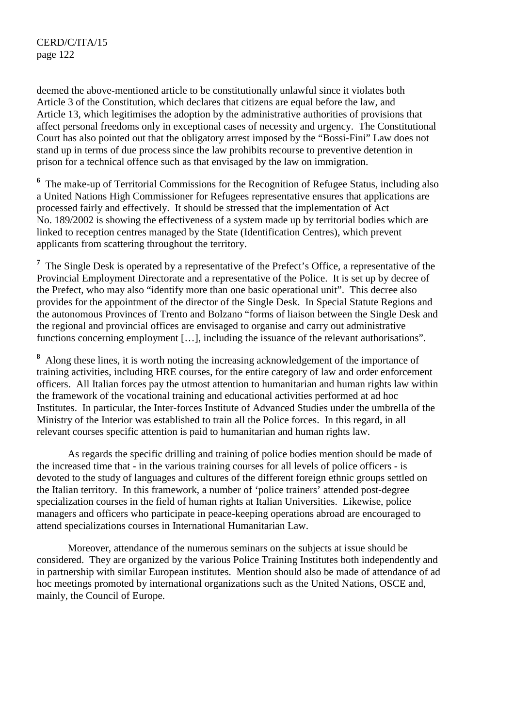deemed the above-mentioned article to be constitutionally unlawful since it violates both Article 3 of the Constitution, which declares that citizens are equal before the law, and Article 13, which legitimises the adoption by the administrative authorities of provisions that affect personal freedoms only in exceptional cases of necessity and urgency. The Constitutional Court has also pointed out that the obligatory arrest imposed by the "Bossi-Fini" Law does not stand up in terms of due process since the law prohibits recourse to preventive detention in prison for a technical offence such as that envisaged by the law on immigration.

[6] The make-up of Territorial Commissions for the Recognition of Refugee Status, including also a United Nations High Commissioner for Refugees representative ensures that applications are processed fairly and effectively. It should be stressed that the implementation of Act No. 189/2002 is showing the effectiveness of a system made up by territorial bodies which are linked to reception centres managed by the State (Identification Centres), which prevent applicants from scattering throughout the territory.

[7] The Single Desk is operated by a representative of the Prefect's Office, a representative of the Provincial Employment Directorate and a representative of the Police. It is set up by decree of the Prefect, who may also "identify more than one basic operational unit". This decree also provides for the appointment of the director of the Single Desk. In Special Statute Regions and the autonomous Provinces of Trento and Bolzano "forms of liaison between the Single Desk and the regional and provincial offices are envisaged to organise and carry out administrative functions concerning employment […], including the issuance of the relevant authorisations".

[8] Along these lines, it is worth noting the increasing acknowledgement of the importance of training activities, including HRE courses, for the entire category of law and order enforcement officers. All Italian forces pay the utmost attention to humanitarian and human rights law within the framework of the vocational training and educational activities performed at ad hoc Institutes. In particular, the Inter-forces Institute of Advanced Studies under the umbrella of the Ministry of the Interior was established to train all the Police forces. In this regard, in all relevant courses specific attention is paid to humanitarian and human rights law.

As regards the specific drilling and training of police bodies mention should be made of the increased time that - in the various training courses for all levels of police officers - is devoted to the study of languages and cultures of the different foreign ethnic groups settled on the Italian territory. In this framework, a number of 'police trainers' attended post-degree specialization courses in the field of human rights at Italian Universities. Likewise, police managers and officers who participate in peace-keeping operations abroad are encouraged to attend specializations courses in International Humanitarian Law.

Moreover, attendance of the numerous seminars on the subjects at issue should be considered. They are organized by the various Police Training Institutes both independently and in partnership with similar European institutes. Mention should also be made of attendance of ad hoc meetings promoted by international organizations such as the United Nations, OSCE and, mainly, the Council of Europe.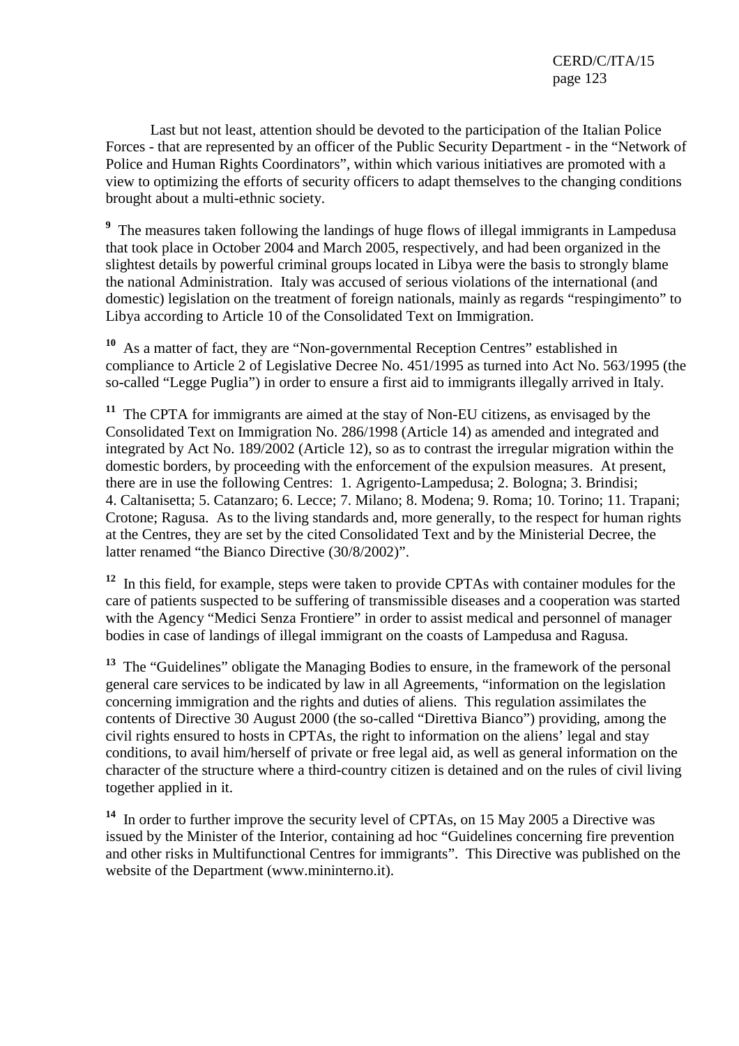Last but not least, attention should be devoted to the participation of the Italian Police Forces - that are represented by an officer of the Public Security Department - in the "Network of Police and Human Rights Coordinators", within which various initiatives are promoted with a view to optimizing the efforts of security officers to adapt themselves to the changing conditions brought about a multi-ethnic society.

[9] The measures taken following the landings of huge flows of illegal immigrants in Lampedusa that took place in October 2004 and March 2005, respectively, and had been organized in the slightest details by powerful criminal groups located in Libya were the basis to strongly blame the national Administration. Italy was accused of serious violations of the international (and domestic) legislation on the treatment of foreign nationals, mainly as regards "respingimento" to Libya according to Article 10 of the Consolidated Text on Immigration.

[10] As a matter of fact, they are "Non-governmental Reception Centres" established in compliance to Article 2 of Legislative Decree No. 451/1995 as turned into Act No. 563/1995 (the so-called "Legge Puglia") in order to ensure a first aid to immigrants illegally arrived in Italy.

[11] The CPTA for immigrants are aimed at the stay of Non-EU citizens, as envisaged by the Consolidated Text on Immigration No. 286/1998 (Article 14) as amended and integrated and integrated by Act No. 189/2002 (Article 12), so as to contrast the irregular migration within the domestic borders, by proceeding with the enforcement of the expulsion measures. At present, there are in use the following Centres: 1. Agrigento-Lampedusa; 2. Bologna; 3. Brindisi; 4. Caltanisetta; 5. Catanzaro; 6. Lecce; 7. Milano; 8. Modena; 9. Roma; 10. Torino; 11. Trapani; Crotone; Ragusa. As to the living standards and, more generally, to the respect for human rights at the Centres, they are set by the cited Consolidated Text and by the Ministerial Decree, the latter renamed "the Bianco Directive (30/8/2002)".

[12] In this field, for example, steps were taken to provide CPTAs with container modules for the care of patients suspected to be suffering of transmissible diseases and a cooperation was started with the Agency "Medici Senza Frontiere" in order to assist medical and personnel of manager bodies in case of landings of illegal immigrant on the coasts of Lampedusa and Ragusa.

[13] The "Guidelines" obligate the Managing Bodies to ensure, in the framework of the personal general care services to be indicated by law in all Agreements, "information on the legislation concerning immigration and the rights and duties of aliens. This regulation assimilates the contents of Directive 30 August 2000 (the so-called "Direttiva Bianco") providing, among the civil rights ensured to hosts in CPTAs, the right to information on the aliens' legal and stay conditions, to avail him/herself of private or free legal aid, as well as general information on the character of the structure where a third-country citizen is detained and on the rules of civil living together applied in it.

[14] In order to further improve the security level of CPTAs, on 15 May 2005 a Directive was issued by the Minister of the Interior, containing ad hoc "Guidelines concerning fire prevention and other risks in Multifunctional Centres for immigrants". This Directive was published on the website of the Department (www.mininterno.it).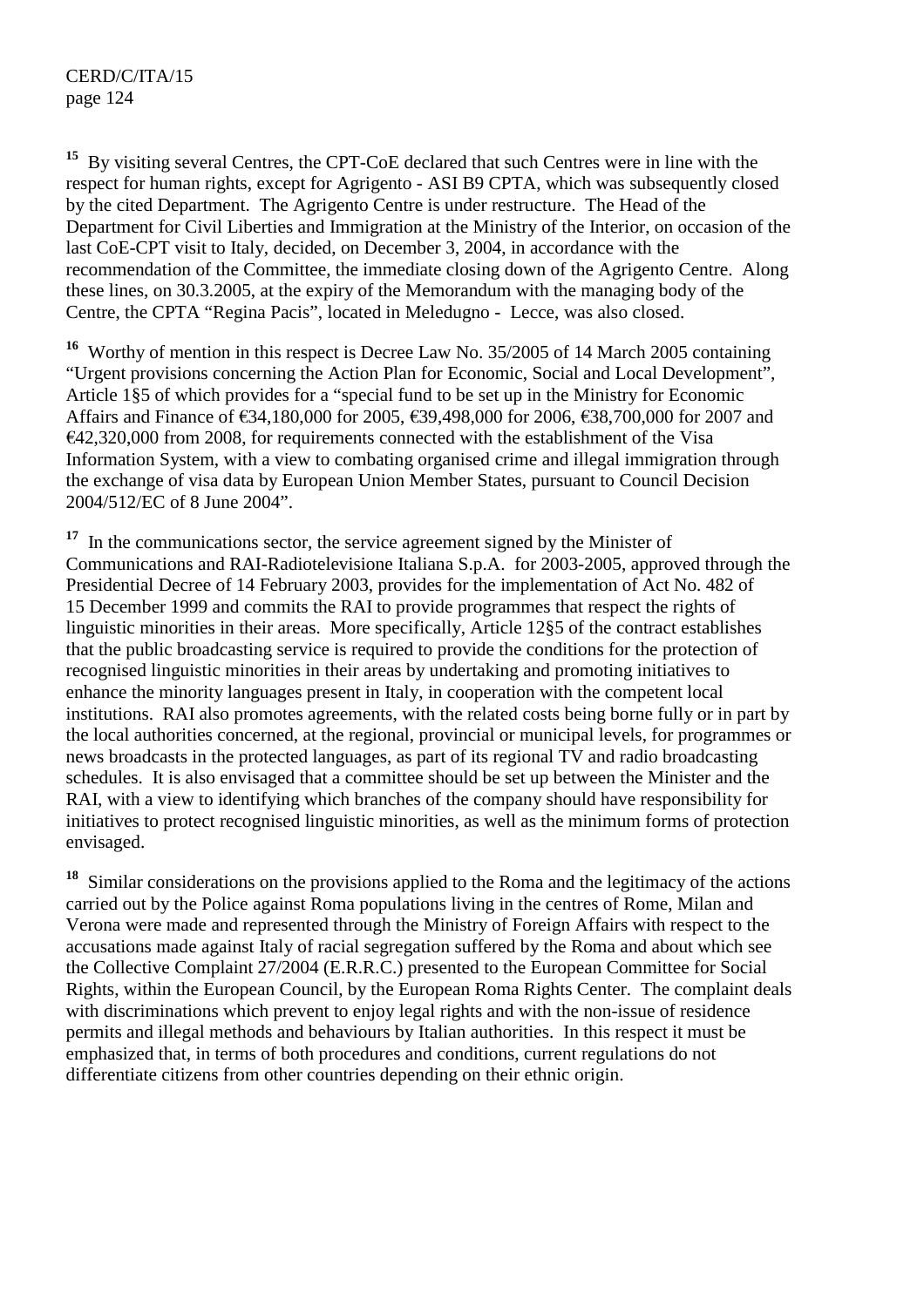[15] By visiting several Centres, the CPT-CoE declared that such Centres were in line with the respect for human rights, except for Agrigento - ASI B9 CPTA, which was subsequently closed by the cited Department. The Agrigento Centre is under restructure. The Head of the Department for Civil Liberties and Immigration at the Ministry of the Interior, on occasion of the last CoE-CPT visit to Italy, decided, on December 3, 2004, in accordance with the recommendation of the Committee, the immediate closing down of the Agrigento Centre. Along these lines, on 30.3.2005, at the expiry of the Memorandum with the managing body of the Centre, the CPTA "Regina Pacis", located in Meledugno - Lecce, was also closed.

[16] Worthy of mention in this respect is Decree Law No. 35/2005 of 14 March 2005 containing "Urgent provisions concerning the Action Plan for Economic, Social and Local Development", Article 1§5 of which provides for a "special fund to be set up in the Ministry for Economic Affairs and Finance of €34,180,000 for 2005, €39,498,000 for 2006, €38,700,000 for 2007 and €42,320,000 from 2008, for requirements connected with the establishment of the Visa Information System, with a view to combating organised crime and illegal immigration through the exchange of visa data by European Union Member States, pursuant to Council Decision 2004/512/EC of 8 June 2004".

[17] In the communications sector, the service agreement signed by the Minister of Communications and RAI-Radiotelevisione Italiana S.p.A. for 2003-2005, approved through the Presidential Decree of 14 February 2003, provides for the implementation of Act No. 482 of 15 December 1999 and commits the RAI to provide programmes that respect the rights of linguistic minorities in their areas. More specifically, Article 12§5 of the contract establishes that the public broadcasting service is required to provide the conditions for the protection of recognised linguistic minorities in their areas by undertaking and promoting initiatives to enhance the minority languages present in Italy, in cooperation with the competent local institutions. RAI also promotes agreements, with the related costs being borne fully or in part by the local authorities concerned, at the regional, provincial or municipal levels, for programmes or news broadcasts in the protected languages, as part of its regional TV and radio broadcasting schedules. It is also envisaged that a committee should be set up between the Minister and the RAI, with a view to identifying which branches of the company should have responsibility for initiatives to protect recognised linguistic minorities, as well as the minimum forms of protection envisaged.

[18] Similar considerations on the provisions applied to the Roma and the legitimacy of the actions carried out by the Police against Roma populations living in the centres of Rome, Milan and Verona were made and represented through the Ministry of Foreign Affairs with respect to the accusations made against Italy of racial segregation suffered by the Roma and about which see the Collective Complaint 27/2004 (E.R.R.C.) presented to the European Committee for Social Rights, within the European Council, by the European Roma Rights Center. The complaint deals with discriminations which prevent to enjoy legal rights and with the non-issue of residence permits and illegal methods and behaviours by Italian authorities. In this respect it must be emphasized that, in terms of both procedures and conditions, current regulations do not differentiate citizens from other countries depending on their ethnic origin.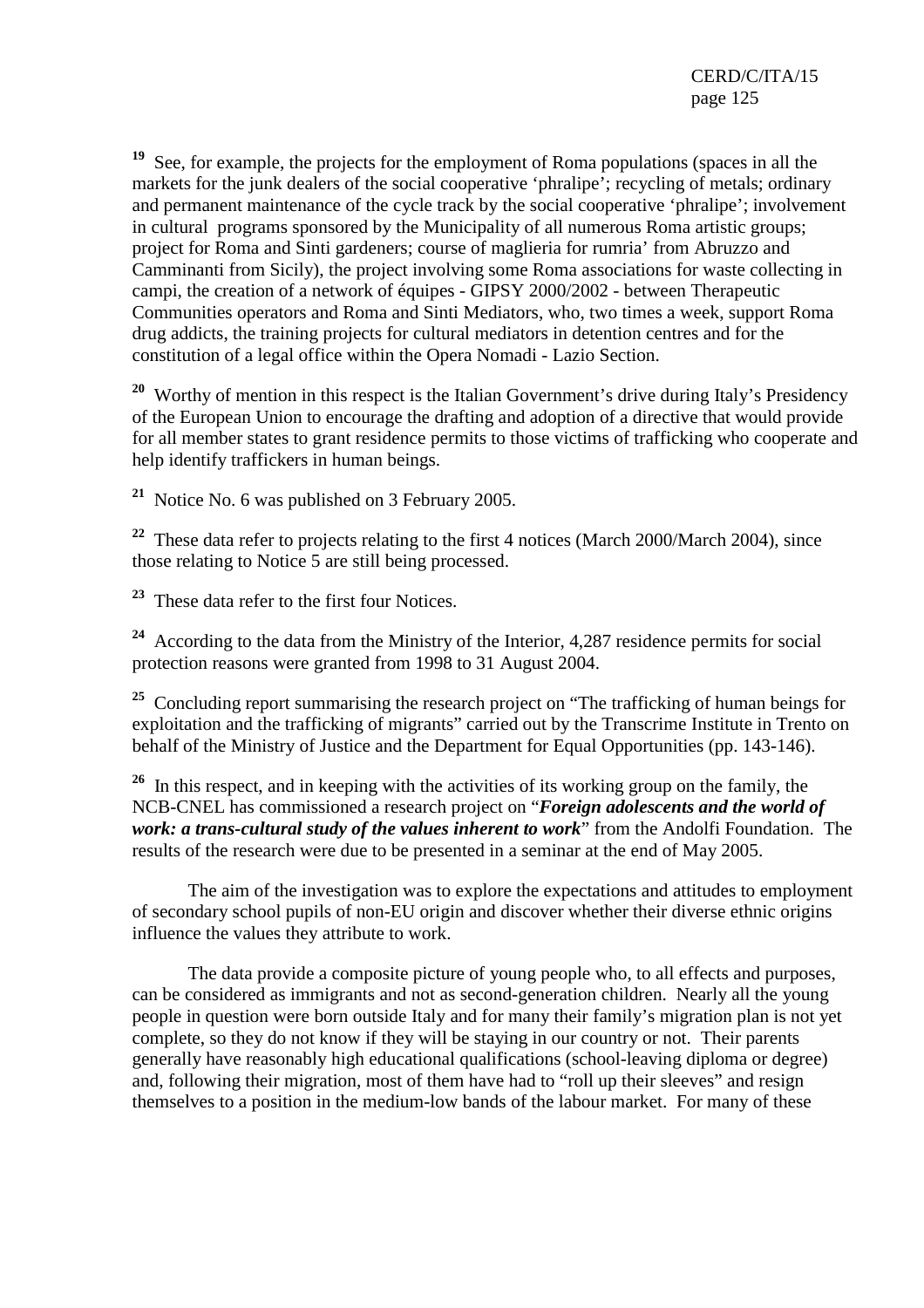[19] See, for example, the projects for the employment of Roma populations (spaces in all the markets for the junk dealers of the social cooperative 'phralipe'; recycling of metals; ordinary and permanent maintenance of the cycle track by the social cooperative 'phralipe'; involvement in cultural programs sponsored by the Municipality of all numerous Roma artistic groups; project for Roma and Sinti gardeners; course of maglieria for rumria' from Abruzzo and Camminanti from Sicily), the project involving some Roma associations for waste collecting in campi, the creation of a network of équipes - GIPSY 2000/2002 - between Therapeutic Communities operators and Roma and Sinti Mediators, who, two times a week, support Roma drug addicts, the training projects for cultural mediators in detention centres and for the constitution of a legal office within the Opera Nomadi - Lazio Section.

[20] Worthy of mention in this respect is the Italian Government's drive during Italy's Presidency of the European Union to encourage the drafting and adoption of a directive that would provide for all member states to grant residence permits to those victims of trafficking who cooperate and help identify traffickers in human beings.

[21] Notice No. 6 was published on 3 February 2005.

[22] These data refer to projects relating to the first 4 notices (March 2000/March 2004), since those relating to Notice 5 are still being processed.

[23] These data refer to the first four Notices.

[24] According to the data from the Ministry of the Interior, 4,287 residence permits for social protection reasons were granted from 1998 to 31 August 2004.

[25] Concluding report summarising the research project on "The trafficking of human beings for exploitation and the trafficking of migrants" carried out by the Transcrime Institute in Trento on behalf of the Ministry of Justice and the Department for Equal Opportunities (pp. 143-146).

[26] In this respect, and in keeping with the activities of its working group on the family, the NCB-CNEL has commissioned a research project on "***Foreign adolescents and the world of work: a trans-cultural study of the values inherent to work***" from the Andolfi Foundation. The results of the research were due to be presented in a seminar at the end of May 2005.

The aim of the investigation was to explore the expectations and attitudes to employment of secondary school pupils of non-EU origin and discover whether their diverse ethnic origins influence the values they attribute to work.

The data provide a composite picture of young people who, to all effects and purposes, can be considered as immigrants and not as second-generation children. Nearly all the young people in question were born outside Italy and for many their family's migration plan is not yet complete, so they do not know if they will be staying in our country or not. Their parents generally have reasonably high educational qualifications (school-leaving diploma or degree) and, following their migration, most of them have had to "roll up their sleeves" and resign themselves to a position in the medium-low bands of the labour market. For many of these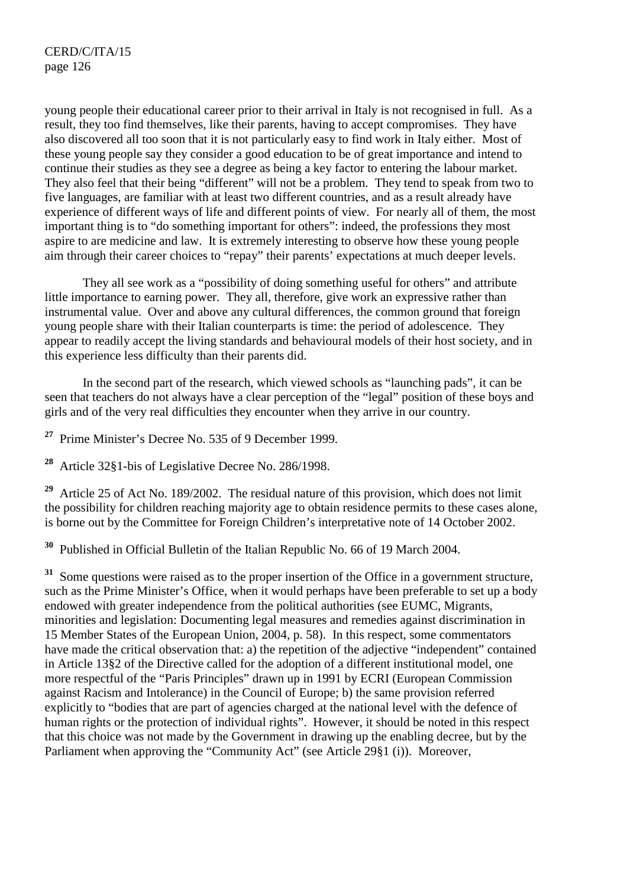young people their educational career prior to their arrival in Italy is not recognised in full. As a result, they too find themselves, like their parents, having to accept compromises. They have also discovered all too soon that it is not particularly easy to find work in Italy either. Most of these young people say they consider a good education to be of great importance and intend to continue their studies as they see a degree as being a key factor to entering the labour market. They also feel that their being "different" will not be a problem. They tend to speak from two to five languages, are familiar with at least two different countries, and as a result already have experience of different ways of life and different points of view. For nearly all of them, the most important thing is to "do something important for others": indeed, the professions they most aspire to are medicine and law. It is extremely interesting to observe how these young people aim through their career choices to "repay" their parents' expectations at much deeper levels.

They all see work as a "possibility of doing something useful for others" and attribute little importance to earning power. They all, therefore, give work an expressive rather than instrumental value. Over and above any cultural differences, the common ground that foreign young people share with their Italian counterparts is time: the period of adolescence. They appear to readily accept the living standards and behavioural models of their host society, and in this experience less difficulty than their parents did.

In the second part of the research, which viewed schools as "launching pads", it can be seen that teachers do not always have a clear perception of the "legal" position of these boys and girls and of the very real difficulties they encounter when they arrive in our country.

[27] Prime Minister's Decree No. 535 of 9 December 1999.

[28] Article 32§1-bis of Legislative Decree No. 286/1998.

[29] Article 25 of Act No. 189/2002. The residual nature of this provision, which does not limit the possibility for children reaching majority age to obtain residence permits to these cases alone, is borne out by the Committee for Foreign Children's interpretative note of 14 October 2002.

[30] Published in Official Bulletin of the Italian Republic No. 66 of 19 March 2004.

[31] Some questions were raised as to the proper insertion of the Office in a government structure, such as the Prime Minister's Office, when it would perhaps have been preferable to set up a body endowed with greater independence from the political authorities (see EUMC, Migrants, minorities and legislation: Documenting legal measures and remedies against discrimination in 15 Member States of the European Union, 2004, p. 58). In this respect, some commentators have made the critical observation that: a) the repetition of the adjective "independent" contained in Article 13§2 of the Directive called for the adoption of a different institutional model, one more respectful of the "Paris Principles" drawn up in 1991 by ECRI (European Commission against Racism and Intolerance) in the Council of Europe; b) the same provision referred explicitly to "bodies that are part of agencies charged at the national level with the defence of human rights or the protection of individual rights". However, it should be noted in this respect that this choice was not made by the Government in drawing up the enabling decree, but by the Parliament when approving the "Community Act" (see Article 29§1 (i)). Moreover,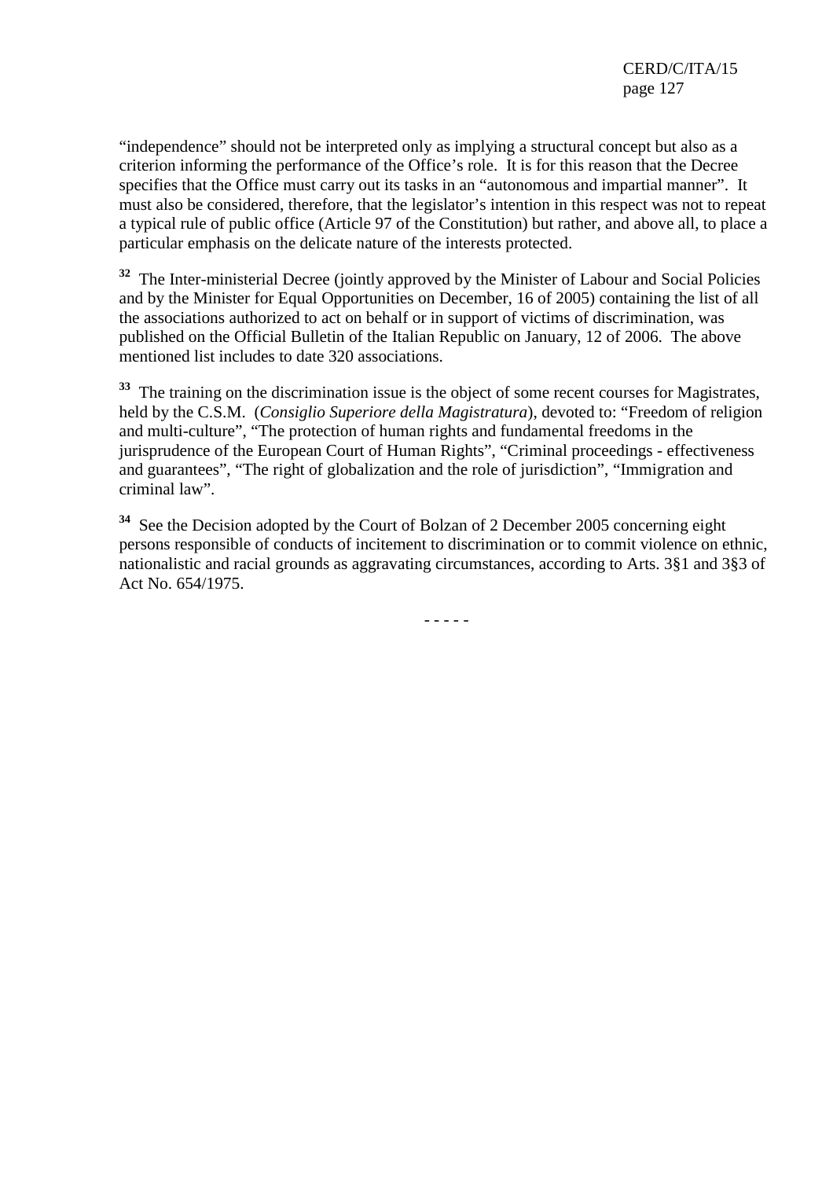"independence" should not be interpreted only as implying a structural concept but also as a criterion informing the performance of the Office's role. It is for this reason that the Decree specifies that the Office must carry out its tasks in an "autonomous and impartial manner". It must also be considered, therefore, that the legislator's intention in this respect was not to repeat a typical rule of public office (Article 97 of the Constitution) but rather, and above all, to place a particular emphasis on the delicate nature of the interests protected.

[32] The Inter-ministerial Decree (jointly approved by the Minister of Labour and Social Policies and by the Minister for Equal Opportunities on December, 16 of 2005) containing the list of all the associations authorized to act on behalf or in support of victims of discrimination, was published on the Official Bulletin of the Italian Republic on January, 12 of 2006. The above mentioned list includes to date 320 associations.

[33] The training on the discrimination issue is the object of some recent courses for Magistrates, held by the C.S.M. (*Consiglio Superiore della Magistratura*), devoted to: "Freedom of religion and multi-culture", "The protection of human rights and fundamental freedoms in the jurisprudence of the European Court of Human Rights", "Criminal proceedings - effectiveness and guarantees", "The right of globalization and the role of jurisdiction", "Immigration and criminal law".

[34] See the Decision adopted by the Court of Bolzan of 2 December 2005 concerning eight persons responsible of conducts of incitement to discrimination or to commit violence on ethnic, nationalistic and racial grounds as aggravating circumstances, according to Arts. 3§1 and 3§3 of Act No. 654/1975.

- - - - -